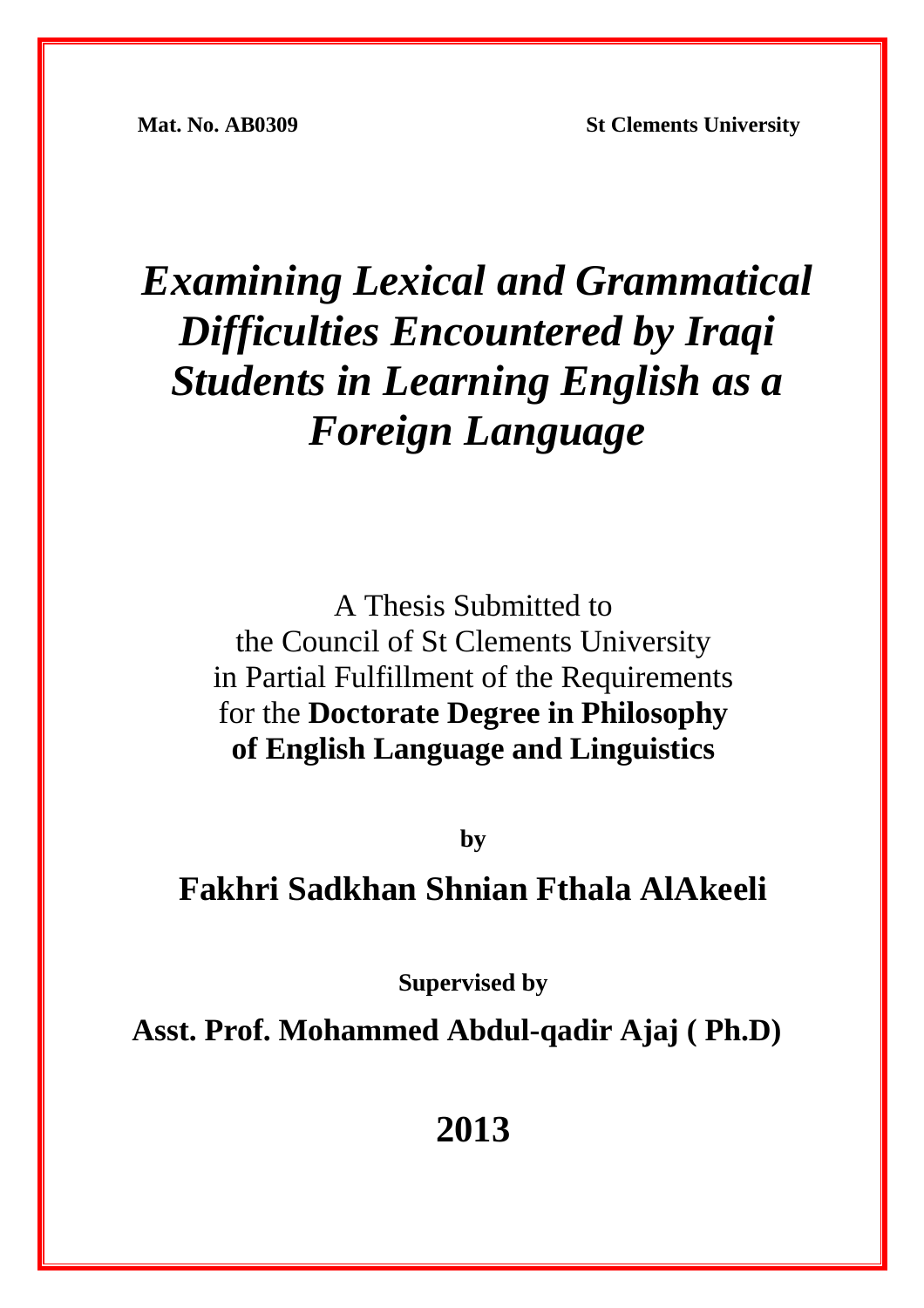**Mat. No. AB0309** **St Clements University**

# *Examining Lexical and Grammatical Difficulties Encountered by Iraqi Students in Learning English as a Foreign Language*

A Thesis Submitted to
the Council of St Clements University
in Partial Fulfillment of the Requirements
for the **Doctorate Degree in Philosophy of English Language and Linguistics**

**by**

**Fakhri Sadkhan Shnian Fthala AlAkeeli**

**Supervised by**

**Asst. Prof. Mohammed Abdul-qadir Ajaj ( Ph.D)**

**2013**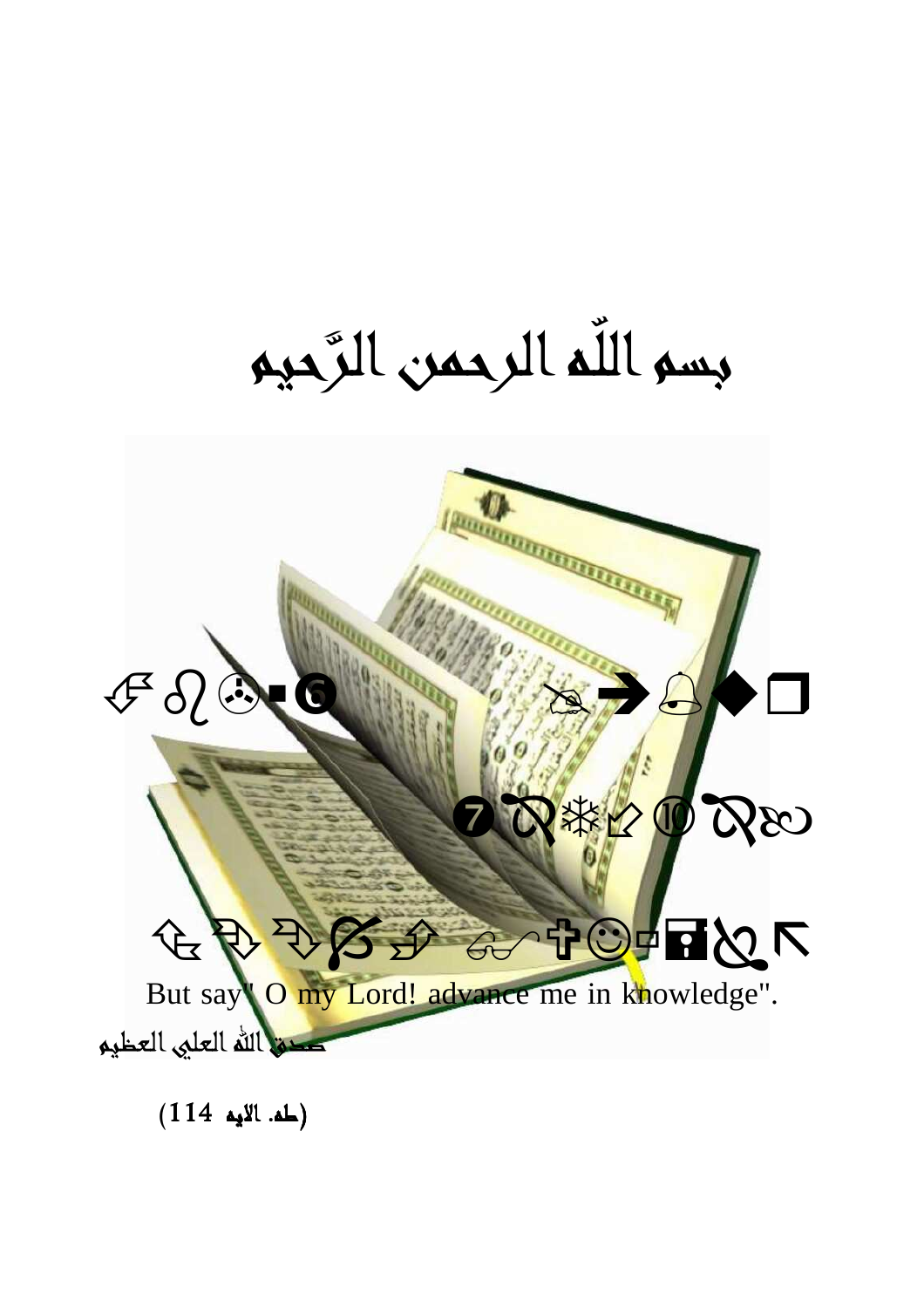# بسم اللّه الرحمن الرَّحيم

But say" O my Lord! advance me in knowledge".

صدق الله العلي العظيم

(طه. الايه 114)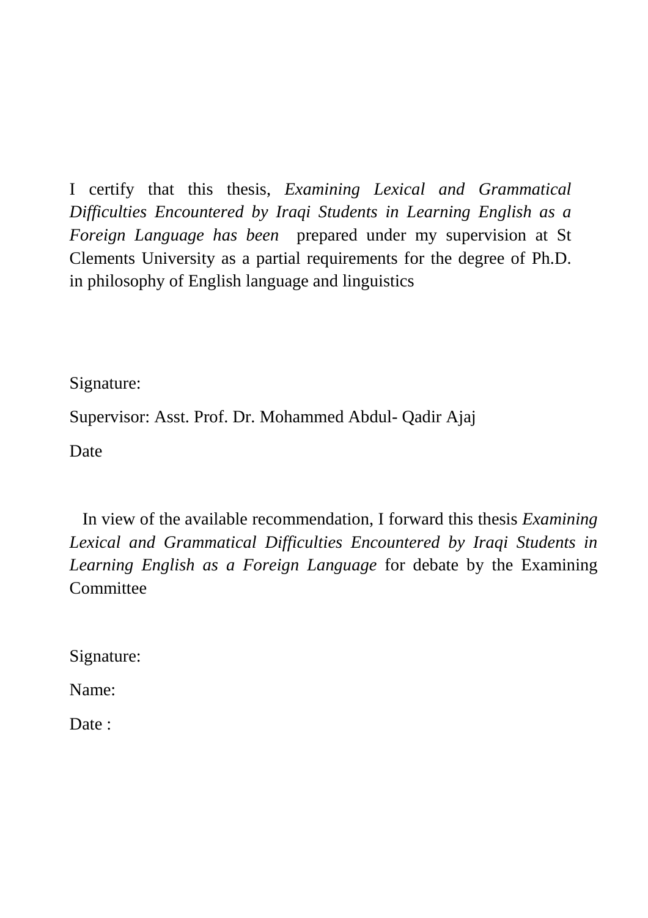I certify that this thesis, *Examining Lexical and Grammatical Difficulties Encountered by Iraqi Students in Learning English as a Foreign Language has been* prepared under my supervision at St Clements University as a partial requirements for the degree of Ph.D. in philosophy of English language and linguistics

Signature:

Supervisor: Asst. Prof. Dr. Mohammed Abdul- Qadir Ajaj

Date

In view of the available recommendation, I forward this thesis *Examining Lexical and Grammatical Difficulties Encountered by Iraqi Students in Learning English as a Foreign Language* for debate by the Examining Committee

Signature:

Name:

Date :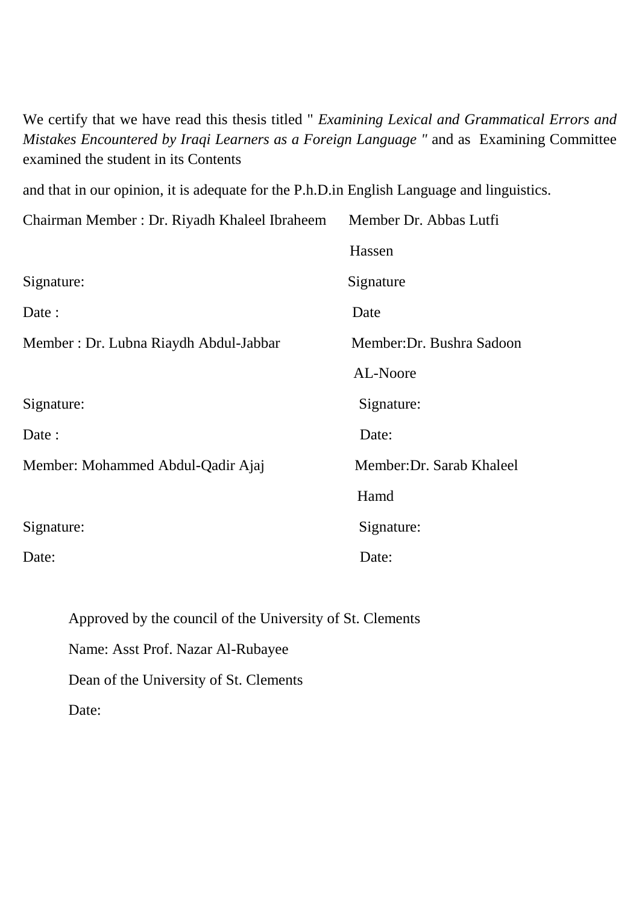We certify that we have read this thesis titled " *Examining Lexical and Grammatical Errors and Mistakes Encountered by Iraqi Learners as a Foreign Language "* and as Examining Committee examined the student in its Contents

and that in our opinion, it is adequate for the P.h.D.in English Language and linguistics.

| | |
|---|---|
| Chairman Member : Dr. Riyadh Khaleel Ibraheem | Member Dr. Abbas Lutfi Hassen |
| Signature: | Signature |
| Date : | Date |
| Member : Dr. Lubna Riaydh Abdul-Jabbar | Member:Dr. Bushra Sadoon AL-Noore |
| Signature: | Signature: |
| Date : | Date: |
| Member: Mohammed Abdul-Qadir Ajaj | Member:Dr. Sarab Khaleel Hamd |
| Signature: | Signature: |
| Date: | Date: |

Approved by the council of the University of St. Clements

Name: Asst Prof. Nazar Al-Rubayee

Dean of the University of St. Clements

Date: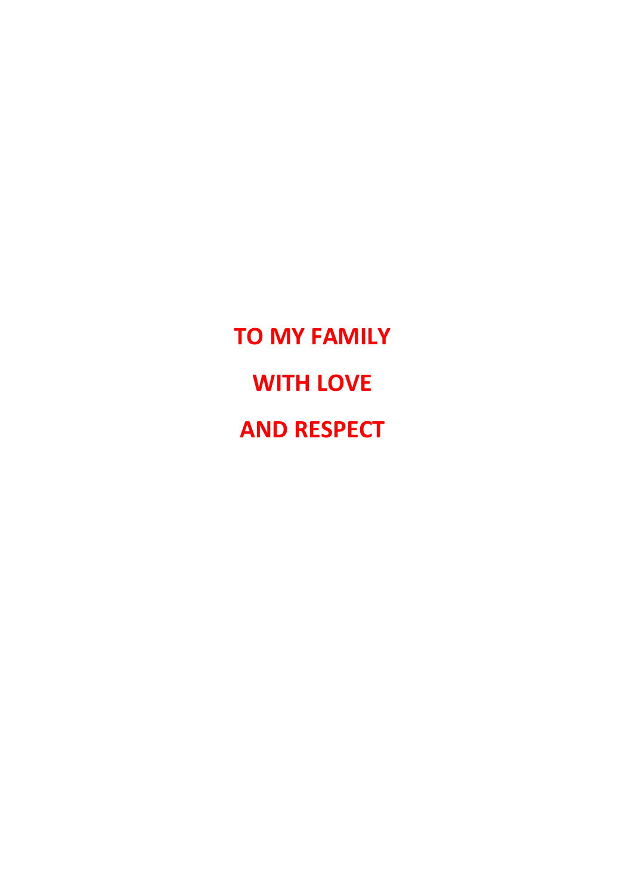**TO MY FAMILY**

**WITH LOVE**

**AND RESPECT**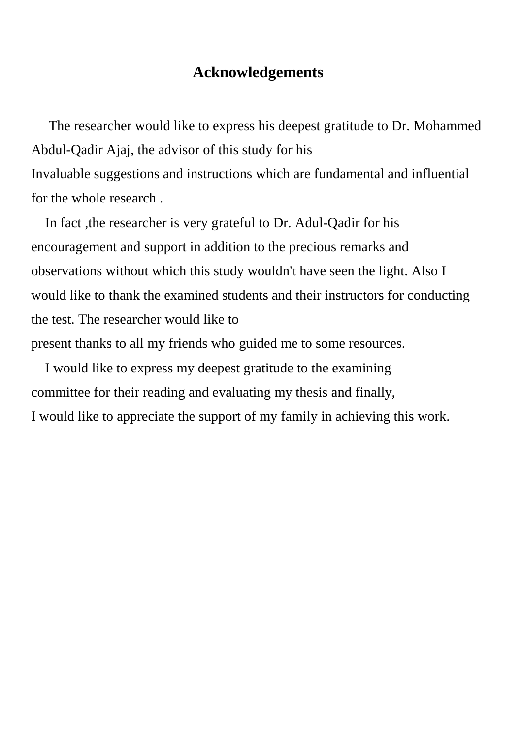# Acknowledgements

The researcher would like to express his deepest gratitude to Dr. Mohammed Abdul-Qadir Ajaj, the advisor of this study for his Invaluable suggestions and instructions which are fundamental and influential for the whole research .

In fact ,the researcher is very grateful to Dr. Adul-Qadir for his encouragement and support in addition to the precious remarks and observations without which this study wouldn't have seen the light. Also I would like to thank the examined students and their instructors for conducting the test. The researcher would like to present thanks to all my friends who guided me to some resources.

I would like to express my deepest gratitude to the examining committee for their reading and evaluating my thesis and finally, I would like to appreciate the support of my family in achieving this work.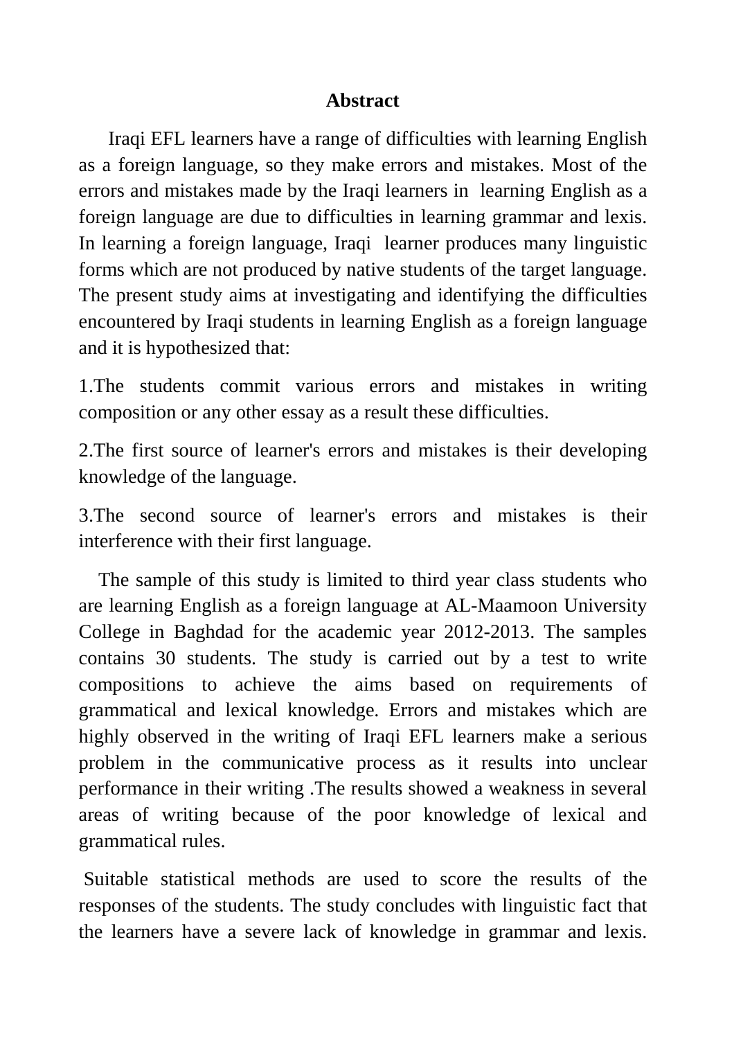# Abstract

Iraqi EFL learners have a range of difficulties with learning English as a foreign language, so they make errors and mistakes. Most of the errors and mistakes made by the Iraqi learners in learning English as a foreign language are due to difficulties in learning grammar and lexis. In learning a foreign language, Iraqi learner produces many linguistic forms which are not produced by native students of the target language. The present study aims at investigating and identifying the difficulties encountered by Iraqi students in learning English as a foreign language and it is hypothesized that:

1.The students commit various errors and mistakes in writing composition or any other essay as a result these difficulties.

2.The first source of learner's errors and mistakes is their developing knowledge of the language.

3.The second source of learner's errors and mistakes is their interference with their first language.

The sample of this study is limited to third year class students who are learning English as a foreign language at AL-Maamoon University College in Baghdad for the academic year 2012-2013. The samples contains 30 students. The study is carried out by a test to write compositions to achieve the aims based on requirements of grammatical and lexical knowledge. Errors and mistakes which are highly observed in the writing of Iraqi EFL learners make a serious problem in the communicative process as it results into unclear performance in their writing .The results showed a weakness in several areas of writing because of the poor knowledge of lexical and grammatical rules.

Suitable statistical methods are used to score the results of the responses of the students. The study concludes with linguistic fact that the learners have a severe lack of knowledge in grammar and lexis.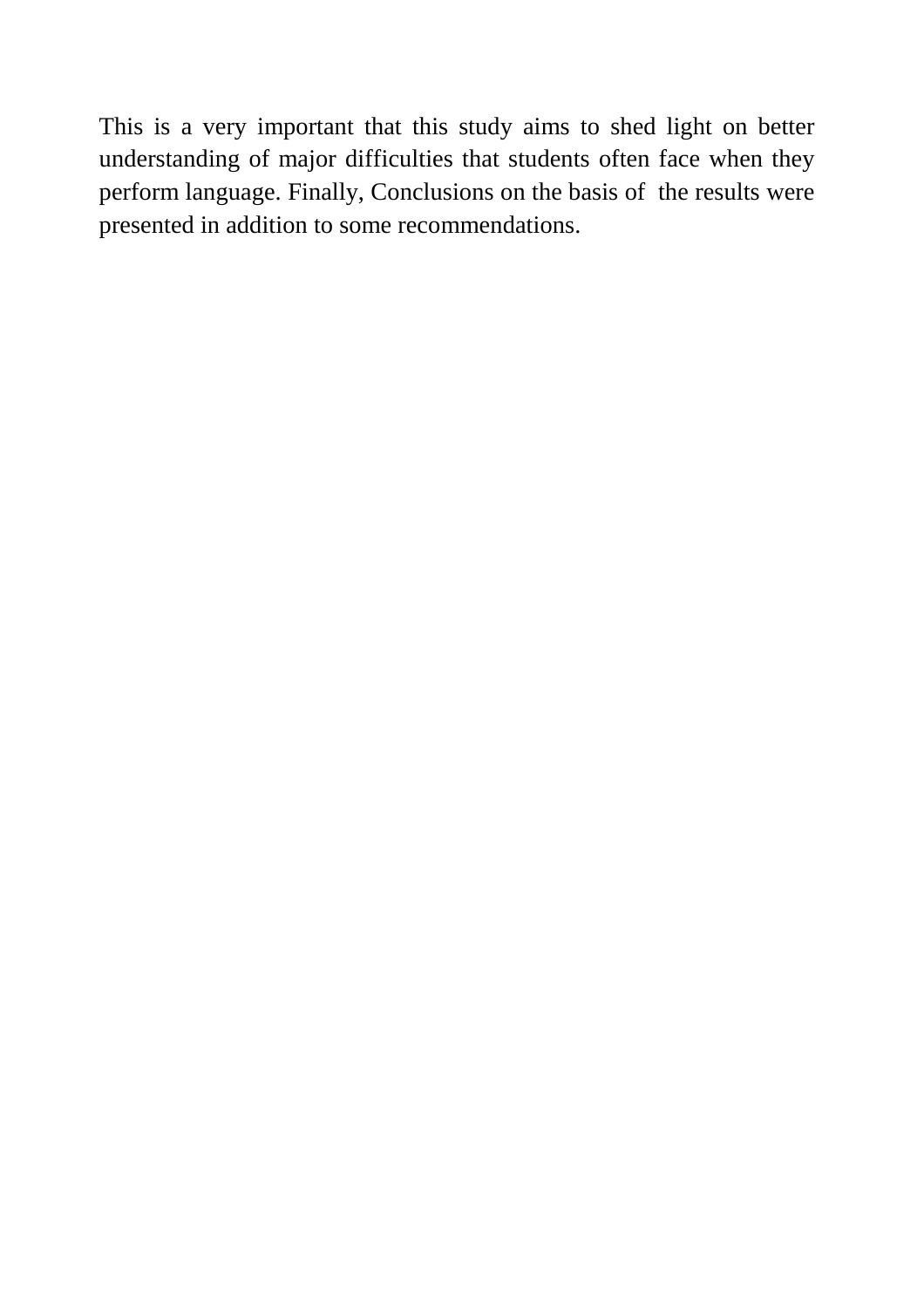This is a very important that this study aims to shed light on better understanding of major difficulties that students often face when they perform language. Finally, Conclusions on the basis of the results were presented in addition to some recommendations.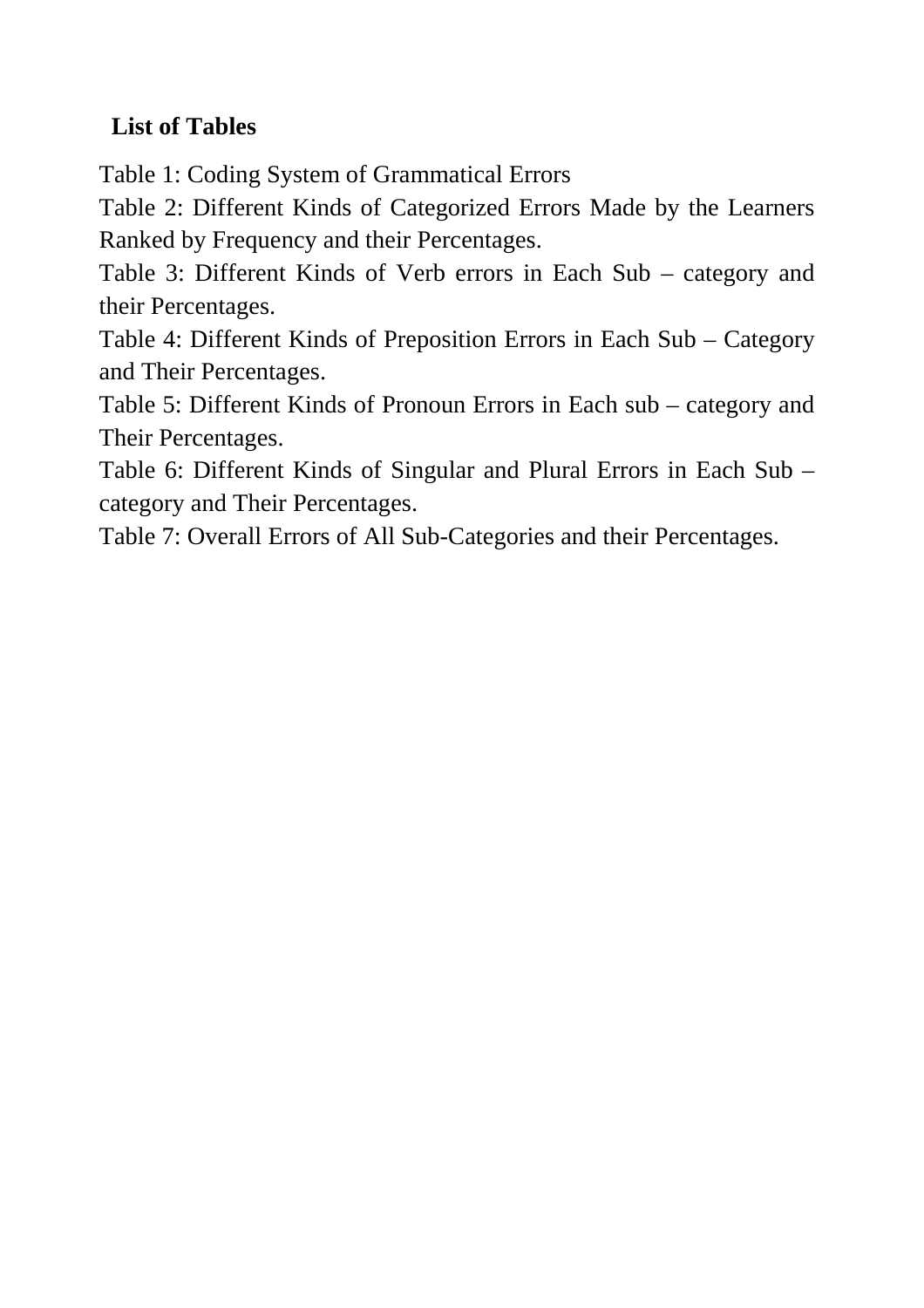## List of Tables

Table 1: Coding System of Grammatical Errors

Table 2: Different Kinds of Categorized Errors Made by the Learners Ranked by Frequency and their Percentages.

Table 3: Different Kinds of Verb errors in Each Sub – category and their Percentages.

Table 4: Different Kinds of Preposition Errors in Each Sub – Category and Their Percentages.

Table 5: Different Kinds of Pronoun Errors in Each sub – category and Their Percentages.

Table 6: Different Kinds of Singular and Plural Errors in Each Sub – category and Their Percentages.

Table 7: Overall Errors of All Sub-Categories and their Percentages.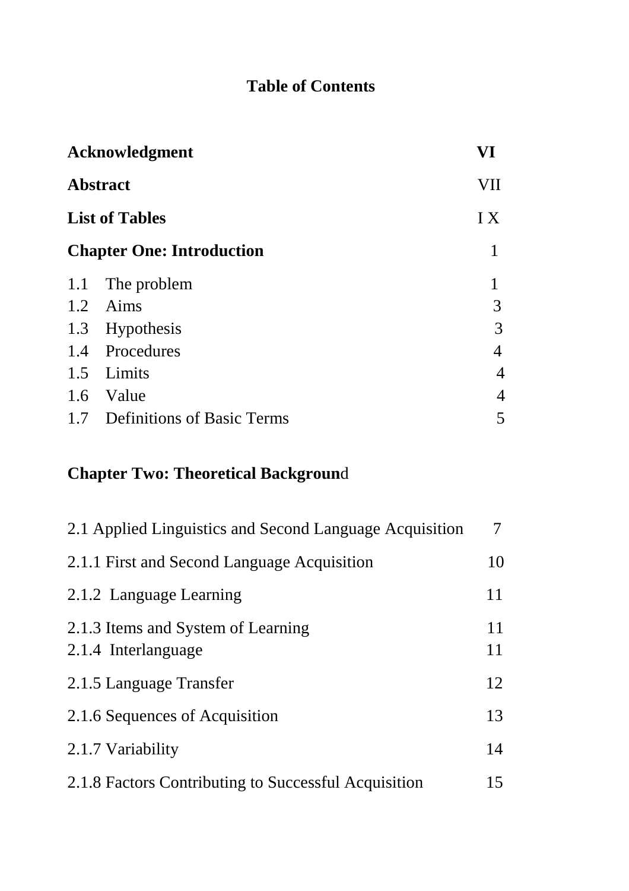# Table of Contents

| | |
|---|---|
| **Acknowledgment** | **VI** |
| **Abstract** | VII |
| **List of Tables** | I X |
| **Chapter One: Introduction** | 1 |
| 1.1 The problem | 1 |
| 1.2 Aims | 3 |
| 1.3 Hypothesis | 3 |
| 1.4 Procedures | 4 |
| 1.5 Limits | 4 |
| 1.6 Value | 4 |
| 1.7 Definitions of Basic Terms | 5 |
| **Chapter Two: Theoretical Background** | |
| 2.1 Applied Linguistics and Second Language Acquisition | 7 |
| 2.1.1 First and Second Language Acquisition | 10 |
| 2.1.2 Language Learning | 11 |
| 2.1.3 Items and System of Learning | 11 |
| 2.1.4 Interlanguage | 11 |
| 2.1.5 Language Transfer | 12 |
| 2.1.6 Sequences of Acquisition | 13 |
| 2.1.7 Variability | 14 |
| 2.1.8 Factors Contributing to Successful Acquisition | 15 |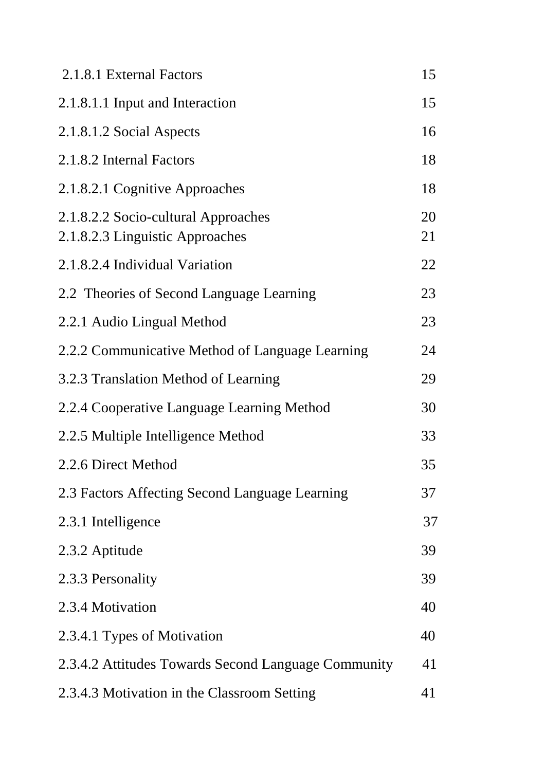| | |
|---|---|
| 2.1.8.1 External Factors | 15 |
| 2.1.8.1.1 Input and Interaction | 15 |
| 2.1.8.1.2 Social Aspects | 16 |
| 2.1.8.2 Internal Factors | 18 |
| 2.1.8.2.1 Cognitive Approaches | 18 |
| 2.1.8.2.2 Socio-cultural Approaches | 20 |
| 2.1.8.2.3 Linguistic Approaches | 21 |
| 2.1.8.2.4 Individual Variation | 22 |
| 2.2 Theories of Second Language Learning | 23 |
| 2.2.1 Audio Lingual Method | 23 |
| 2.2.2 Communicative Method of Language Learning | 24 |
| 3.2.3 Translation Method of Learning | 29 |
| 2.2.4 Cooperative Language Learning Method | 30 |
| 2.2.5 Multiple Intelligence Method | 33 |
| 2.2.6 Direct Method | 35 |
| 2.3 Factors Affecting Second Language Learning | 37 |
| 2.3.1 Intelligence | 37 |
| 2.3.2 Aptitude | 39 |
| 2.3.3 Personality | 39 |
| 2.3.4 Motivation | 40 |
| 2.3.4.1 Types of Motivation | 40 |
| 2.3.4.2 Attitudes Towards Second Language Community | 41 |
| 2.3.4.3 Motivation in the Classroom Setting | 41 |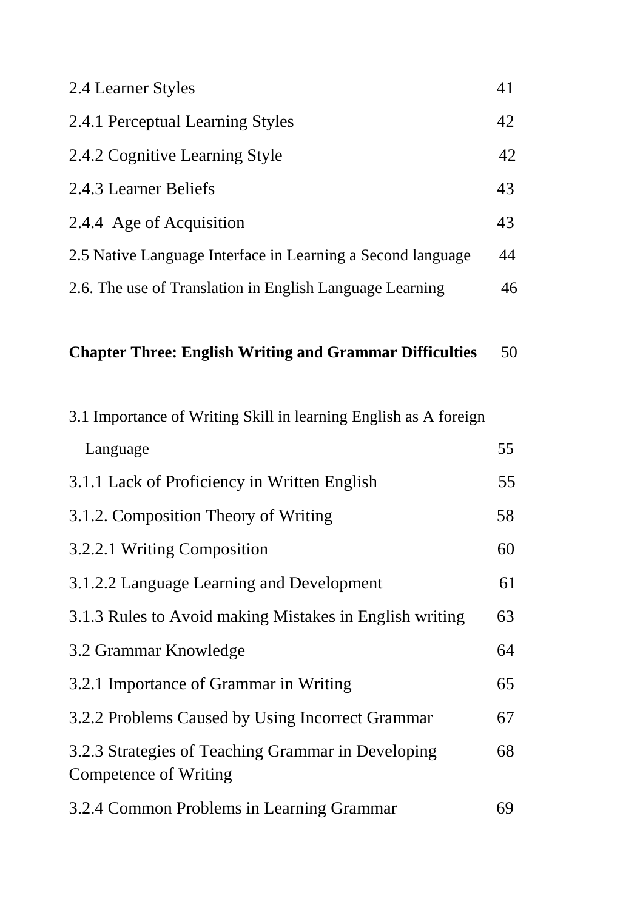| | |
|---|---|
| 2.4 Learner Styles | 41 |
| 2.4.1 Perceptual Learning Styles | 42 |
| 2.4.2 Cognitive Learning Style | 42 |
| 2.4.3 Learner Beliefs | 43 |
| 2.4.4 Age of Acquisition | 43 |
| 2.5 Native Language Interface in Learning a Second language | 44 |
| 2.6. The use of Translation in English Language Learning | 46 |
| **Chapter Three: English Writing and Grammar Difficulties** | 50 |
| 3.1 Importance of Writing Skill in learning English as A foreign Language | 55 |
| 3.1.1 Lack of Proficiency in Written English | 55 |
| 3.1.2. Composition Theory of Writing | 58 |
| 3.2.2.1 Writing Composition | 60 |
| 3.1.2.2 Language Learning and Development | 61 |
| 3.1.3 Rules to Avoid making Mistakes in English writing | 63 |
| 3.2 Grammar Knowledge | 64 |
| 3.2.1 Importance of Grammar in Writing | 65 |
| 3.2.2 Problems Caused by Using Incorrect Grammar | 67 |
| 3.2.3 Strategies of Teaching Grammar in Developing Competence of Writing | 68 |
| 3.2.4 Common Problems in Learning Grammar | 69 |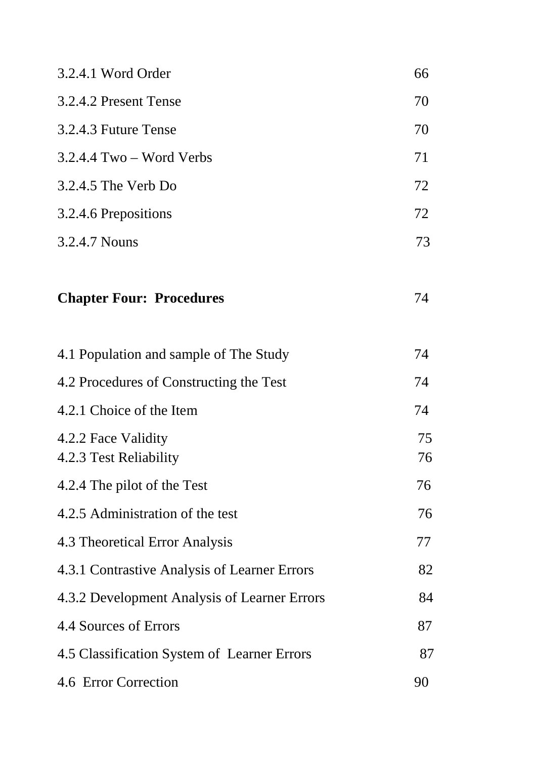| | |
|---|---|
| 3.2.4.1 Word Order | 66 |
| 3.2.4.2 Present Tense | 70 |
| 3.2.4.3 Future Tense | 70 |
| 3.2.4.4 Two – Word Verbs | 71 |
| 3.2.4.5 The Verb Do | 72 |
| 3.2.4.6 Prepositions | 72 |
| 3.2.4.7 Nouns | 73 |
| **Chapter Four: Procedures** | 74 |
| 4.1 Population and sample of The Study | 74 |
| 4.2 Procedures of Constructing the Test | 74 |
| 4.2.1 Choice of the Item | 74 |
| 4.2.2 Face Validity | 75 |
| 4.2.3 Test Reliability | 76 |
| 4.2.4 The pilot of the Test | 76 |
| 4.2.5 Administration of the test | 76 |
| 4.3 Theoretical Error Analysis | 77 |
| 4.3.1 Contrastive Analysis of Learner Errors | 82 |
| 4.3.2 Development Analysis of Learner Errors | 84 |
| 4.4 Sources of Errors | 87 |
| 4.5 Classification System of Learner Errors | 87 |
| 4.6 Error Correction | 90 |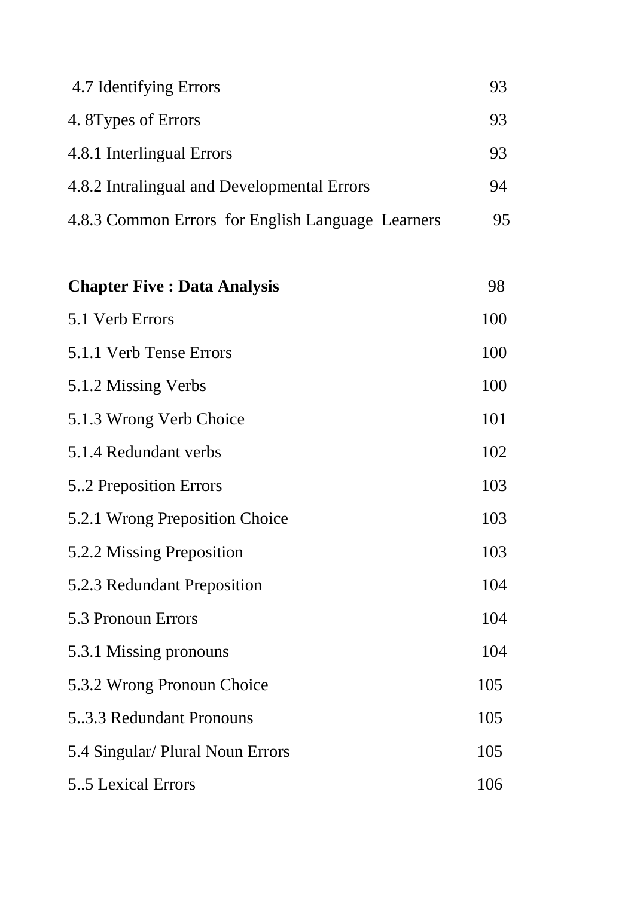| | |
|---|---|
| 4.7 Identifying Errors | 93 |
| 4. 8Types of Errors | 93 |
| 4.8.1 Interlingual Errors | 93 |
| 4.8.2 Intralingual and Developmental Errors | 94 |
| 4.8.3 Common Errors for English Language Learners | 95 |
| **Chapter Five : Data Analysis** | 98 |
| 5.1 Verb Errors | 100 |
| 5.1.1 Verb Tense Errors | 100 |
| 5.1.2 Missing Verbs | 100 |
| 5.1.3 Wrong Verb Choice | 101 |
| 5.1.4 Redundant verbs | 102 |
| 5..2 Preposition Errors | 103 |
| 5.2.1 Wrong Preposition Choice | 103 |
| 5.2.2 Missing Preposition | 103 |
| 5.2.3 Redundant Preposition | 104 |
| 5.3 Pronoun Errors | 104 |
| 5.3.1 Missing pronouns | 104 |
| 5.3.2 Wrong Pronoun Choice | 105 |
| 5..3.3 Redundant Pronouns | 105 |
| 5.4 Singular/ Plural Noun Errors | 105 |
| 5..5 Lexical Errors | 106 |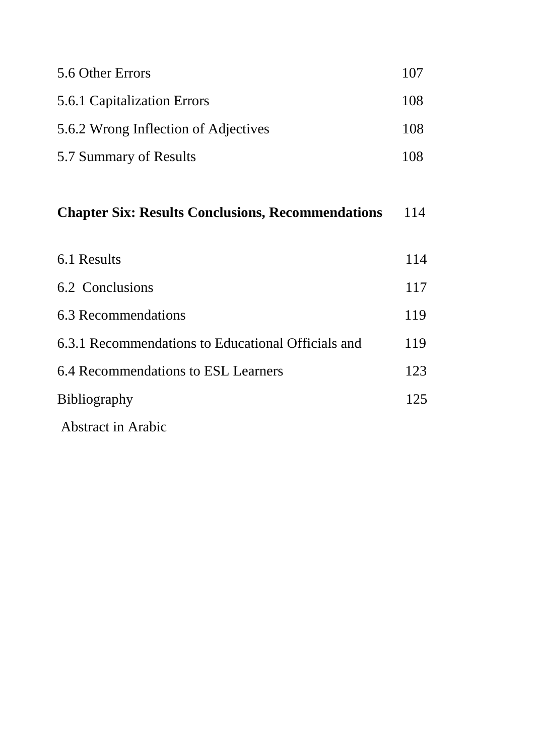| | |
|---|---|
| 5.6 Other Errors | 107 |
| 5.6.1 Capitalization Errors | 108 |
| 5.6.2 Wrong Inflection of Adjectives | 108 |
| 5.7 Summary of Results | 108 |
| **Chapter Six: Results Conclusions, Recommendations** | 114 |
| 6.1 Results | 114 |
| 6.2 Conclusions | 117 |
| 6.3 Recommendations | 119 |
| 6.3.1 Recommendations to Educational Officials and | 119 |
| 6.4 Recommendations to ESL Learners | 123 |
| Bibliography | 125 |
| Abstract in Arabic | |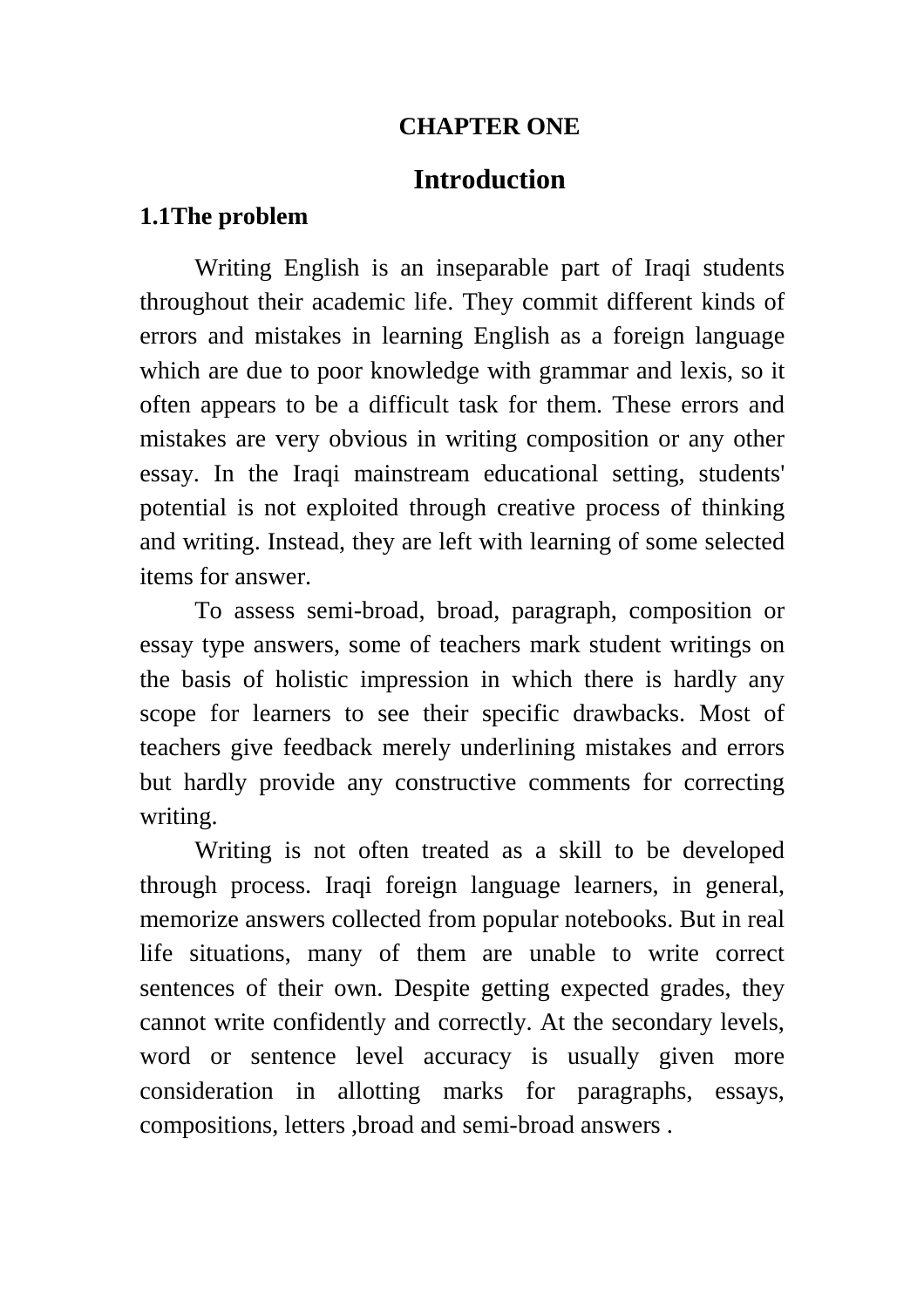# CHAPTER ONE

# Introduction

## 1.1The problem

Writing English is an inseparable part of Iraqi students throughout their academic life. They commit different kinds of errors and mistakes in learning English as a foreign language which are due to poor knowledge with grammar and lexis, so it often appears to be a difficult task for them. These errors and mistakes are very obvious in writing composition or any other essay. In the Iraqi mainstream educational setting, students' potential is not exploited through creative process of thinking and writing. Instead, they are left with learning of some selected items for answer.

To assess semi-broad, broad, paragraph, composition or essay type answers, some of teachers mark student writings on the basis of holistic impression in which there is hardly any scope for learners to see their specific drawbacks. Most of teachers give feedback merely underlining mistakes and errors but hardly provide any constructive comments for correcting writing.

Writing is not often treated as a skill to be developed through process. Iraqi foreign language learners, in general, memorize answers collected from popular notebooks. But in real life situations, many of them are unable to write correct sentences of their own. Despite getting expected grades, they cannot write confidently and correctly. At the secondary levels, word or sentence level accuracy is usually given more consideration in allotting marks for paragraphs, essays, compositions, letters ,broad and semi-broad answers .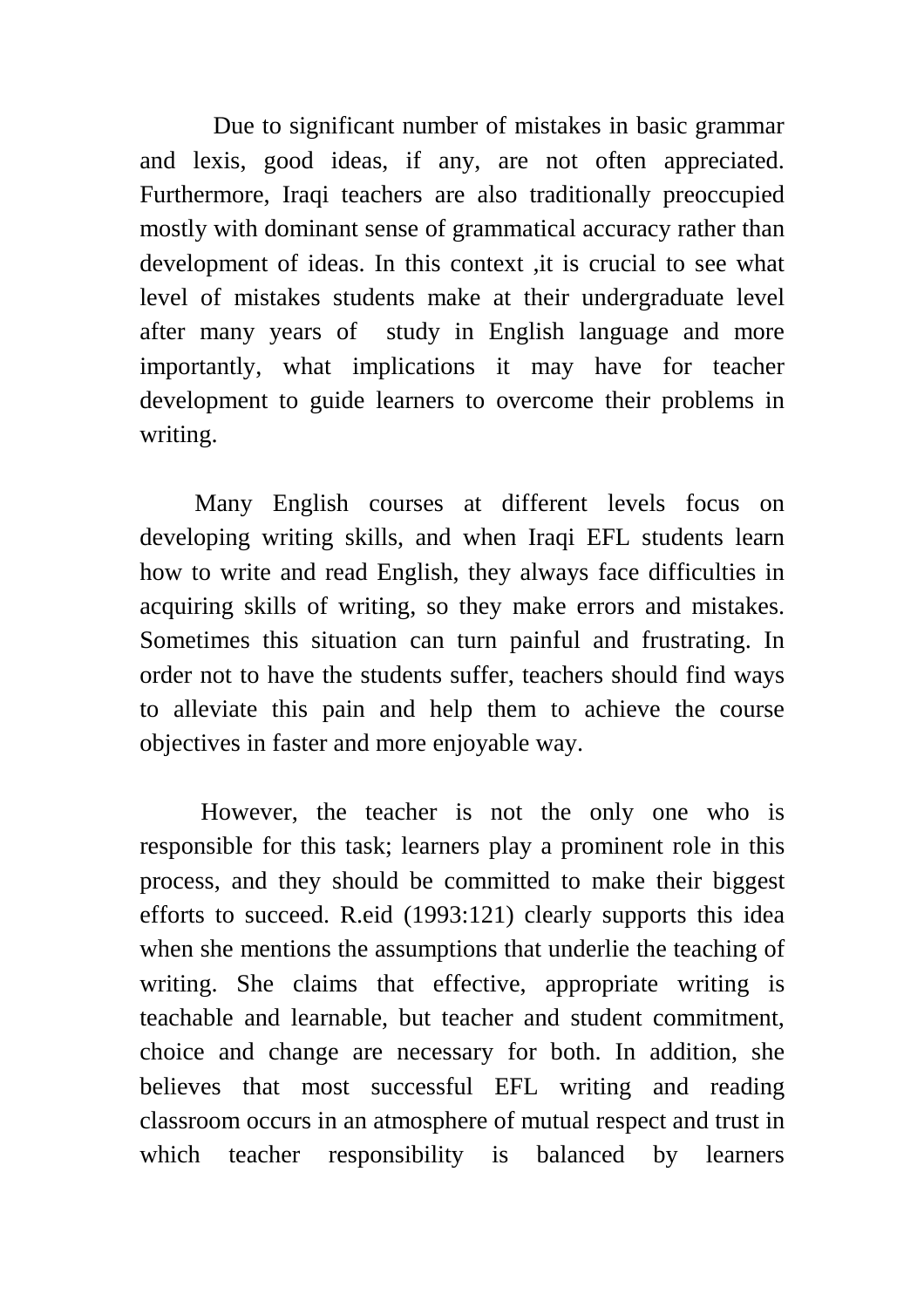Due to significant number of mistakes in basic grammar and lexis, good ideas, if any, are not often appreciated. Furthermore, Iraqi teachers are also traditionally preoccupied mostly with dominant sense of grammatical accuracy rather than development of ideas. In this context ,it is crucial to see what level of mistakes students make at their undergraduate level after many years of study in English language and more importantly, what implications it may have for teacher development to guide learners to overcome their problems in writing.

Many English courses at different levels focus on developing writing skills, and when Iraqi EFL students learn how to write and read English, they always face difficulties in acquiring skills of writing, so they make errors and mistakes. Sometimes this situation can turn painful and frustrating. In order not to have the students suffer, teachers should find ways to alleviate this pain and help them to achieve the course objectives in faster and more enjoyable way.

However, the teacher is not the only one who is responsible for this task; learners play a prominent role in this process, and they should be committed to make their biggest efforts to succeed. R.eid (1993:121) clearly supports this idea when she mentions the assumptions that underlie the teaching of writing. She claims that effective, appropriate writing is teachable and learnable, but teacher and student commitment, choice and change are necessary for both. In addition, she believes that most successful EFL writing and reading classroom occurs in an atmosphere of mutual respect and trust in which teacher responsibility is balanced by learners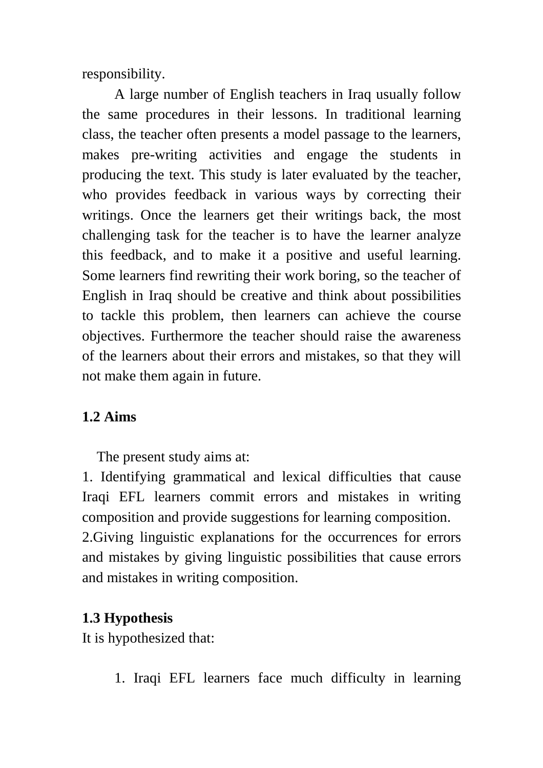responsibility.

A large number of English teachers in Iraq usually follow the same procedures in their lessons. In traditional learning class, the teacher often presents a model passage to the learners, makes pre-writing activities and engage the students in producing the text. This study is later evaluated by the teacher, who provides feedback in various ways by correcting their writings. Once the learners get their writings back, the most challenging task for the teacher is to have the learner analyze this feedback, and to make it a positive and useful learning. Some learners find rewriting their work boring, so the teacher of English in Iraq should be creative and think about possibilities to tackle this problem, then learners can achieve the course objectives. Furthermore the teacher should raise the awareness of the learners about their errors and mistakes, so that they will not make them again in future.

## 1.2 Aims

The present study aims at:

1. Identifying grammatical and lexical difficulties that cause Iraqi EFL learners commit errors and mistakes in writing composition and provide suggestions for learning composition.
2. Giving linguistic explanations for the occurrences for errors and mistakes by giving linguistic possibilities that cause errors and mistakes in writing composition.

## 1.3 Hypothesis

It is hypothesized that:

1. Iraqi EFL learners face much difficulty in learning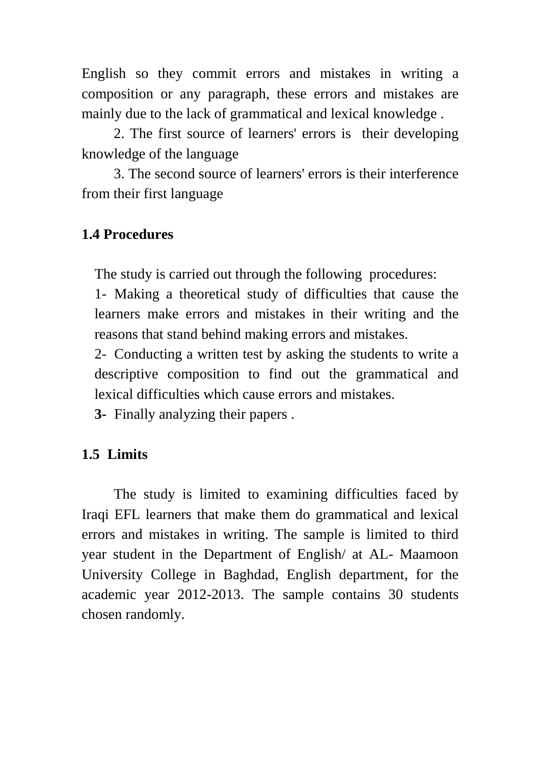English so they commit errors and mistakes in writing a composition or any paragraph, these errors and mistakes are mainly due to the lack of grammatical and lexical knowledge .

2. The first source of learners' errors is their developing knowledge of the language

3. The second source of learners' errors is their interference from their first language

**1.4 Procedures**

The study is carried out through the following procedures:

1- Making a theoretical study of difficulties that cause the learners make errors and mistakes in their writing and the reasons that stand behind making errors and mistakes.

2- Conducting a written test by asking the students to write a descriptive composition to find out the grammatical and lexical difficulties which cause errors and mistakes.

**3-** Finally analyzing their papers .

**1.5 Limits**

The study is limited to examining difficulties faced by Iraqi EFL learners that make them do grammatical and lexical errors and mistakes in writing. The sample is limited to third year student in the Department of English/ at AL- Maamoon University College in Baghdad, English department, for the academic year 2012-2013. The sample contains 30 students chosen randomly.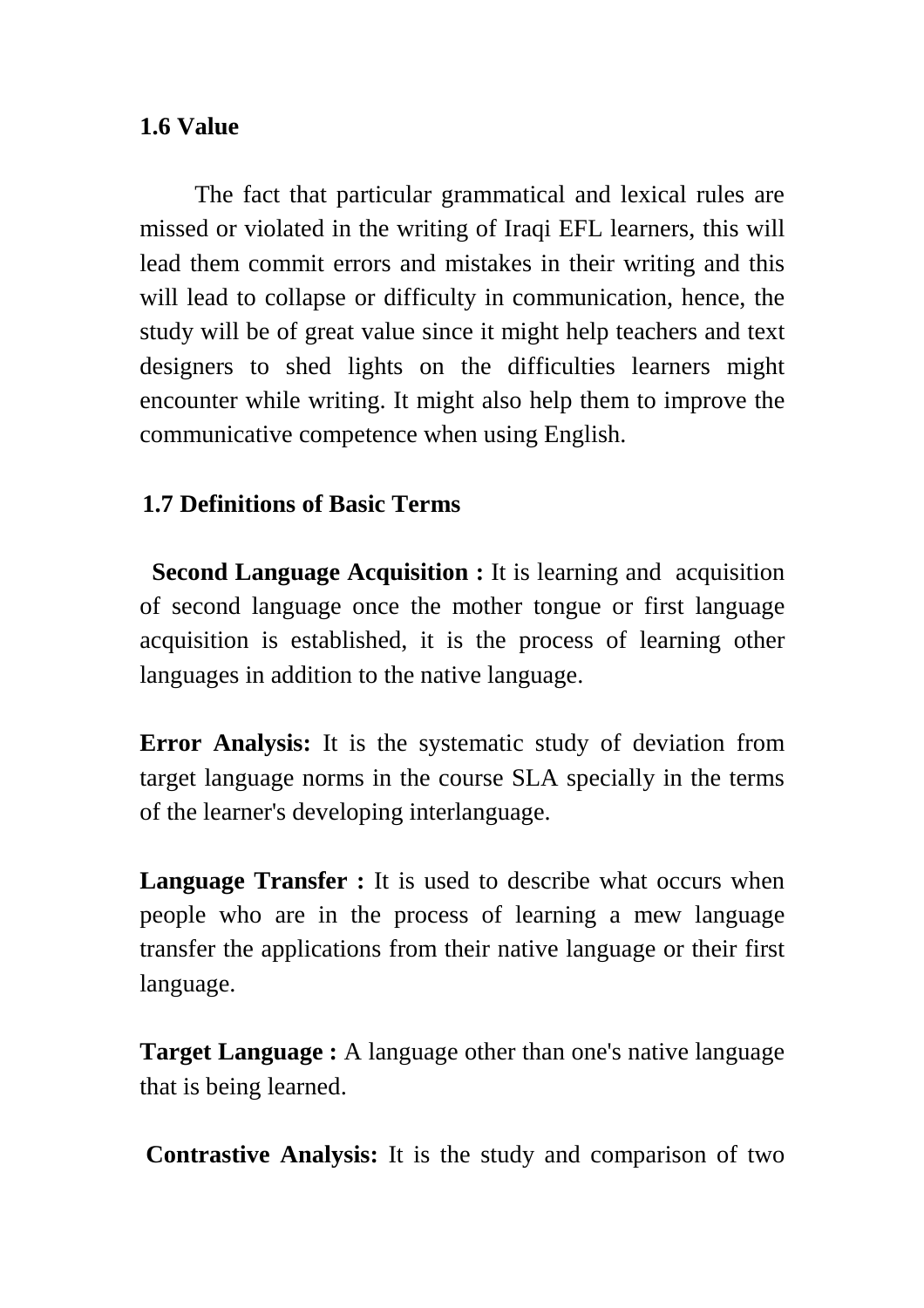## 1.6 Value

The fact that particular grammatical and lexical rules are missed or violated in the writing of Iraqi EFL learners, this will lead them commit errors and mistakes in their writing and this will lead to collapse or difficulty in communication, hence, the study will be of great value since it might help teachers and text designers to shed lights on the difficulties learners might encounter while writing. It might also help them to improve the communicative competence when using English.

## 1.7 Definitions of Basic Terms

**Second Language Acquisition :** It is learning and acquisition of second language once the mother tongue or first language acquisition is established, it is the process of learning other languages in addition to the native language.

**Error Analysis:** It is the systematic study of deviation from target language norms in the course SLA specially in the terms of the learner's developing interlanguage.

**Language Transfer :** It is used to describe what occurs when people who are in the process of learning a mew language transfer the applications from their native language or their first language.

**Target Language :** A language other than one's native language that is being learned.

**Contrastive Analysis:** It is the study and comparison of two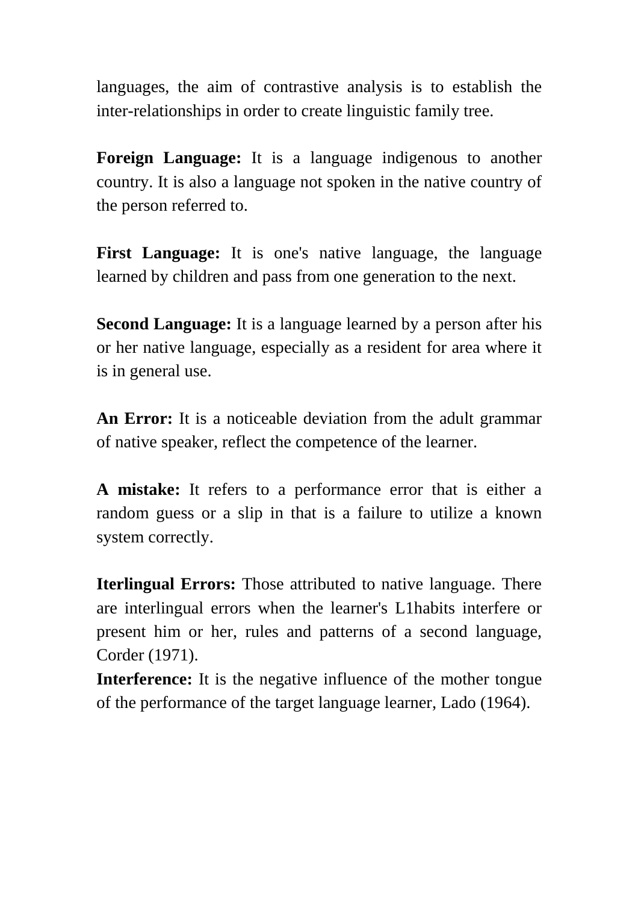languages, the aim of contrastive analysis is to establish the inter-relationships in order to create linguistic family tree.

**Foreign Language:** It is a language indigenous to another country. It is also a language not spoken in the native country of the person referred to.

**First Language:** It is one's native language, the language learned by children and pass from one generation to the next.

**Second Language:** It is a language learned by a person after his or her native language, especially as a resident for area where it is in general use.

**An Error:** It is a noticeable deviation from the adult grammar of native speaker, reflect the competence of the learner.

**A mistake:** It refers to a performance error that is either a random guess or a slip in that is a failure to utilize a known system correctly.

**Iterlingual Errors:** Those attributed to native language. There are interlingual errors when the learner's L1habits interfere or present him or her, rules and patterns of a second language, Corder (1971).

**Interference:** It is the negative influence of the mother tongue of the performance of the target language learner, Lado (1964).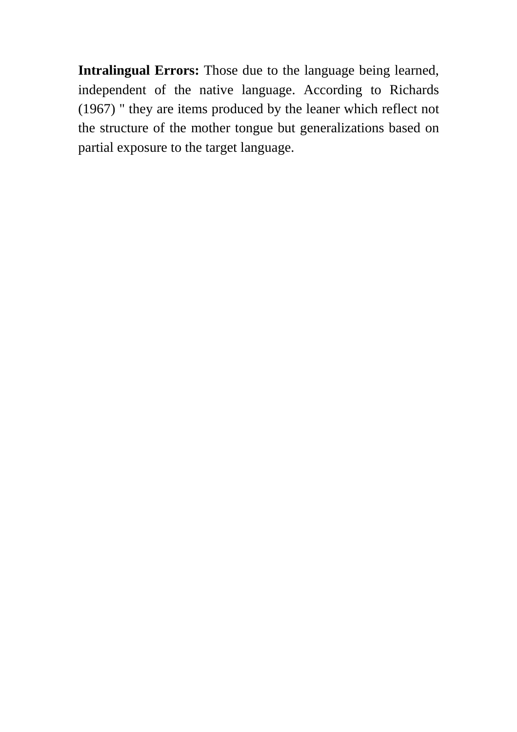**Intralingual Errors:** Those due to the language being learned, independent of the native language. According to Richards (1967) " they are items produced by the leaner which reflect not the structure of the mother tongue but generalizations based on partial exposure to the target language.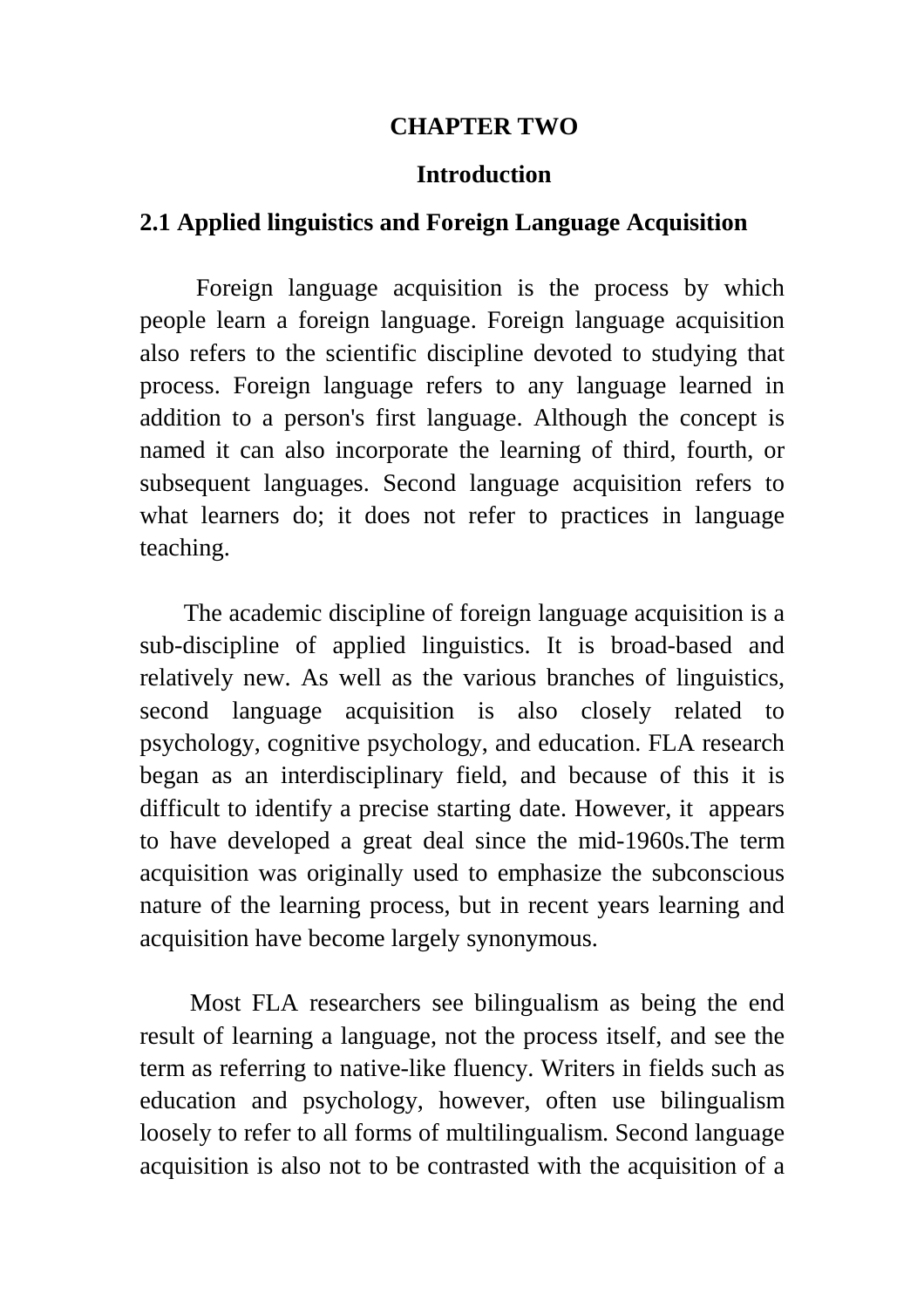# CHAPTER TWO

## Introduction

### 2.1 Applied linguistics and Foreign Language Acquisition

Foreign language acquisition is the process by which people learn a foreign language. Foreign language acquisition also refers to the scientific discipline devoted to studying that process. Foreign language refers to any language learned in addition to a person's first language. Although the concept is named it can also incorporate the learning of third, fourth, or subsequent languages. Second language acquisition refers to what learners do; it does not refer to practices in language teaching.

The academic discipline of foreign language acquisition is a sub-discipline of applied linguistics. It is broad-based and relatively new. As well as the various branches of linguistics, second language acquisition is also closely related to psychology, cognitive psychology, and education. FLA research began as an interdisciplinary field, and because of this it is difficult to identify a precise starting date. However, it appears to have developed a great deal since the mid-1960s.The term acquisition was originally used to emphasize the subconscious nature of the learning process, but in recent years learning and acquisition have become largely synonymous.

Most FLA researchers see bilingualism as being the end result of learning a language, not the process itself, and see the term as referring to native-like fluency. Writers in fields such as education and psychology, however, often use bilingualism loosely to refer to all forms of multilingualism. Second language acquisition is also not to be contrasted with the acquisition of a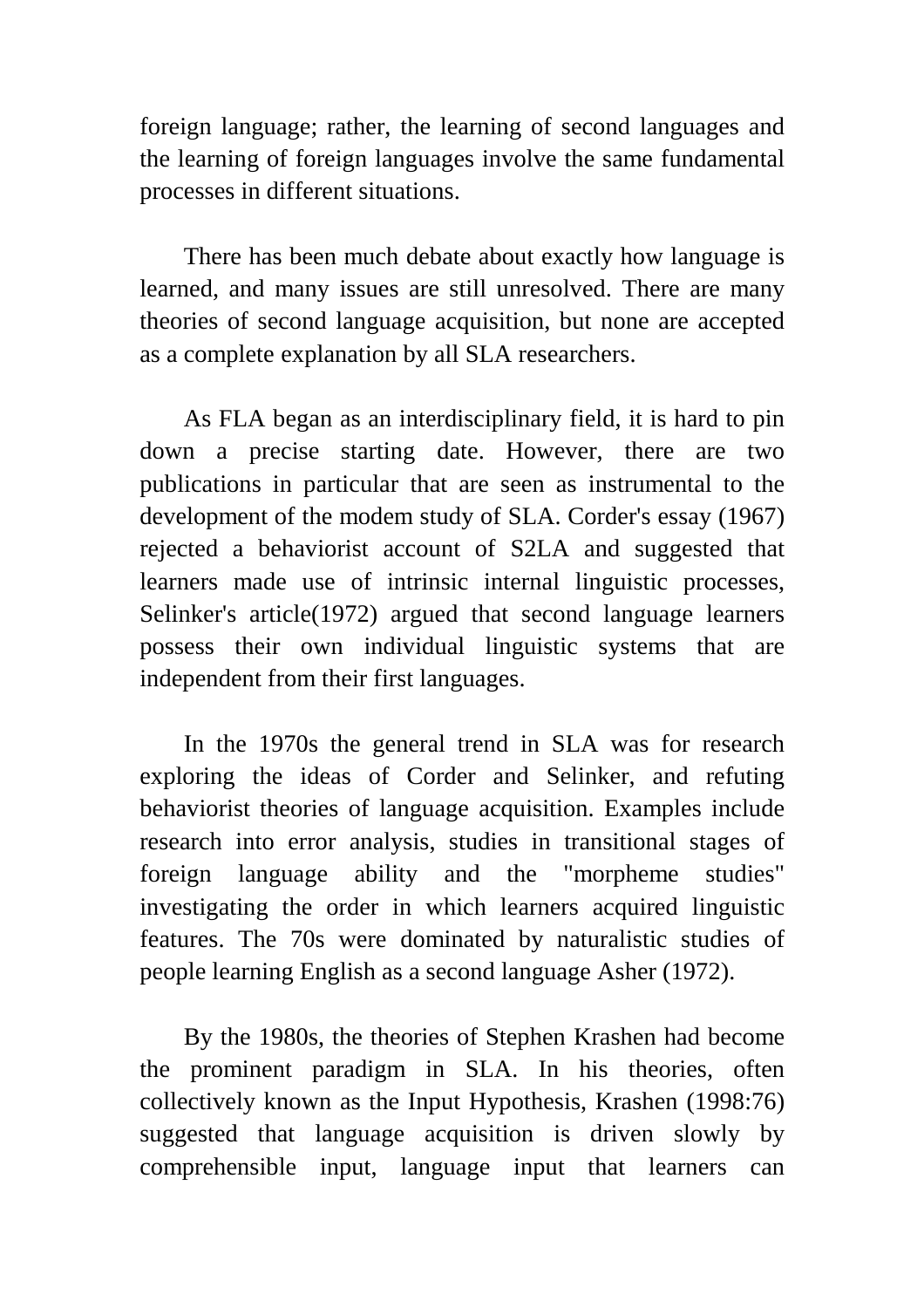foreign language; rather, the learning of second languages and the learning of foreign languages involve the same fundamental processes in different situations.

There has been much debate about exactly how language is learned, and many issues are still unresolved. There are many theories of second language acquisition, but none are accepted as a complete explanation by all SLA researchers.

As FLA began as an interdisciplinary field, it is hard to pin down a precise starting date. However, there are two publications in particular that are seen as instrumental to the development of the modem study of SLA. Corder's essay (1967) rejected a behaviorist account of S2LA and suggested that learners made use of intrinsic internal linguistic processes, Selinker's article(1972) argued that second language learners possess their own individual linguistic systems that are independent from their first languages.

In the 1970s the general trend in SLA was for research exploring the ideas of Corder and Selinker, and refuting behaviorist theories of language acquisition. Examples include research into error analysis, studies in transitional stages of foreign language ability and the "morpheme studies" investigating the order in which learners acquired linguistic features. The 70s were dominated by naturalistic studies of people learning English as a second language Asher (1972).

By the 1980s, the theories of Stephen Krashen had become the prominent paradigm in SLA. In his theories, often collectively known as the Input Hypothesis, Krashen (1998:76) suggested that language acquisition is driven slowly by comprehensible input, language input that learners can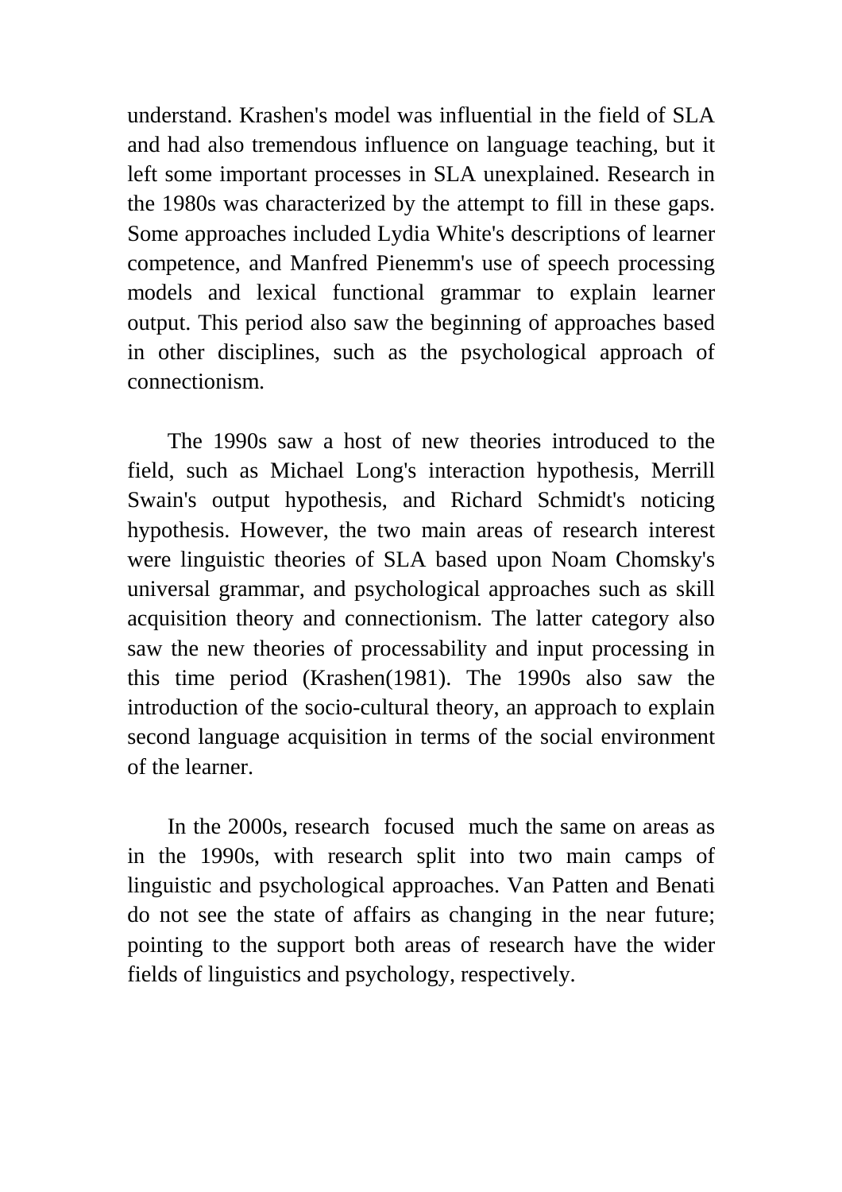understand. Krashen's model was influential in the field of SLA and had also tremendous influence on language teaching, but it left some important processes in SLA unexplained. Research in the 1980s was characterized by the attempt to fill in these gaps. Some approaches included Lydia White's descriptions of learner competence, and Manfred Pienemm's use of speech processing models and lexical functional grammar to explain learner output. This period also saw the beginning of approaches based in other disciplines, such as the psychological approach of connectionism.

The 1990s saw a host of new theories introduced to the field, such as Michael Long's interaction hypothesis, Merrill Swain's output hypothesis, and Richard Schmidt's noticing hypothesis. However, the two main areas of research interest were linguistic theories of SLA based upon Noam Chomsky's universal grammar, and psychological approaches such as skill acquisition theory and connectionism. The latter category also saw the new theories of processability and input processing in this time period (Krashen(1981). The 1990s also saw the introduction of the socio-cultural theory, an approach to explain second language acquisition in terms of the social environment of the learner.

In the 2000s, research focused much the same on areas as in the 1990s, with research split into two main camps of linguistic and psychological approaches. Van Patten and Benati do not see the state of affairs as changing in the near future; pointing to the support both areas of research have the wider fields of linguistics and psychology, respectively.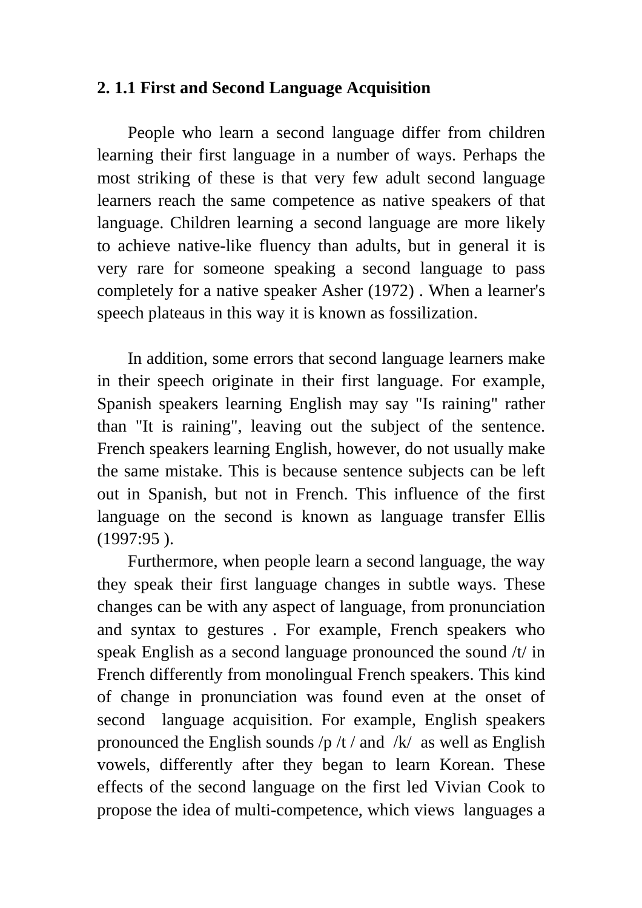## 2. 1.1 First and Second Language Acquisition

People who learn a second language differ from children learning their first language in a number of ways. Perhaps the most striking of these is that very few adult second language learners reach the same competence as native speakers of that language. Children learning a second language are more likely to achieve native-like fluency than adults, but in general it is very rare for someone speaking a second language to pass completely for a native speaker Asher (1972) . When a learner's speech plateaus in this way it is known as fossilization.

In addition, some errors that second language learners make in their speech originate in their first language. For example, Spanish speakers learning English may say "Is raining" rather than "It is raining", leaving out the subject of the sentence. French speakers learning English, however, do not usually make the same mistake. This is because sentence subjects can be left out in Spanish, but not in French. This influence of the first language on the second is known as language transfer Ellis (1997:95 ).

Furthermore, when people learn a second language, the way they speak their first language changes in subtle ways. These changes can be with any aspect of language, from pronunciation and syntax to gestures . For example, French speakers who speak English as a second language pronounced the sound /t/ in French differently from monolingual French speakers. This kind of change in pronunciation was found even at the onset of second language acquisition. For example, English speakers pronounced the English sounds /p /t / and /k/ as well as English vowels, differently after they began to learn Korean. These effects of the second language on the first led Vivian Cook to propose the idea of multi-competence, which views languages a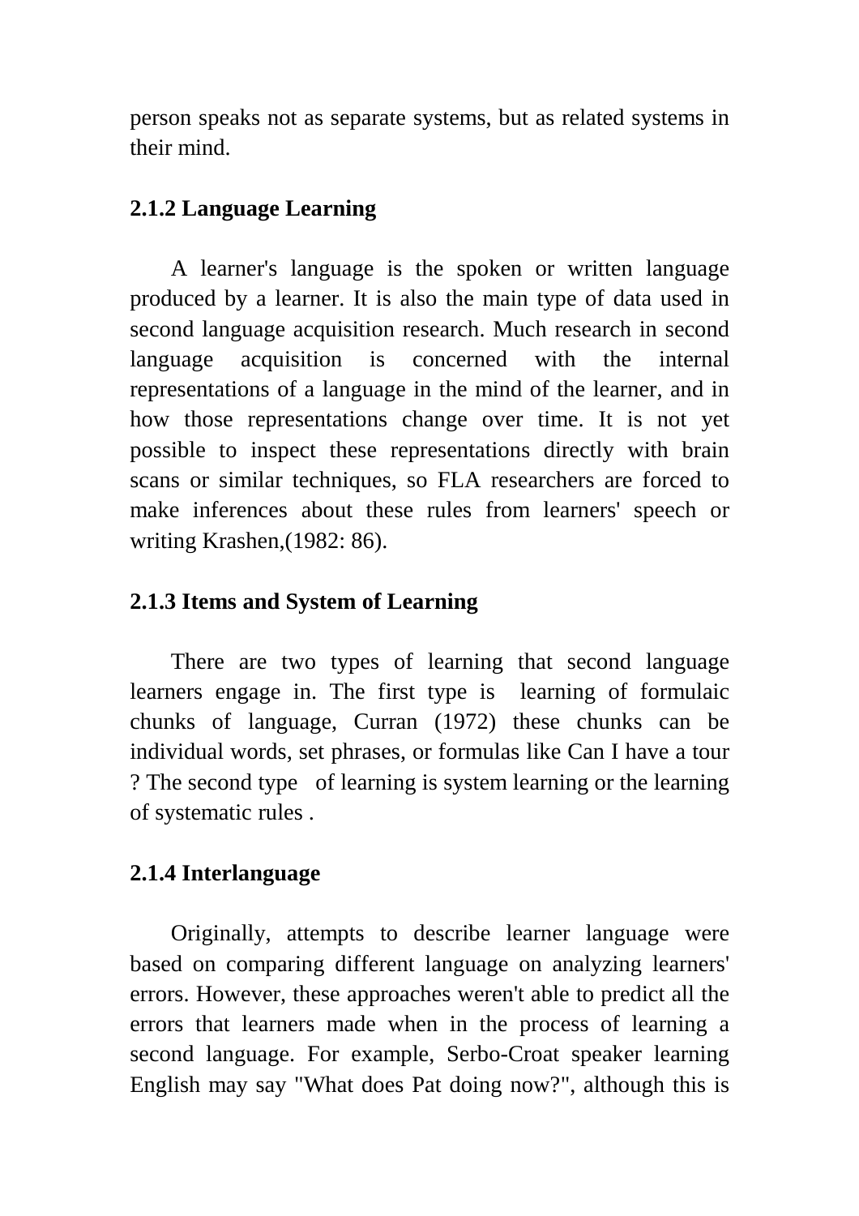person speaks not as separate systems, but as related systems in their mind.

### 2.1.2 Language Learning

A learner's language is the spoken or written language produced by a learner. It is also the main type of data used in second language acquisition research. Much research in second language acquisition is concerned with the internal representations of a language in the mind of the learner, and in how those representations change over time. It is not yet possible to inspect these representations directly with brain scans or similar techniques, so FLA researchers are forced to make inferences about these rules from learners' speech or writing Krashen,(1982: 86).

### 2.1.3 Items and System of Learning

There are two types of learning that second language learners engage in. The first type is learning of formulaic chunks of language, Curran (1972) these chunks can be individual words, set phrases, or formulas like Can I have a tour ? The second type of learning is system learning or the learning of systematic rules .

### 2.1.4 Interlanguage

Originally, attempts to describe learner language were based on comparing different language on analyzing learners' errors. However, these approaches weren't able to predict all the errors that learners made when in the process of learning a second language. For example, Serbo-Croat speaker learning English may say "What does Pat doing now?", although this is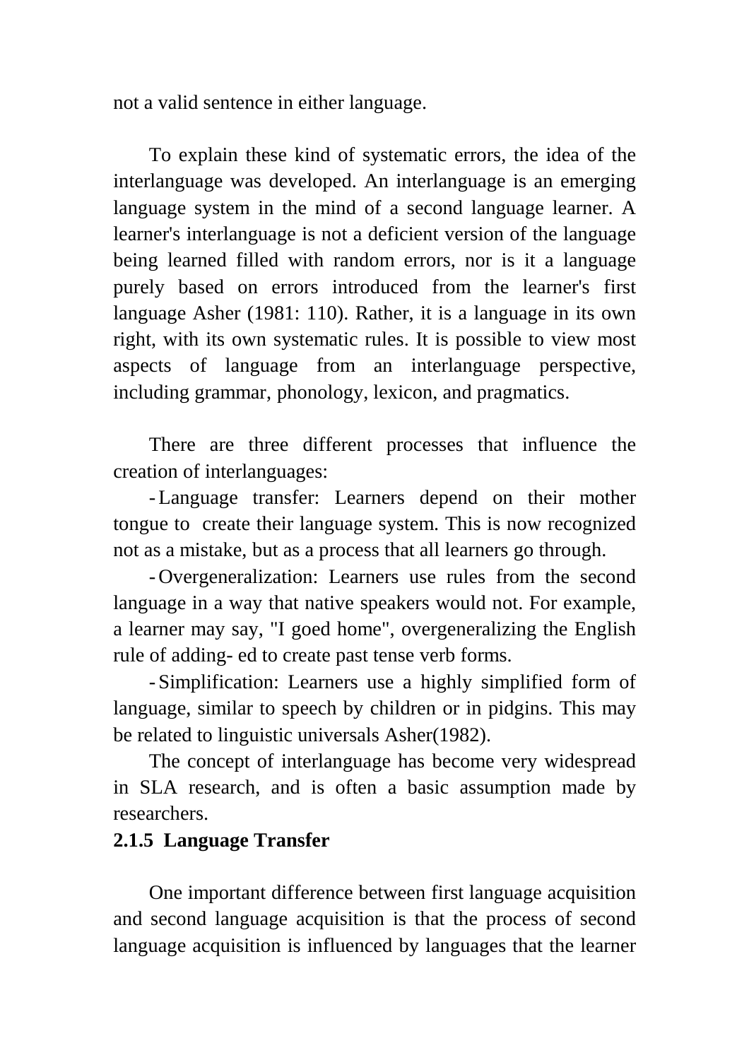not a valid sentence in either language.

To explain these kind of systematic errors, the idea of the interlanguage was developed. An interlanguage is an emerging language system in the mind of a second language learner. A learner's interlanguage is not a deficient version of the language being learned filled with random errors, nor is it a language purely based on errors introduced from the learner's first language Asher (1981: 110). Rather, it is a language in its own right, with its own systematic rules. It is possible to view most aspects of language from an interlanguage perspective, including grammar, phonology, lexicon, and pragmatics.

There are three different processes that influence the creation of interlanguages:

- Language transfer: Learners depend on their mother tongue to create their language system. This is now recognized not as a mistake, but as a process that all learners go through.
- Overgeneralization: Learners use rules from the second language in a way that native speakers would not. For example, a learner may say, "I goed home", overgeneralizing the English rule of adding- ed to create past tense verb forms.
- Simplification: Learners use a highly simplified form of language, similar to speech by children or in pidgins. This may be related to linguistic universals Asher(1982).

The concept of interlanguage has become very widespread in SLA research, and is often a basic assumption made by researchers.

**2.1.5 Language Transfer**

One important difference between first language acquisition and second language acquisition is that the process of second language acquisition is influenced by languages that the learner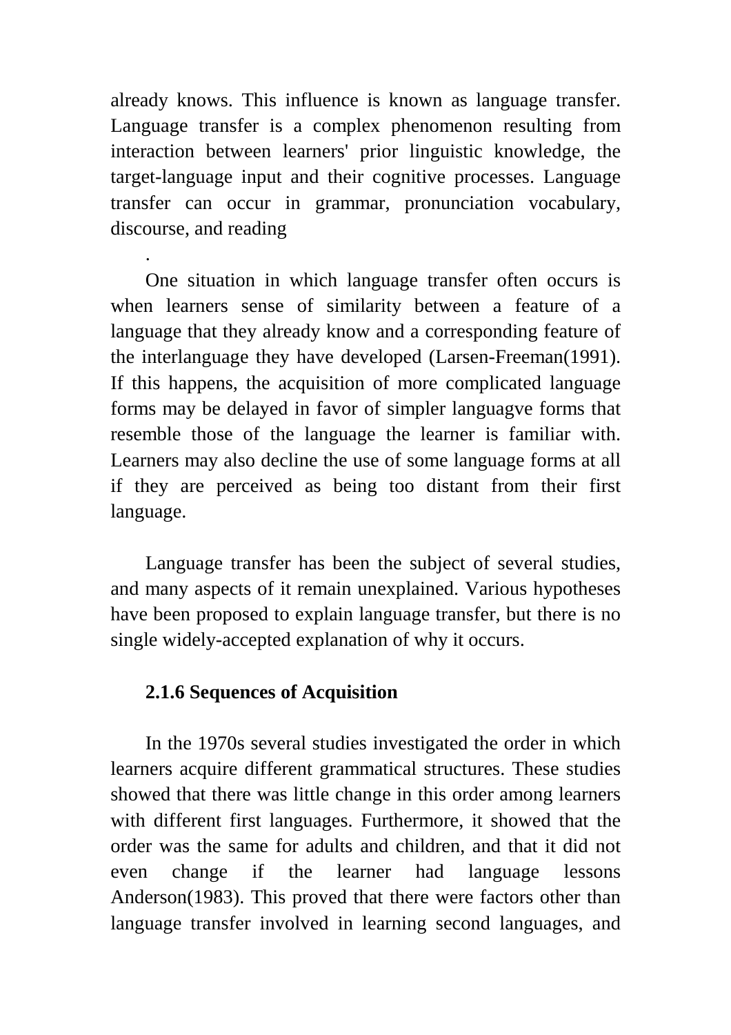already knows. This influence is known as language transfer. Language transfer is a complex phenomenon resulting from interaction between learners' prior linguistic knowledge, the target-language input and their cognitive processes. Language transfer can occur in grammar, pronunciation vocabulary, discourse, and reading

.

One situation in which language transfer often occurs is when learners sense of similarity between a feature of a language that they already know and a corresponding feature of the interlanguage they have developed (Larsen-Freeman(1991). If this happens, the acquisition of more complicated language forms may be delayed in favor of simpler languagve forms that resemble those of the language the learner is familiar with. Learners may also decline the use of some language forms at all if they are perceived as being too distant from their first language.

Language transfer has been the subject of several studies, and many aspects of it remain unexplained. Various hypotheses have been proposed to explain language transfer, but there is no single widely-accepted explanation of why it occurs.

### 2.1.6 Sequences of Acquisition

In the 1970s several studies investigated the order in which learners acquire different grammatical structures. These studies showed that there was little change in this order among learners with different first languages. Furthermore, it showed that the order was the same for adults and children, and that it did not even change if the learner had language lessons Anderson(1983). This proved that there were factors other than language transfer involved in learning second languages, and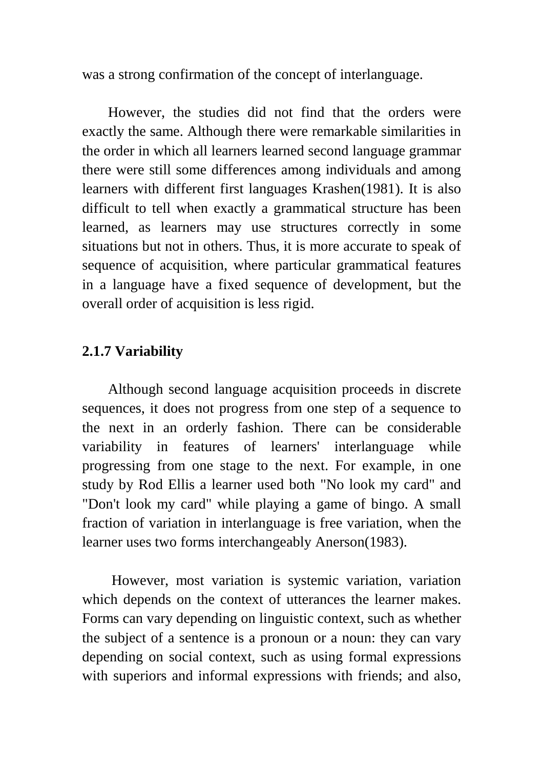was a strong confirmation of the concept of interlanguage.

However, the studies did not find that the orders were exactly the same. Although there were remarkable similarities in the order in which all learners learned second language grammar there were still some differences among individuals and among learners with different first languages Krashen(1981). It is also difficult to tell when exactly a grammatical structure has been learned, as learners may use structures correctly in some situations but not in others. Thus, it is more accurate to speak of sequence of acquisition, where particular grammatical features in a language have a fixed sequence of development, but the overall order of acquisition is less rigid.

### 2.1.7 Variability

Although second language acquisition proceeds in discrete sequences, it does not progress from one step of a sequence to the next in an orderly fashion. There can be considerable variability in features of learners' interlanguage while progressing from one stage to the next. For example, in one study by Rod Ellis a learner used both "No look my card" and "Don't look my card" while playing a game of bingo. A small fraction of variation in interlanguage is free variation, when the learner uses two forms interchangeably Anerson(1983).

However, most variation is systemic variation, variation which depends on the context of utterances the learner makes. Forms can vary depending on linguistic context, such as whether the subject of a sentence is a pronoun or a noun: they can vary depending on social context, such as using formal expressions with superiors and informal expressions with friends; and also,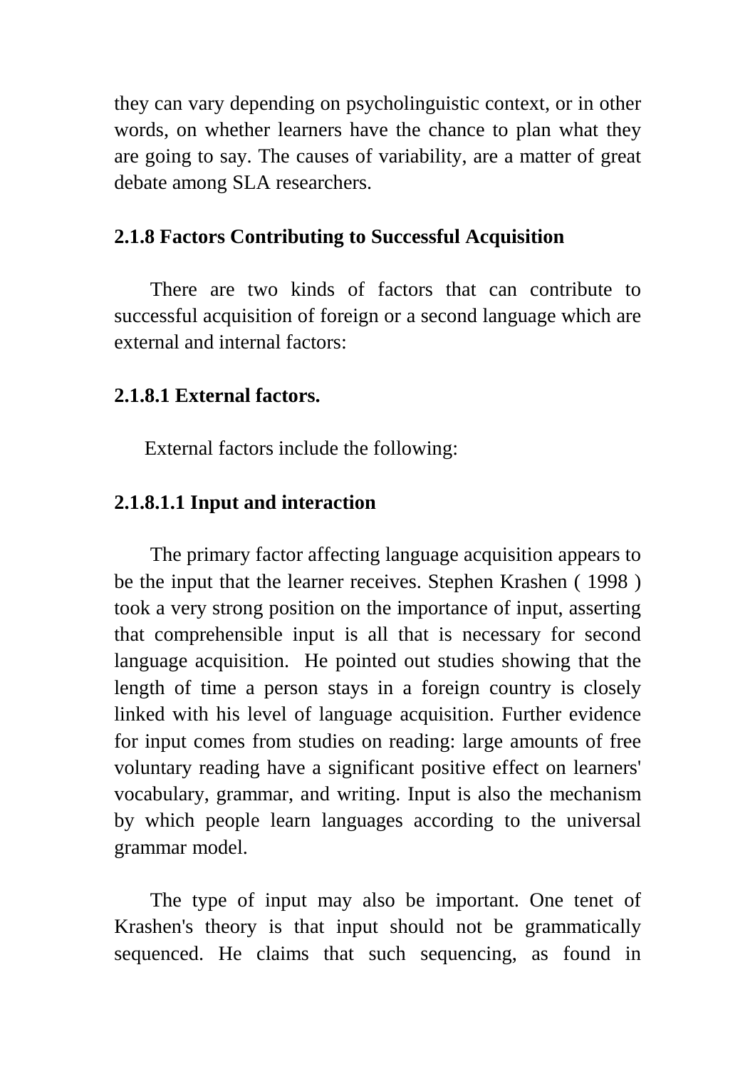they can vary depending on psycholinguistic context, or in other words, on whether learners have the chance to plan what they are going to say. The causes of variability, are a matter of great debate among SLA researchers.

### 2.1.8 Factors Contributing to Successful Acquisition

There are two kinds of factors that can contribute to successful acquisition of foreign or a second language which are external and internal factors:

#### 2.1.8.1 External factors.

External factors include the following:

##### 2.1.8.1.1 Input and interaction

The primary factor affecting language acquisition appears to be the input that the learner receives. Stephen Krashen ( 1998 ) took a very strong position on the importance of input, asserting that comprehensible input is all that is necessary for second language acquisition. He pointed out studies showing that the length of time a person stays in a foreign country is closely linked with his level of language acquisition. Further evidence for input comes from studies on reading: large amounts of free voluntary reading have a significant positive effect on learners' vocabulary, grammar, and writing. Input is also the mechanism by which people learn languages according to the universal grammar model.

The type of input may also be important. One tenet of Krashen's theory is that input should not be grammatically sequenced. He claims that such sequencing, as found in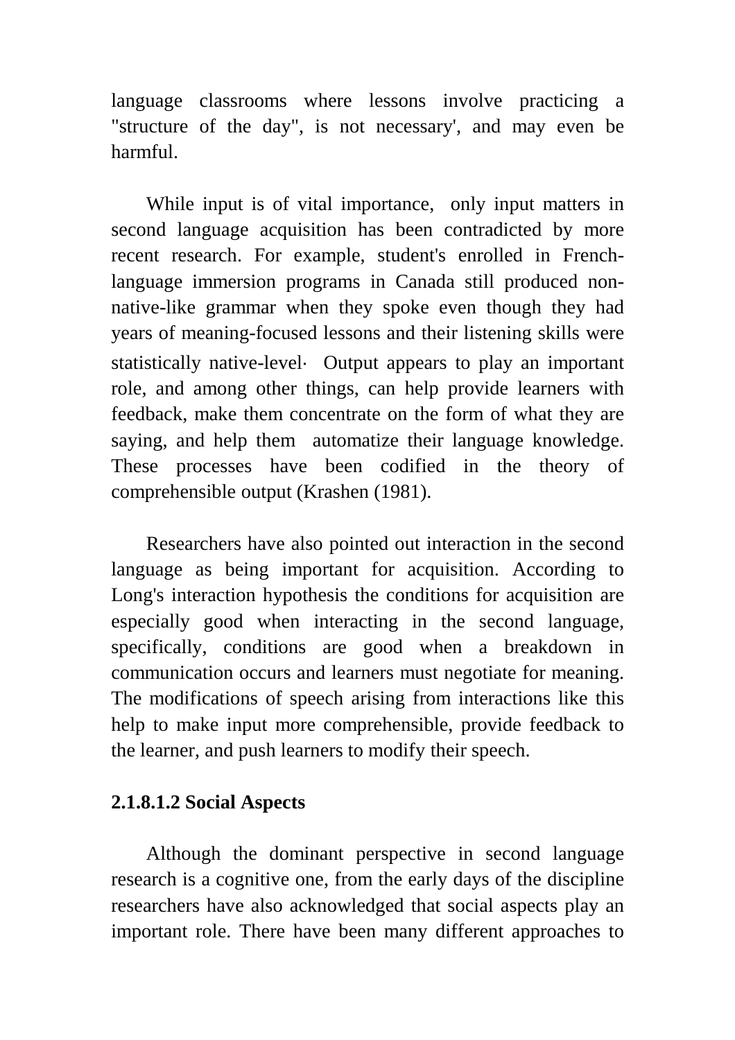language classrooms where lessons involve practicing a "structure of the day", is not necessary', and may even be harmful.

While input is of vital importance, only input matters in second language acquisition has been contradicted by more recent research. For example, student's enrolled in French-language immersion programs in Canada still produced non-native-like grammar when they spoke even though they had years of meaning-focused lessons and their listening skills were statistically native-level· Output appears to play an important role, and among other things, can help provide learners with feedback, make them concentrate on the form of what they are saying, and help them automatize their language knowledge. These processes have been codified in the theory of comprehensible output (Krashen (1981).

Researchers have also pointed out interaction in the second language as being important for acquisition. According to Long's interaction hypothesis the conditions for acquisition are especially good when interacting in the second language, specifically, conditions are good when a breakdown in communication occurs and learners must negotiate for meaning. The modifications of speech arising from interactions like this help to make input more comprehensible, provide feedback to the learner, and push learners to modify their speech.

**2.1.8.1.2 Social Aspects**

Although the dominant perspective in second language research is a cognitive one, from the early days of the discipline researchers have also acknowledged that social aspects play an important role. There have been many different approaches to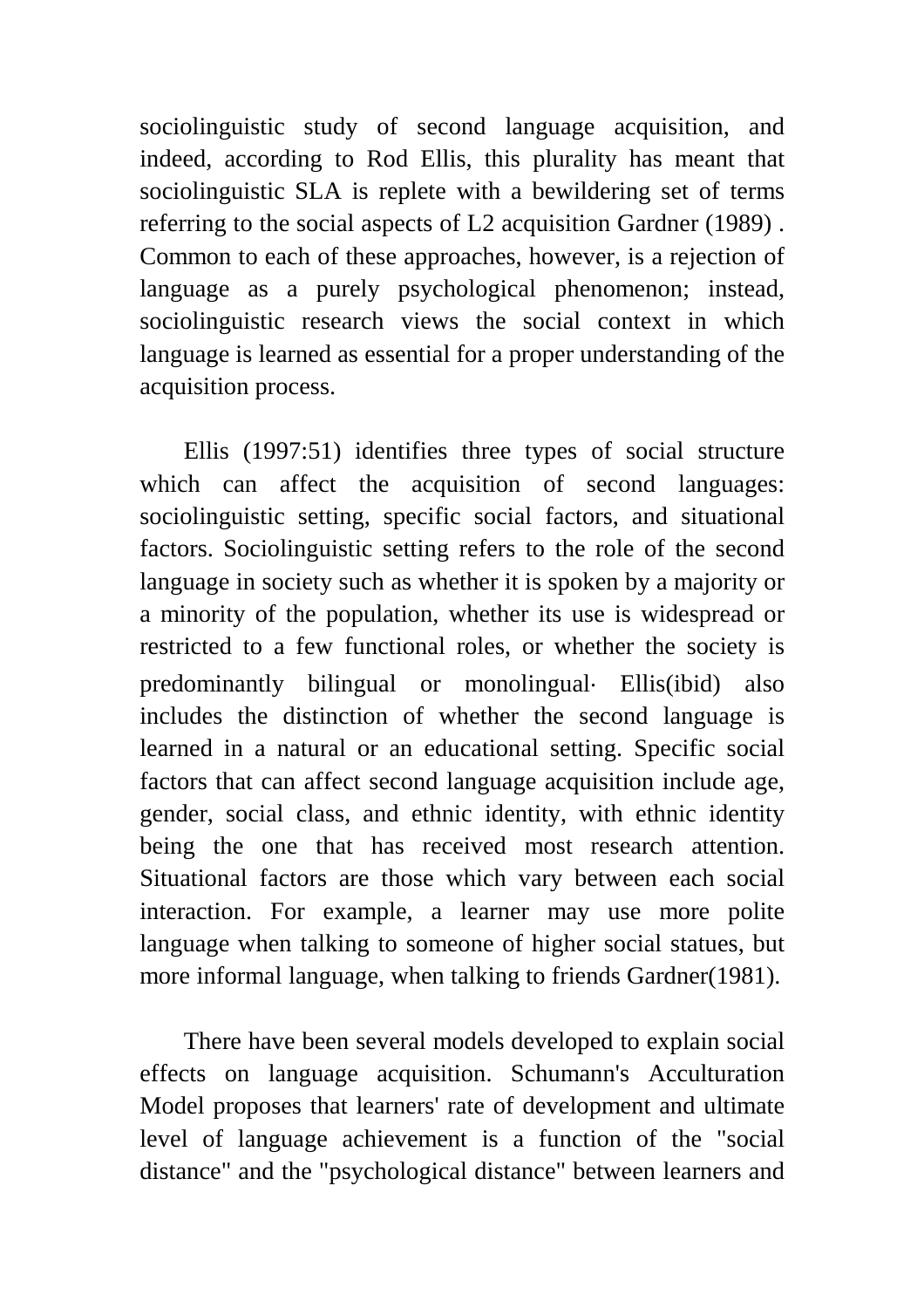sociolinguistic study of second language acquisition, and indeed, according to Rod Ellis, this plurality has meant that sociolinguistic SLA is replete with a bewildering set of terms referring to the social aspects of L2 acquisition Gardner (1989) . Common to each of these approaches, however, is a rejection of language as a purely psychological phenomenon; instead, sociolinguistic research views the social context in which language is learned as essential for a proper understanding of the acquisition process.

Ellis (1997:51) identifies three types of social structure which can affect the acquisition of second languages: sociolinguistic setting, specific social factors, and situational factors. Sociolinguistic setting refers to the role of the second language in society such as whether it is spoken by a majority or a minority of the population, whether its use is widespread or restricted to a few functional roles, or whether the society is predominantly bilingual or monolingual· Ellis(ibid) also includes the distinction of whether the second language is learned in a natural or an educational setting. Specific social factors that can affect second language acquisition include age, gender, social class, and ethnic identity, with ethnic identity being the one that has received most research attention. Situational factors are those which vary between each social interaction. For example, a learner may use more polite language when talking to someone of higher social statues, but more informal language, when talking to friends Gardner(1981).

There have been several models developed to explain social effects on language acquisition. Schumann's Acculturation Model proposes that learners' rate of development and ultimate level of language achievement is a function of the "social distance" and the "psychological distance" between learners and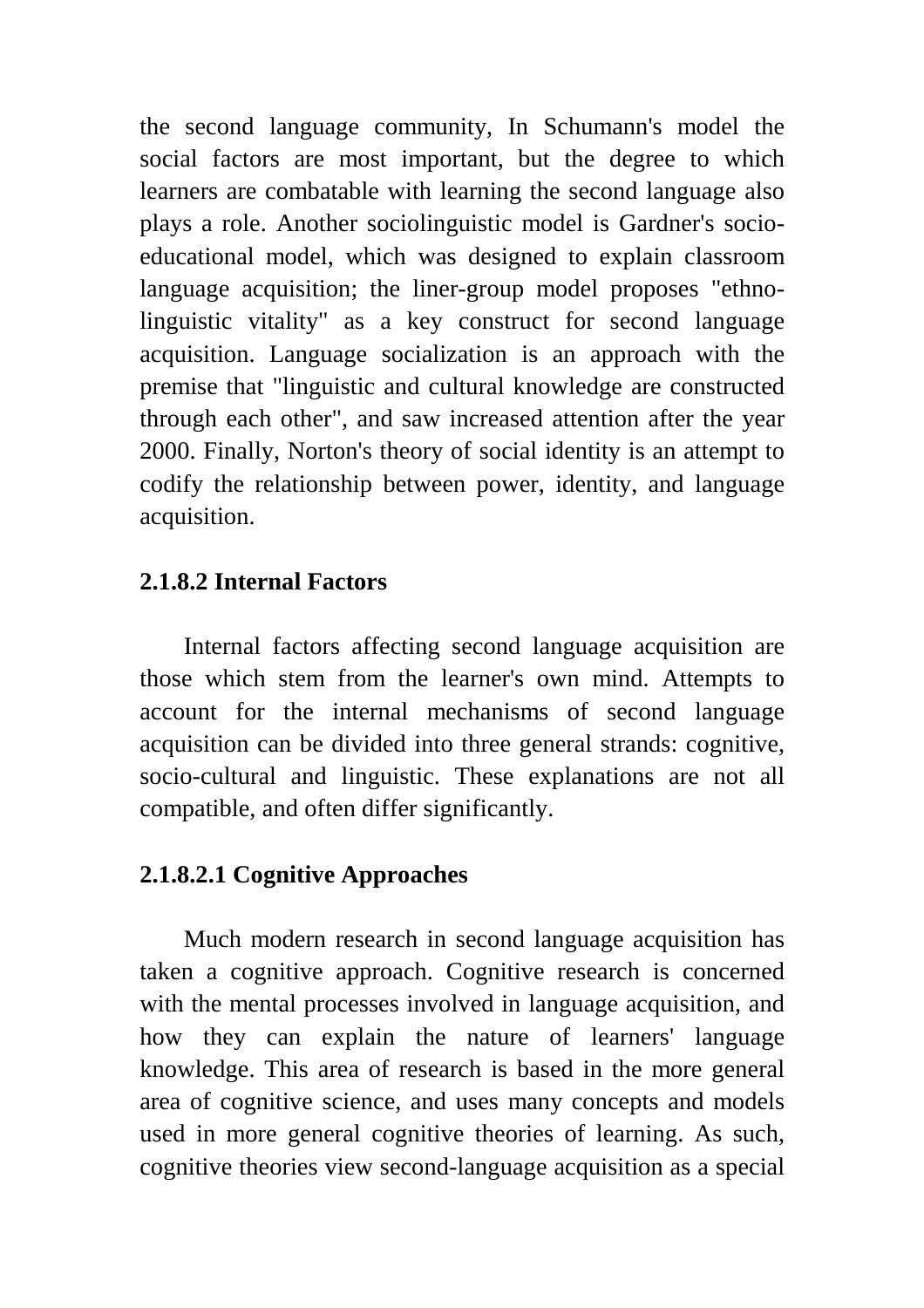the second language community, In Schumann's model the social factors are most important, but the degree to which learners are combatable with learning the second language also plays a role. Another sociolinguistic model is Gardner's socio-educational model, which was designed to explain classroom language acquisition; the liner-group model proposes "ethno-linguistic vitality" as a key construct for second language acquisition. Language socialization is an approach with the premise that "linguistic and cultural knowledge are constructed through each other", and saw increased attention after the year 2000. Finally, Norton's theory of social identity is an attempt to codify the relationship between power, identity, and language acquisition.

#### 2.1.8.2 Internal Factors

Internal factors affecting second language acquisition are those which stem from the learner's own mind. Attempts to account for the internal mechanisms of second language acquisition can be divided into three general strands: cognitive, socio-cultural and linguistic. These explanations are not all compatible, and often differ significantly.

##### 2.1.8.2.1 Cognitive Approaches

Much modern research in second language acquisition has taken a cognitive approach. Cognitive research is concerned with the mental processes involved in language acquisition, and how they can explain the nature of learners' language knowledge. This area of research is based in the more general area of cognitive science, and uses many concepts and models used in more general cognitive theories of learning. As such, cognitive theories view second-language acquisition as a special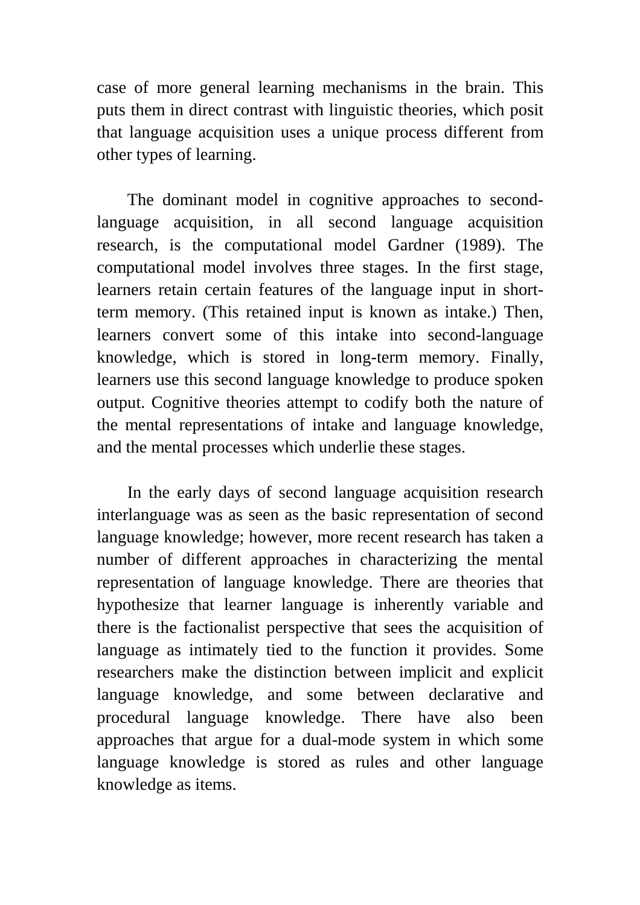case of more general learning mechanisms in the brain. This puts them in direct contrast with linguistic theories, which posit that language acquisition uses a unique process different from other types of learning.

The dominant model in cognitive approaches to second-language acquisition, in all second language acquisition research, is the computational model Gardner (1989). The computational model involves three stages. In the first stage, learners retain certain features of the language input in short-term memory. (This retained input is known as intake.) Then, learners convert some of this intake into second-language knowledge, which is stored in long-term memory. Finally, learners use this second language knowledge to produce spoken output. Cognitive theories attempt to codify both the nature of the mental representations of intake and language knowledge, and the mental processes which underlie these stages.

In the early days of second language acquisition research interlanguage was as seen as the basic representation of second language knowledge; however, more recent research has taken a number of different approaches in characterizing the mental representation of language knowledge. There are theories that hypothesize that learner language is inherently variable and there is the factionalist perspective that sees the acquisition of language as intimately tied to the function it provides. Some researchers make the distinction between implicit and explicit language knowledge, and some between declarative and procedural language knowledge. There have also been approaches that argue for a dual-mode system in which some language knowledge is stored as rules and other language knowledge as items.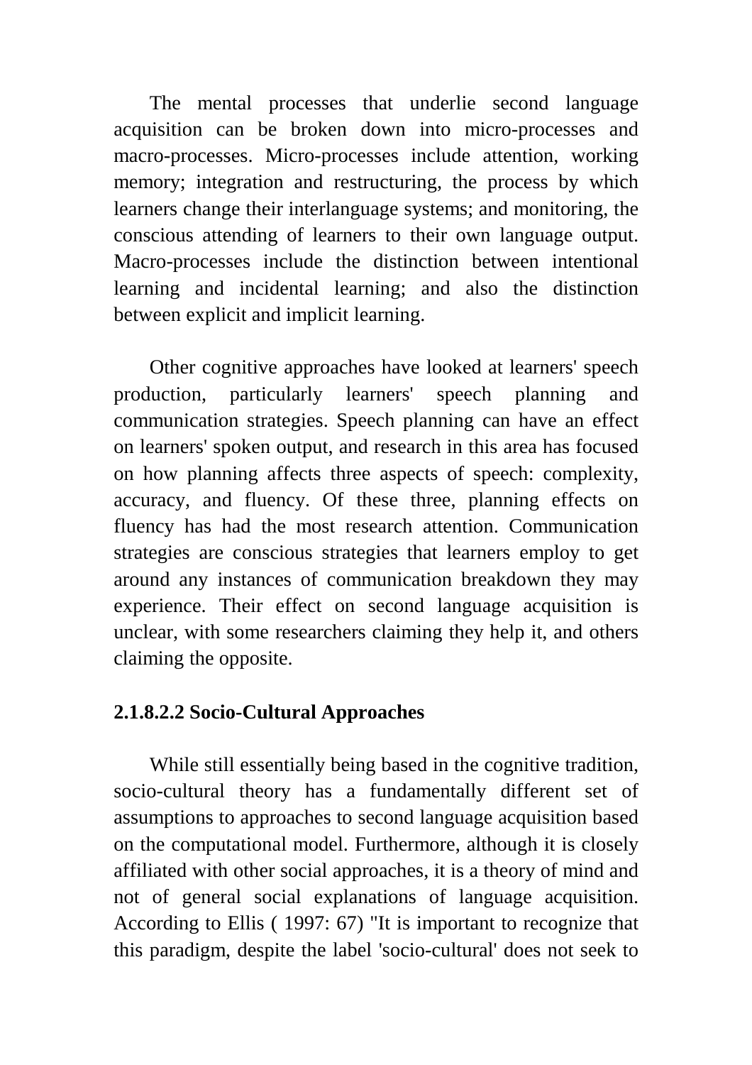The mental processes that underlie second language acquisition can be broken down into micro-processes and macro-processes. Micro-processes include attention, working memory; integration and restructuring, the process by which learners change their interlanguage systems; and monitoring, the conscious attending of learners to their own language output. Macro-processes include the distinction between intentional learning and incidental learning; and also the distinction between explicit and implicit learning.

Other cognitive approaches have looked at learners' speech production, particularly learners' speech planning and communication strategies. Speech planning can have an effect on learners' spoken output, and research in this area has focused on how planning affects three aspects of speech: complexity, accuracy, and fluency. Of these three, planning effects on fluency has had the most research attention. Communication strategies are conscious strategies that learners employ to get around any instances of communication breakdown they may experience. Their effect on second language acquisition is unclear, with some researchers claiming they help it, and others claiming the opposite.

**2.1.8.2.2 Socio-Cultural Approaches**

While still essentially being based in the cognitive tradition, socio-cultural theory has a fundamentally different set of assumptions to approaches to second language acquisition based on the computational model. Furthermore, although it is closely affiliated with other social approaches, it is a theory of mind and not of general social explanations of language acquisition. According to Ellis ( 1997: 67) "It is important to recognize that this paradigm, despite the label 'socio-cultural' does not seek to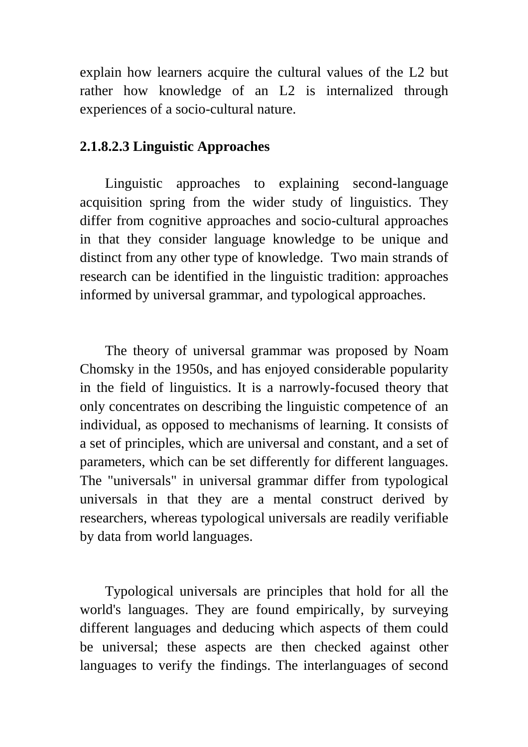explain how learners acquire the cultural values of the L2 but rather how knowledge of an L2 is internalized through experiences of a socio-cultural nature.

#### 2.1.8.2.3 Linguistic Approaches

Linguistic approaches to explaining second-language acquisition spring from the wider study of linguistics. They differ from cognitive approaches and socio-cultural approaches in that they consider language knowledge to be unique and distinct from any other type of knowledge. Two main strands of research can be identified in the linguistic tradition: approaches informed by universal grammar, and typological approaches.

The theory of universal grammar was proposed by Noam Chomsky in the 1950s, and has enjoyed considerable popularity in the field of linguistics. It is a narrowly-focused theory that only concentrates on describing the linguistic competence of an individual, as opposed to mechanisms of learning. It consists of a set of principles, which are universal and constant, and a set of parameters, which can be set differently for different languages. The "universals" in universal grammar differ from typological universals in that they are a mental construct derived by researchers, whereas typological universals are readily verifiable by data from world languages.

Typological universals are principles that hold for all the world's languages. They are found empirically, by surveying different languages and deducing which aspects of them could be universal; these aspects are then checked against other languages to verify the findings. The interlanguages of second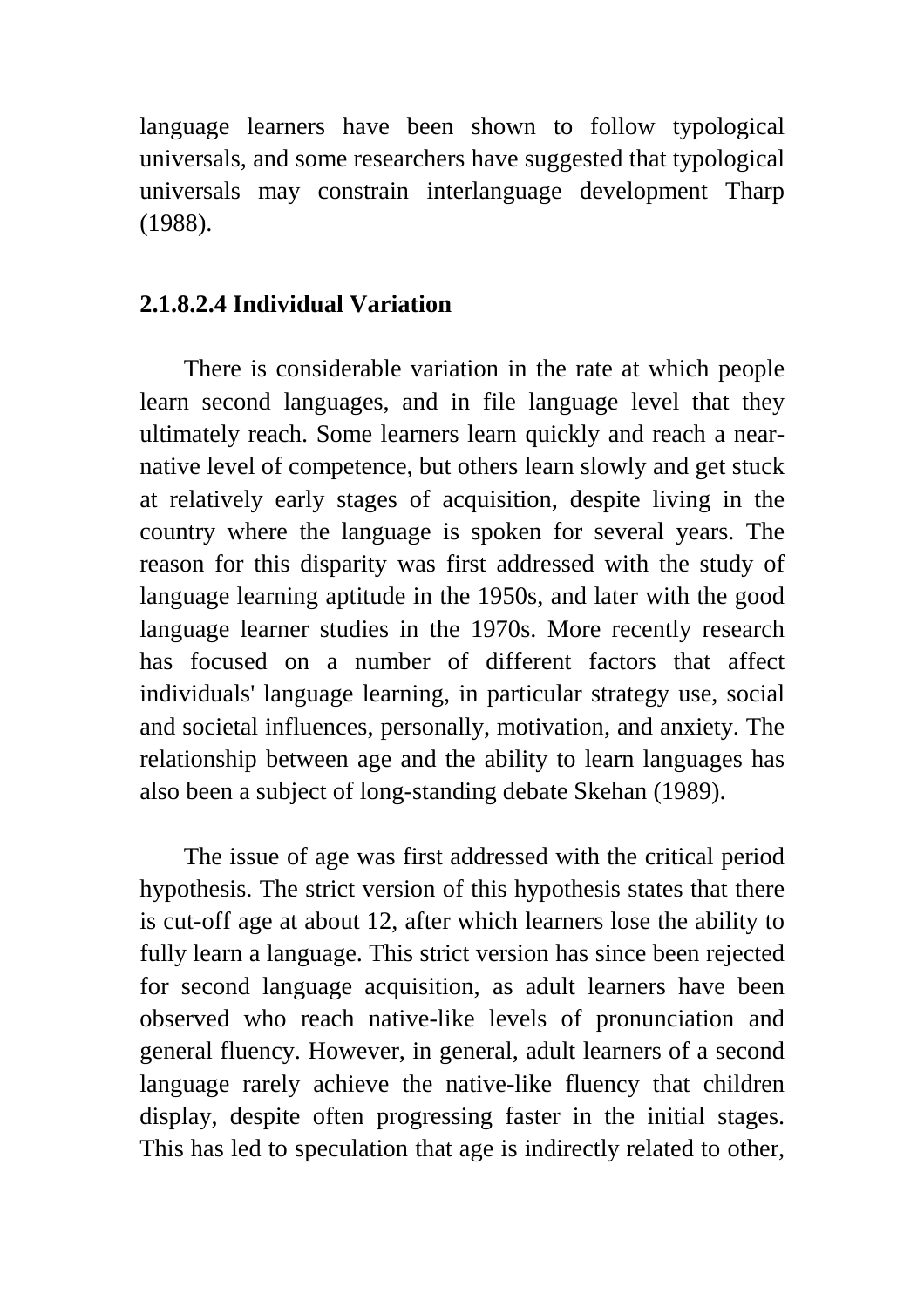language learners have been shown to follow typological universals, and some researchers have suggested that typological universals may constrain interlanguage development Tharp (1988).

#### 2.1.8.2.4 Individual Variation

There is considerable variation in the rate at which people learn second languages, and in file language level that they ultimately reach. Some learners learn quickly and reach a near-native level of competence, but others learn slowly and get stuck at relatively early stages of acquisition, despite living in the country where the language is spoken for several years. The reason for this disparity was first addressed with the study of language learning aptitude in the 1950s, and later with the good language learner studies in the 1970s. More recently research has focused on a number of different factors that affect individuals' language learning, in particular strategy use, social and societal influences, personally, motivation, and anxiety. The relationship between age and the ability to learn languages has also been a subject of long-standing debate Skehan (1989).

The issue of age was first addressed with the critical period hypothesis. The strict version of this hypothesis states that there is cut-off age at about 12, after which learners lose the ability to fully learn a language. This strict version has since been rejected for second language acquisition, as adult learners have been observed who reach native-like levels of pronunciation and general fluency. However, in general, adult learners of a second language rarely achieve the native-like fluency that children display, despite often progressing faster in the initial stages. This has led to speculation that age is indirectly related to other,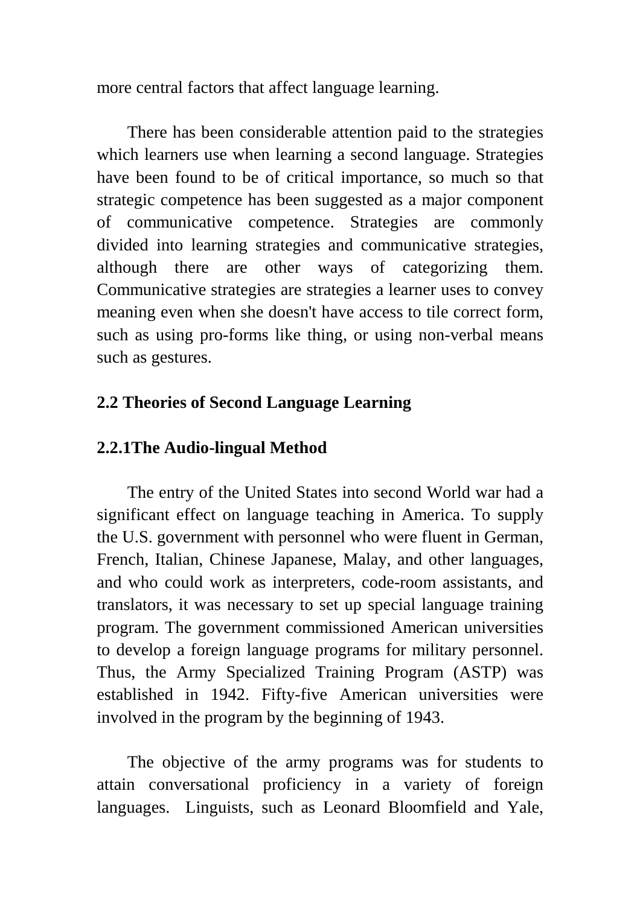more central factors that affect language learning.

There has been considerable attention paid to the strategies which learners use when learning a second language. Strategies have been found to be of critical importance, so much so that strategic competence has been suggested as a major component of communicative competence. Strategies are commonly divided into learning strategies and communicative strategies, although there are other ways of categorizing them. Communicative strategies are strategies a learner uses to convey meaning even when she doesn't have access to tile correct form, such as using pro-forms like thing, or using non-verbal means such as gestures.

## 2.2 Theories of Second Language Learning

### 2.2.1The Audio-lingual Method

The entry of the United States into second World war had a significant effect on language teaching in America. To supply the U.S. government with personnel who were fluent in German, French, Italian, Chinese Japanese, Malay, and other languages, and who could work as interpreters, code-room assistants, and translators, it was necessary to set up special language training program. The government commissioned American universities to develop a foreign language programs for military personnel. Thus, the Army Specialized Training Program (ASTP) was established in 1942. Fifty-five American universities were involved in the program by the beginning of 1943.

The objective of the army programs was for students to attain conversational proficiency in a variety of foreign languages. Linguists, such as Leonard Bloomfield and Yale,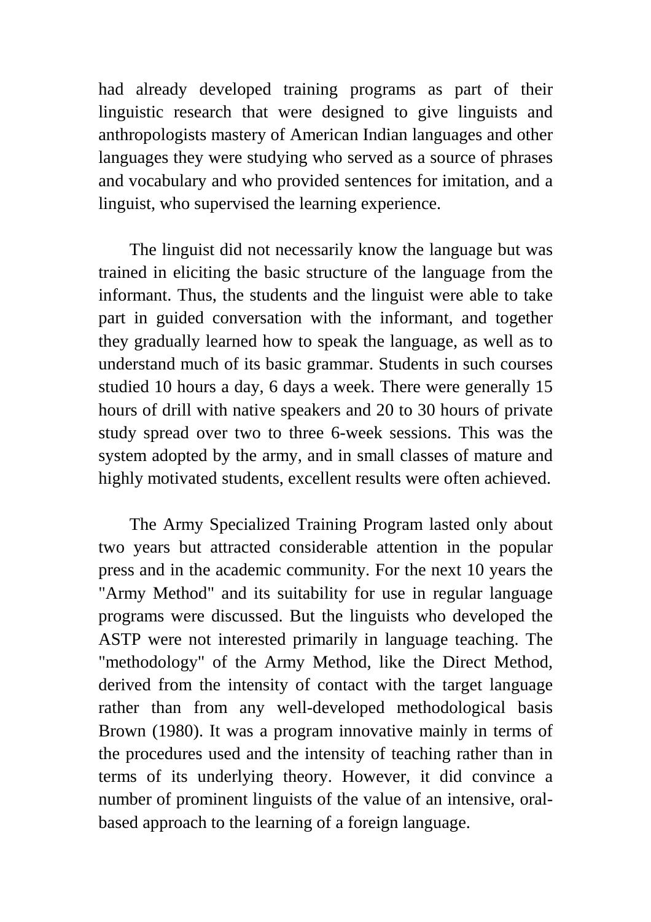had already developed training programs as part of their linguistic research that were designed to give linguists and anthropologists mastery of American Indian languages and other languages they were studying who served as a source of phrases and vocabulary and who provided sentences for imitation, and a linguist, who supervised the learning experience.

The linguist did not necessarily know the language but was trained in eliciting the basic structure of the language from the informant. Thus, the students and the linguist were able to take part in guided conversation with the informant, and together they gradually learned how to speak the language, as well as to understand much of its basic grammar. Students in such courses studied 10 hours a day, 6 days a week. There were generally 15 hours of drill with native speakers and 20 to 30 hours of private study spread over two to three 6-week sessions. This was the system adopted by the army, and in small classes of mature and highly motivated students, excellent results were often achieved.

The Army Specialized Training Program lasted only about two years but attracted considerable attention in the popular press and in the academic community. For the next 10 years the "Army Method" and its suitability for use in regular language programs were discussed. But the linguists who developed the ASTP were not interested primarily in language teaching. The "methodology" of the Army Method, like the Direct Method, derived from the intensity of contact with the target language rather than from any well-developed methodological basis Brown (1980). It was a program innovative mainly in terms of the procedures used and the intensity of teaching rather than in terms of its underlying theory. However, it did convince a number of prominent linguists of the value of an intensive, oral-based approach to the learning of a foreign language.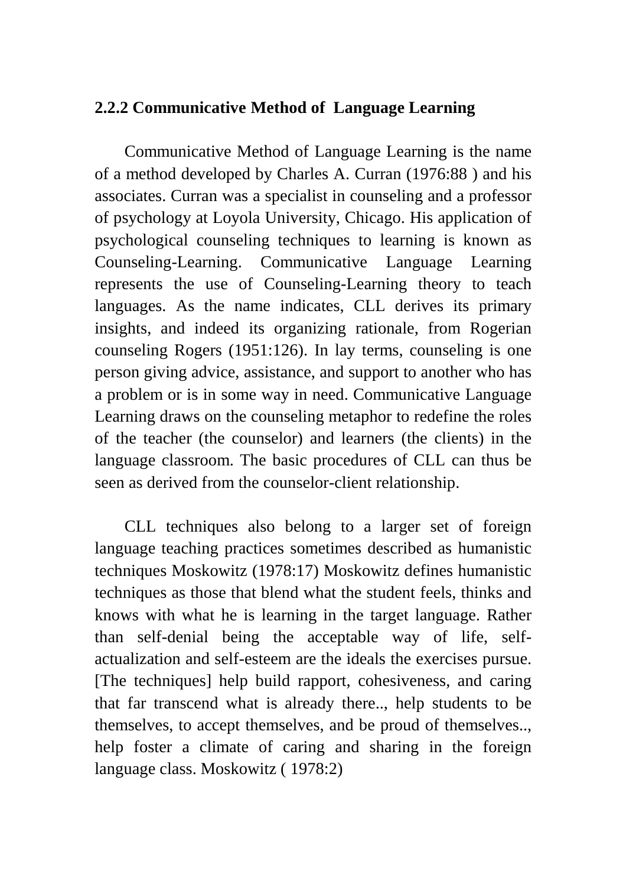### 2.2.2 Communicative Method of Language Learning

Communicative Method of Language Learning is the name of a method developed by Charles A. Curran (1976:88 ) and his associates. Curran was a specialist in counseling and a professor of psychology at Loyola University, Chicago. His application of psychological counseling techniques to learning is known as Counseling-Learning. Communicative Language Learning represents the use of Counseling-Learning theory to teach languages. As the name indicates, CLL derives its primary insights, and indeed its organizing rationale, from Rogerian counseling Rogers (1951:126). In lay terms, counseling is one person giving advice, assistance, and support to another who has a problem or is in some way in need. Communicative Language Learning draws on the counseling metaphor to redefine the roles of the teacher (the counselor) and learners (the clients) in the language classroom. The basic procedures of CLL can thus be seen as derived from the counselor-client relationship.

CLL techniques also belong to a larger set of foreign language teaching practices sometimes described as humanistic techniques Moskowitz (1978:17) Moskowitz defines humanistic techniques as those that blend what the student feels, thinks and knows with what he is learning in the target language. Rather than self-denial being the acceptable way of life, self-actualization and self-esteem are the ideals the exercises pursue. [The techniques] help build rapport, cohesiveness, and caring that far transcend what is already there.., help students to be themselves, to accept themselves, and be proud of themselves.., help foster a climate of caring and sharing in the foreign language class. Moskowitz ( 1978:2)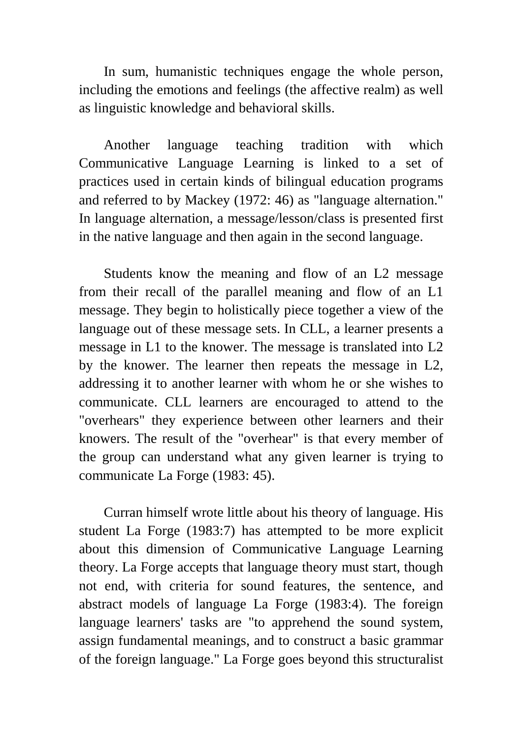In sum, humanistic techniques engage the whole person, including the emotions and feelings (the affective realm) as well as linguistic knowledge and behavioral skills.

Another language teaching tradition with which Communicative Language Learning is linked to a set of practices used in certain kinds of bilingual education programs and referred to by Mackey (1972: 46) as "language alternation." In language alternation, a message/lesson/class is presented first in the native language and then again in the second language.

Students know the meaning and flow of an L2 message from their recall of the parallel meaning and flow of an L1 message. They begin to holistically piece together a view of the language out of these message sets. In CLL, a learner presents a message in L1 to the knower. The message is translated into L2 by the knower. The learner then repeats the message in L2, addressing it to another learner with whom he or she wishes to communicate. CLL learners are encouraged to attend to the "overhears" they experience between other learners and their knowers. The result of the "overhear" is that every member of the group can understand what any given learner is trying to communicate La Forge (1983: 45).

Curran himself wrote little about his theory of language. His student La Forge (1983:7) has attempted to be more explicit about this dimension of Communicative Language Learning theory. La Forge accepts that language theory must start, though not end, with criteria for sound features, the sentence, and abstract models of language La Forge (1983:4). The foreign language learners' tasks are "to apprehend the sound system, assign fundamental meanings, and to construct a basic grammar of the foreign language." La Forge goes beyond this structuralist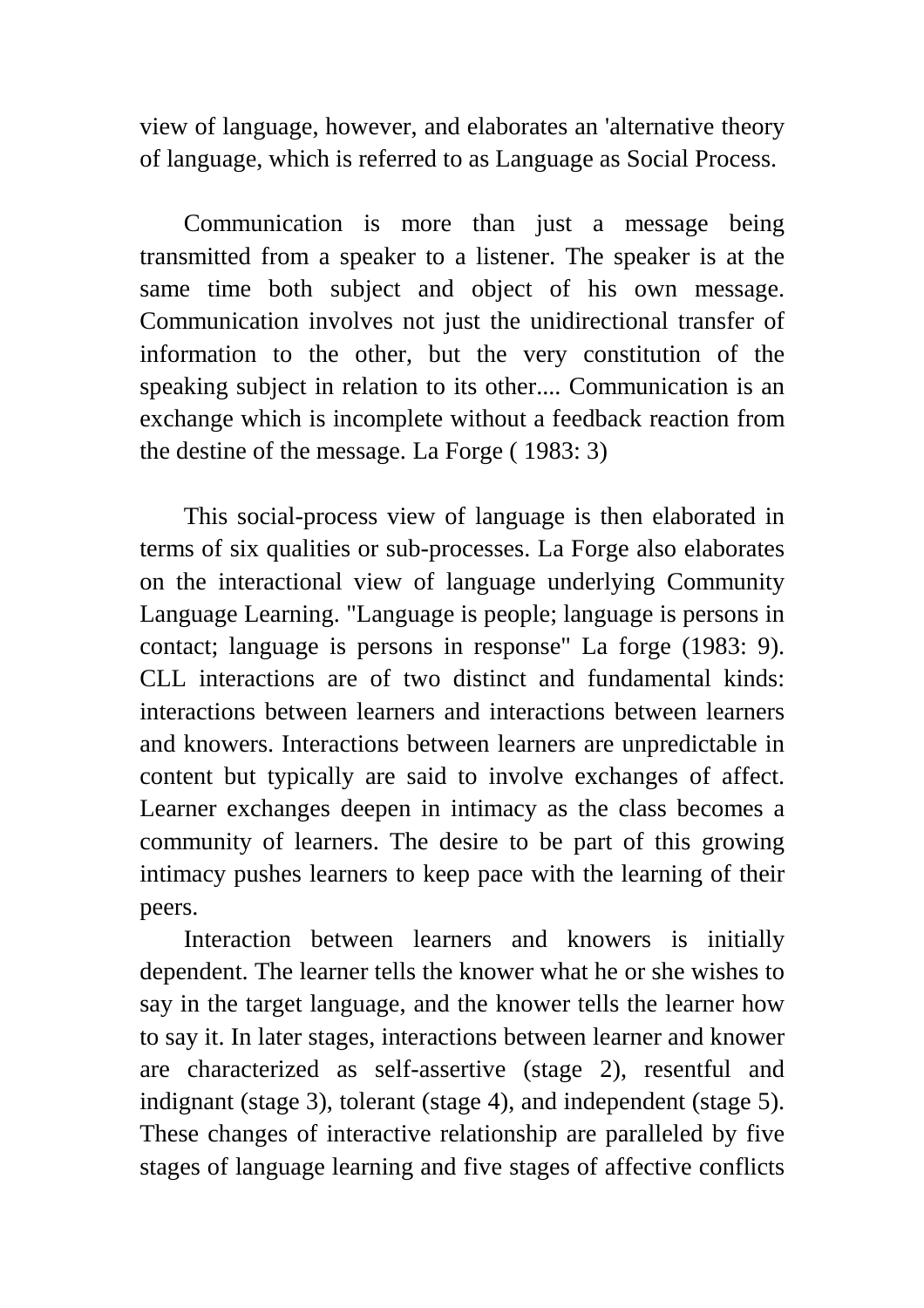view of language, however, and elaborates an 'alternative theory of language, which is referred to as Language as Social Process.

Communication is more than just a message being transmitted from a speaker to a listener. The speaker is at the same time both subject and object of his own message. Communication involves not just the unidirectional transfer of information to the other, but the very constitution of the speaking subject in relation to its other.... Communication is an exchange which is incomplete without a feedback reaction from the destine of the message. La Forge ( 1983: 3)

This social-process view of language is then elaborated in terms of six qualities or sub-processes. La Forge also elaborates on the interactional view of language underlying Community Language Learning. "Language is people; language is persons in contact; language is persons in response" La forge (1983: 9). CLL interactions are of two distinct and fundamental kinds: interactions between learners and interactions between learners and knowers. Interactions between learners are unpredictable in content but typically are said to involve exchanges of affect. Learner exchanges deepen in intimacy as the class becomes a community of learners. The desire to be part of this growing intimacy pushes learners to keep pace with the learning of their peers.

Interaction between learners and knowers is initially dependent. The learner tells the knower what he or she wishes to say in the target language, and the knower tells the learner how to say it. In later stages, interactions between learner and knower are characterized as self-assertive (stage 2), resentful and indignant (stage 3), tolerant (stage 4), and independent (stage 5). These changes of interactive relationship are paralleled by five stages of language learning and five stages of affective conflicts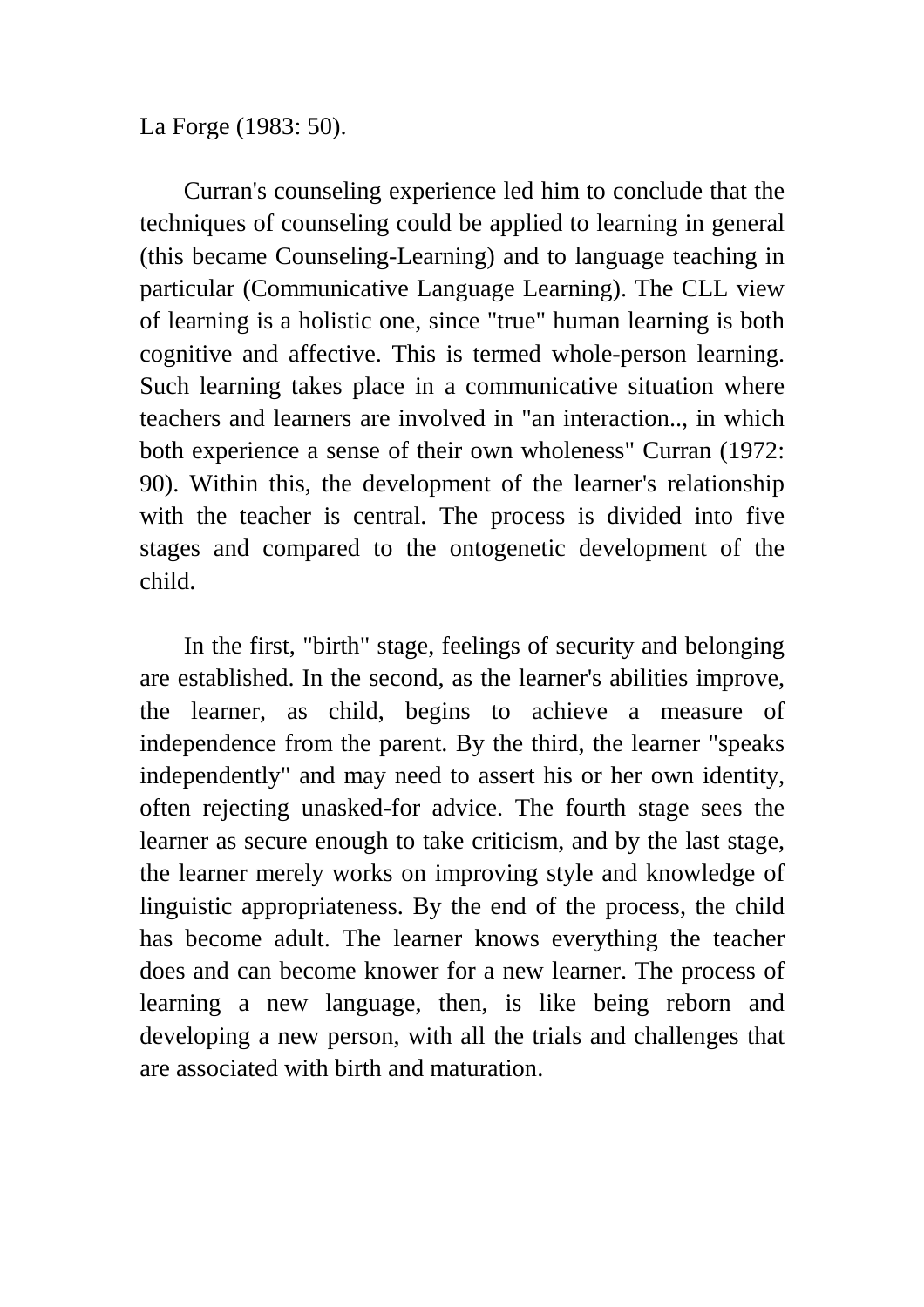La Forge (1983: 50).

Curran's counseling experience led him to conclude that the techniques of counseling could be applied to learning in general (this became Counseling-Learning) and to language teaching in particular (Communicative Language Learning). The CLL view of learning is a holistic one, since "true" human learning is both cognitive and affective. This is termed whole-person learning. Such learning takes place in a communicative situation where teachers and learners are involved in "an interaction.., in which both experience a sense of their own wholeness" Curran (1972: 90). Within this, the development of the learner's relationship with the teacher is central. The process is divided into five stages and compared to the ontogenetic development of the child.

In the first, "birth" stage, feelings of security and belonging are established. In the second, as the learner's abilities improve, the learner, as child, begins to achieve a measure of independence from the parent. By the third, the learner "speaks independently" and may need to assert his or her own identity, often rejecting unasked-for advice. The fourth stage sees the learner as secure enough to take criticism, and by the last stage, the learner merely works on improving style and knowledge of linguistic appropriateness. By the end of the process, the child has become adult. The learner knows everything the teacher does and can become knower for a new learner. The process of learning a new language, then, is like being reborn and developing a new person, with all the trials and challenges that are associated with birth and maturation.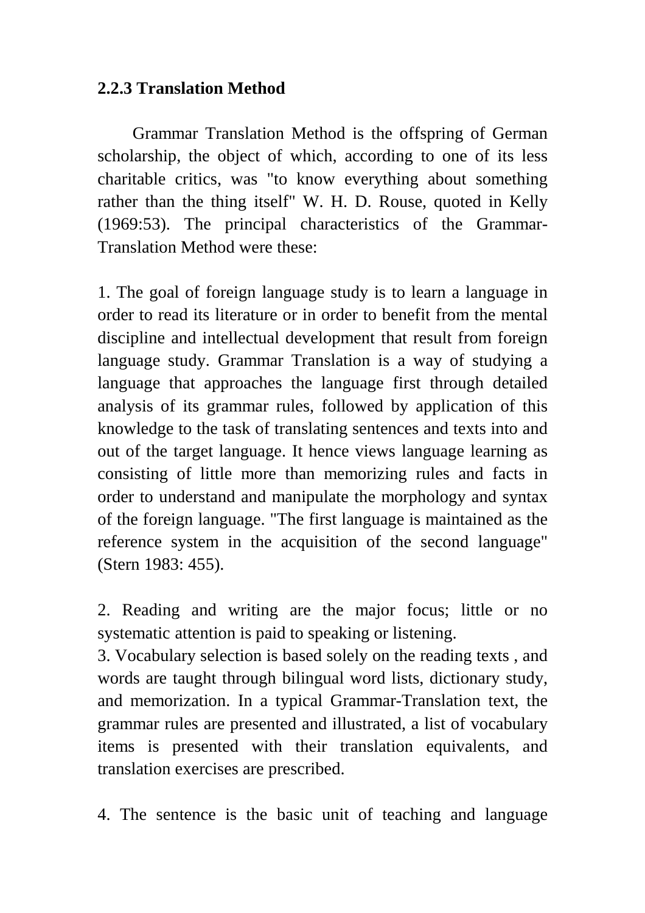### 2.2.3 Translation Method

Grammar Translation Method is the offspring of German scholarship, the object of which, according to one of its less charitable critics, was "to know everything about something rather than the thing itself" W. H. D. Rouse, quoted in Kelly (1969:53). The principal characteristics of the Grammar-Translation Method were these:

1. The goal of foreign language study is to learn a language in order to read its literature or in order to benefit from the mental discipline and intellectual development that result from foreign language study. Grammar Translation is a way of studying a language that approaches the language first through detailed analysis of its grammar rules, followed by application of this knowledge to the task of translating sentences and texts into and out of the target language. It hence views language learning as consisting of little more than memorizing rules and facts in order to understand and manipulate the morphology and syntax of the foreign language. "The first language is maintained as the reference system in the acquisition of the second language" (Stern 1983: 455).

2. Reading and writing are the major focus; little or no systematic attention is paid to speaking or listening.

3. Vocabulary selection is based solely on the reading texts , and words are taught through bilingual word lists, dictionary study, and memorization. In a typical Grammar-Translation text, the grammar rules are presented and illustrated, a list of vocabulary items is presented with their translation equivalents, and translation exercises are prescribed.

4. The sentence is the basic unit of teaching and language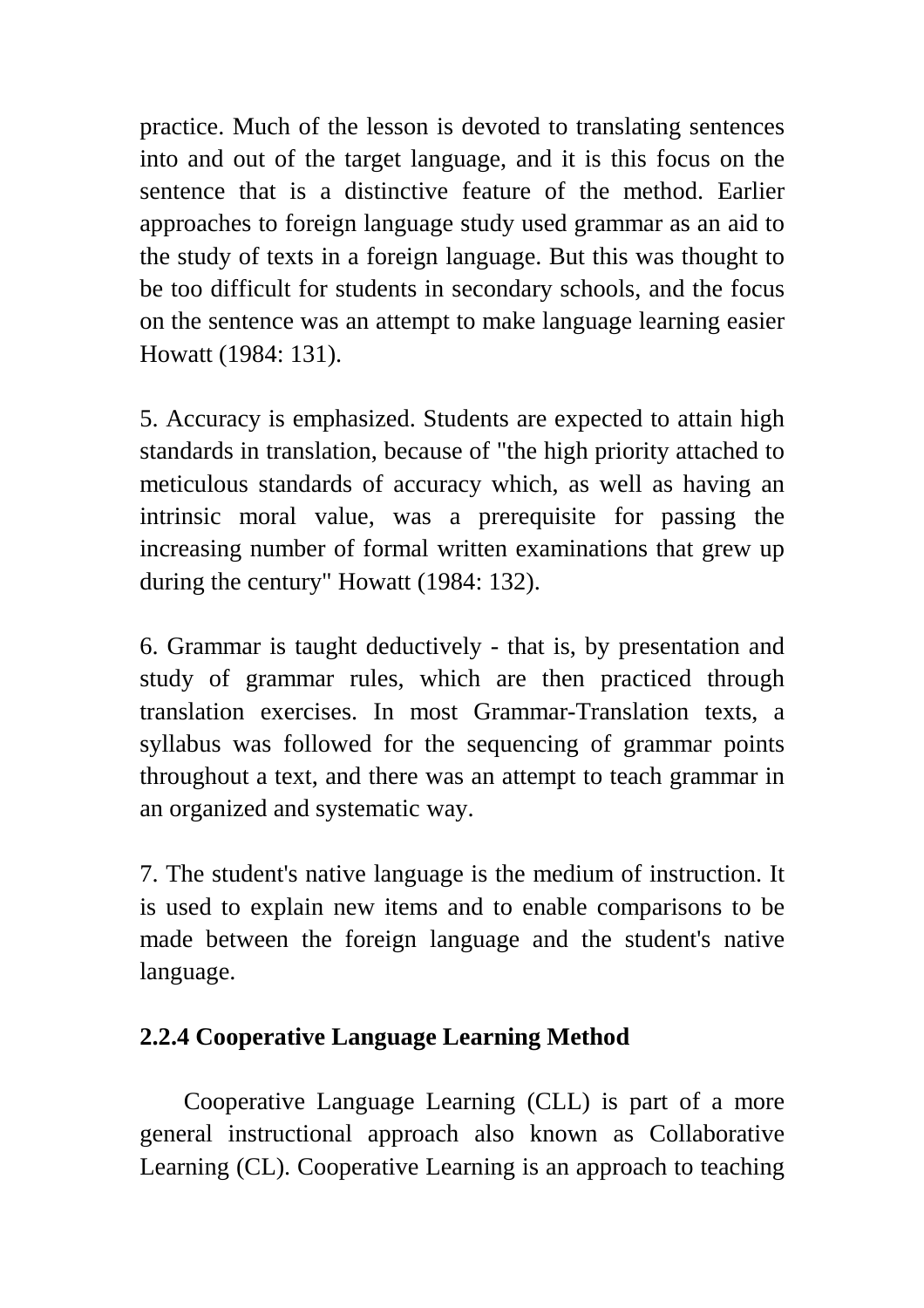practice. Much of the lesson is devoted to translating sentences into and out of the target language, and it is this focus on the sentence that is a distinctive feature of the method. Earlier approaches to foreign language study used grammar as an aid to the study of texts in a foreign language. But this was thought to be too difficult for students in secondary schools, and the focus on the sentence was an attempt to make language learning easier Howatt (1984: 131).

5. Accuracy is emphasized. Students are expected to attain high standards in translation, because of "the high priority attached to meticulous standards of accuracy which, as well as having an intrinsic moral value, was a prerequisite for passing the increasing number of formal written examinations that grew up during the century" Howatt (1984: 132).

6. Grammar is taught deductively - that is, by presentation and study of grammar rules, which are then practiced through translation exercises. In most Grammar-Translation texts, a syllabus was followed for the sequencing of grammar points throughout a text, and there was an attempt to teach grammar in an organized and systematic way.

7. The student's native language is the medium of instruction. It is used to explain new items and to enable comparisons to be made between the foreign language and the student's native language.

### 2.2.4 Cooperative Language Learning Method

Cooperative Language Learning (CLL) is part of a more general instructional approach also known as Collaborative Learning (CL). Cooperative Learning is an approach to teaching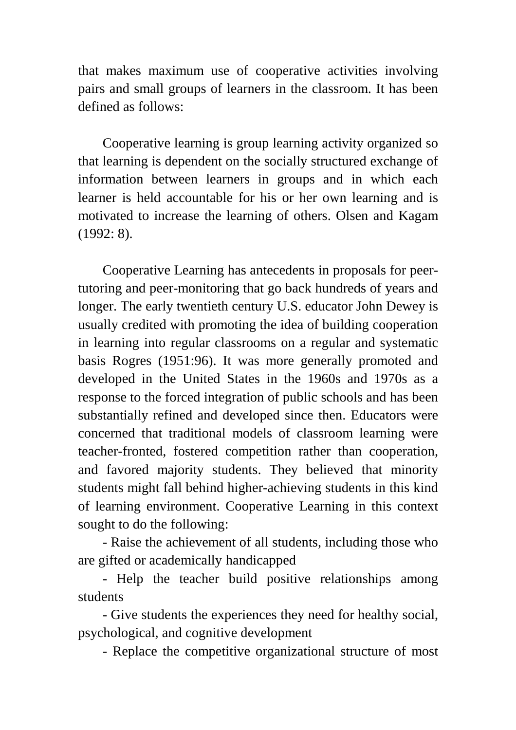that makes maximum use of cooperative activities involving pairs and small groups of learners in the classroom. It has been defined as follows:

Cooperative learning is group learning activity organized so that learning is dependent on the socially structured exchange of information between learners in groups and in which each learner is held accountable for his or her own learning and is motivated to increase the learning of others. Olsen and Kagam (1992: 8).

Cooperative Learning has antecedents in proposals for peer-tutoring and peer-monitoring that go back hundreds of years and longer. The early twentieth century U.S. educator John Dewey is usually credited with promoting the idea of building cooperation in learning into regular classrooms on a regular and systematic basis Rogres (1951:96). It was more generally promoted and developed in the United States in the 1960s and 1970s as a response to the forced integration of public schools and has been substantially refined and developed since then. Educators were concerned that traditional models of classroom learning were teacher-fronted, fostered competition rather than cooperation, and favored majority students. They believed that minority students might fall behind higher-achieving students in this kind of learning environment. Cooperative Learning in this context sought to do the following:

- Raise the achievement of all students, including those who are gifted or academically handicapped
- Help the teacher build positive relationships among students
- Give students the experiences they need for healthy social, psychological, and cognitive development
- Replace the competitive organizational structure of most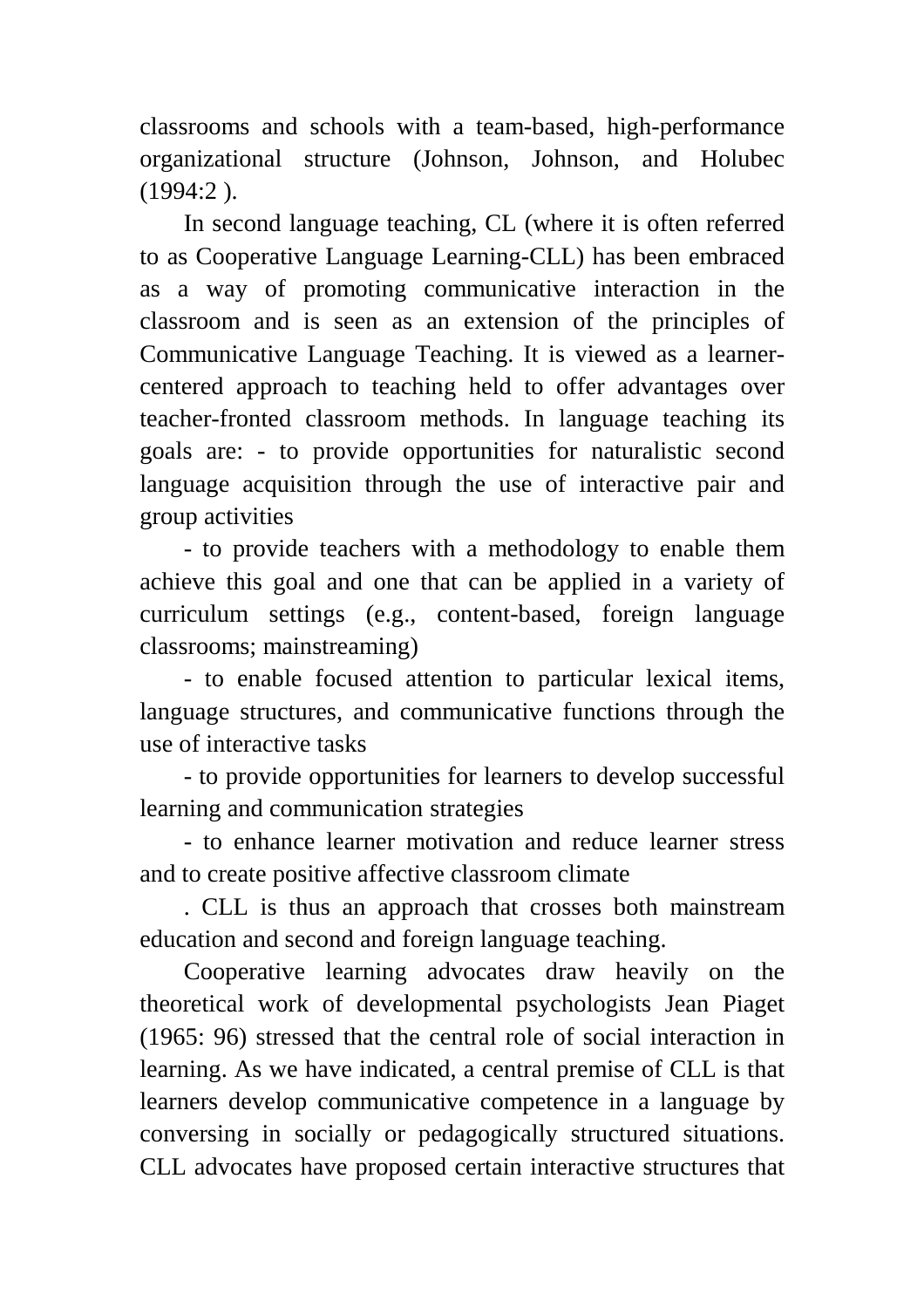classrooms and schools with a team-based, high-performance organizational structure (Johnson, Johnson, and Holubec (1994:2 ).

In second language teaching, CL (where it is often referred to as Cooperative Language Learning-CLL) has been embraced as a way of promoting communicative interaction in the classroom and is seen as an extension of the principles of Communicative Language Teaching. It is viewed as a learner-centered approach to teaching held to offer advantages over teacher-fronted classroom methods. In language teaching its goals are: - to provide opportunities for naturalistic second language acquisition through the use of interactive pair and group activities

- to provide teachers with a methodology to enable them achieve this goal and one that can be applied in a variety of curriculum settings (e.g., content-based, foreign language classrooms; mainstreaming)

- to enable focused attention to particular lexical items, language structures, and communicative functions through the use of interactive tasks

- to provide opportunities for learners to develop successful learning and communication strategies

- to enhance learner motivation and reduce learner stress and to create positive affective classroom climate

. CLL is thus an approach that crosses both mainstream education and second and foreign language teaching.

Cooperative learning advocates draw heavily on the theoretical work of developmental psychologists Jean Piaget (1965: 96) stressed that the central role of social interaction in learning. As we have indicated, a central premise of CLL is that learners develop communicative competence in a language by conversing in socially or pedagogically structured situations. CLL advocates have proposed certain interactive structures that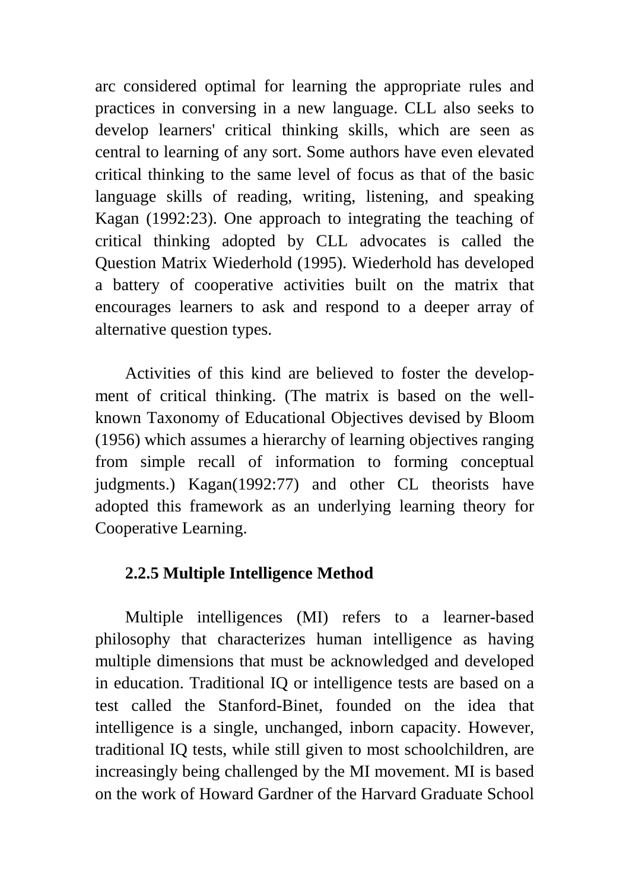arc considered optimal for learning the appropriate rules and practices in conversing in a new language. CLL also seeks to develop learners' critical thinking skills, which are seen as central to learning of any sort. Some authors have even elevated critical thinking to the same level of focus as that of the basic language skills of reading, writing, listening, and speaking Kagan (1992:23). One approach to integrating the teaching of critical thinking adopted by CLL advocates is called the Question Matrix Wiederhold (1995). Wiederhold has developed a battery of cooperative activities built on the matrix that encourages learners to ask and respond to a deeper array of alternative question types.

Activities of this kind are believed to foster the development of critical thinking. (The matrix is based on the well-known Taxonomy of Educational Objectives devised by Bloom (1956) which assumes a hierarchy of learning objectives ranging from simple recall of information to forming conceptual judgments.) Kagan(1992:77) and other CL theorists have adopted this framework as an underlying learning theory for Cooperative Learning.

### 2.2.5 Multiple Intelligence Method

Multiple intelligences (MI) refers to a learner-based philosophy that characterizes human intelligence as having multiple dimensions that must be acknowledged and developed in education. Traditional IQ or intelligence tests are based on a test called the Stanford-Binet, founded on the idea that intelligence is a single, unchanged, inborn capacity. However, traditional IQ tests, while still given to most schoolchildren, are increasingly being challenged by the MI movement. MI is based on the work of Howard Gardner of the Harvard Graduate School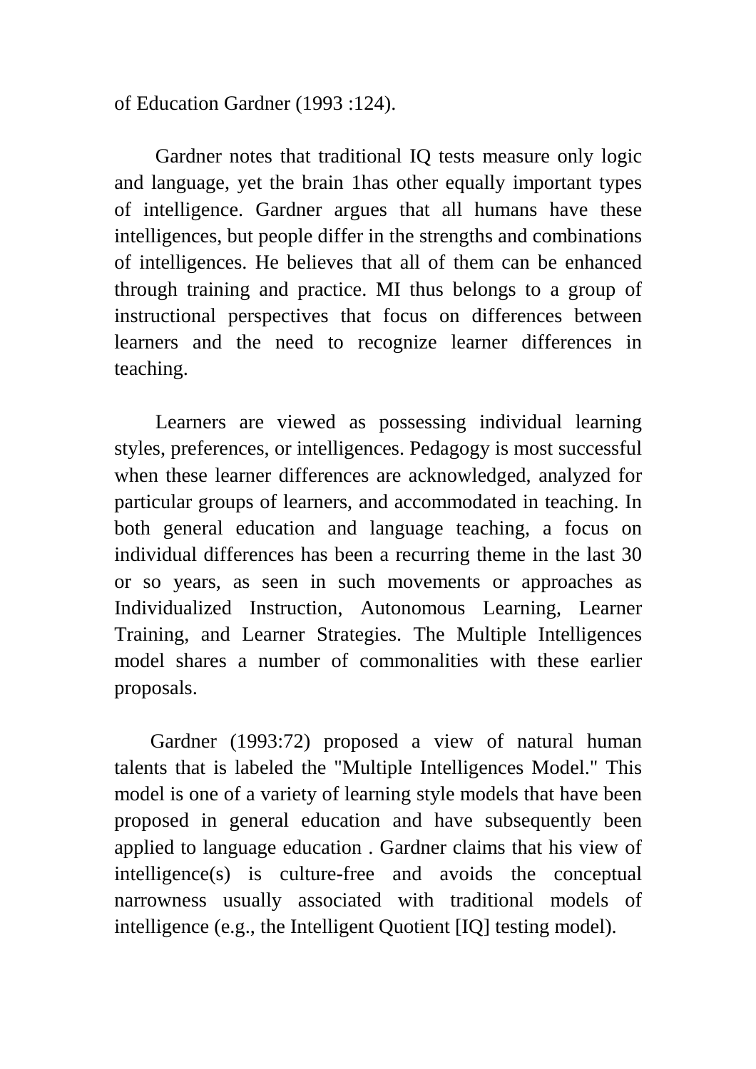of Education Gardner (1993 :124).

Gardner notes that traditional IQ tests measure only logic and language, yet the brain 1has other equally important types of intelligence. Gardner argues that all humans have these intelligences, but people differ in the strengths and combinations of intelligences. He believes that all of them can be enhanced through training and practice. MI thus belongs to a group of instructional perspectives that focus on differences between learners and the need to recognize learner differences in teaching.

Learners are viewed as possessing individual learning styles, preferences, or intelligences. Pedagogy is most successful when these learner differences are acknowledged, analyzed for particular groups of learners, and accommodated in teaching. In both general education and language teaching, a focus on individual differences has been a recurring theme in the last 30 or so years, as seen in such movements or approaches as Individualized Instruction, Autonomous Learning, Learner Training, and Learner Strategies. The Multiple Intelligences model shares a number of commonalities with these earlier proposals.

Gardner (1993:72) proposed a view of natural human talents that is labeled the "Multiple Intelligences Model." This model is one of a variety of learning style models that have been proposed in general education and have subsequently been applied to language education . Gardner claims that his view of intelligence(s) is culture-free and avoids the conceptual narrowness usually associated with traditional models of intelligence (e.g., the Intelligent Quotient [IQ] testing model).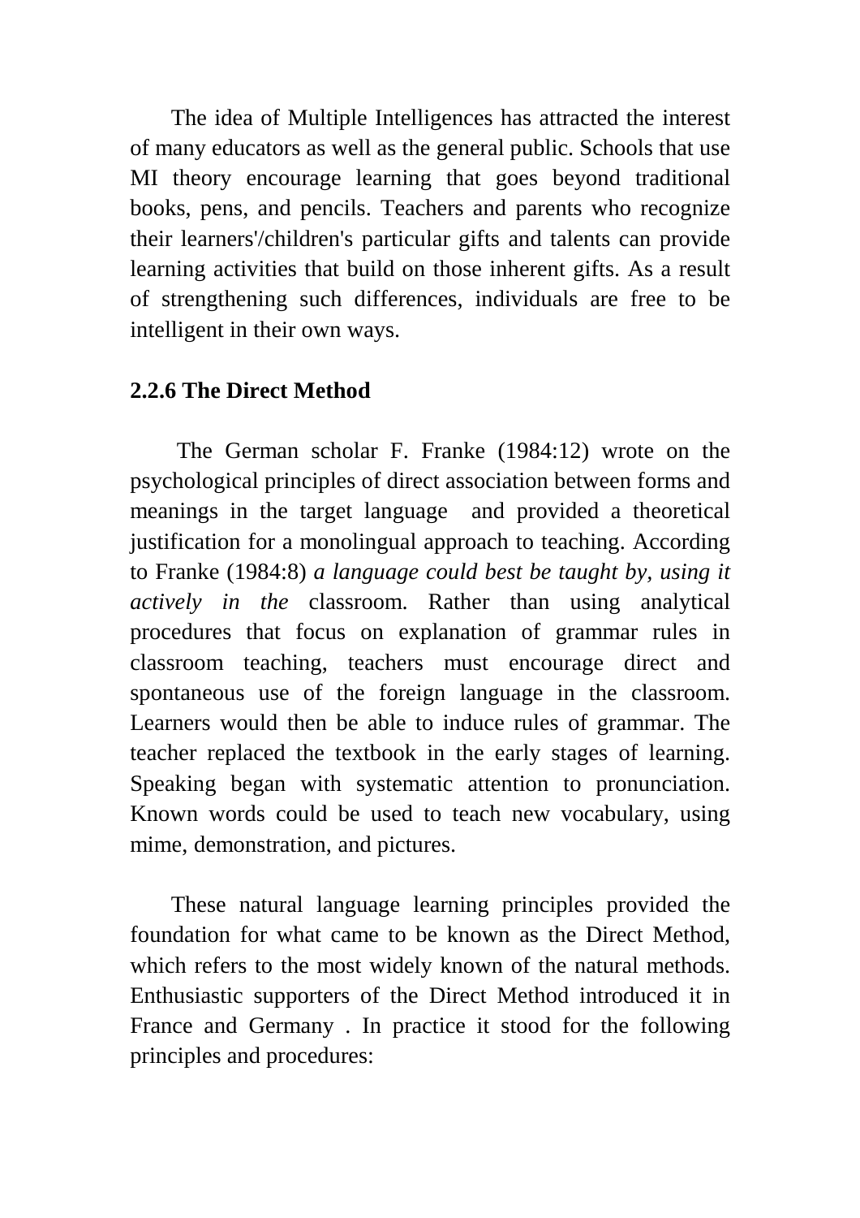The idea of Multiple Intelligences has attracted the interest of many educators as well as the general public. Schools that use MI theory encourage learning that goes beyond traditional books, pens, and pencils. Teachers and parents who recognize their learners'/children's particular gifts and talents can provide learning activities that build on those inherent gifts. As a result of strengthening such differences, individuals are free to be intelligent in their own ways.

### 2.2.6 The Direct Method

The German scholar F. Franke (1984:12) wrote on the psychological principles of direct association between forms and meanings in the target language and provided a theoretical justification for a monolingual approach to teaching. According to Franke (1984:8) *a language could best be taught by, using it actively in the* classroom. Rather than using analytical procedures that focus on explanation of grammar rules in classroom teaching, teachers must encourage direct and spontaneous use of the foreign language in the classroom. Learners would then be able to induce rules of grammar. The teacher replaced the textbook in the early stages of learning. Speaking began with systematic attention to pronunciation. Known words could be used to teach new vocabulary, using mime, demonstration, and pictures.

These natural language learning principles provided the foundation for what came to be known as the Direct Method, which refers to the most widely known of the natural methods. Enthusiastic supporters of the Direct Method introduced it in France and Germany . In practice it stood for the following principles and procedures: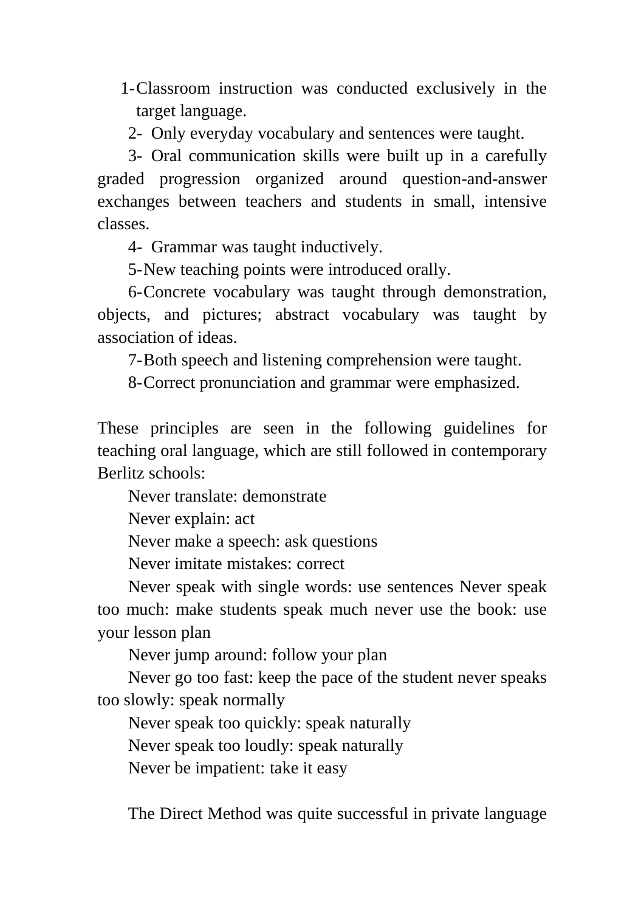1- Classroom instruction was conducted exclusively in the target language.
2- Only everyday vocabulary and sentences were taught.
3- Oral communication skills were built up in a carefully graded progression organized around question-and-answer exchanges between teachers and students in small, intensive classes.
4- Grammar was taught inductively.
5- New teaching points were introduced orally.
6- Concrete vocabulary was taught through demonstration, objects, and pictures; abstract vocabulary was taught by association of ideas.
7- Both speech and listening comprehension were taught.
8- Correct pronunciation and grammar were emphasized.

These principles are seen in the following guidelines for teaching oral language, which are still followed in contemporary Berlitz schools:

Never translate: demonstrate

Never explain: act

Never make a speech: ask questions

Never imitate mistakes: correct

Never speak with single words: use sentences Never speak too much: make students speak much never use the book: use your lesson plan

Never jump around: follow your plan

Never go too fast: keep the pace of the student never speaks too slowly: speak normally

Never speak too quickly: speak naturally

Never speak too loudly: speak naturally

Never be impatient: take it easy

The Direct Method was quite successful in private language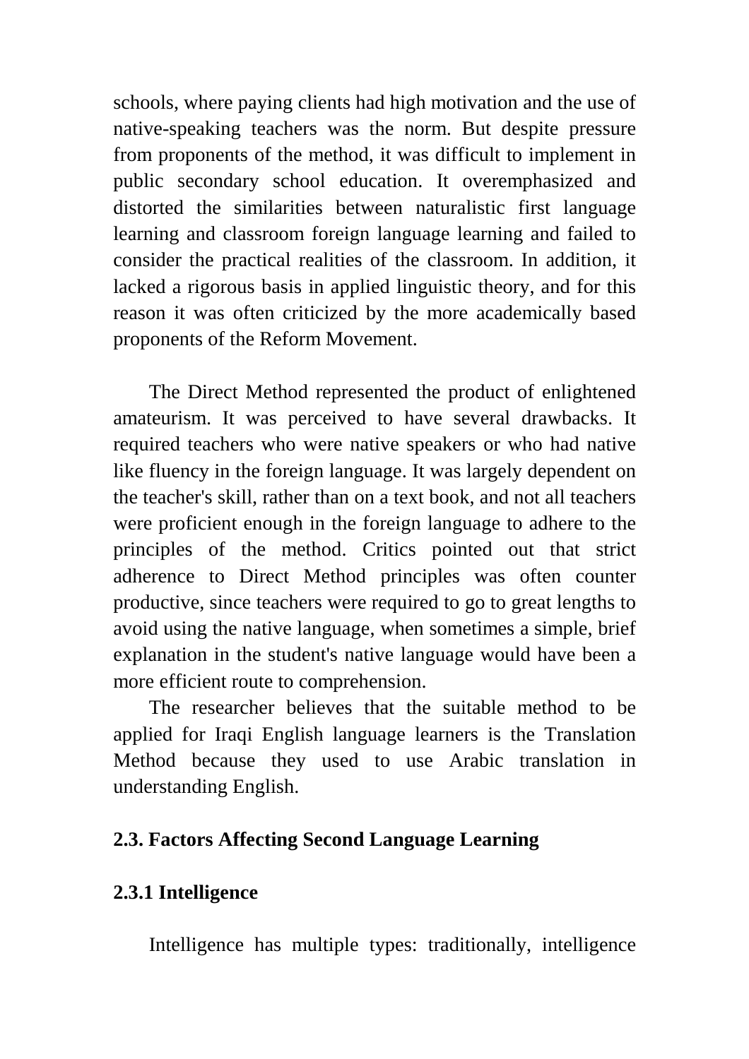schools, where paying clients had high motivation and the use of native-speaking teachers was the norm. But despite pressure from proponents of the method, it was difficult to implement in public secondary school education. It overemphasized and distorted the similarities between naturalistic first language learning and classroom foreign language learning and failed to consider the practical realities of the classroom. In addition, it lacked a rigorous basis in applied linguistic theory, and for this reason it was often criticized by the more academically based proponents of the Reform Movement.

The Direct Method represented the product of enlightened amateurism. It was perceived to have several drawbacks. It required teachers who were native speakers or who had native like fluency in the foreign language. It was largely dependent on the teacher's skill, rather than on a text book, and not all teachers were proficient enough in the foreign language to adhere to the principles of the method. Critics pointed out that strict adherence to Direct Method principles was often counter productive, since teachers were required to go to great lengths to avoid using the native language, when sometimes a simple, brief explanation in the student's native language would have been a more efficient route to comprehension.

The researcher believes that the suitable method to be applied for Iraqi English language learners is the Translation Method because they used to use Arabic translation in understanding English.

## 2.3. Factors Affecting Second Language Learning

### 2.3.1 Intelligence

Intelligence has multiple types: traditionally, intelligence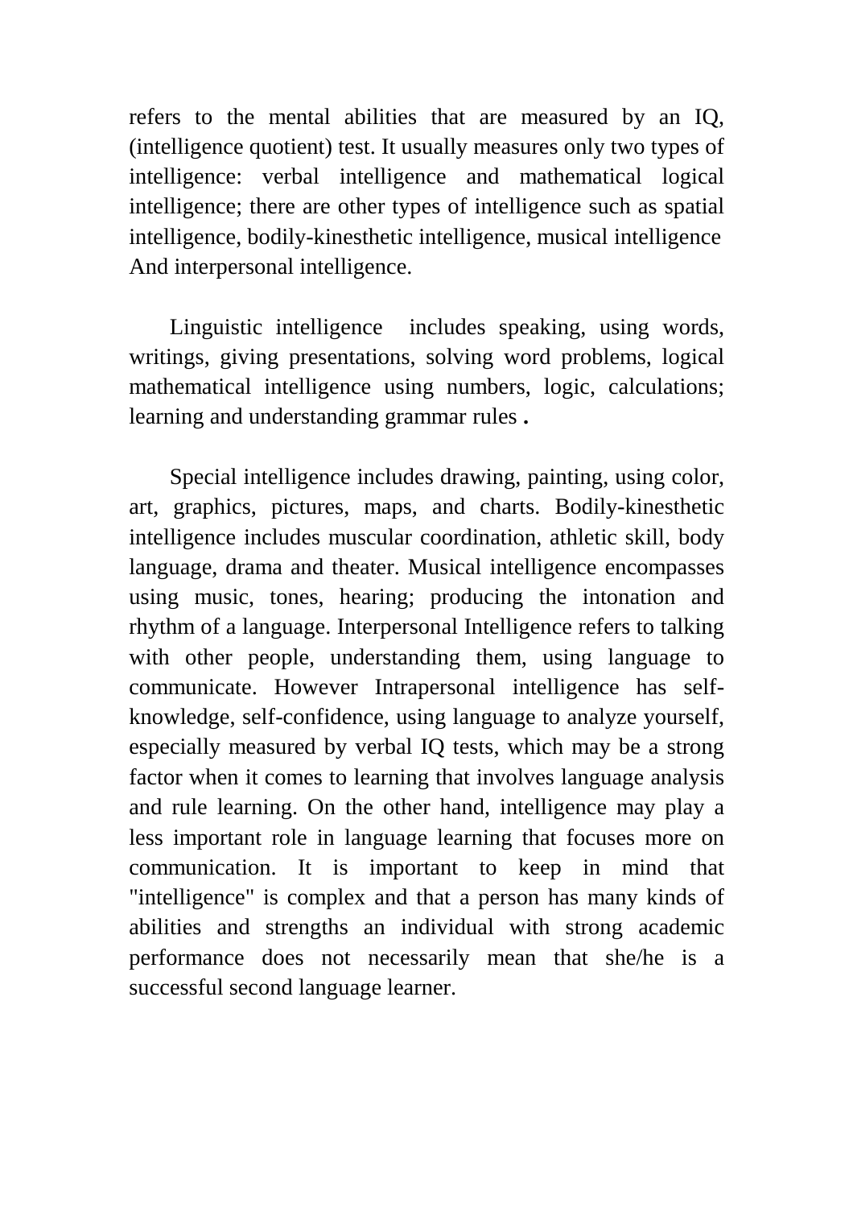refers to the mental abilities that are measured by an IQ, (intelligence quotient) test. It usually measures only two types of intelligence: verbal intelligence and mathematical logical intelligence; there are other types of intelligence such as spatial intelligence, bodily-kinesthetic intelligence, musical intelligence And interpersonal intelligence.

Linguistic intelligence includes speaking, using words, writings, giving presentations, solving word problems, logical mathematical intelligence using numbers, logic, calculations; learning and understanding grammar rules **.**

Special intelligence includes drawing, painting, using color, art, graphics, pictures, maps, and charts. Bodily-kinesthetic intelligence includes muscular coordination, athletic skill, body language, drama and theater. Musical intelligence encompasses using music, tones, hearing; producing the intonation and rhythm of a language. Interpersonal Intelligence refers to talking with other people, understanding them, using language to communicate. However Intrapersonal intelligence has self-knowledge, self-confidence, using language to analyze yourself, especially measured by verbal IQ tests, which may be a strong factor when it comes to learning that involves language analysis and rule learning. On the other hand, intelligence may play a less important role in language learning that focuses more on communication. It is important to keep in mind that "intelligence" is complex and that a person has many kinds of abilities and strengths an individual with strong academic performance does not necessarily mean that she/he is a successful second language learner.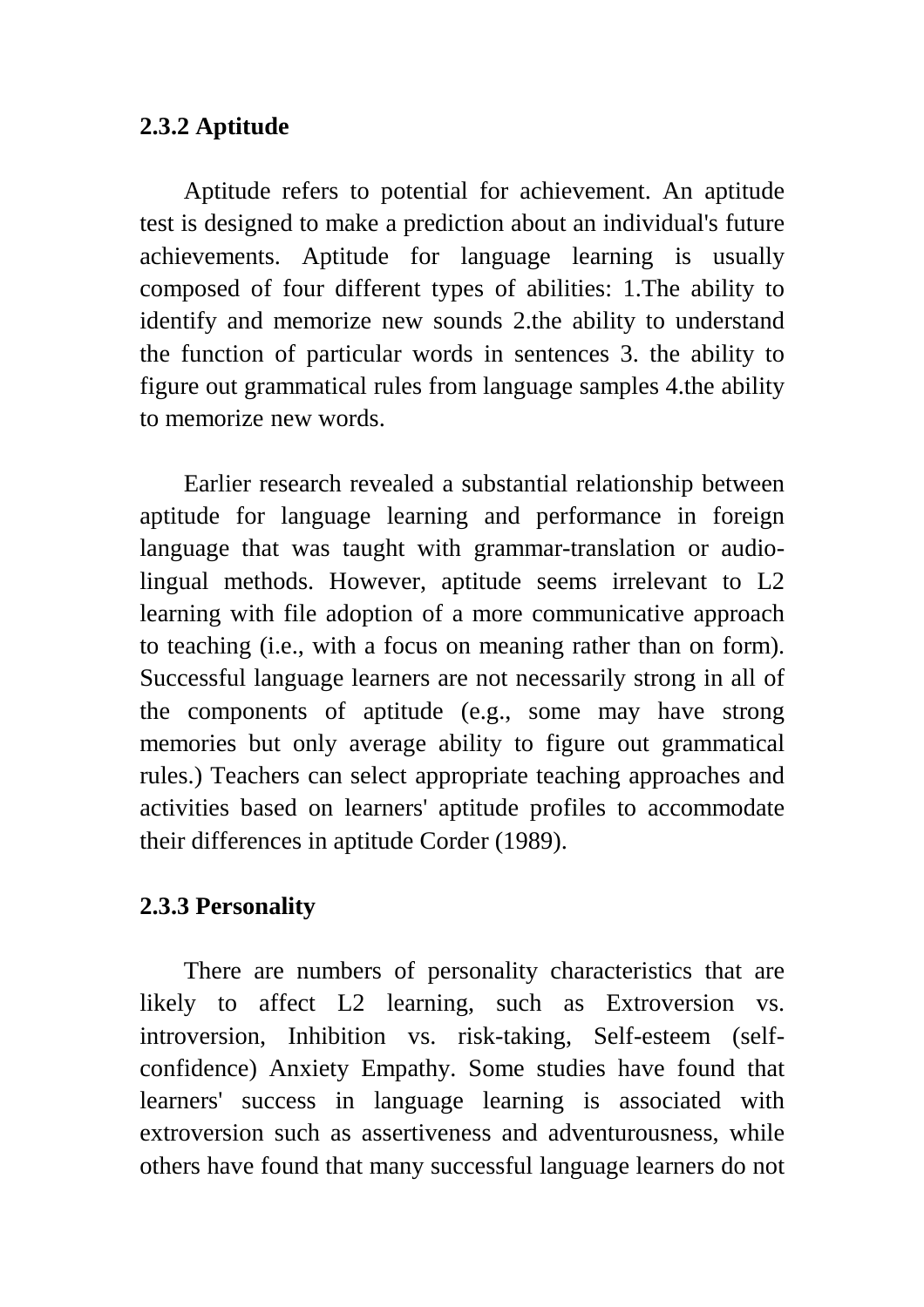### 2.3.2 Aptitude

Aptitude refers to potential for achievement. An aptitude test is designed to make a prediction about an individual's future achievements. Aptitude for language learning is usually composed of four different types of abilities: 1.The ability to identify and memorize new sounds 2.the ability to understand the function of particular words in sentences 3. the ability to figure out grammatical rules from language samples 4.the ability to memorize new words.

Earlier research revealed a substantial relationship between aptitude for language learning and performance in foreign language that was taught with grammar-translation or audio-lingual methods. However, aptitude seems irrelevant to L2 learning with file adoption of a more communicative approach to teaching (i.e., with a focus on meaning rather than on form). Successful language learners are not necessarily strong in all of the components of aptitude (e.g., some may have strong memories but only average ability to figure out grammatical rules.) Teachers can select appropriate teaching approaches and activities based on learners' aptitude profiles to accommodate their differences in aptitude Corder (1989).

### 2.3.3 Personality

There are numbers of personality characteristics that are likely to affect L2 learning, such as Extroversion vs. introversion, Inhibition vs. risk-taking, Self-esteem (self-confidence) Anxiety Empathy. Some studies have found that learners' success in language learning is associated with extroversion such as assertiveness and adventurousness, while others have found that many successful language learners do not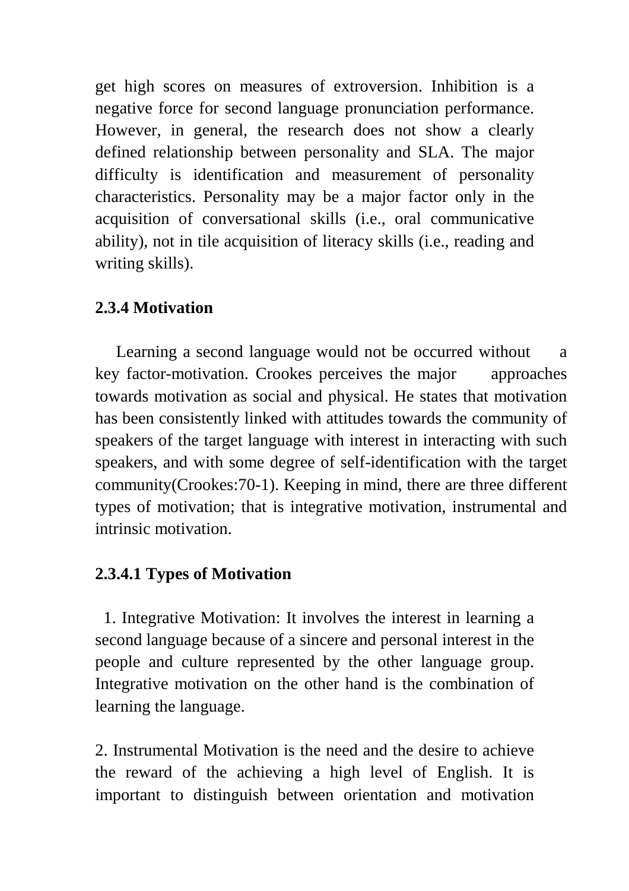get high scores on measures of extroversion. Inhibition is a negative force for second language pronunciation performance. However, in general, the research does not show a clearly defined relationship between personality and SLA. The major difficulty is identification and measurement of personality characteristics. Personality may be a major factor only in the acquisition of conversational skills (i.e., oral communicative ability), not in tile acquisition of literacy skills (i.e., reading and writing skills).

### 2.3.4 Motivation

Learning a second language would not be occurred without a key factor-motivation. Crookes perceives the major approaches towards motivation as social and physical. He states that motivation has been consistently linked with attitudes towards the community of speakers of the target language with interest in interacting with such speakers, and with some degree of self-identification with the target community(Crookes:70-1). Keeping in mind, there are three different types of motivation; that is integrative motivation, instrumental and intrinsic motivation.

#### 2.3.4.1 Types of Motivation

1. Integrative Motivation: It involves the interest in learning a second language because of a sincere and personal interest in the people and culture represented by the other language group. Integrative motivation on the other hand is the combination of learning the language.

2. Instrumental Motivation is the need and the desire to achieve the reward of the achieving a high level of English. It is important to distinguish between orientation and motivation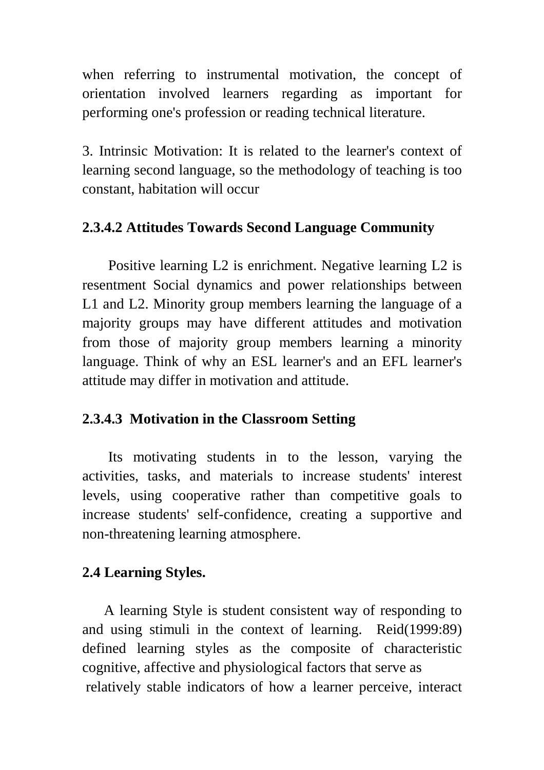when referring to instrumental motivation, the concept of orientation involved learners regarding as important for performing one's profession or reading technical literature.

3. Intrinsic Motivation: It is related to the learner's context of learning second language, so the methodology of teaching is too constant, habitation will occur

#### 2.3.4.2 Attitudes Towards Second Language Community

Positive learning L2 is enrichment. Negative learning L2 is resentment Social dynamics and power relationships between L1 and L2. Minority group members learning the language of a majority groups may have different attitudes and motivation from those of majority group members learning a minority language. Think of why an ESL learner's and an EFL learner's attitude may differ in motivation and attitude.

#### 2.3.4.3 Motivation in the Classroom Setting

Its motivating students in to the lesson, varying the activities, tasks, and materials to increase students' interest levels, using cooperative rather than competitive goals to increase students' self-confidence, creating a supportive and non-threatening learning atmosphere.

### 2.4 Learning Styles.

A learning Style is student consistent way of responding to and using stimuli in the context of learning. Reid(1999:89) defined learning styles as the composite of characteristic cognitive, affective and physiological factors that serve as relatively stable indicators of how a learner perceive, interact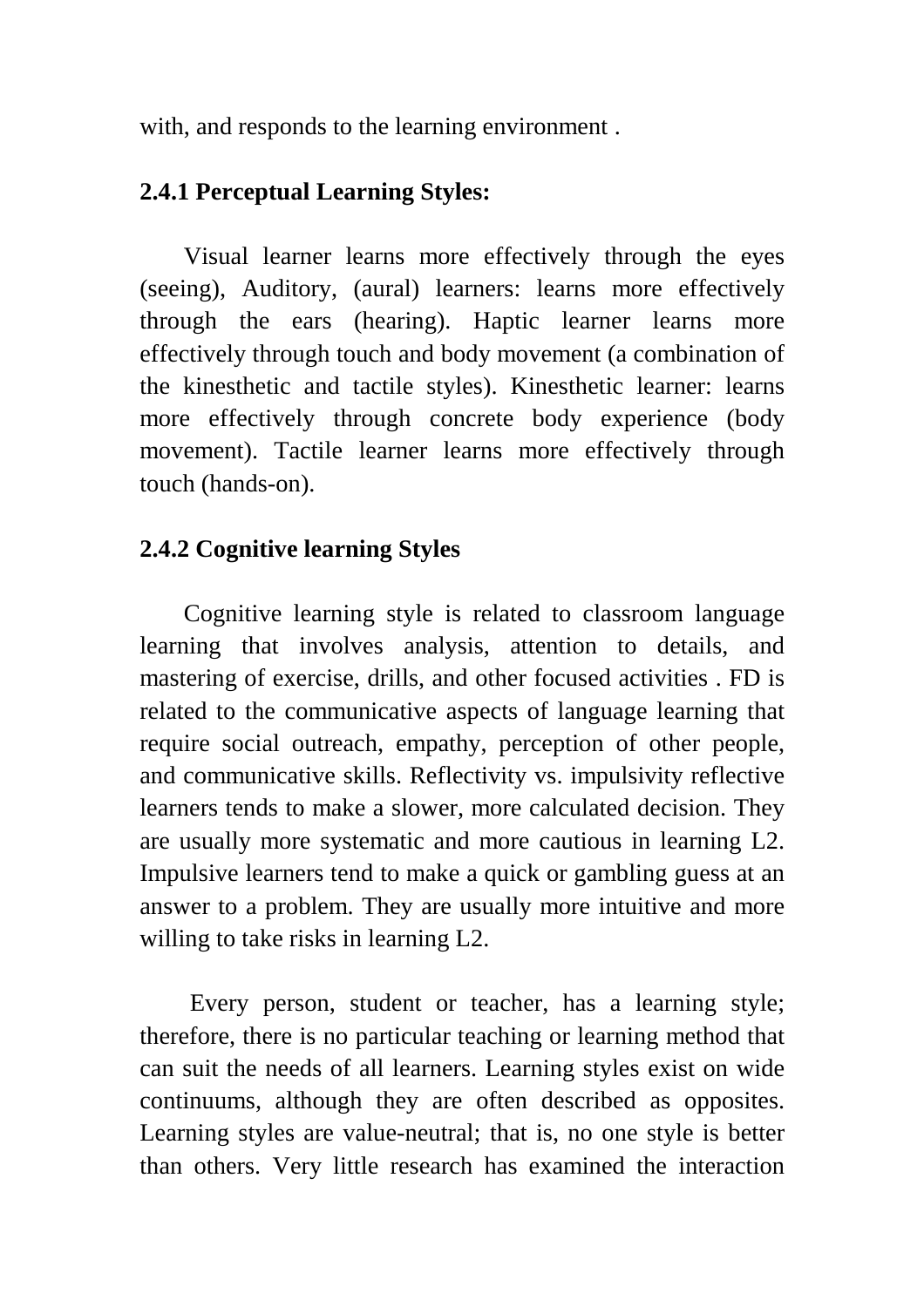with, and responds to the learning environment .

### 2.4.1 Perceptual Learning Styles:

Visual learner learns more effectively through the eyes (seeing), Auditory, (aural) learners: learns more effectively through the ears (hearing). Haptic learner learns more effectively through touch and body movement (a combination of the kinesthetic and tactile styles). Kinesthetic learner: learns more effectively through concrete body experience (body movement). Tactile learner learns more effectively through touch (hands-on).

### 2.4.2 Cognitive learning Styles

Cognitive learning style is related to classroom language learning that involves analysis, attention to details, and mastering of exercise, drills, and other focused activities . FD is related to the communicative aspects of language learning that require social outreach, empathy, perception of other people, and communicative skills. Reflectivity vs. impulsivity reflective learners tends to make a slower, more calculated decision. They are usually more systematic and more cautious in learning L2. Impulsive learners tend to make a quick or gambling guess at an answer to a problem. They are usually more intuitive and more willing to take risks in learning L2.

Every person, student or teacher, has a learning style; therefore, there is no particular teaching or learning method that can suit the needs of all learners. Learning styles exist on wide continuums, although they are often described as opposites. Learning styles are value-neutral; that is, no one style is better than others. Very little research has examined the interaction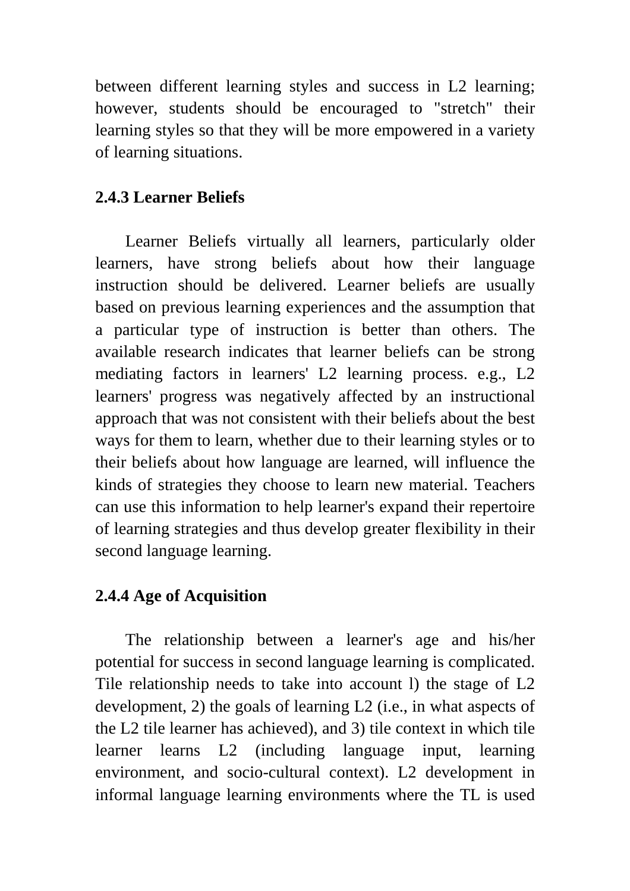between different learning styles and success in L2 learning; however, students should be encouraged to "stretch" their learning styles so that they will be more empowered in a variety of learning situations.

### 2.4.3 Learner Beliefs

Learner Beliefs virtually all learners, particularly older learners, have strong beliefs about how their language instruction should be delivered. Learner beliefs are usually based on previous learning experiences and the assumption that a particular type of instruction is better than others. The available research indicates that learner beliefs can be strong mediating factors in learners' L2 learning process. e.g., L2 learners' progress was negatively affected by an instructional approach that was not consistent with their beliefs about the best ways for them to learn, whether due to their learning styles or to their beliefs about how language are learned, will influence the kinds of strategies they choose to learn new material. Teachers can use this information to help learner's expand their repertoire of learning strategies and thus develop greater flexibility in their second language learning.

### 2.4.4 Age of Acquisition

The relationship between a learner's age and his/her potential for success in second language learning is complicated. Tile relationship needs to take into account l) the stage of L2 development, 2) the goals of learning L2 (i.e., in what aspects of the L2 tile learner has achieved), and 3) tile context in which tile learner learns L2 (including language input, learning environment, and socio-cultural context). L2 development in informal language learning environments where the TL is used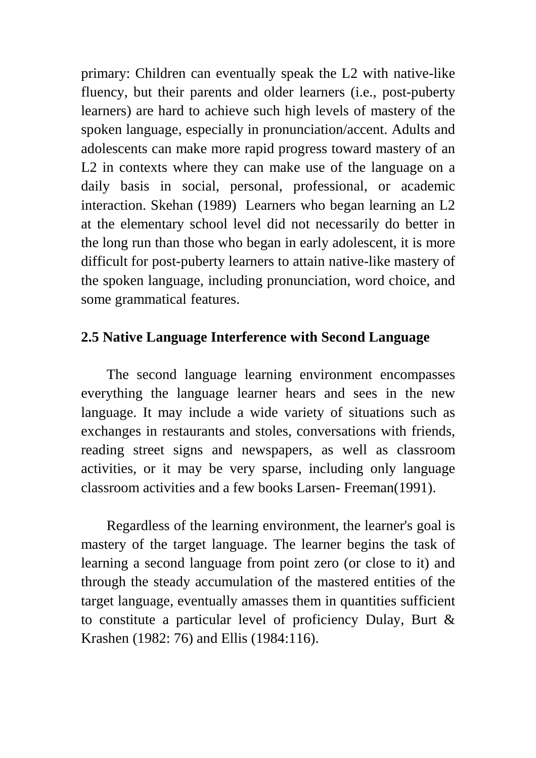primary: Children can eventually speak the L2 with native-like fluency, but their parents and older learners (i.e., post-puberty learners) are hard to achieve such high levels of mastery of the spoken language, especially in pronunciation/accent. Adults and adolescents can make more rapid progress toward mastery of an L2 in contexts where they can make use of the language on a daily basis in social, personal, professional, or academic interaction. Skehan (1989)  Learners who began learning an L2 at the elementary school level did not necessarily do better in the long run than those who began in early adolescent, it is more difficult for post-puberty learners to attain native-like mastery of the spoken language, including pronunciation, word choice, and some grammatical features.

## 2.5 Native Language Interference with Second Language

The second language learning environment encompasses everything the language learner hears and sees in the new language. It may include a wide variety of situations such as exchanges in restaurants and stoles, conversations with friends, reading street signs and newspapers, as well as classroom activities, or it may be very sparse, including only language classroom activities and a few books Larsen- Freeman(1991).

Regardless of the learning environment, the learner's goal is mastery of the target language. The learner begins the task of learning a second language from point zero (or close to it) and through the steady accumulation of the mastered entities of the target language, eventually amasses them in quantities sufficient to constitute a particular level of proficiency Dulay, Burt & Krashen (1982: 76) and Ellis (1984:116).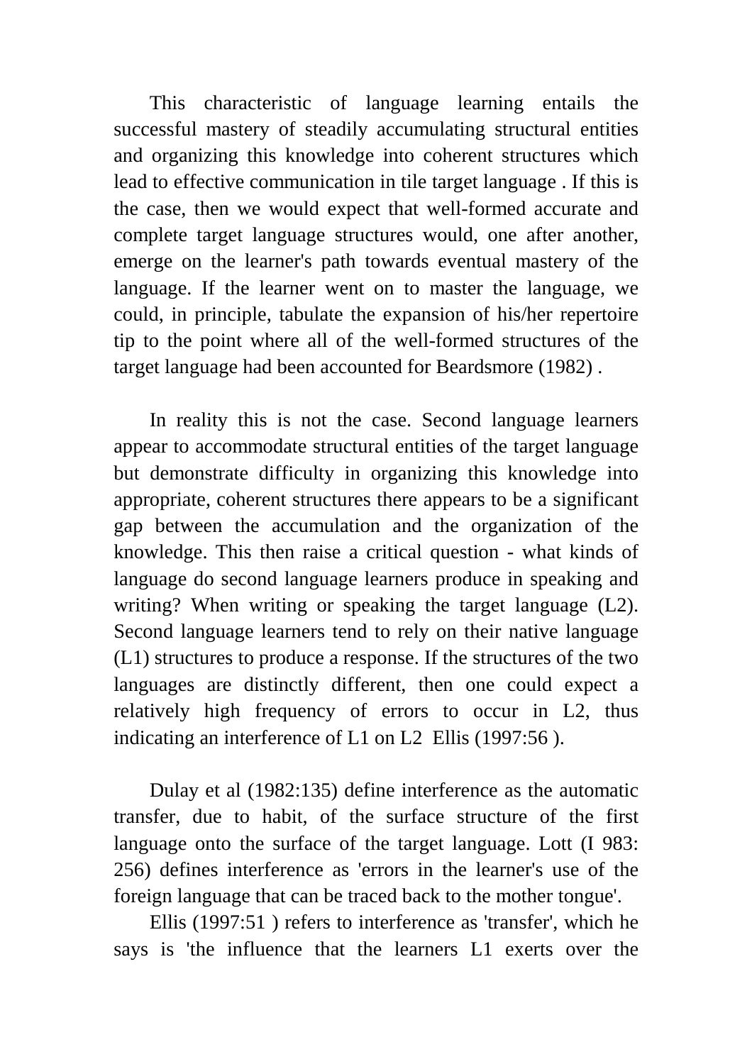This characteristic of language learning entails the successful mastery of steadily accumulating structural entities and organizing this knowledge into coherent structures which lead to effective communication in tile target language . If this is the case, then we would expect that well-formed accurate and complete target language structures would, one after another, emerge on the learner's path towards eventual mastery of the language. If the learner went on to master the language, we could, in principle, tabulate the expansion of his/her repertoire tip to the point where all of the well-formed structures of the target language had been accounted for Beardsmore (1982) .

In reality this is not the case. Second language learners appear to accommodate structural entities of the target language but demonstrate difficulty in organizing this knowledge into appropriate, coherent structures there appears to be a significant gap between the accumulation and the organization of the knowledge. This then raise a critical question - what kinds of language do second language learners produce in speaking and writing? When writing or speaking the target language (L2). Second language learners tend to rely on their native language (L1) structures to produce a response. If the structures of the two languages are distinctly different, then one could expect a relatively high frequency of errors to occur in L2, thus indicating an interference of L1 on L2 Ellis (1997:56 ).

Dulay et al (1982:135) define interference as the automatic transfer, due to habit, of the surface structure of the first language onto the surface of the target language. Lott (I 983: 256) defines interference as 'errors in the learner's use of the foreign language that can be traced back to the mother tongue'.

Ellis (1997:51 ) refers to interference as 'transfer', which he says is 'the influence that the learners L1 exerts over the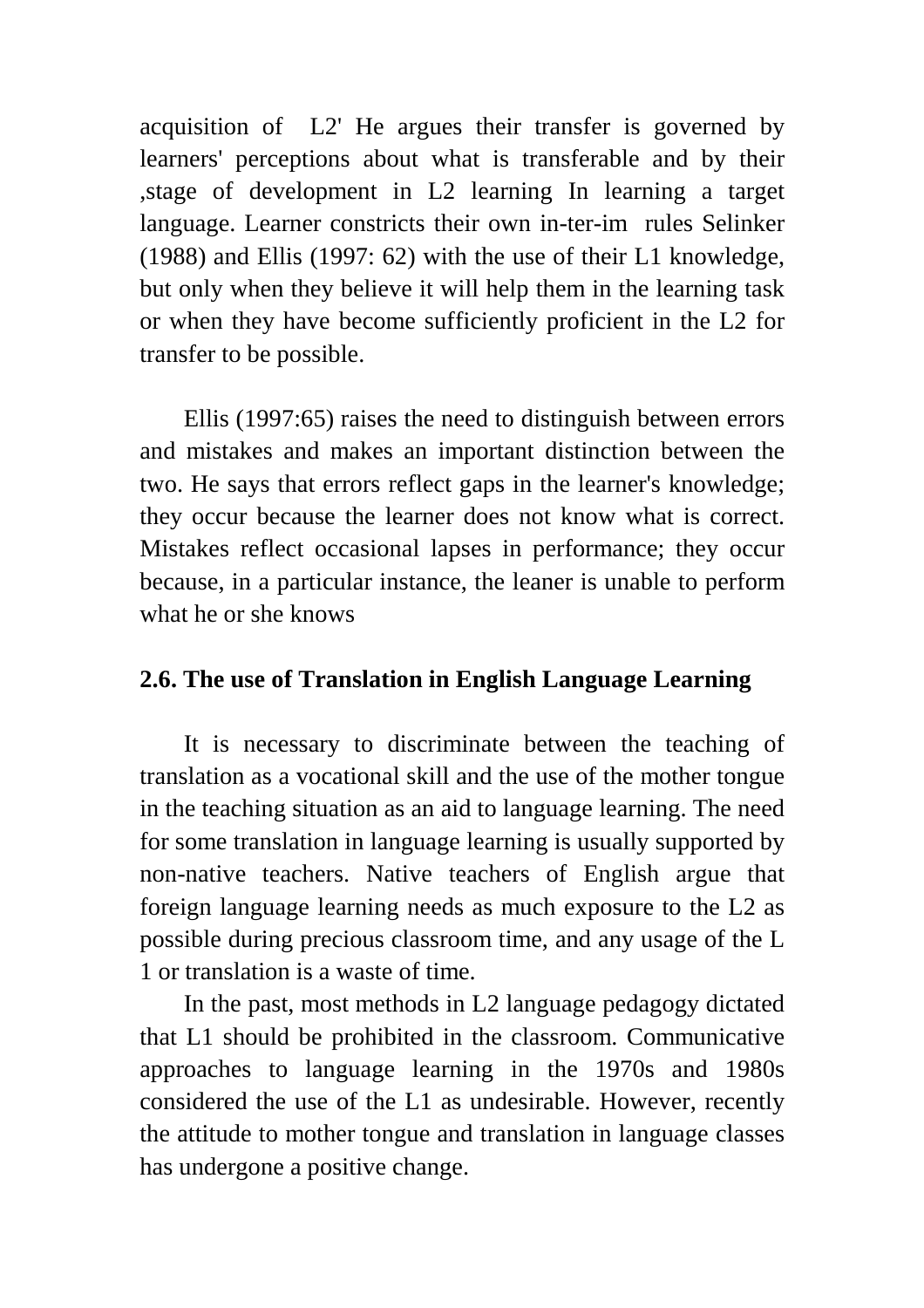acquisition of L2' He argues their transfer is governed by learners' perceptions about what is transferable and by their ,stage of development in L2 learning In learning a target language. Learner constricts their own in-ter-im rules Selinker (1988) and Ellis (1997: 62) with the use of their L1 knowledge, but only when they believe it will help them in the learning task or when they have become sufficiently proficient in the L2 for transfer to be possible.

Ellis (1997:65) raises the need to distinguish between errors and mistakes and makes an important distinction between the two. He says that errors reflect gaps in the learner's knowledge; they occur because the learner does not know what is correct. Mistakes reflect occasional lapses in performance; they occur because, in a particular instance, the leaner is unable to perform what he or she knows

**2.6. The use of Translation in English Language Learning**

It is necessary to discriminate between the teaching of translation as a vocational skill and the use of the mother tongue in the teaching situation as an aid to language learning. The need for some translation in language learning is usually supported by non-native teachers. Native teachers of English argue that foreign language learning needs as much exposure to the L2 as possible during precious classroom time, and any usage of the L 1 or translation is a waste of time.

In the past, most methods in L2 language pedagogy dictated that L1 should be prohibited in the classroom. Communicative approaches to language learning in the 1970s and 1980s considered the use of the L1 as undesirable. However, recently the attitude to mother tongue and translation in language classes has undergone a positive change.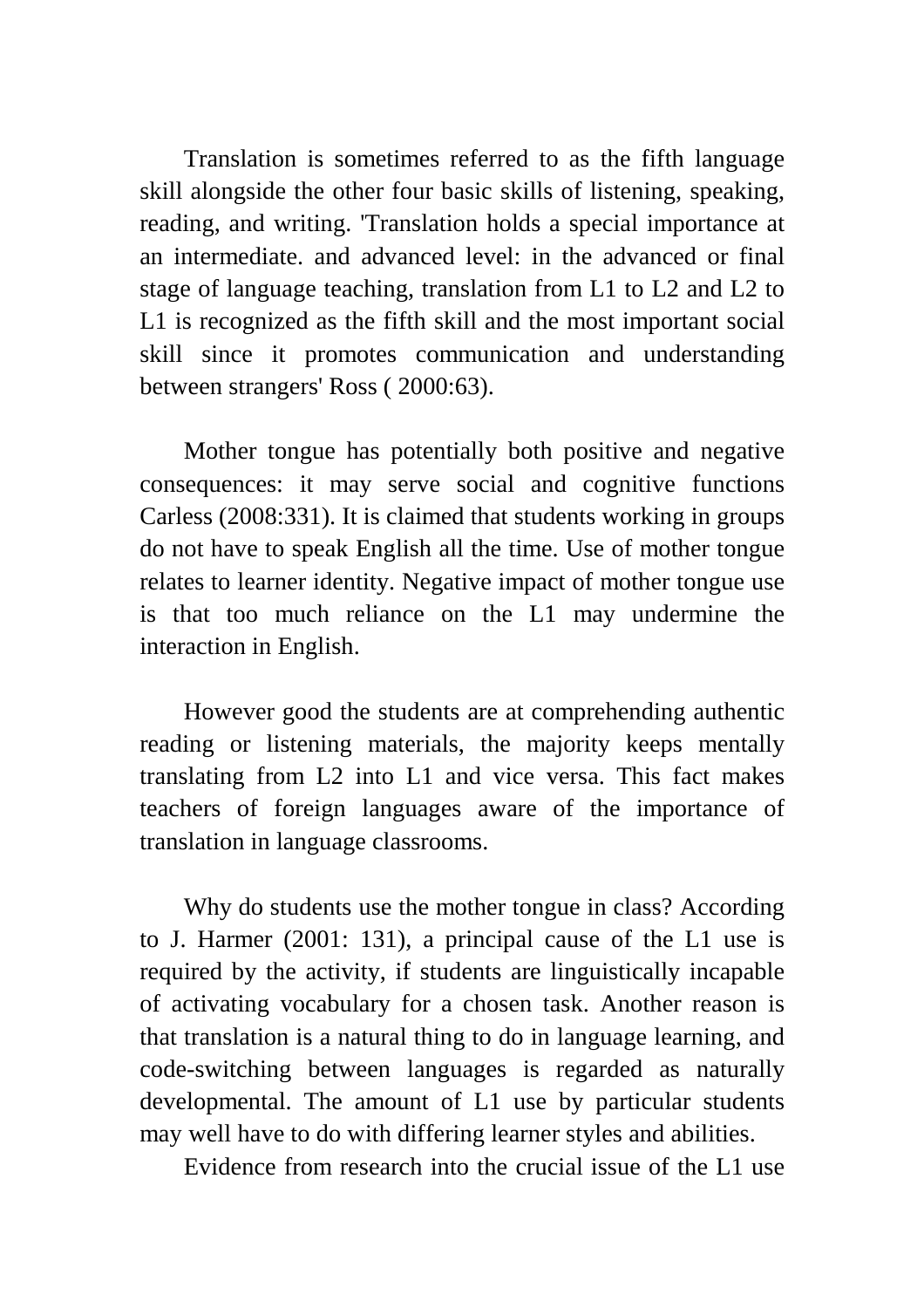Translation is sometimes referred to as the fifth language skill alongside the other four basic skills of listening, speaking, reading, and writing. 'Translation holds a special importance at an intermediate. and advanced level: in the advanced or final stage of language teaching, translation from L1 to L2 and L2 to L1 is recognized as the fifth skill and the most important social skill since it promotes communication and understanding between strangers' Ross ( 2000:63).

Mother tongue has potentially both positive and negative consequences: it may serve social and cognitive functions Carless (2008:331). It is claimed that students working in groups do not have to speak English all the time. Use of mother tongue relates to learner identity. Negative impact of mother tongue use is that too much reliance on the L1 may undermine the interaction in English.

However good the students are at comprehending authentic reading or listening materials, the majority keeps mentally translating from L2 into L1 and vice versa. This fact makes teachers of foreign languages aware of the importance of translation in language classrooms.

Why do students use the mother tongue in class? According to J. Harmer (2001: 131), a principal cause of the L1 use is required by the activity, if students are linguistically incapable of activating vocabulary for a chosen task. Another reason is that translation is a natural thing to do in language learning, and code-switching between languages is regarded as naturally developmental. The amount of L1 use by particular students may well have to do with differing learner styles and abilities.

Evidence from research into the crucial issue of the L1 use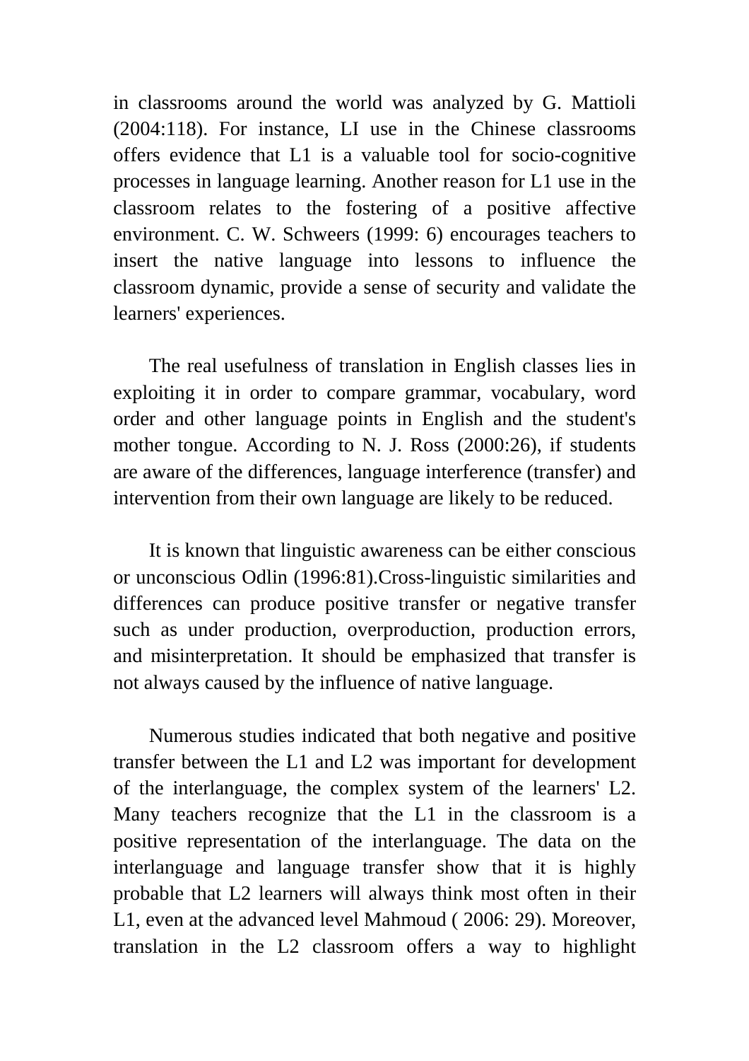in classrooms around the world was analyzed by G. Mattioli (2004:118). For instance, LI use in the Chinese classrooms offers evidence that L1 is a valuable tool for socio-cognitive processes in language learning. Another reason for L1 use in the classroom relates to the fostering of a positive affective environment. C. W. Schweers (1999: 6) encourages teachers to insert the native language into lessons to influence the classroom dynamic, provide a sense of security and validate the learners' experiences.

The real usefulness of translation in English classes lies in exploiting it in order to compare grammar, vocabulary, word order and other language points in English and the student's mother tongue. According to N. J. Ross (2000:26), if students are aware of the differences, language interference (transfer) and intervention from their own language are likely to be reduced.

It is known that linguistic awareness can be either conscious or unconscious Odlin (1996:81).Cross-linguistic similarities and differences can produce positive transfer or negative transfer such as under production, overproduction, production errors, and misinterpretation. It should be emphasized that transfer is not always caused by the influence of native language.

Numerous studies indicated that both negative and positive transfer between the L1 and L2 was important for development of the interlanguage, the complex system of the learners' L2. Many teachers recognize that the L1 in the classroom is a positive representation of the interlanguage. The data on the interlanguage and language transfer show that it is highly probable that L2 learners will always think most often in their L1, even at the advanced level Mahmoud ( 2006: 29). Moreover, translation in the L2 classroom offers a way to highlight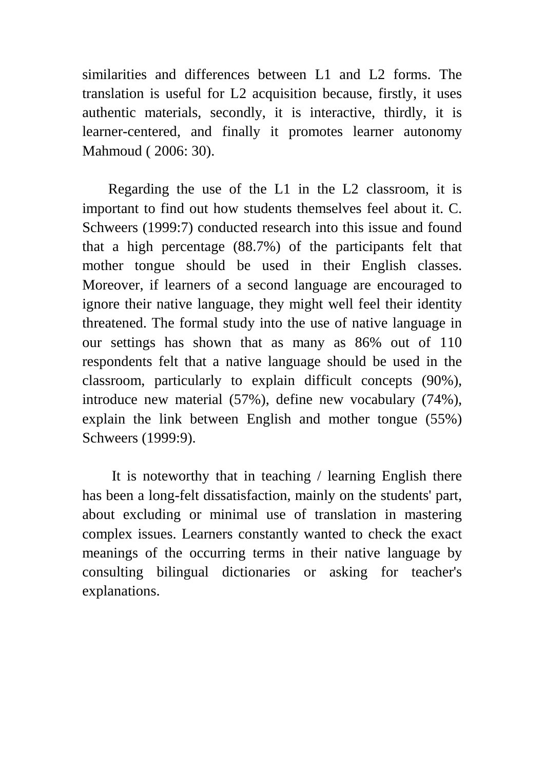similarities and differences between L1 and L2 forms. The translation is useful for L2 acquisition because, firstly, it uses authentic materials, secondly, it is interactive, thirdly, it is learner-centered, and finally it promotes learner autonomy Mahmoud ( 2006: 30).

Regarding the use of the L1 in the L2 classroom, it is important to find out how students themselves feel about it. C. Schweers (1999:7) conducted research into this issue and found that a high percentage (88.7%) of the participants felt that mother tongue should be used in their English classes. Moreover, if learners of a second language are encouraged to ignore their native language, they might well feel their identity threatened. The formal study into the use of native language in our settings has shown that as many as 86% out of 110 respondents felt that a native language should be used in the classroom, particularly to explain difficult concepts (90%), introduce new material (57%), define new vocabulary (74%), explain the link between English and mother tongue (55%) Schweers (1999:9).

It is noteworthy that in teaching / learning English there has been a long-felt dissatisfaction, mainly on the students' part, about excluding or minimal use of translation in mastering complex issues. Learners constantly wanted to check the exact meanings of the occurring terms in their native language by consulting bilingual dictionaries or asking for teacher's explanations.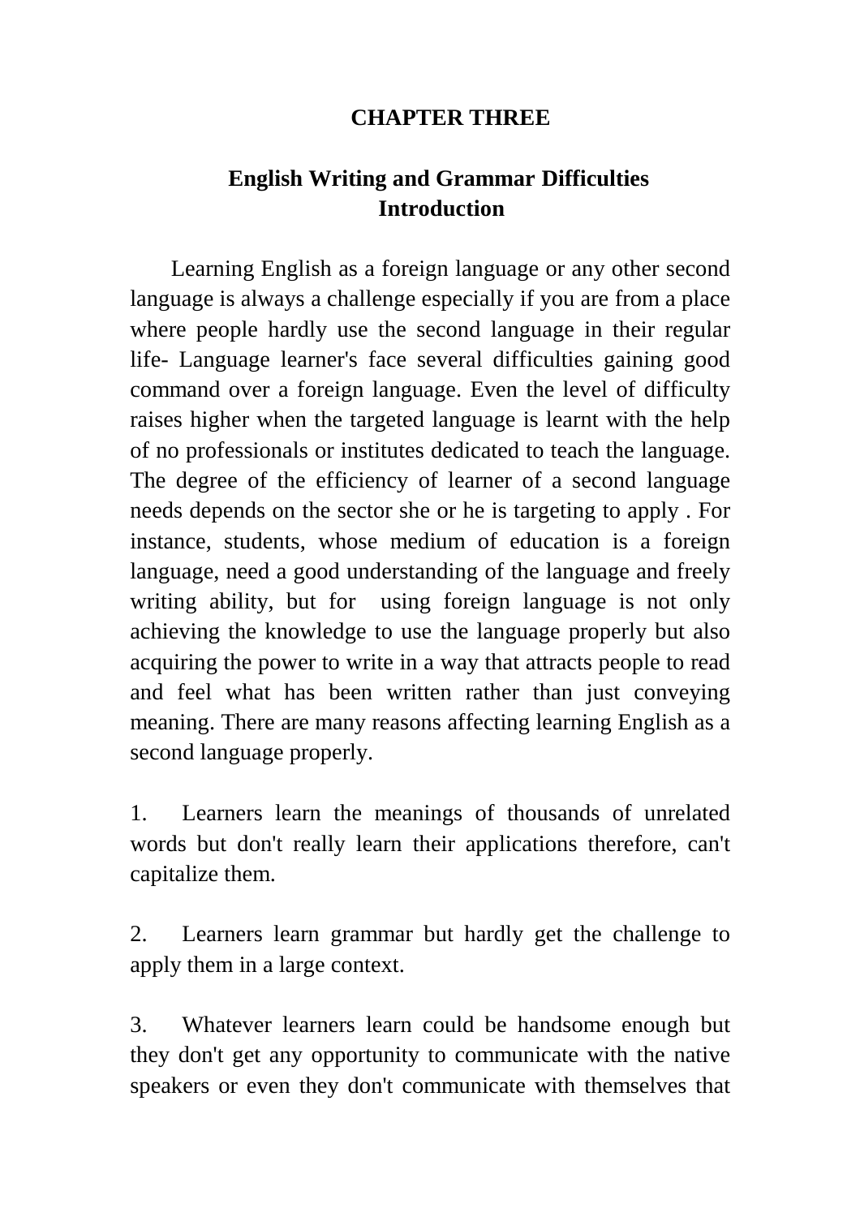# CHAPTER THREE

## English Writing and Grammar Difficulties

## Introduction

Learning English as a foreign language or any other second language is always a challenge especially if you are from a place where people hardly use the second language in their regular life- Language learner's face several difficulties gaining good command over a foreign language. Even the level of difficulty raises higher when the targeted language is learnt with the help of no professionals or institutes dedicated to teach the language. The degree of the efficiency of learner of a second language needs depends on the sector she or he is targeting to apply . For instance, students, whose medium of education is a foreign language, need a good understanding of the language and freely writing ability, but for  using foreign language is not only achieving the knowledge to use the language properly but also acquiring the power to write in a way that attracts people to read and feel what has been written rather than just conveying meaning. There are many reasons affecting learning English as a second language properly.

1. Learners learn the meanings of thousands of unrelated words but don't really learn their applications therefore, can't capitalize them.

2. Learners learn grammar but hardly get the challenge to apply them in a large context.

3. Whatever learners learn could be handsome enough but they don't get any opportunity to communicate with the native speakers or even they don't communicate with themselves that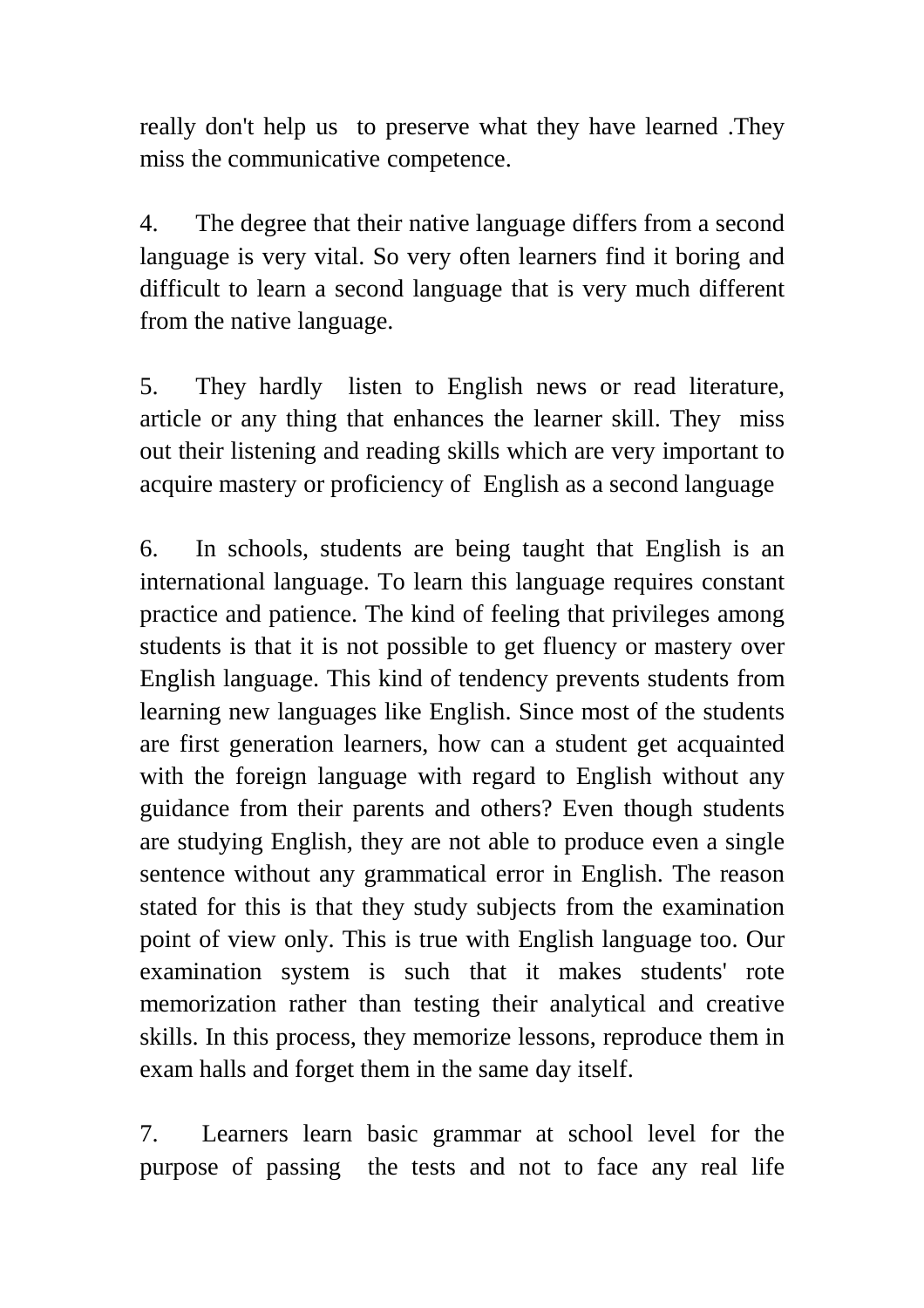really don't help us to preserve what they have learned .They miss the communicative competence.

4. The degree that their native language differs from a second language is very vital. So very often learners find it boring and difficult to learn a second language that is very much different from the native language.

5. They hardly listen to English news or read literature, article or any thing that enhances the learner skill. They miss out their listening and reading skills which are very important to acquire mastery or proficiency of English as a second language

6. In schools, students are being taught that English is an international language. To learn this language requires constant practice and patience. The kind of feeling that privileges among students is that it is not possible to get fluency or mastery over English language. This kind of tendency prevents students from learning new languages like English. Since most of the students are first generation learners, how can a student get acquainted with the foreign language with regard to English without any guidance from their parents and others? Even though students are studying English, they are not able to produce even a single sentence without any grammatical error in English. The reason stated for this is that they study subjects from the examination point of view only. This is true with English language too. Our examination system is such that it makes students' rote memorization rather than testing their analytical and creative skills. In this process, they memorize lessons, reproduce them in exam halls and forget them in the same day itself.

7. Learners learn basic grammar at school level for the purpose of passing the tests and not to face any real life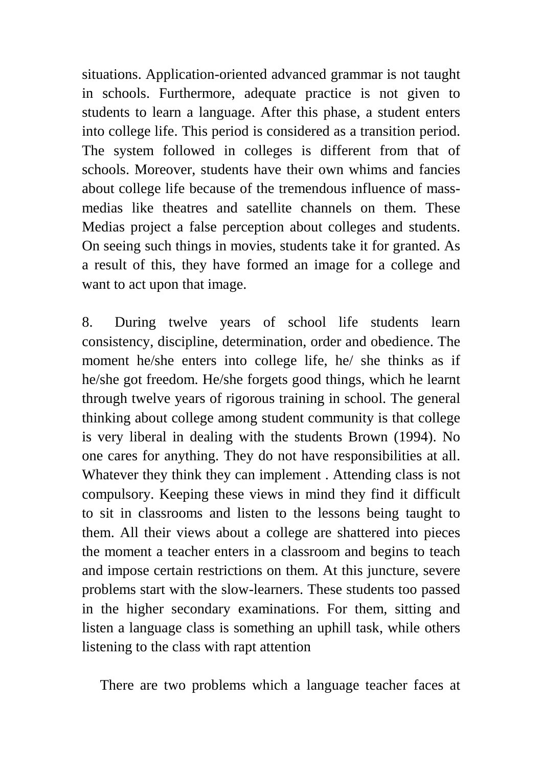situations. Application-oriented advanced grammar is not taught in schools. Furthermore, adequate practice is not given to students to learn a language. After this phase, a student enters into college life. This period is considered as a transition period. The system followed in colleges is different from that of schools. Moreover, students have their own whims and fancies about college life because of the tremendous influence of mass-medias like theatres and satellite channels on them. These Medias project a false perception about colleges and students. On seeing such things in movies, students take it for granted. As a result of this, they have formed an image for a college and want to act upon that image.

8. During twelve years of school life students learn consistency, discipline, determination, order and obedience. The moment he/she enters into college life, he/ she thinks as if he/she got freedom. He/she forgets good things, which he learnt through twelve years of rigorous training in school. The general thinking about college among student community is that college is very liberal in dealing with the students Brown (1994). No one cares for anything. They do not have responsibilities at all. Whatever they think they can implement . Attending class is not compulsory. Keeping these views in mind they find it difficult to sit in classrooms and listen to the lessons being taught to them. All their views about a college are shattered into pieces the moment a teacher enters in a classroom and begins to teach and impose certain restrictions on them. At this juncture, severe problems start with the slow-learners. These students too passed in the higher secondary examinations. For them, sitting and listen a language class is something an uphill task, while others listening to the class with rapt attention

There are two problems which a language teacher faces at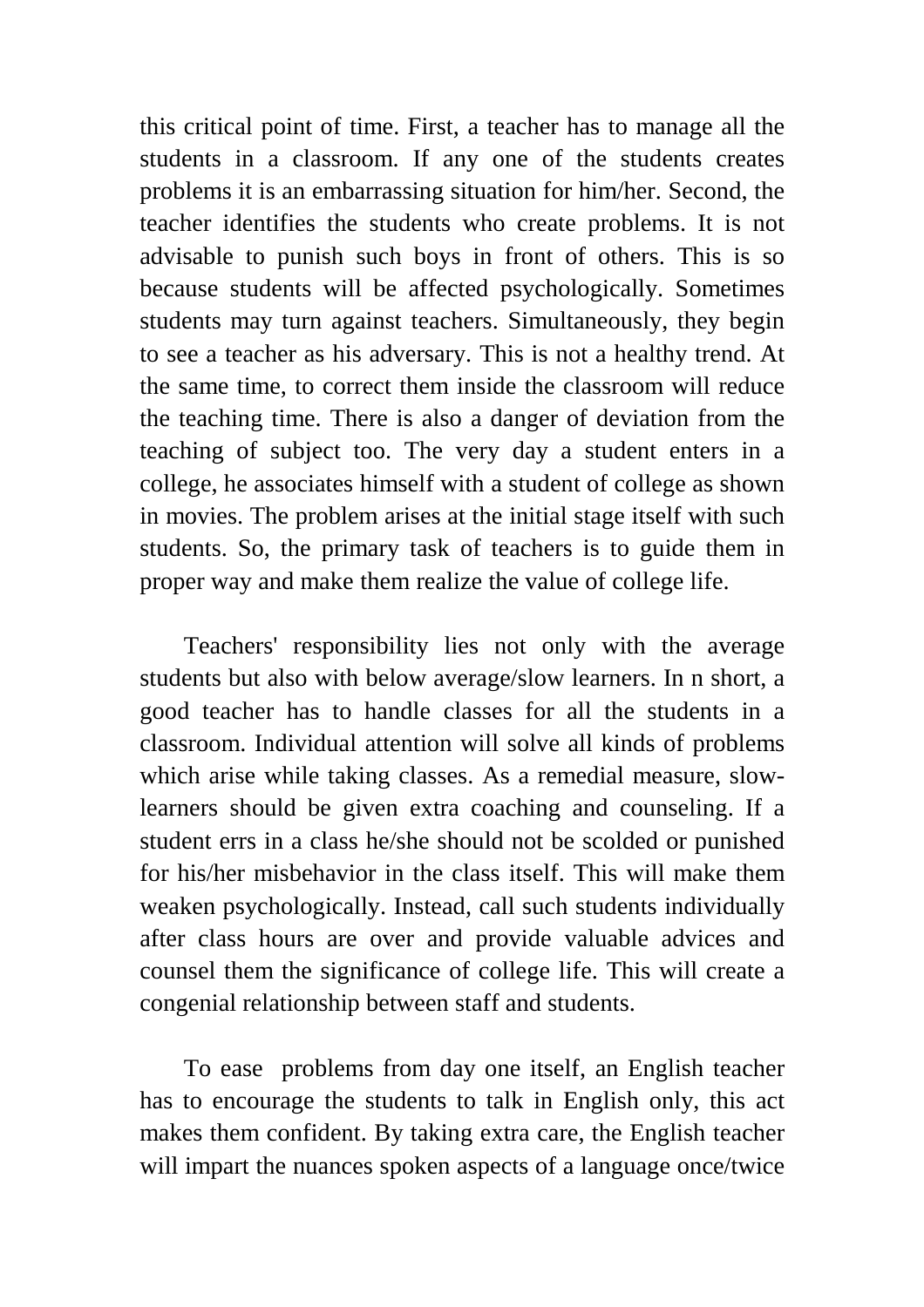this critical point of time. First, a teacher has to manage all the students in a classroom. If any one of the students creates problems it is an embarrassing situation for him/her. Second, the teacher identifies the students who create problems. It is not advisable to punish such boys in front of others. This is so because students will be affected psychologically. Sometimes students may turn against teachers. Simultaneously, they begin to see a teacher as his adversary. This is not a healthy trend. At the same time, to correct them inside the classroom will reduce the teaching time. There is also a danger of deviation from the teaching of subject too. The very day a student enters in a college, he associates himself with a student of college as shown in movies. The problem arises at the initial stage itself with such students. So, the primary task of teachers is to guide them in proper way and make them realize the value of college life.

Teachers' responsibility lies not only with the average students but also with below average/slow learners. In n short, a good teacher has to handle classes for all the students in a classroom. Individual attention will solve all kinds of problems which arise while taking classes. As a remedial measure, slow-learners should be given extra coaching and counseling. If a student errs in a class he/she should not be scolded or punished for his/her misbehavior in the class itself. This will make them weaken psychologically. Instead, call such students individually after class hours are over and provide valuable advices and counsel them the significance of college life. This will create a congenial relationship between staff and students.

To ease problems from day one itself, an English teacher has to encourage the students to talk in English only, this act makes them confident. By taking extra care, the English teacher will impart the nuances spoken aspects of a language once/twice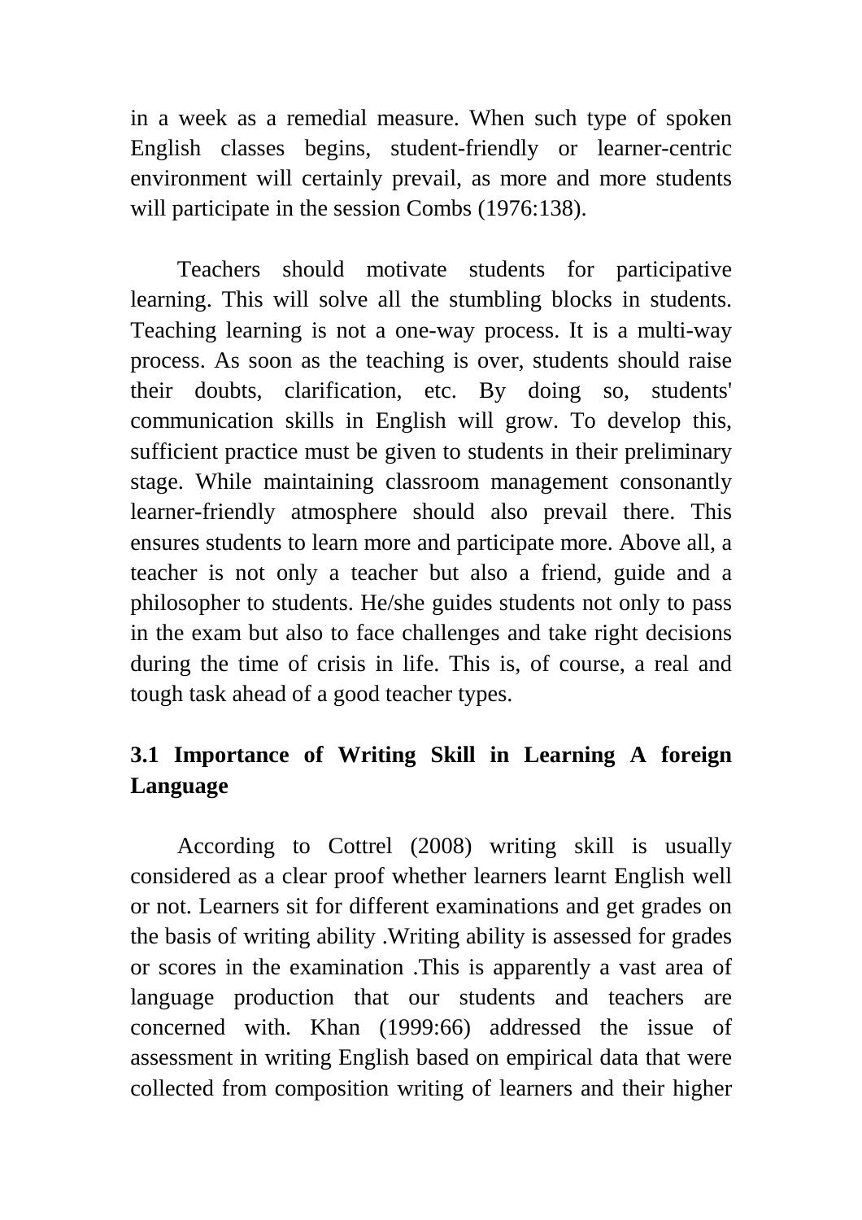in a week as a remedial measure. When such type of spoken English classes begins, student-friendly or learner-centric environment will certainly prevail, as more and more students will participate in the session Combs (1976:138).

Teachers should motivate students for participative learning. This will solve all the stumbling blocks in students. Teaching learning is not a one-way process. It is a multi-way process. As soon as the teaching is over, students should raise their doubts, clarification, etc. By doing so, students' communication skills in English will grow. To develop this, sufficient practice must be given to students in their preliminary stage. While maintaining classroom management consonantly learner-friendly atmosphere should also prevail there. This ensures students to learn more and participate more. Above all, a teacher is not only a teacher but also a friend, guide and a philosopher to students. He/she guides students not only to pass in the exam but also to face challenges and take right decisions during the time of crisis in life. This is, of course, a real and tough task ahead of a good teacher types.

### 3.1 Importance of Writing Skill in Learning A foreign Language

According to Cottrel (2008) writing skill is usually considered as a clear proof whether learners learnt English well or not. Learners sit for different examinations and get grades on the basis of writing ability .Writing ability is assessed for grades or scores in the examination .This is apparently a vast area of language production that our students and teachers are concerned with. Khan (1999:66) addressed the issue of assessment in writing English based on empirical data that were collected from composition writing of learners and their higher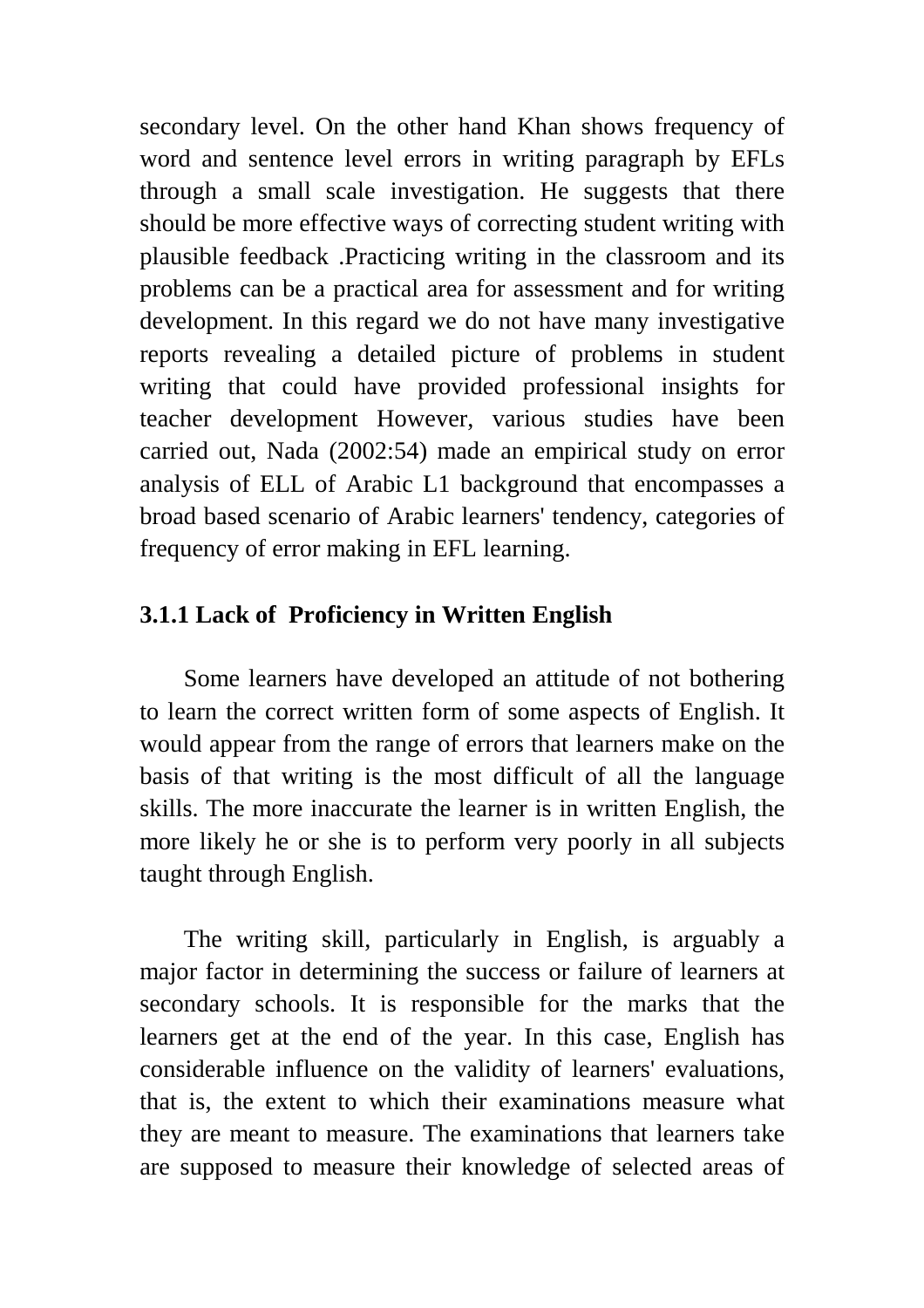secondary level. On the other hand Khan shows frequency of word and sentence level errors in writing paragraph by EFLs through a small scale investigation. He suggests that there should be more effective ways of correcting student writing with plausible feedback .Practicing writing in the classroom and its problems can be a practical area for assessment and for writing development. In this regard we do not have many investigative reports revealing a detailed picture of problems in student writing that could have provided professional insights for teacher development However, various studies have been carried out, Nada (2002:54) made an empirical study on error analysis of ELL of Arabic L1 background that encompasses a broad based scenario of Arabic learners' tendency, categories of frequency of error making in EFL learning.

### 3.1.1 Lack of Proficiency in Written English

Some learners have developed an attitude of not bothering to learn the correct written form of some aspects of English. It would appear from the range of errors that learners make on the basis of that writing is the most difficult of all the language skills. The more inaccurate the learner is in written English, the more likely he or she is to perform very poorly in all subjects taught through English.

The writing skill, particularly in English, is arguably a major factor in determining the success or failure of learners at secondary schools. It is responsible for the marks that the learners get at the end of the year. In this case, English has considerable influence on the validity of learners' evaluations, that is, the extent to which their examinations measure what they are meant to measure. The examinations that learners take are supposed to measure their knowledge of selected areas of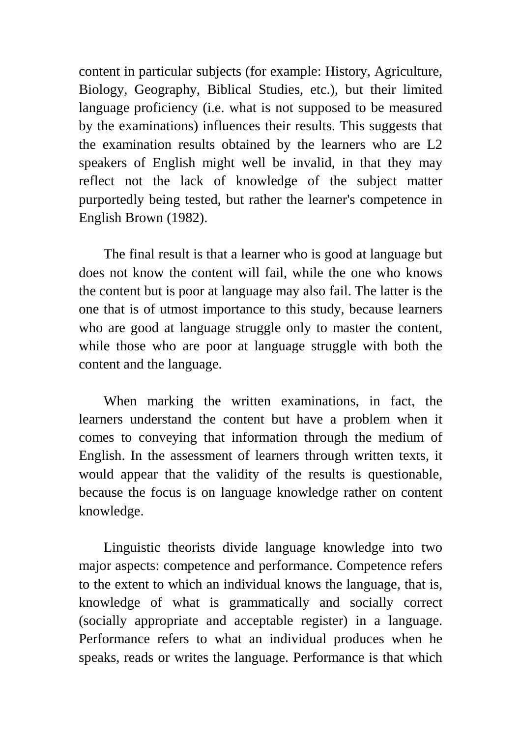content in particular subjects (for example: History, Agriculture, Biology, Geography, Biblical Studies, etc.), but their limited language proficiency (i.e. what is not supposed to be measured by the examinations) influences their results. This suggests that the examination results obtained by the learners who are L2 speakers of English might well be invalid, in that they may reflect not the lack of knowledge of the subject matter purportedly being tested, but rather the learner's competence in English Brown (1982).

The final result is that a learner who is good at language but does not know the content will fail, while the one who knows the content but is poor at language may also fail. The latter is the one that is of utmost importance to this study, because learners who are good at language struggle only to master the content, while those who are poor at language struggle with both the content and the language.

When marking the written examinations, in fact, the learners understand the content but have a problem when it comes to conveying that information through the medium of English. In the assessment of learners through written texts, it would appear that the validity of the results is questionable, because the focus is on language knowledge rather on content knowledge.

Linguistic theorists divide language knowledge into two major aspects: competence and performance. Competence refers to the extent to which an individual knows the language, that is, knowledge of what is grammatically and socially correct (socially appropriate and acceptable register) in a language. Performance refers to what an individual produces when he speaks, reads or writes the language. Performance is that which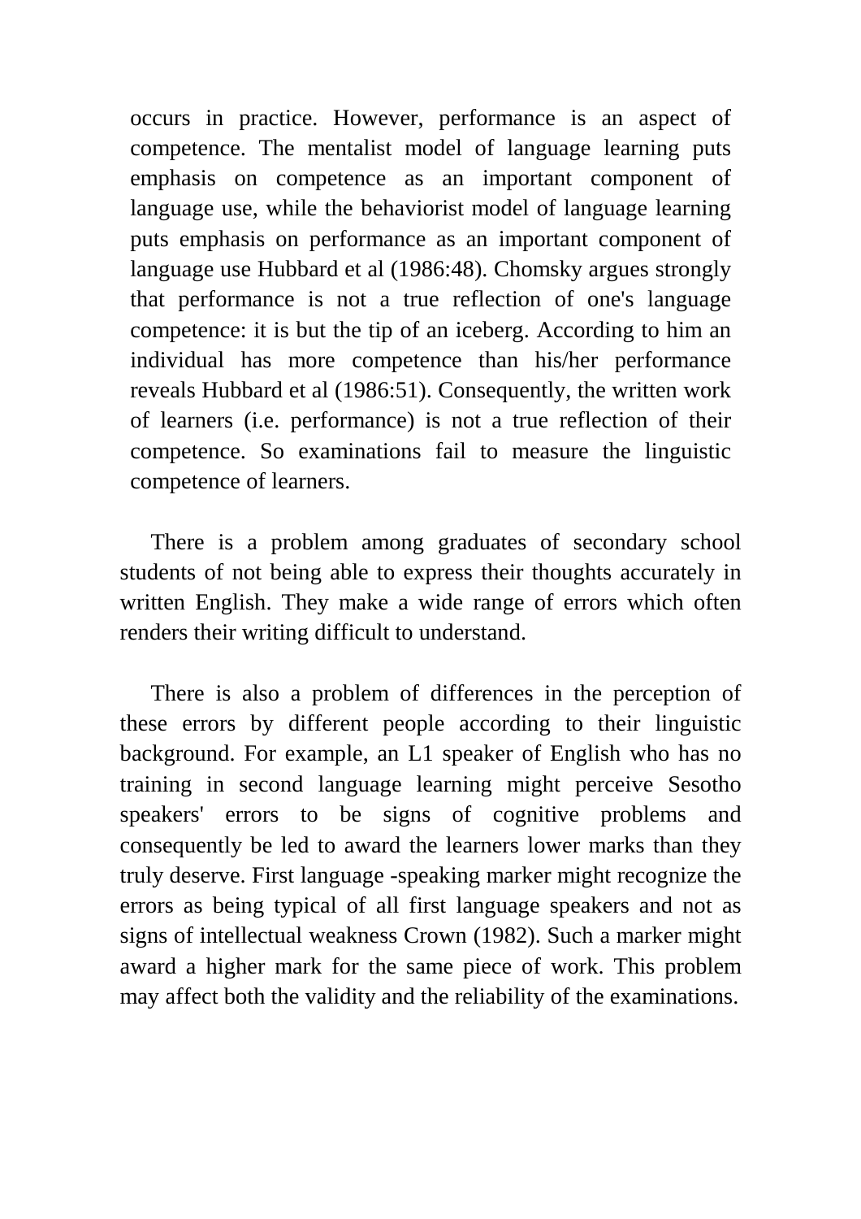occurs in practice. However, performance is an aspect of competence. The mentalist model of language learning puts emphasis on competence as an important component of language use, while the behaviorist model of language learning puts emphasis on performance as an important component of language use Hubbard et al (1986:48). Chomsky argues strongly that performance is not a true reflection of one's language competence: it is but the tip of an iceberg. According to him an individual has more competence than his/her performance reveals Hubbard et al (1986:51). Consequently, the written work of learners (i.e. performance) is not a true reflection of their competence. So examinations fail to measure the linguistic competence of learners.

There is a problem among graduates of secondary school students of not being able to express their thoughts accurately in written English. They make a wide range of errors which often renders their writing difficult to understand.

There is also a problem of differences in the perception of these errors by different people according to their linguistic background. For example, an L1 speaker of English who has no training in second language learning might perceive Sesotho speakers' errors to be signs of cognitive problems and consequently be led to award the learners lower marks than they truly deserve. First language -speaking marker might recognize the errors as being typical of all first language speakers and not as signs of intellectual weakness Crown (1982). Such a marker might award a higher mark for the same piece of work. This problem may affect both the validity and the reliability of the examinations.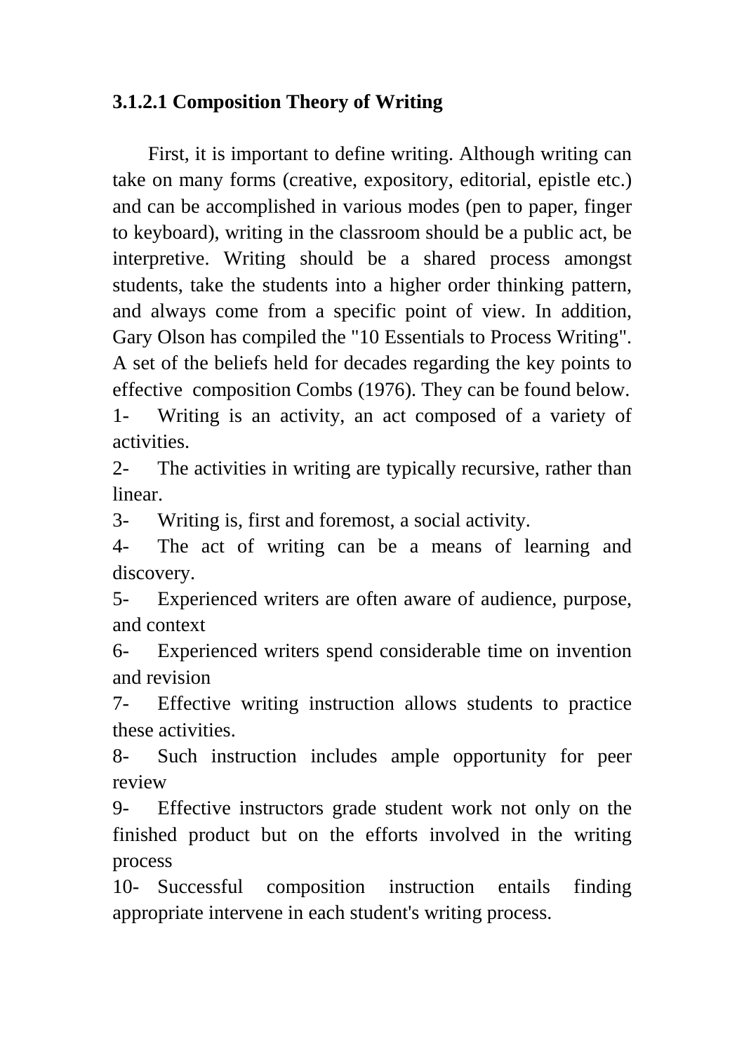### 3.1.2.1 Composition Theory of Writing

First, it is important to define writing. Although writing can take on many forms (creative, expository, editorial, epistle etc.) and can be accomplished in various modes (pen to paper, finger to keyboard), writing in the classroom should be a public act, be interpretive. Writing should be a shared process amongst students, take the students into a higher order thinking pattern, and always come from a specific point of view. In addition, Gary Olson has compiled the "10 Essentials to Process Writing". A set of the beliefs held for decades regarding the key points to effective composition Combs (1976). They can be found below.

1- Writing is an activity, an act composed of a variety of activities.

2- The activities in writing are typically recursive, rather than linear.

3- Writing is, first and foremost, a social activity.

4- The act of writing can be a means of learning and discovery.

5- Experienced writers are often aware of audience, purpose, and context

6- Experienced writers spend considerable time on invention and revision

7- Effective writing instruction allows students to practice these activities.

8- Such instruction includes ample opportunity for peer review

9- Effective instructors grade student work not only on the finished product but on the efforts involved in the writing process

10- Successful composition instruction entails finding appropriate intervene in each student's writing process.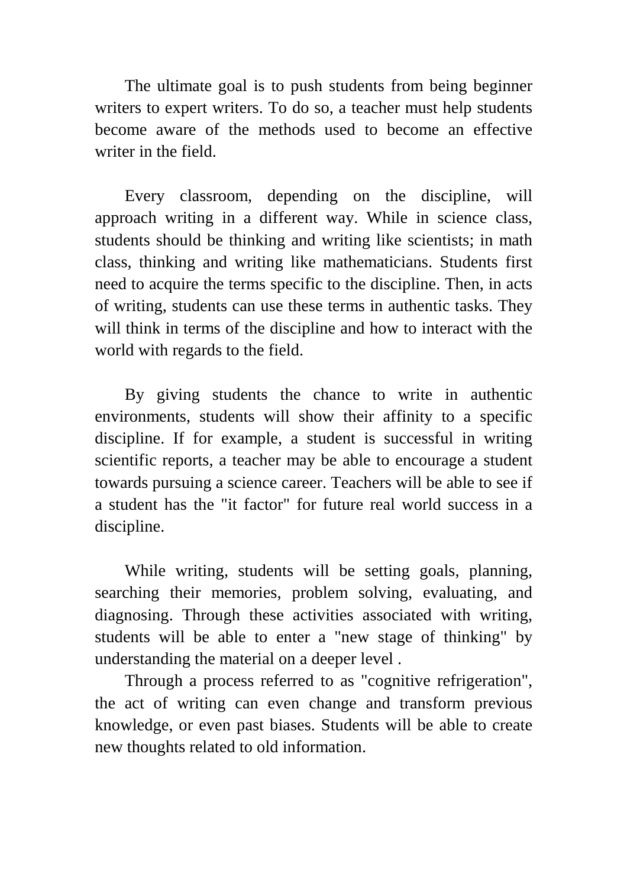The ultimate goal is to push students from being beginner writers to expert writers. To do so, a teacher must help students become aware of the methods used to become an effective writer in the field.

Every classroom, depending on the discipline, will approach writing in a different way. While in science class, students should be thinking and writing like scientists; in math class, thinking and writing like mathematicians. Students first need to acquire the terms specific to the discipline. Then, in acts of writing, students can use these terms in authentic tasks. They will think in terms of the discipline and how to interact with the world with regards to the field.

By giving students the chance to write in authentic environments, students will show their affinity to a specific discipline. If for example, a student is successful in writing scientific reports, a teacher may be able to encourage a student towards pursuing a science career. Teachers will be able to see if a student has the "it factor" for future real world success in a discipline.

While writing, students will be setting goals, planning, searching their memories, problem solving, evaluating, and diagnosing. Through these activities associated with writing, students will be able to enter a "new stage of thinking" by understanding the material on a deeper level .

Through a process referred to as "cognitive refrigeration", the act of writing can even change and transform previous knowledge, or even past biases. Students will be able to create new thoughts related to old information.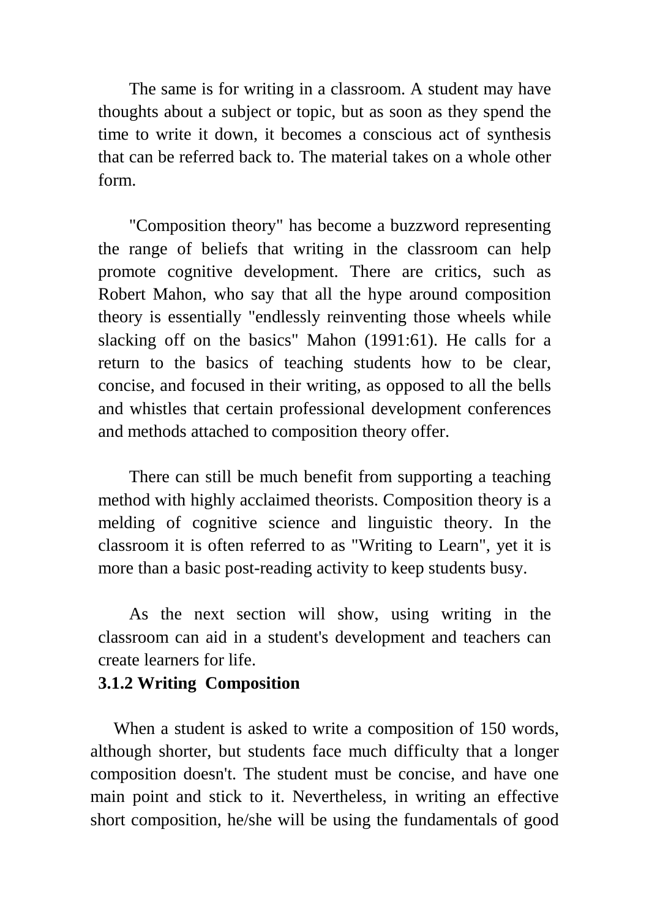The same is for writing in a classroom. A student may have thoughts about a subject or topic, but as soon as they spend the time to write it down, it becomes a conscious act of synthesis that can be referred back to. The material takes on a whole other form.

"Composition theory" has become a buzzword representing the range of beliefs that writing in the classroom can help promote cognitive development. There are critics, such as Robert Mahon, who say that all the hype around composition theory is essentially "endlessly reinventing those wheels while slacking off on the basics" Mahon (1991:61). He calls for a return to the basics of teaching students how to be clear, concise, and focused in their writing, as opposed to all the bells and whistles that certain professional development conferences and methods attached to composition theory offer.

There can still be much benefit from supporting a teaching method with highly acclaimed theorists. Composition theory is a melding of cognitive science and linguistic theory. In the classroom it is often referred to as "Writing to Learn", yet it is more than a basic post-reading activity to keep students busy.

As the next section will show, using writing in the classroom can aid in a student's development and teachers can create learners for life.

### 3.1.2 Writing Composition

When a student is asked to write a composition of 150 words, although shorter, but students face much difficulty that a longer composition doesn't. The student must be concise, and have one main point and stick to it. Nevertheless, in writing an effective short composition, he/she will be using the fundamentals of good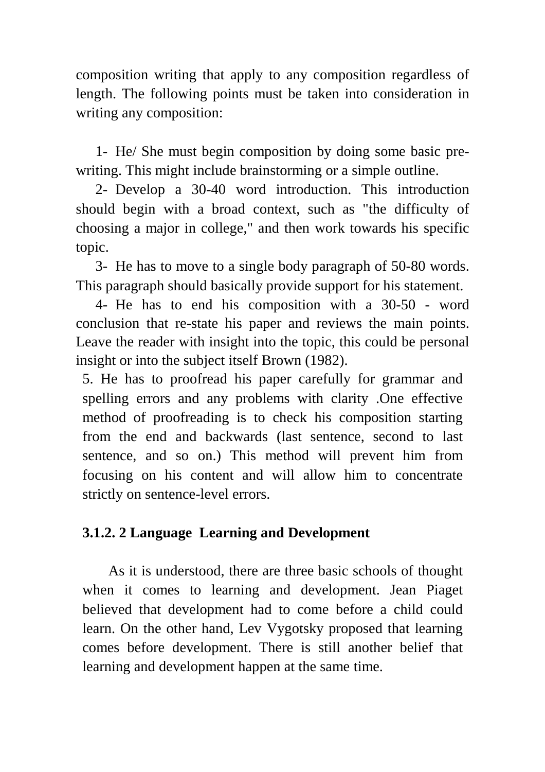composition writing that apply to any composition regardless of length. The following points must be taken into consideration in writing any composition:

1- He/ She must begin composition by doing some basic pre-writing. This might include brainstorming or a simple outline.

2- Develop a 30-40 word introduction. This introduction should begin with a broad context, such as "the difficulty of choosing a major in college," and then work towards his specific topic.

3- He has to move to a single body paragraph of 50-80 words. This paragraph should basically provide support for his statement.

4- He has to end his composition with a 30-50 - word conclusion that re-state his paper and reviews the main points. Leave the reader with insight into the topic, this could be personal insight or into the subject itself Brown (1982).

5. He has to proofread his paper carefully for grammar and spelling errors and any problems with clarity .One effective method of proofreading is to check his composition starting from the end and backwards (last sentence, second to last sentence, and so on.) This method will prevent him from focusing on his content and will allow him to concentrate strictly on sentence-level errors.

### 3.1.2. 2 Language Learning and Development

As it is understood, there are three basic schools of thought when it comes to learning and development. Jean Piaget believed that development had to come before a child could learn. On the other hand, Lev Vygotsky proposed that learning comes before development. There is still another belief that learning and development happen at the same time.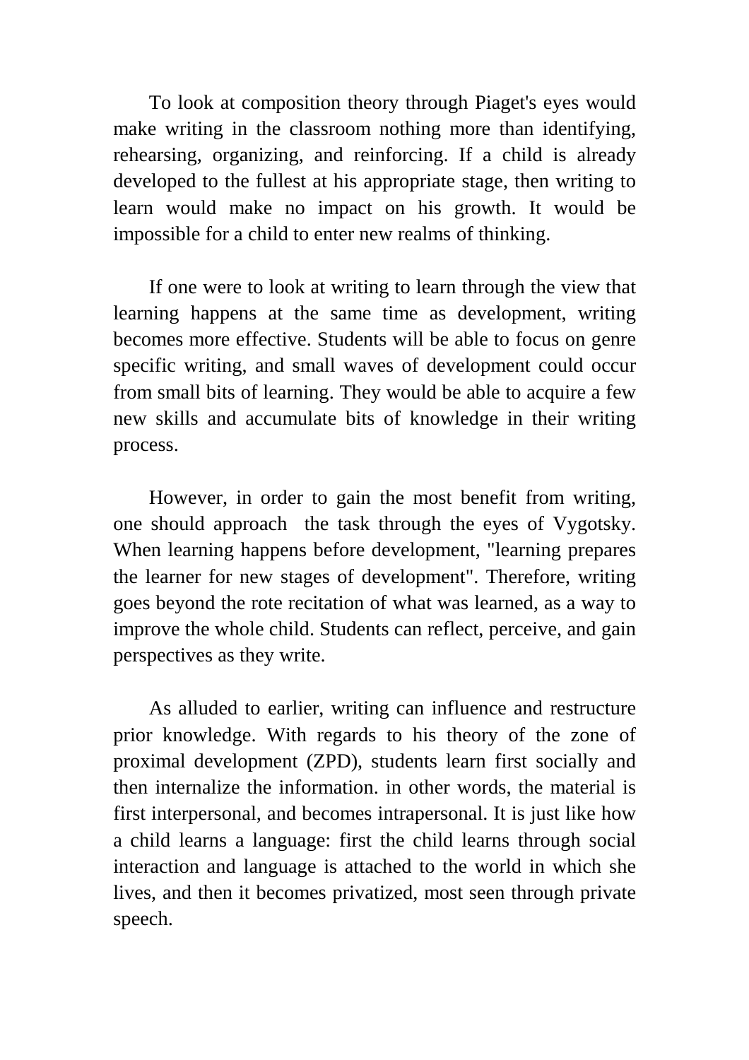To look at composition theory through Piaget's eyes would make writing in the classroom nothing more than identifying, rehearsing, organizing, and reinforcing. If a child is already developed to the fullest at his appropriate stage, then writing to learn would make no impact on his growth. It would be impossible for a child to enter new realms of thinking.

If one were to look at writing to learn through the view that learning happens at the same time as development, writing becomes more effective. Students will be able to focus on genre specific writing, and small waves of development could occur from small bits of learning. They would be able to acquire a few new skills and accumulate bits of knowledge in their writing process.

However, in order to gain the most benefit from writing, one should approach the task through the eyes of Vygotsky. When learning happens before development, "learning prepares the learner for new stages of development". Therefore, writing goes beyond the rote recitation of what was learned, as a way to improve the whole child. Students can reflect, perceive, and gain perspectives as they write.

As alluded to earlier, writing can influence and restructure prior knowledge. With regards to his theory of the zone of proximal development (ZPD), students learn first socially and then internalize the information. in other words, the material is first interpersonal, and becomes intrapersonal. It is just like how a child learns a language: first the child learns through social interaction and language is attached to the world in which she lives, and then it becomes privatized, most seen through private speech.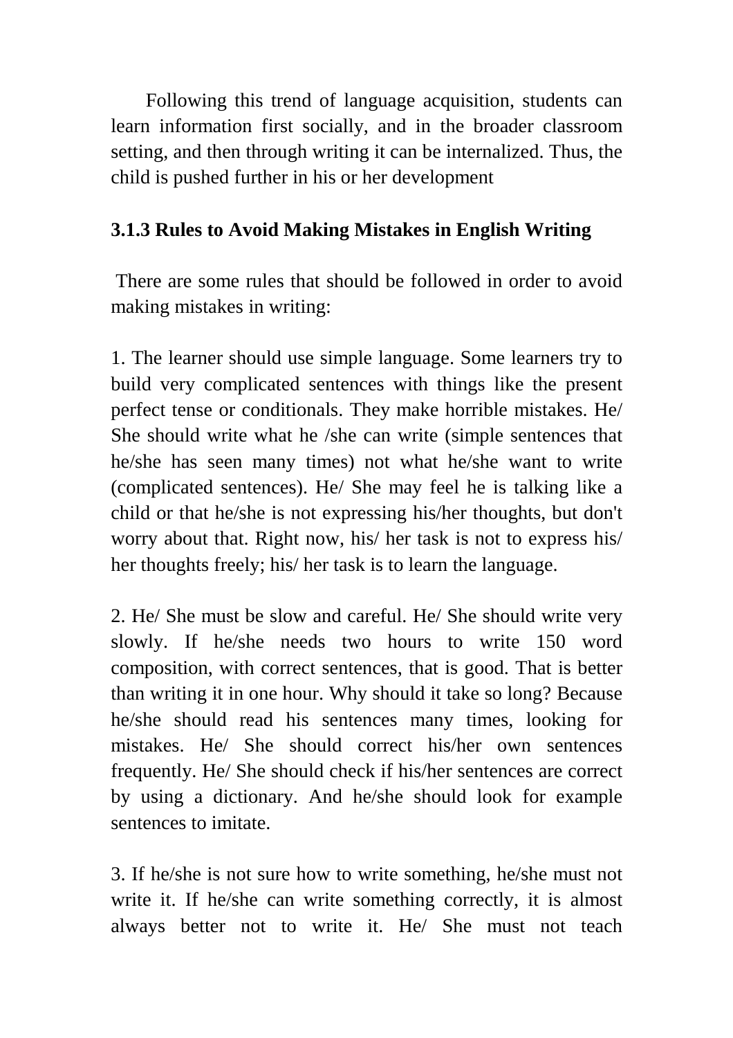Following this trend of language acquisition, students can learn information first socially, and in the broader classroom setting, and then through writing it can be internalized. Thus, the child is pushed further in his or her development

### 3.1.3 Rules to Avoid Making Mistakes in English Writing

There are some rules that should be followed in order to avoid making mistakes in writing:

1. The learner should use simple language. Some learners try to build very complicated sentences with things like the present perfect tense or conditionals. They make horrible mistakes. He/ She should write what he /she can write (simple sentences that he/she has seen many times) not what he/she want to write (complicated sentences). He/ She may feel he is talking like a child or that he/she is not expressing his/her thoughts, but don't worry about that. Right now, his/ her task is not to express his/ her thoughts freely; his/ her task is to learn the language.

2. He/ She must be slow and careful. He/ She should write very slowly. If he/she needs two hours to write 150 word composition, with correct sentences, that is good. That is better than writing it in one hour. Why should it take so long? Because he/she should read his sentences many times, looking for mistakes. He/ She should correct his/her own sentences frequently. He/ She should check if his/her sentences are correct by using a dictionary. And he/she should look for example sentences to imitate.

3. If he/she is not sure how to write something, he/she must not write it. If he/she can write something correctly, it is almost always better not to write it. He/ She must not teach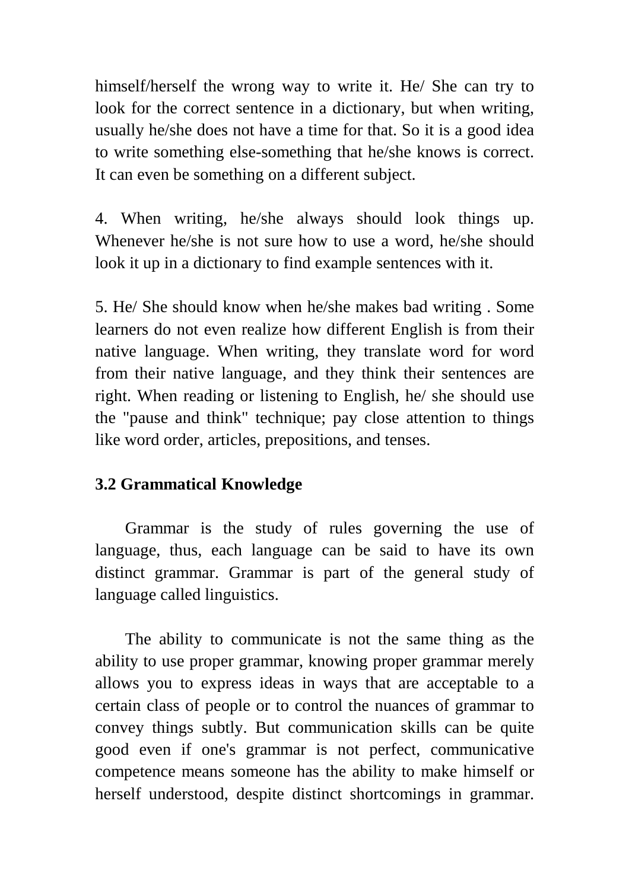himself/herself the wrong way to write it. He/ She can try to look for the correct sentence in a dictionary, but when writing, usually he/she does not have a time for that. So it is a good idea to write something else-something that he/she knows is correct. It can even be something on a different subject.

4. When writing, he/she always should look things up. Whenever he/she is not sure how to use a word, he/she should look it up in a dictionary to find example sentences with it.

5. He/ She should know when he/she makes bad writing . Some learners do not even realize how different English is from their native language. When writing, they translate word for word from their native language, and they think their sentences are right. When reading or listening to English, he/ she should use the "pause and think" technique; pay close attention to things like word order, articles, prepositions, and tenses.

### 3.2 Grammatical Knowledge

Grammar is the study of rules governing the use of language, thus, each language can be said to have its own distinct grammar. Grammar is part of the general study of language called linguistics.

The ability to communicate is not the same thing as the ability to use proper grammar, knowing proper grammar merely allows you to express ideas in ways that are acceptable to a certain class of people or to control the nuances of grammar to convey things subtly. But communication skills can be quite good even if one's grammar is not perfect, communicative competence means someone has the ability to make himself or herself understood, despite distinct shortcomings in grammar.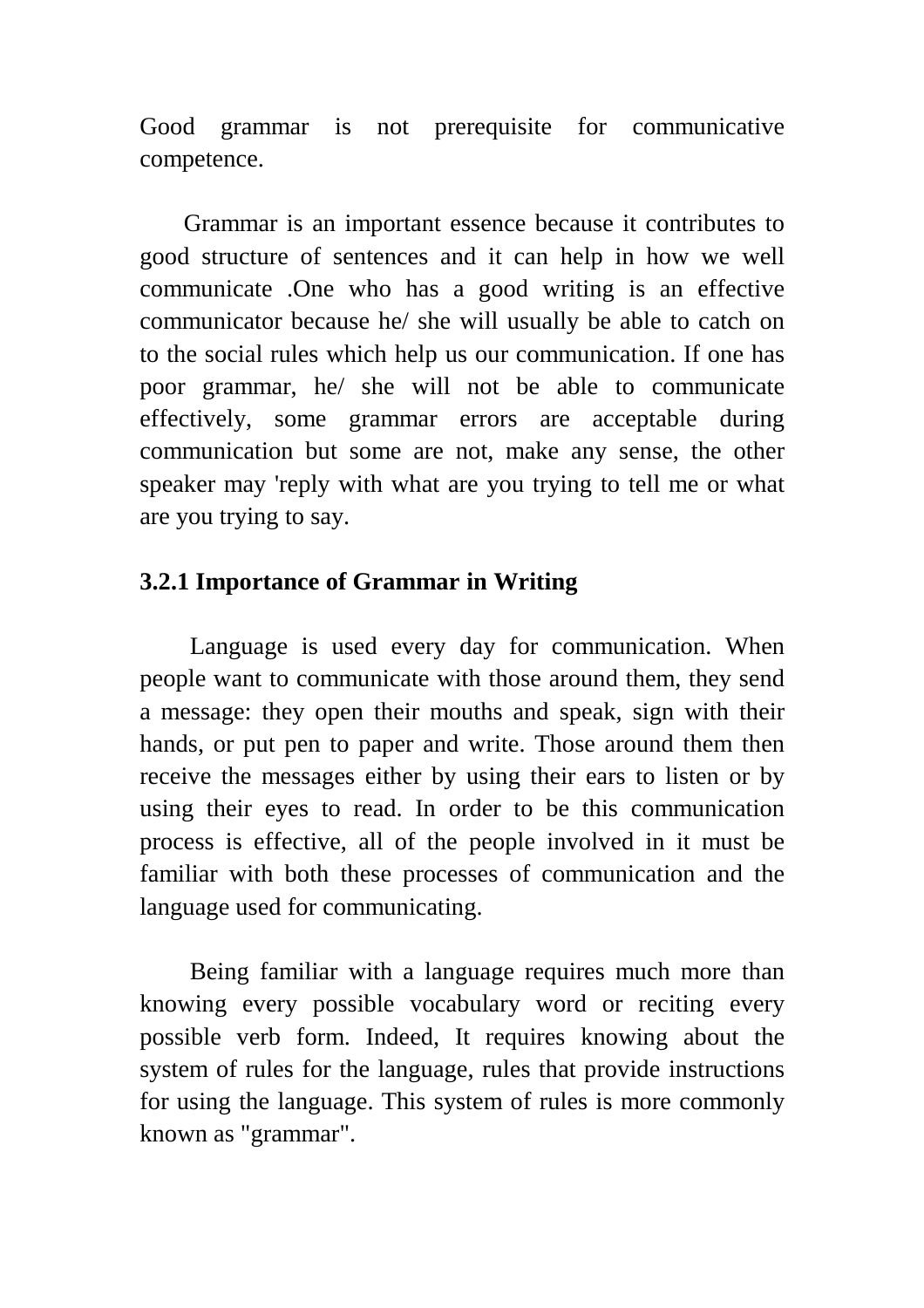Good grammar is not prerequisite for communicative competence.

Grammar is an important essence because it contributes to good structure of sentences and it can help in how we well communicate .One who has a good writing is an effective communicator because he/ she will usually be able to catch on to the social rules which help us our communication. If one has poor grammar, he/ she will not be able to communicate effectively, some grammar errors are acceptable during communication but some are not, make any sense, the other speaker may 'reply with what are you trying to tell me or what are you trying to say.

### 3.2.1 Importance of Grammar in Writing

Language is used every day for communication. When people want to communicate with those around them, they send a message: they open their mouths and speak, sign with their hands, or put pen to paper and write. Those around them then receive the messages either by using their ears to listen or by using their eyes to read. In order to be this communication process is effective, all of the people involved in it must be familiar with both these processes of communication and the language used for communicating.

Being familiar with a language requires much more than knowing every possible vocabulary word or reciting every possible verb form. Indeed, It requires knowing about the system of rules for the language, rules that provide instructions for using the language. This system of rules is more commonly known as "grammar".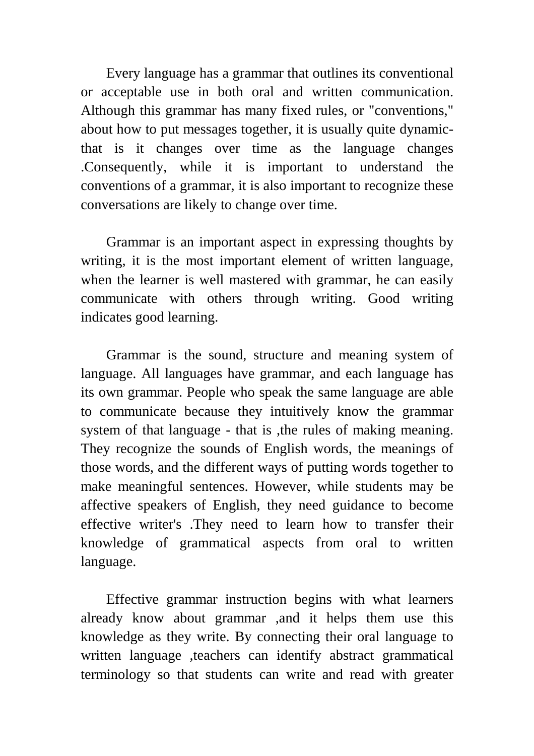Every language has a grammar that outlines its conventional or acceptable use in both oral and written communication. Although this grammar has many fixed rules, or "conventions," about how to put messages together, it is usually quite dynamic- that is it changes over time as the language changes .Consequently, while it is important to understand the conventions of a grammar, it is also important to recognize these conversations are likely to change over time.

Grammar is an important aspect in expressing thoughts by writing, it is the most important element of written language, when the learner is well mastered with grammar, he can easily communicate with others through writing. Good writing indicates good learning.

Grammar is the sound, structure and meaning system of language. All languages have grammar, and each language has its own grammar. People who speak the same language are able to communicate because they intuitively know the grammar system of that language - that is ,the rules of making meaning. They recognize the sounds of English words, the meanings of those words, and the different ways of putting words together to make meaningful sentences. However, while students may be affective speakers of English, they need guidance to become effective writer's .They need to learn how to transfer their knowledge of grammatical aspects from oral to written language.

Effective grammar instruction begins with what learners already know about grammar ,and it helps them use this knowledge as they write. By connecting their oral language to written language ,teachers can identify abstract grammatical terminology so that students can write and read with greater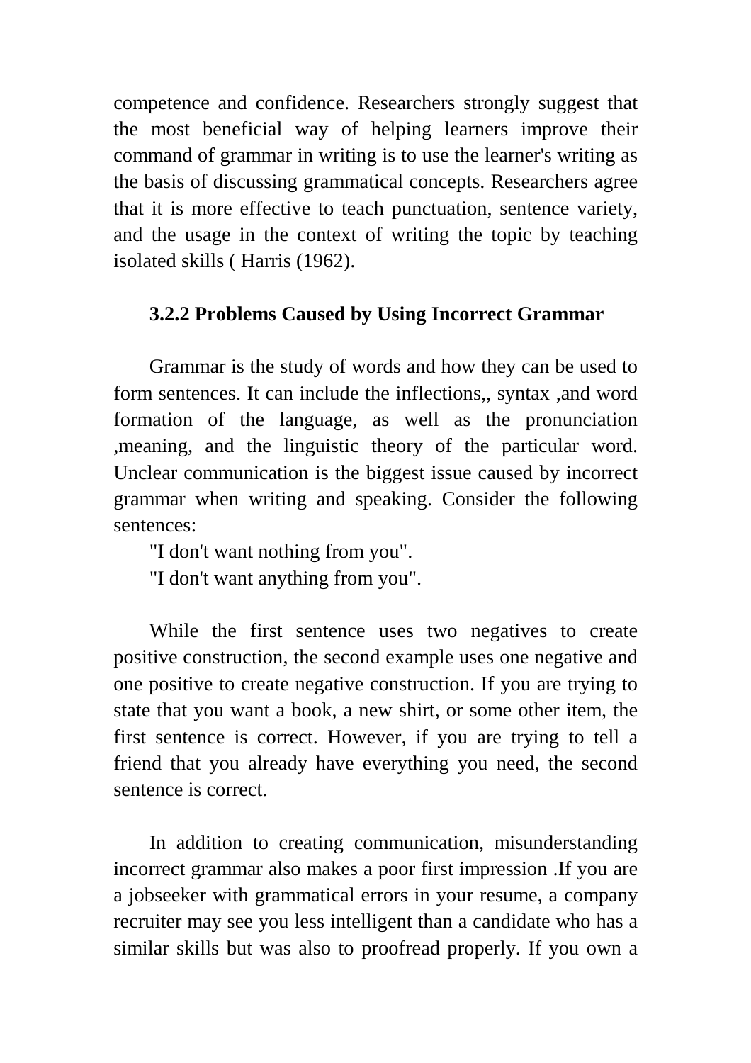competence and confidence. Researchers strongly suggest that the most beneficial way of helping learners improve their command of grammar in writing is to use the learner's writing as the basis of discussing grammatical concepts. Researchers agree that it is more effective to teach punctuation, sentence variety, and the usage in the context of writing the topic by teaching isolated skills ( Harris (1962).

### 3.2.2 Problems Caused by Using Incorrect Grammar

Grammar is the study of words and how they can be used to form sentences. It can include the inflections,, syntax ,and word formation of the language, as well as the pronunciation ,meaning, and the linguistic theory of the particular word. Unclear communication is the biggest issue caused by incorrect grammar when writing and speaking. Consider the following sentences:

"I don't want nothing from you".

"I don't want anything from you".

While the first sentence uses two negatives to create positive construction, the second example uses one negative and one positive to create negative construction. If you are trying to state that you want a book, a new shirt, or some other item, the first sentence is correct. However, if you are trying to tell a friend that you already have everything you need, the second sentence is correct.

In addition to creating communication, misunderstanding incorrect grammar also makes a poor first impression .If you are a jobseeker with grammatical errors in your resume, a company recruiter may see you less intelligent than a candidate who has a similar skills but was also to proofread properly. If you own a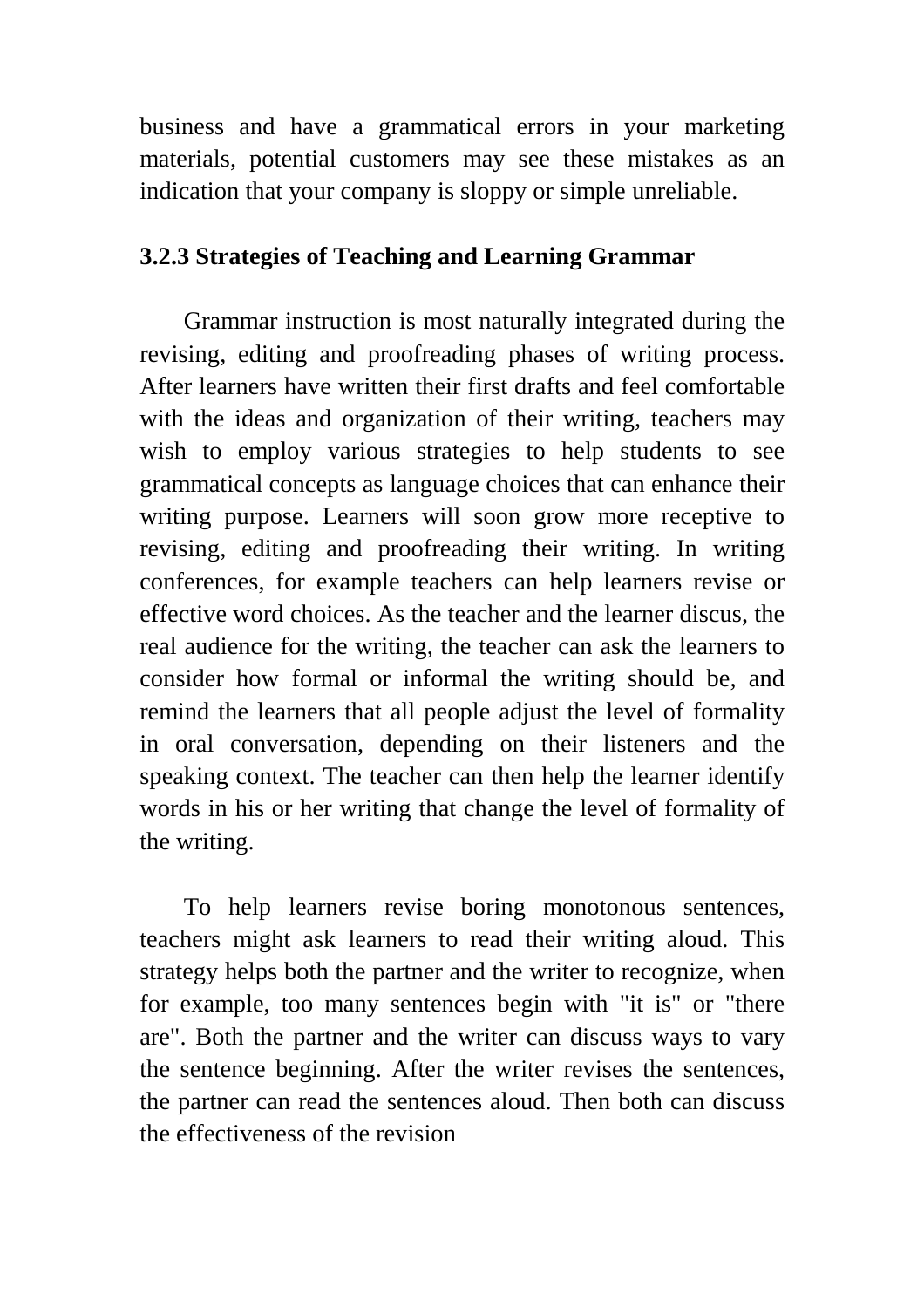business and have a grammatical errors in your marketing materials, potential customers may see these mistakes as an indication that your company is sloppy or simple unreliable.

### 3.2.3 Strategies of Teaching and Learning Grammar

Grammar instruction is most naturally integrated during the revising, editing and proofreading phases of writing process. After learners have written their first drafts and feel comfortable with the ideas and organization of their writing, teachers may wish to employ various strategies to help students to see grammatical concepts as language choices that can enhance their writing purpose. Learners will soon grow more receptive to revising, editing and proofreading their writing. In writing conferences, for example teachers can help learners revise or effective word choices. As the teacher and the learner discus, the real audience for the writing, the teacher can ask the learners to consider how formal or informal the writing should be, and remind the learners that all people adjust the level of formality in oral conversation, depending on their listeners and the speaking context. The teacher can then help the learner identify words in his or her writing that change the level of formality of the writing.

To help learners revise boring monotonous sentences, teachers might ask learners to read their writing aloud. This strategy helps both the partner and the writer to recognize, when for example, too many sentences begin with "it is" or "there are". Both the partner and the writer can discuss ways to vary the sentence beginning. After the writer revises the sentences, the partner can read the sentences aloud. Then both can discuss the effectiveness of the revision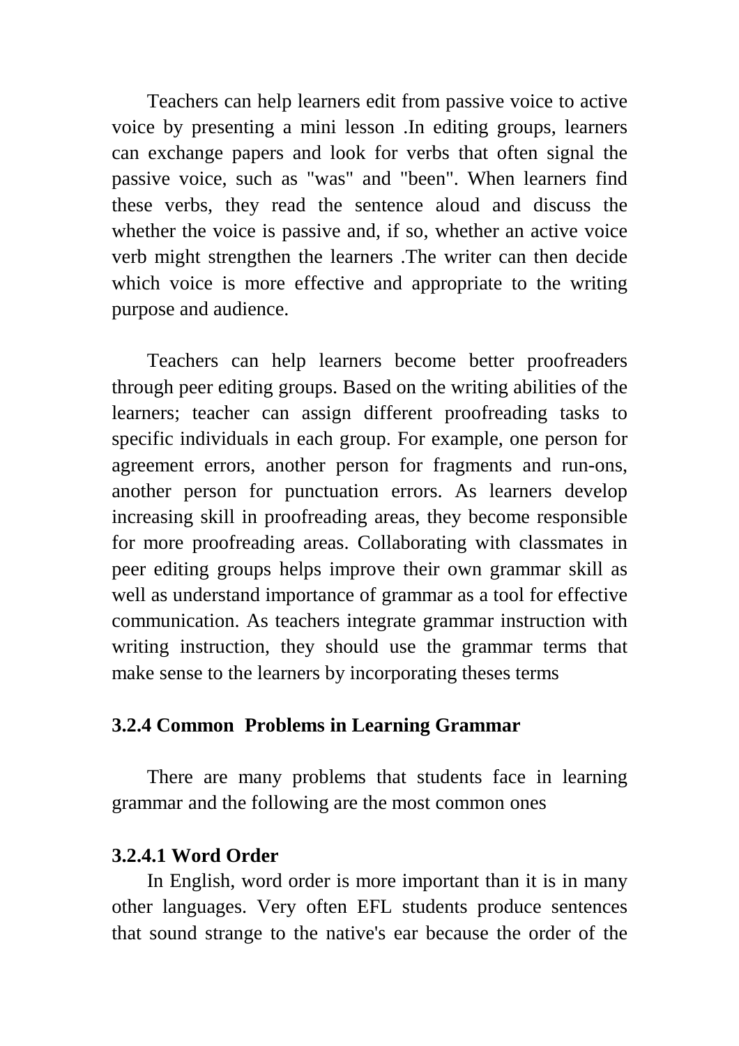Teachers can help learners edit from passive voice to active voice by presenting a mini lesson .In editing groups, learners can exchange papers and look for verbs that often signal the passive voice, such as "was" and "been". When learners find these verbs, they read the sentence aloud and discuss the whether the voice is passive and, if so, whether an active voice verb might strengthen the learners .The writer can then decide which voice is more effective and appropriate to the writing purpose and audience.

Teachers can help learners become better proofreaders through peer editing groups. Based on the writing abilities of the learners; teacher can assign different proofreading tasks to specific individuals in each group. For example, one person for agreement errors, another person for fragments and run-ons, another person for punctuation errors. As learners develop increasing skill in proofreading areas, they become responsible for more proofreading areas. Collaborating with classmates in peer editing groups helps improve their own grammar skill as well as understand importance of grammar as a tool for effective communication. As teachers integrate grammar instruction with writing instruction, they should use the grammar terms that make sense to the learners by incorporating theses terms

### 3.2.4 Common Problems in Learning Grammar

There are many problems that students face in learning grammar and the following are the most common ones

#### 3.2.4.1 Word Order

In English, word order is more important than it is in many other languages. Very often EFL students produce sentences that sound strange to the native's ear because the order of the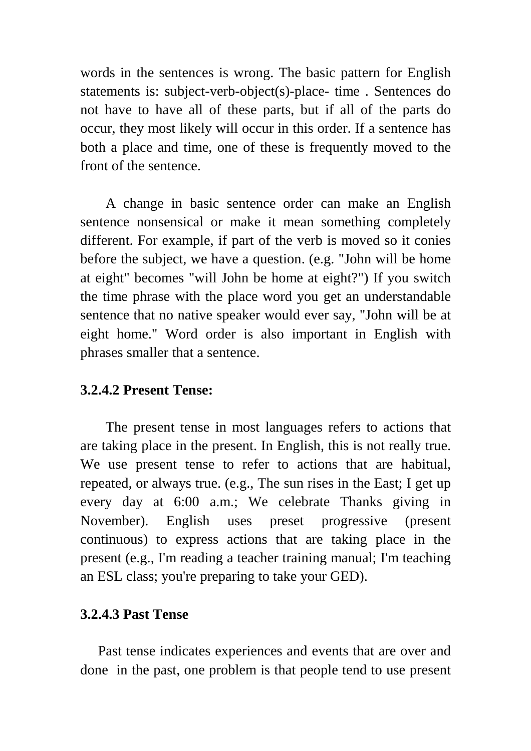words in the sentences is wrong. The basic pattern for English statements is: subject-verb-object(s)-place- time . Sentences do not have to have all of these parts, but if all of the parts do occur, they most likely will occur in this order. If a sentence has both a place and time, one of these is frequently moved to the front of the sentence.

A change in basic sentence order can make an English sentence nonsensical or make it mean something completely different. For example, if part of the verb is moved so it conies before the subject, we have a question. (e.g. "John will be home at eight" becomes "will John be home at eight?") If you switch the time phrase with the place word you get an understandable sentence that no native speaker would ever say, "John will be at eight home." Word order is also important in English with phrases smaller that a sentence.

### 3.2.4.2 Present Tense:

The present tense in most languages refers to actions that are taking place in the present. In English, this is not really true. We use present tense to refer to actions that are habitual, repeated, or always true. (e.g., The sun rises in the East; I get up every day at 6:00 a.m.; We celebrate Thanks giving in November). English uses preset progressive (present continuous) to express actions that are taking place in the present (e.g., I'm reading a teacher training manual; I'm teaching an ESL class; you're preparing to take your GED).

### 3.2.4.3 Past Tense

Past tense indicates experiences and events that are over and done in the past, one problem is that people tend to use present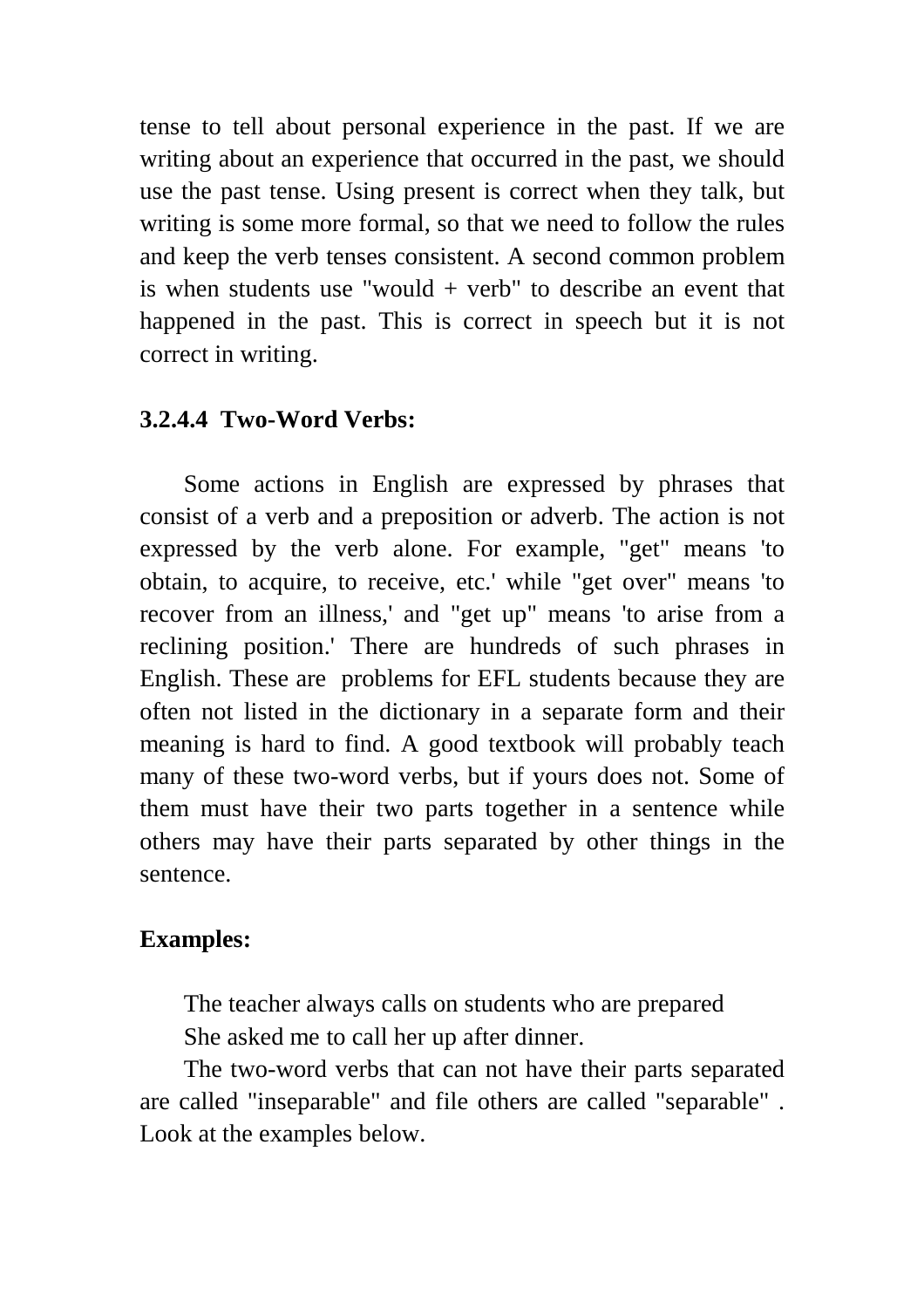tense to tell about personal experience in the past. If we are writing about an experience that occurred in the past, we should use the past tense. Using present is correct when they talk, but writing is some more formal, so that we need to follow the rules and keep the verb tenses consistent. A second common problem is when students use "would + verb" to describe an event that happened in the past. This is correct in speech but it is not correct in writing.

#### 3.2.4.4 Two-Word Verbs:

Some actions in English are expressed by phrases that consist of a verb and a preposition or adverb. The action is not expressed by the verb alone. For example, "get" means 'to obtain, to acquire, to receive, etc.' while "get over" means 'to recover from an illness,' and "get up" means 'to arise from a reclining position.' There are hundreds of such phrases in English. These are problems for EFL students because they are often not listed in the dictionary in a separate form and their meaning is hard to find. A good textbook will probably teach many of these two-word verbs, but if yours does not. Some of them must have their two parts together in a sentence while others may have their parts separated by other things in the sentence.

**Examples:**

The teacher always calls on students who are prepared

She asked me to call her up after dinner.

The two-word verbs that can not have their parts separated are called "inseparable" and file others are called "separable" . Look at the examples below.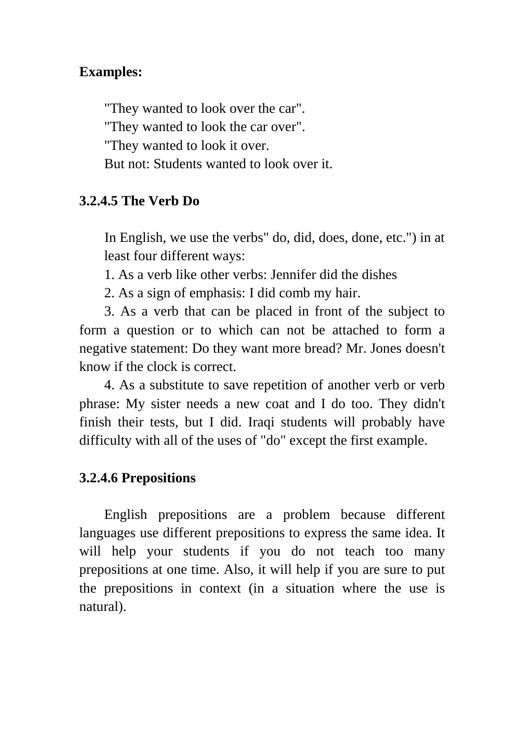**Examples:**

"They wanted to look over the car".
"They wanted to look the car over".
"They wanted to look it over.
But not: Students wanted to look over it.

**3.2.4.5 The Verb Do**

In English, we use the verbs" do, did, does, done, etc.") in at least four different ways:

1. As a verb like other verbs: Jennifer did the dishes

2. As a sign of emphasis: I did comb my hair.

3. As a verb that can be placed in front of the subject to form a question or to which can not be attached to form a negative statement: Do they want more bread? Mr. Jones doesn't know if the clock is correct.

4. As a substitute to save repetition of another verb or verb phrase: My sister needs a new coat and I do too. They didn't finish their tests, but I did. Iraqi students will probably have difficulty with all of the uses of "do" except the first example.

**3.2.4.6 Prepositions**

English prepositions are a problem because different languages use different prepositions to express the same idea. It will help your students if you do not teach too many prepositions at one time. Also, it will help if you are sure to put the prepositions in context (in a situation where the use is natural).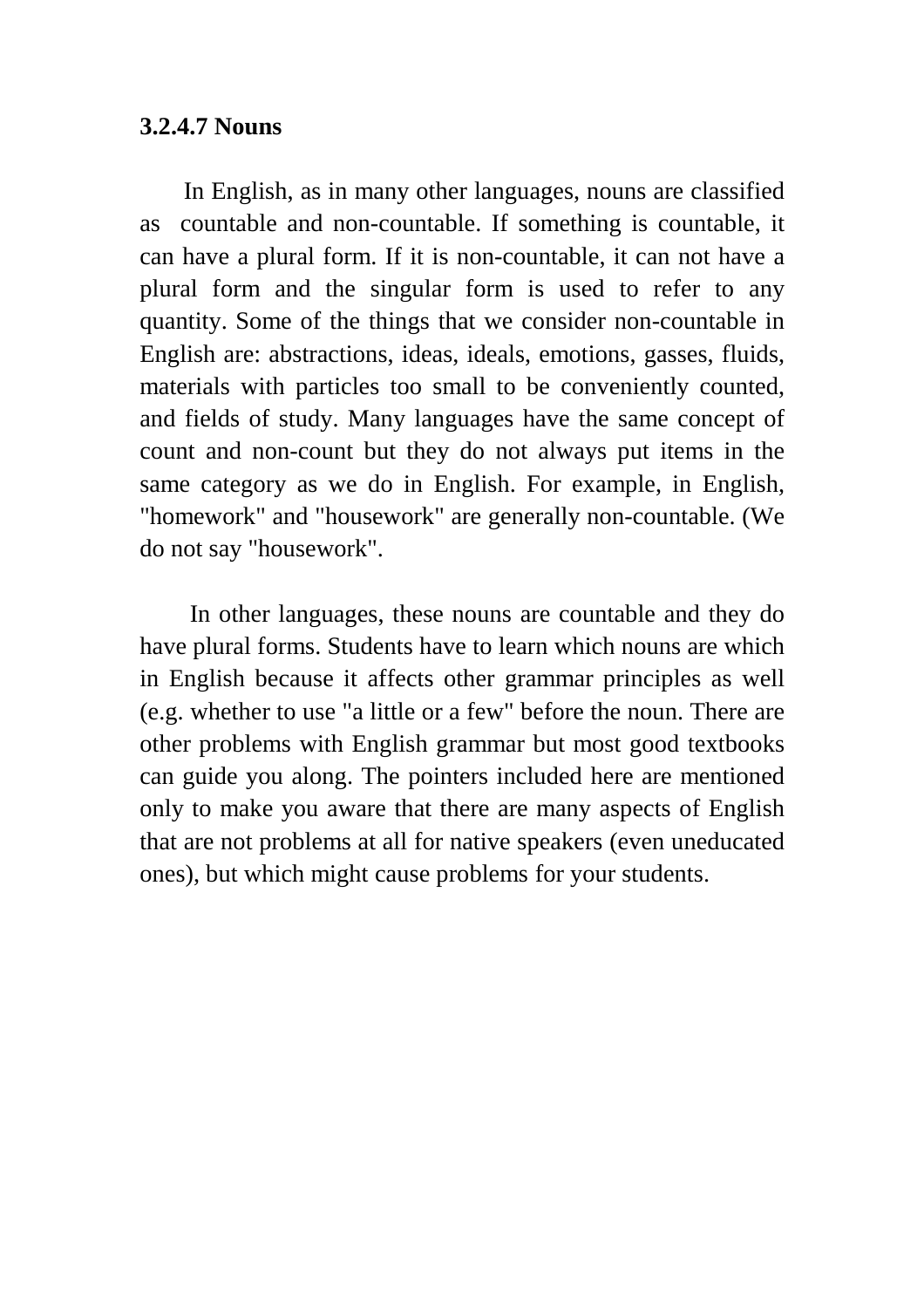### 3.2.4.7 Nouns

In English, as in many other languages, nouns are classified as countable and non-countable. If something is countable, it can have a plural form. If it is non-countable, it can not have a plural form and the singular form is used to refer to any quantity. Some of the things that we consider non-countable in English are: abstractions, ideas, ideals, emotions, gasses, fluids, materials with particles too small to be conveniently counted, and fields of study. Many languages have the same concept of count and non-count but they do not always put items in the same category as we do in English. For example, in English, "homework" and "housework" are generally non-countable. (We do not say "housework".

In other languages, these nouns are countable and they do have plural forms. Students have to learn which nouns are which in English because it affects other grammar principles as well (e.g. whether to use "a little or a few" before the noun. There are other problems with English grammar but most good textbooks can guide you along. The pointers included here are mentioned only to make you aware that there are many aspects of English that are not problems at all for native speakers (even uneducated ones), but which might cause problems for your students.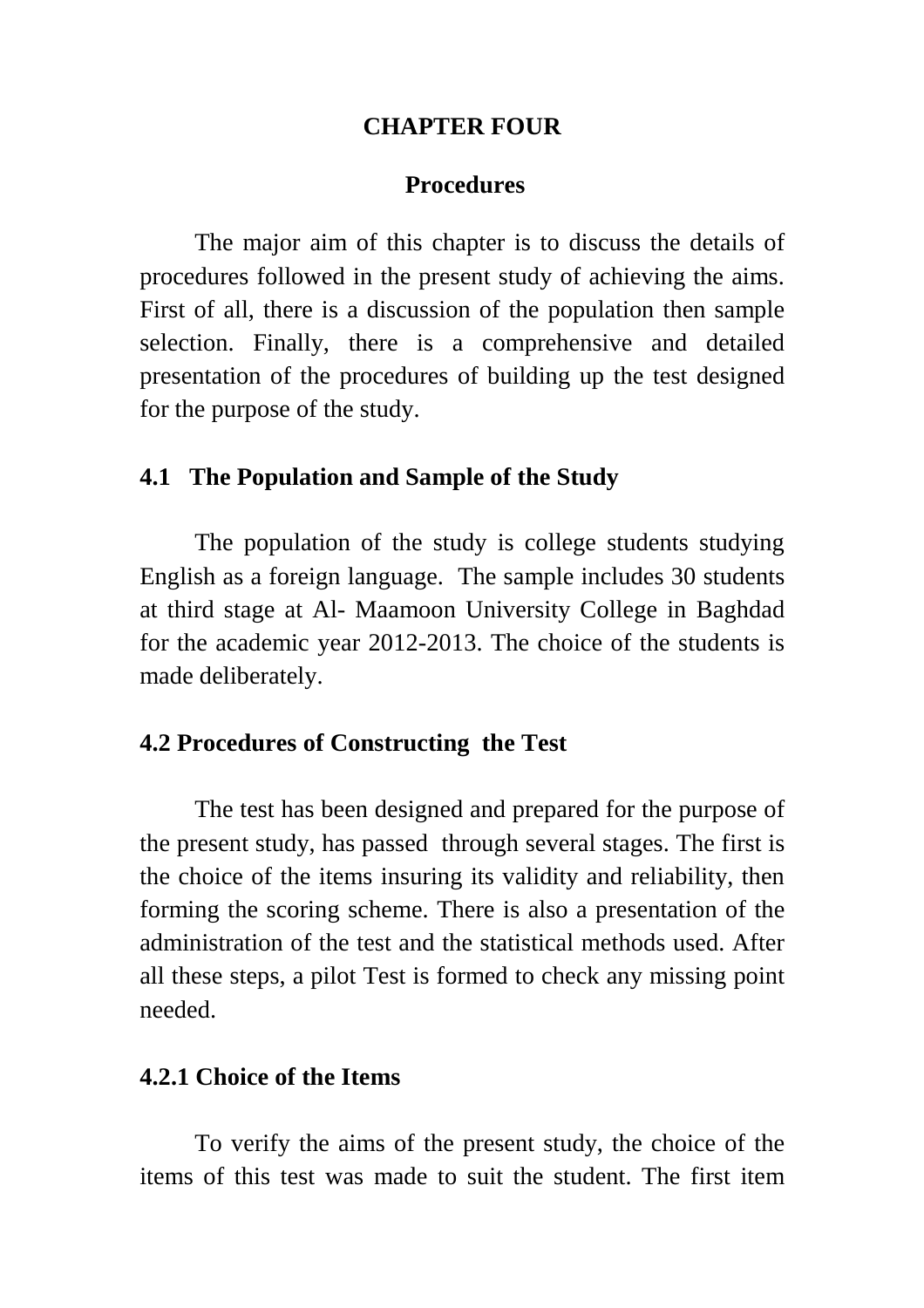# CHAPTER FOUR

## Procedures

The major aim of this chapter is to discuss the details of procedures followed in the present study of achieving the aims. First of all, there is a discussion of the population then sample selection. Finally, there is a comprehensive and detailed presentation of the procedures of building up the test designed for the purpose of the study.

### 4.1 The Population and Sample of the Study

The population of the study is college students studying English as a foreign language. The sample includes 30 students at third stage at Al- Maamoon University College in Baghdad for the academic year 2012-2013. The choice of the students is made deliberately.

### 4.2 Procedures of Constructing the Test

The test has been designed and prepared for the purpose of the present study, has passed through several stages. The first is the choice of the items insuring its validity and reliability, then forming the scoring scheme. There is also a presentation of the administration of the test and the statistical methods used. After all these steps, a pilot Test is formed to check any missing point needed.

### 4.2.1 Choice of the Items

To verify the aims of the present study, the choice of the items of this test was made to suit the student. The first item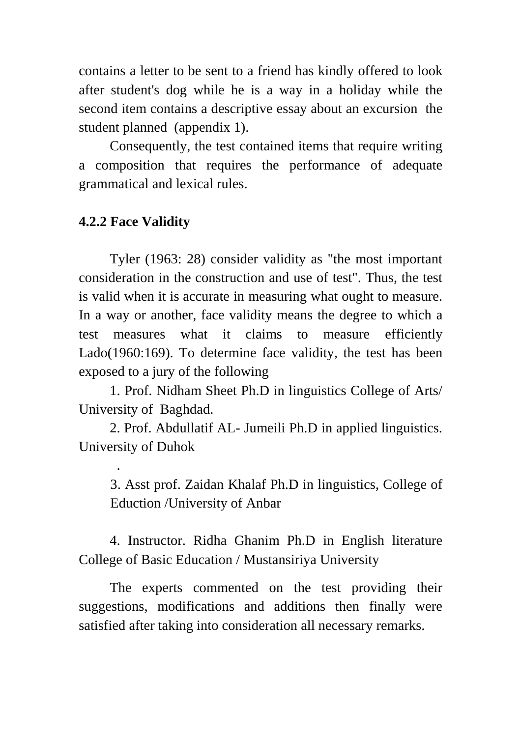contains a letter to be sent to a friend has kindly offered to look after student's dog while he is a way in a holiday while the second item contains a descriptive essay about an excursion the student planned (appendix 1).

Consequently, the test contained items that require writing a composition that requires the performance of adequate grammatical and lexical rules.

### 4.2.2 Face Validity

Tyler (1963: 28) consider validity as "the most important consideration in the construction and use of test". Thus, the test is valid when it is accurate in measuring what ought to measure. In a way or another, face validity means the degree to which a test measures what it claims to measure efficiently Lado(1960:169). To determine face validity, the test has been exposed to a jury of the following

1. Prof. Nidham Sheet Ph.D in linguistics College of Arts/ University of Baghdad.
2. Prof. Abdullatif AL- Jumeili Ph.D in applied linguistics. University of Duhok
.
3. Asst prof. Zaidan Khalaf Ph.D in linguistics, College of Eduction /University of Anbar
4. Instructor. Ridha Ghanim Ph.D in English literature College of Basic Education / Mustansiriya University

The experts commented on the test providing their suggestions, modifications and additions then finally were satisfied after taking into consideration all necessary remarks.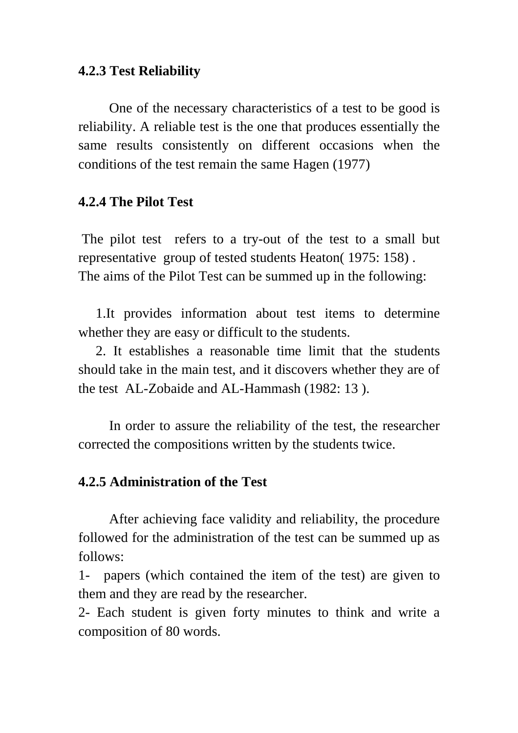### 4.2.3 Test Reliability

One of the necessary characteristics of a test to be good is reliability. A reliable test is the one that produces essentially the same results consistently on different occasions when the conditions of the test remain the same Hagen (1977)

### 4.2.4 The Pilot Test

The pilot test refers to a try-out of the test to a small but representative group of tested students Heaton( 1975: 158) .
The aims of the Pilot Test can be summed up in the following:

1. It provides information about test items to determine whether they are easy or difficult to the students.
2. It establishes a reasonable time limit that the students should take in the main test, and it discovers whether they are of the test AL-Zobaide and AL-Hammash (1982: 13 ).

In order to assure the reliability of the test, the researcher corrected the compositions written by the students twice.

### 4.2.5 Administration of the Test

After achieving face validity and reliability, the procedure followed for the administration of the test can be summed up as follows:

1- papers (which contained the item of the test) are given to them and they are read by the researcher.

2- Each student is given forty minutes to think and write a composition of 80 words.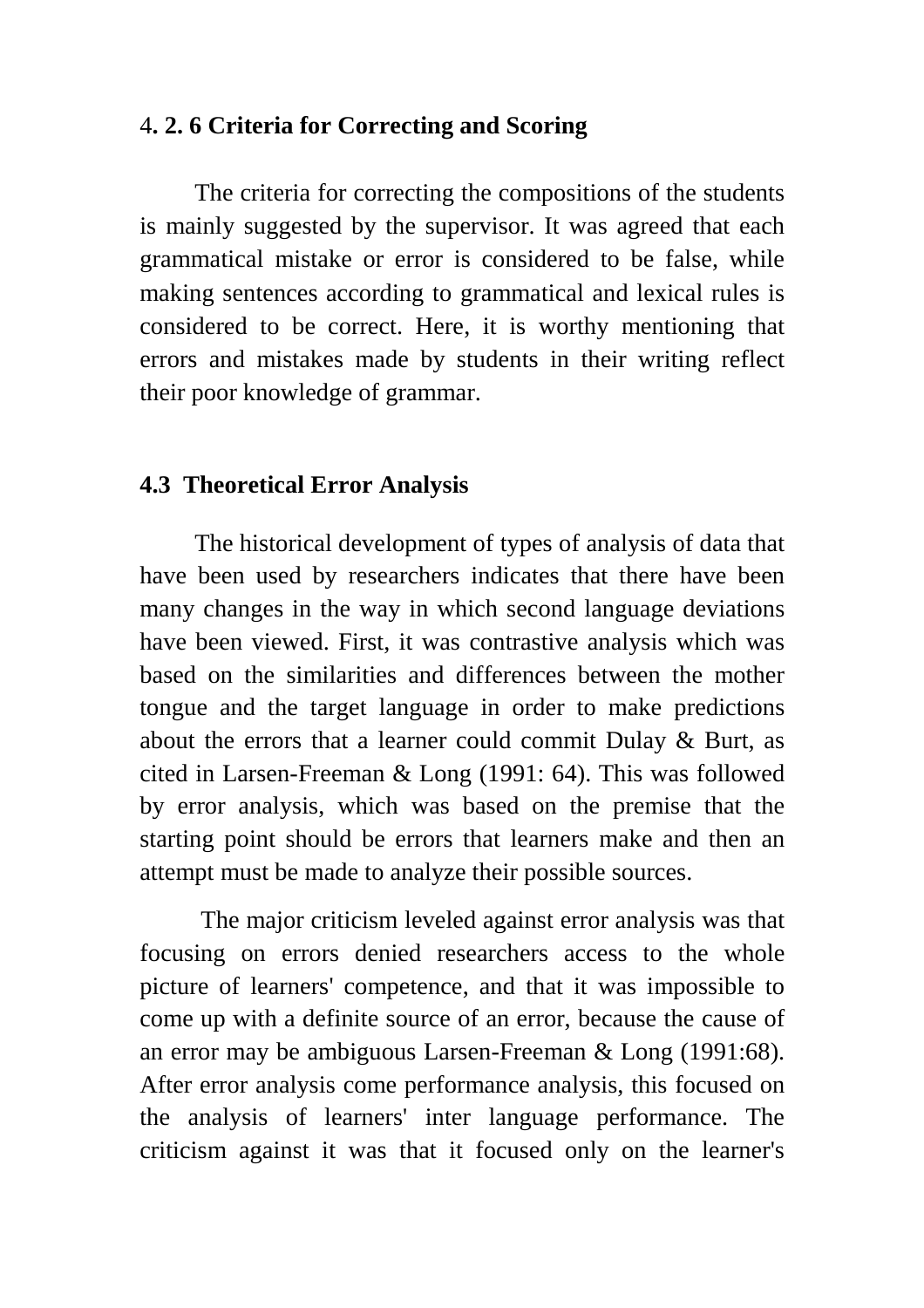### 4. 2. 6 Criteria for Correcting and Scoring

The criteria for correcting the compositions of the students is mainly suggested by the supervisor. It was agreed that each grammatical mistake or error is considered to be false, while making sentences according to grammatical and lexical rules is considered to be correct. Here, it is worthy mentioning that errors and mistakes made by students in their writing reflect their poor knowledge of grammar.

### 4.3 Theoretical Error Analysis

The historical development of types of analysis of data that have been used by researchers indicates that there have been many changes in the way in which second language deviations have been viewed. First, it was contrastive analysis which was based on the similarities and differences between the mother tongue and the target language in order to make predictions about the errors that a learner could commit Dulay & Burt, as cited in Larsen-Freeman & Long (1991: 64). This was followed by error analysis, which was based on the premise that the starting point should be errors that learners make and then an attempt must be made to analyze their possible sources.

The major criticism leveled against error analysis was that focusing on errors denied researchers access to the whole picture of learners' competence, and that it was impossible to come up with a definite source of an error, because the cause of an error may be ambiguous Larsen-Freeman & Long (1991:68). After error analysis come performance analysis, this focused on the analysis of learners' inter language performance. The criticism against it was that it focused only on the learner's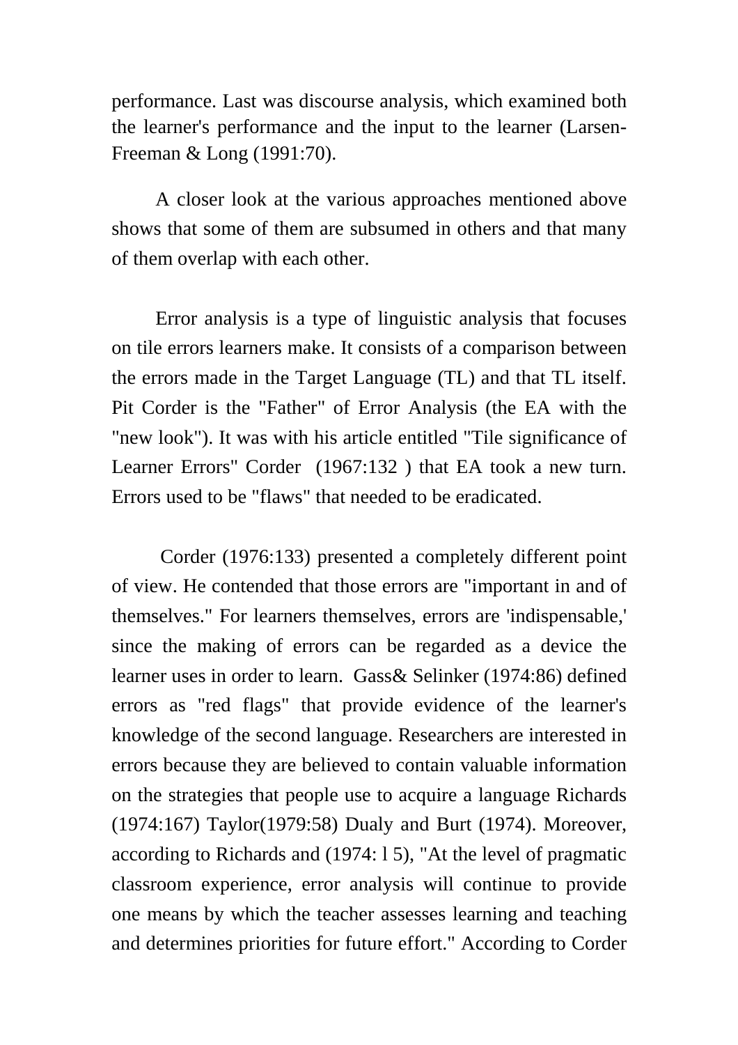performance. Last was discourse analysis, which examined both the learner's performance and the input to the learner (Larsen-Freeman & Long (1991:70).

A closer look at the various approaches mentioned above shows that some of them are subsumed in others and that many of them overlap with each other.

Error analysis is a type of linguistic analysis that focuses on tile errors learners make. It consists of a comparison between the errors made in the Target Language (TL) and that TL itself. Pit Corder is the "Father" of Error Analysis (the EA with the "new look"). It was with his article entitled "Tile significance of Learner Errors" Corder (1967:132 ) that EA took a new turn. Errors used to be "flaws" that needed to be eradicated.

Corder (1976:133) presented a completely different point of view. He contended that those errors are "important in and of themselves." For learners themselves, errors are 'indispensable,' since the making of errors can be regarded as a device the learner uses in order to learn. Gass& Selinker (1974:86) defined errors as "red flags" that provide evidence of the learner's knowledge of the second language. Researchers are interested in errors because they are believed to contain valuable information on the strategies that people use to acquire a language Richards (1974:167) Taylor(1979:58) Dualy and Burt (1974). Moreover, according to Richards and (1974: l 5), "At the level of pragmatic classroom experience, error analysis will continue to provide one means by which the teacher assesses learning and teaching and determines priorities for future effort." According to Corder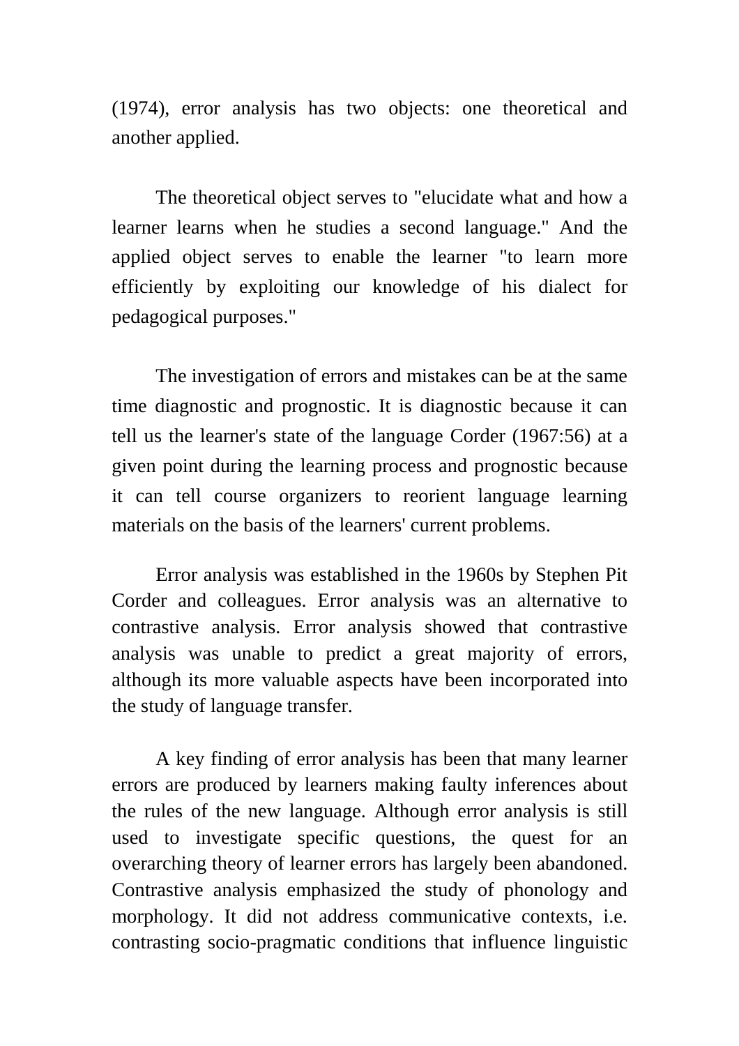(1974), error analysis has two objects: one theoretical and another applied.

The theoretical object serves to "elucidate what and how a learner learns when he studies a second language." And the applied object serves to enable the learner "to learn more efficiently by exploiting our knowledge of his dialect for pedagogical purposes."

The investigation of errors and mistakes can be at the same time diagnostic and prognostic. It is diagnostic because it can tell us the learner's state of the language Corder (1967:56) at a given point during the learning process and prognostic because it can tell course organizers to reorient language learning materials on the basis of the learners' current problems.

Error analysis was established in the 1960s by Stephen Pit Corder and colleagues. Error analysis was an alternative to contrastive analysis. Error analysis showed that contrastive analysis was unable to predict a great majority of errors, although its more valuable aspects have been incorporated into the study of language transfer.

A key finding of error analysis has been that many learner errors are produced by learners making faulty inferences about the rules of the new language. Although error analysis is still used to investigate specific questions, the quest for an overarching theory of learner errors has largely been abandoned. Contrastive analysis emphasized the study of phonology and morphology. It did not address communicative contexts, i.e. contrasting socio-pragmatic conditions that influence linguistic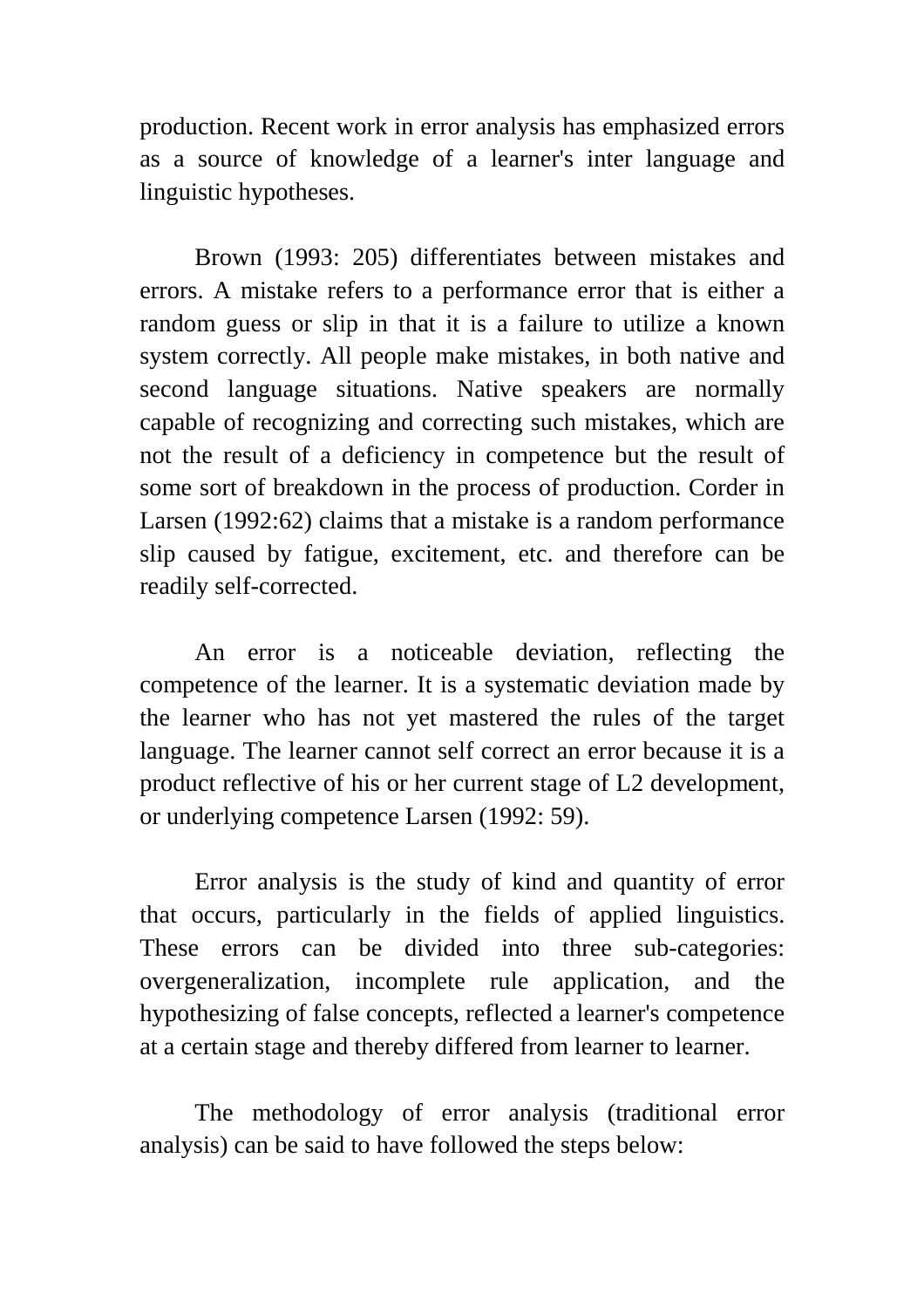production. Recent work in error analysis has emphasized errors as a source of knowledge of a learner's inter language and linguistic hypotheses.

Brown (1993: 205) differentiates between mistakes and errors. A mistake refers to a performance error that is either a random guess or slip in that it is a failure to utilize a known system correctly. All people make mistakes, in both native and second language situations. Native speakers are normally capable of recognizing and correcting such mistakes, which are not the result of a deficiency in competence but the result of some sort of breakdown in the process of production. Corder in Larsen (1992:62) claims that a mistake is a random performance slip caused by fatigue, excitement, etc. and therefore can be readily self-corrected.

An error is a noticeable deviation, reflecting the competence of the learner. It is a systematic deviation made by the learner who has not yet mastered the rules of the target language. The learner cannot self correct an error because it is a product reflective of his or her current stage of L2 development, or underlying competence Larsen (1992: 59).

Error analysis is the study of kind and quantity of error that occurs, particularly in the fields of applied linguistics. These errors can be divided into three sub-categories: overgeneralization, incomplete rule application, and the hypothesizing of false concepts, reflected a learner's competence at a certain stage and thereby differed from learner to learner.

The methodology of error analysis (traditional error analysis) can be said to have followed the steps below: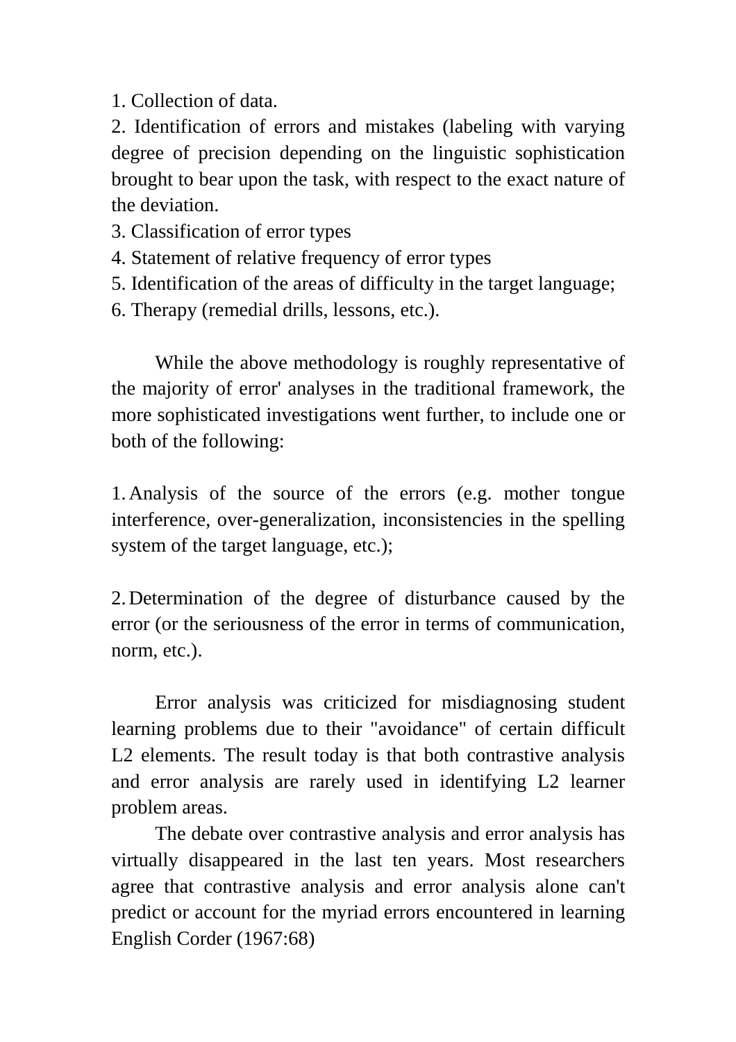1. Collection of data.
2. Identification of errors and mistakes (labeling with varying degree of precision depending on the linguistic sophistication brought to bear upon the task, with respect to the exact nature of the deviation.
3. Classification of error types
4. Statement of relative frequency of error types
5. Identification of the areas of difficulty in the target language;
6. Therapy (remedial drills, lessons, etc.).

While the above methodology is roughly representative of the majority of error' analyses in the traditional framework, the more sophisticated investigations went further, to include one or both of the following:

1. Analysis of the source of the errors (e.g. mother tongue interference, over-generalization, inconsistencies in the spelling system of the target language, etc.);

2. Determination of the degree of disturbance caused by the error (or the seriousness of the error in terms of communication, norm, etc.).

Error analysis was criticized for misdiagnosing student learning problems due to their "avoidance" of certain difficult L2 elements. The result today is that both contrastive analysis and error analysis are rarely used in identifying L2 learner problem areas.

The debate over contrastive analysis and error analysis has virtually disappeared in the last ten years. Most researchers agree that contrastive analysis and error analysis alone can't predict or account for the myriad errors encountered in learning English Corder (1967:68)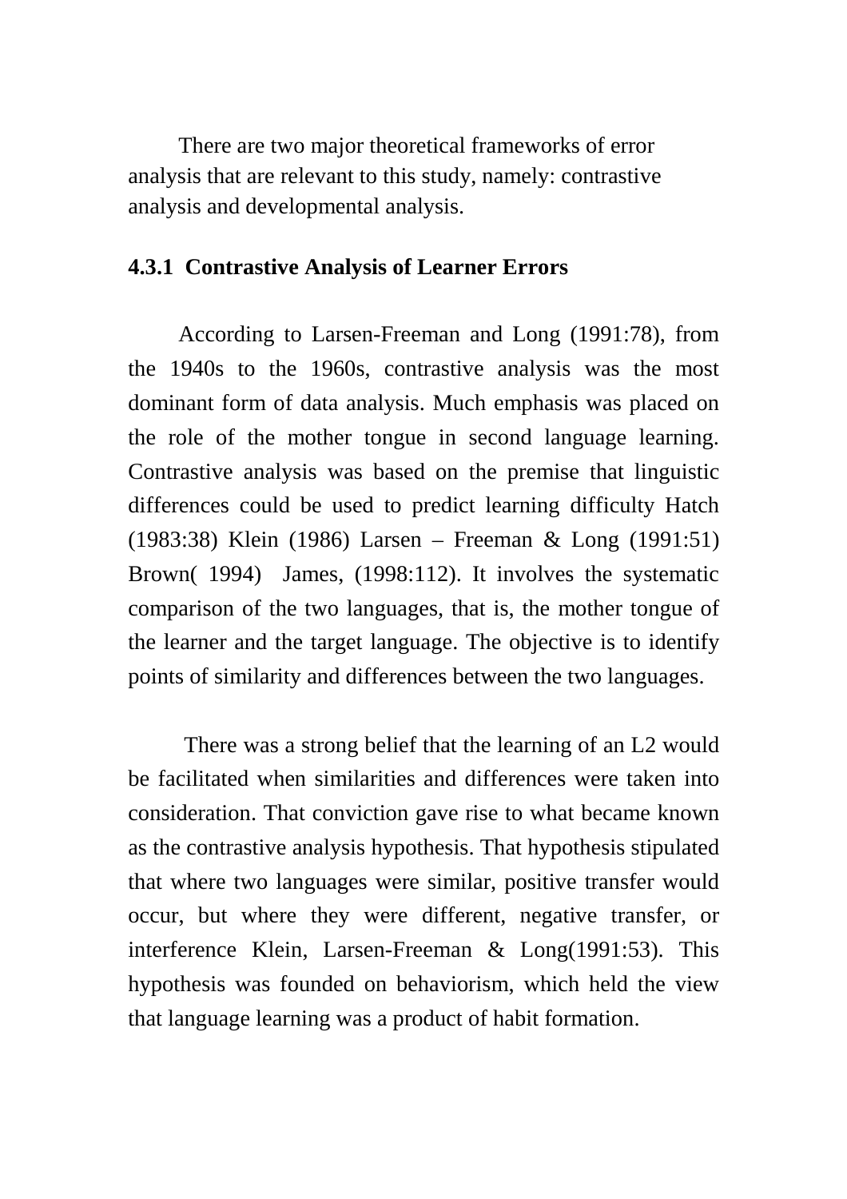There are two major theoretical frameworks of error analysis that are relevant to this study, namely: contrastive analysis and developmental analysis.

### 4.3.1 Contrastive Analysis of Learner Errors

According to Larsen-Freeman and Long (1991:78), from the 1940s to the 1960s, contrastive analysis was the most dominant form of data analysis. Much emphasis was placed on the role of the mother tongue in second language learning. Contrastive analysis was based on the premise that linguistic differences could be used to predict learning difficulty Hatch (1983:38) Klein (1986) Larsen – Freeman & Long (1991:51) Brown( 1994) James, (1998:112). It involves the systematic comparison of the two languages, that is, the mother tongue of the learner and the target language. The objective is to identify points of similarity and differences between the two languages.

There was a strong belief that the learning of an L2 would be facilitated when similarities and differences were taken into consideration. That conviction gave rise to what became known as the contrastive analysis hypothesis. That hypothesis stipulated that where two languages were similar, positive transfer would occur, but where they were different, negative transfer, or interference Klein, Larsen-Freeman & Long(1991:53). This hypothesis was founded on behaviorism, which held the view that language learning was a product of habit formation.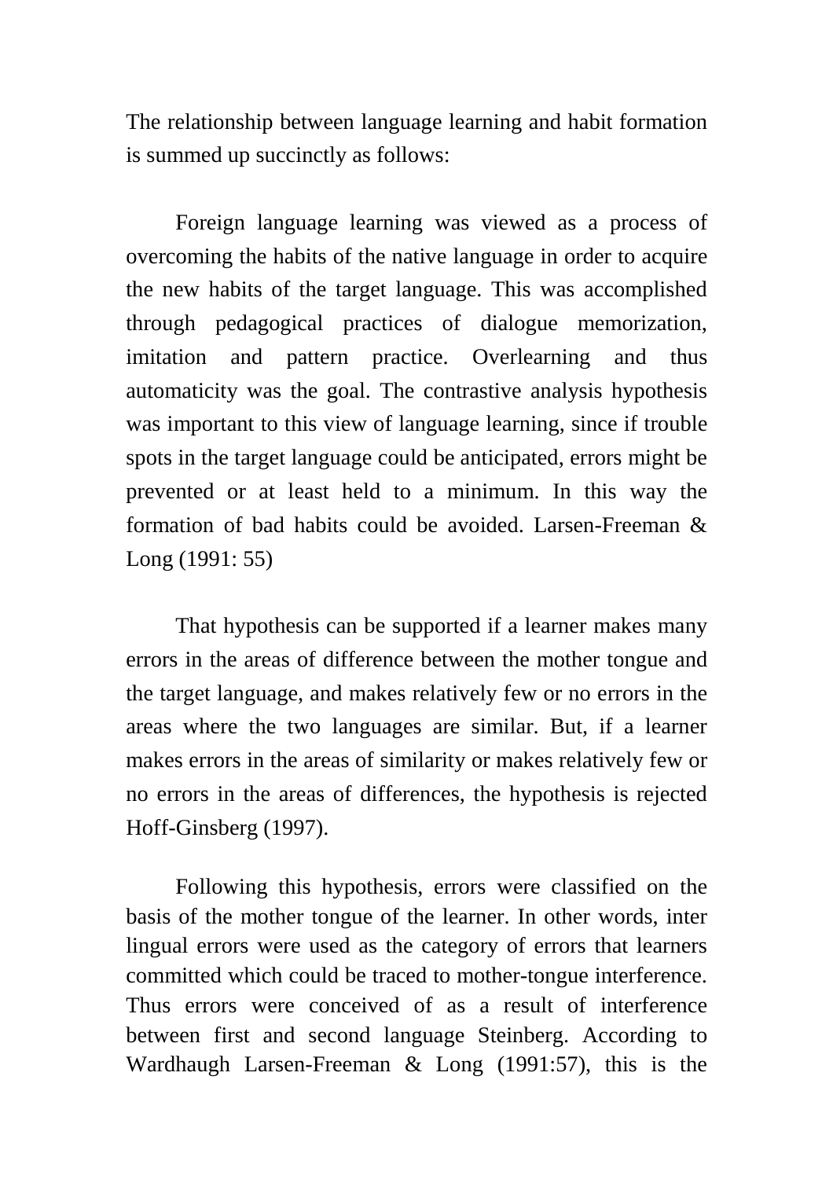The relationship between language learning and habit formation is summed up succinctly as follows:

> Foreign language learning was viewed as a process of overcoming the habits of the native language in order to acquire the new habits of the target language. This was accomplished through pedagogical practices of dialogue memorization, imitation and pattern practice. Overlearning and thus automaticity was the goal. The contrastive analysis hypothesis was important to this view of language learning, since if trouble spots in the target language could be anticipated, errors might be prevented or at least held to a minimum. In this way the formation of bad habits could be avoided. Larsen-Freeman & Long (1991: 55)

That hypothesis can be supported if a learner makes many errors in the areas of difference between the mother tongue and the target language, and makes relatively few or no errors in the areas where the two languages are similar. But, if a learner makes errors in the areas of similarity or makes relatively few or no errors in the areas of differences, the hypothesis is rejected Hoff-Ginsberg (1997).

Following this hypothesis, errors were classified on the basis of the mother tongue of the learner. In other words, inter lingual errors were used as the category of errors that learners committed which could be traced to mother-tongue interference. Thus errors were conceived of as a result of interference between first and second language Steinberg. According to Wardhaugh Larsen-Freeman & Long (1991:57), this is the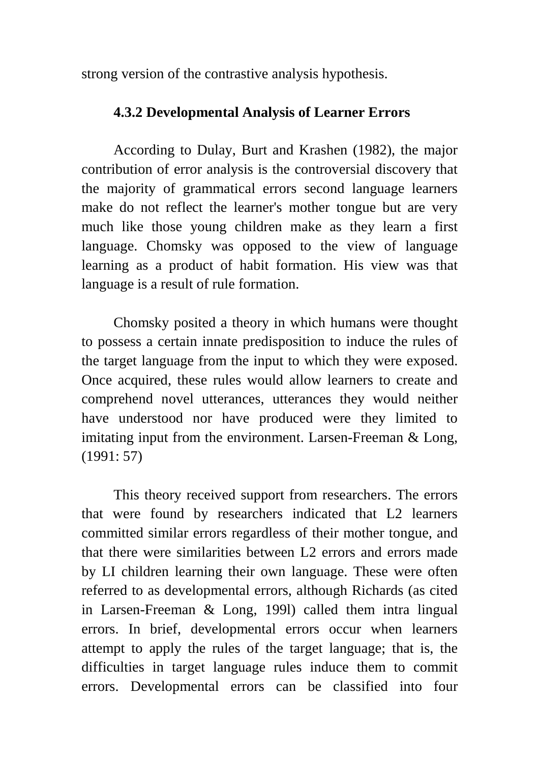strong version of the contrastive analysis hypothesis.

### 4.3.2 Developmental Analysis of Learner Errors

According to Dulay, Burt and Krashen (1982), the major contribution of error analysis is the controversial discovery that the majority of grammatical errors second language learners make do not reflect the learner's mother tongue but are very much like those young children make as they learn a first language. Chomsky was opposed to the view of language learning as a product of habit formation. His view was that language is a result of rule formation.

Chomsky posited a theory in which humans were thought to possess a certain innate predisposition to induce the rules of the target language from the input to which they were exposed. Once acquired, these rules would allow learners to create and comprehend novel utterances, utterances they would neither have understood nor have produced were they limited to imitating input from the environment. Larsen-Freeman & Long, (1991: 57)

This theory received support from researchers. The errors that were found by researchers indicated that L2 learners committed similar errors regardless of their mother tongue, and that there were similarities between L2 errors and errors made by LI children learning their own language. These were often referred to as developmental errors, although Richards (as cited in Larsen-Freeman & Long, 199l) called them intra lingual errors. In brief, developmental errors occur when learners attempt to apply the rules of the target language; that is, the difficulties in target language rules induce them to commit errors. Developmental errors can be classified into four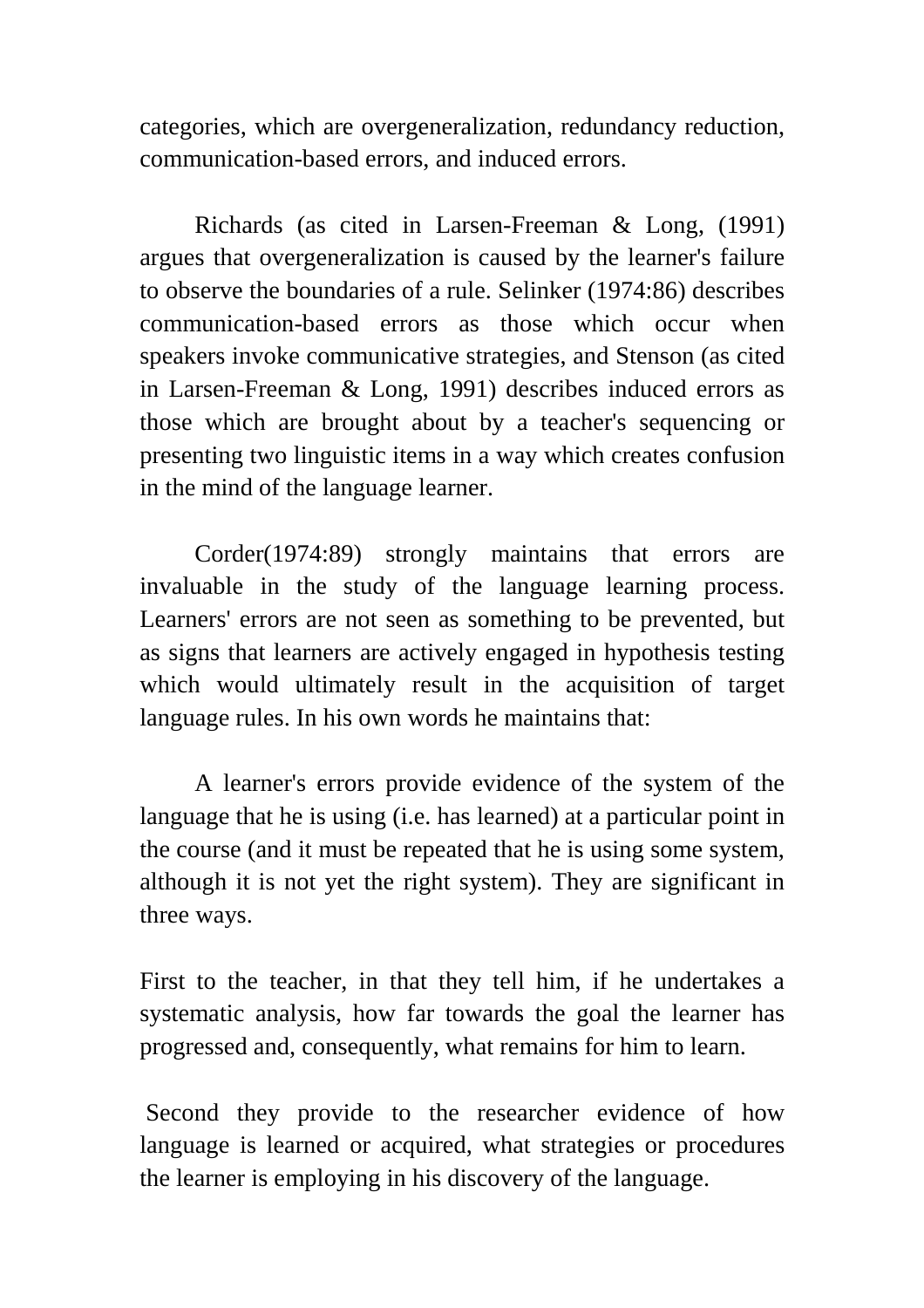categories, which are overgeneralization, redundancy reduction, communication-based errors, and induced errors.

Richards (as cited in Larsen-Freeman & Long, (1991) argues that overgeneralization is caused by the learner's failure to observe the boundaries of a rule. Selinker (1974:86) describes communication-based errors as those which occur when speakers invoke communicative strategies, and Stenson (as cited in Larsen-Freeman & Long, 1991) describes induced errors as those which are brought about by a teacher's sequencing or presenting two linguistic items in a way which creates confusion in the mind of the language learner.

Corder(1974:89) strongly maintains that errors are invaluable in the study of the language learning process. Learners' errors are not seen as something to be prevented, but as signs that learners are actively engaged in hypothesis testing which would ultimately result in the acquisition of target language rules. In his own words he maintains that:

A learner's errors provide evidence of the system of the language that he is using (i.e. has learned) at a particular point in the course (and it must be repeated that he is using some system, although it is not yet the right system). They are significant in three ways.

First to the teacher, in that they tell him, if he undertakes a systematic analysis, how far towards the goal the learner has progressed and, consequently, what remains for him to learn.

Second they provide to the researcher evidence of how language is learned or acquired, what strategies or procedures the learner is employing in his discovery of the language.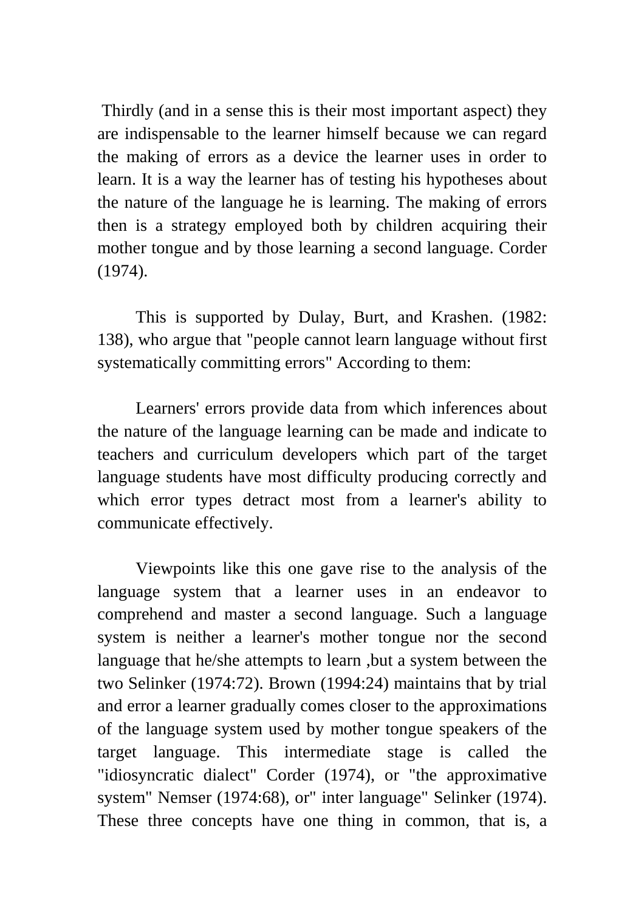Thirdly (and in a sense this is their most important aspect) they are indispensable to the learner himself because we can regard the making of errors as a device the learner uses in order to learn. It is a way the learner has of testing his hypotheses about the nature of the language he is learning. The making of errors then is a strategy employed both by children acquiring their mother tongue and by those learning a second language. Corder (1974).

This is supported by Dulay, Burt, and Krashen. (1982: 138), who argue that "people cannot learn language without first systematically committing errors" According to them:

Learners' errors provide data from which inferences about the nature of the language learning can be made and indicate to teachers and curriculum developers which part of the target language students have most difficulty producing correctly and which error types detract most from a learner's ability to communicate effectively.

Viewpoints like this one gave rise to the analysis of the language system that a learner uses in an endeavor to comprehend and master a second language. Such a language system is neither a learner's mother tongue nor the second language that he/she attempts to learn ,but a system between the two Selinker (1974:72). Brown (1994:24) maintains that by trial and error a learner gradually comes closer to the approximations of the language system used by mother tongue speakers of the target language. This intermediate stage is called the "idiosyncratic dialect" Corder (1974), or "the approximative system" Nemser (1974:68), or" inter language" Selinker (1974). These three concepts have one thing in common, that is, a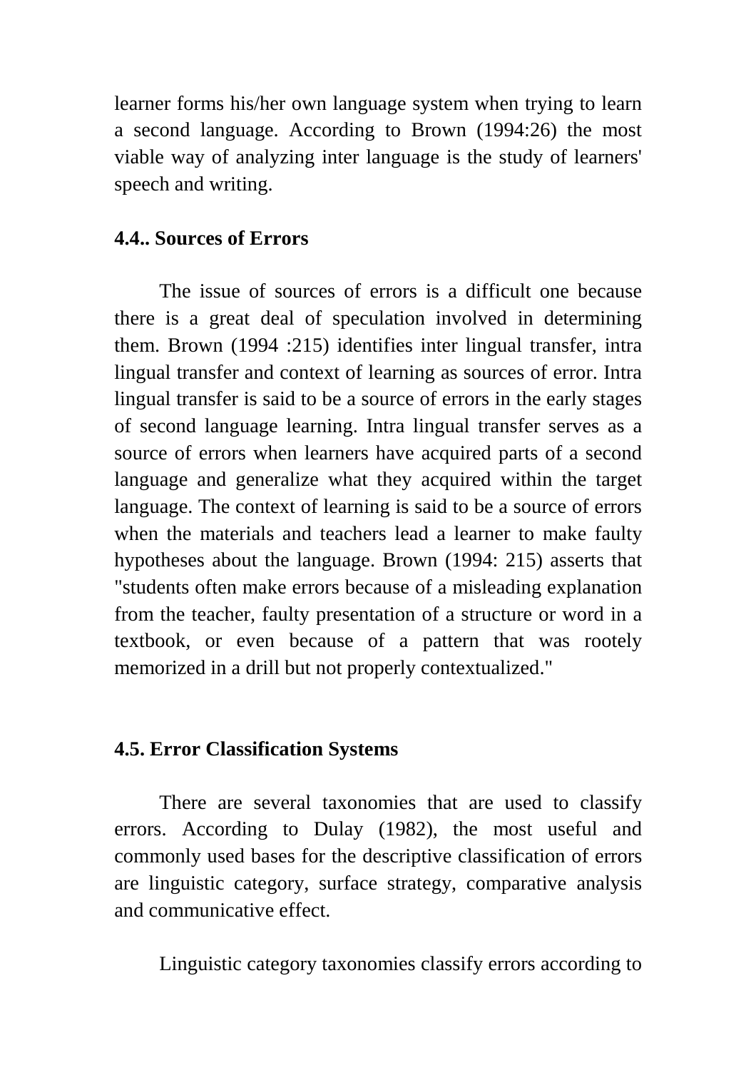learner forms his/her own language system when trying to learn a second language. According to Brown (1994:26) the most viable way of analyzing inter language is the study of learners' speech and writing.

## 4.4.. Sources of Errors

The issue of sources of errors is a difficult one because there is a great deal of speculation involved in determining them. Brown (1994 :215) identifies inter lingual transfer, intra lingual transfer and context of learning as sources of error. Intra lingual transfer is said to be a source of errors in the early stages of second language learning. Intra lingual transfer serves as a source of errors when learners have acquired parts of a second language and generalize what they acquired within the target language. The context of learning is said to be a source of errors when the materials and teachers lead a learner to make faulty hypotheses about the language. Brown (1994: 215) asserts that "students often make errors because of a misleading explanation from the teacher, faulty presentation of a structure or word in a textbook, or even because of a pattern that was rootely memorized in a drill but not properly contextualized."

## 4.5. Error Classification Systems

There are several taxonomies that are used to classify errors. According to Dulay (1982), the most useful and commonly used bases for the descriptive classification of errors are linguistic category, surface strategy, comparative analysis and communicative effect.

Linguistic category taxonomies classify errors according to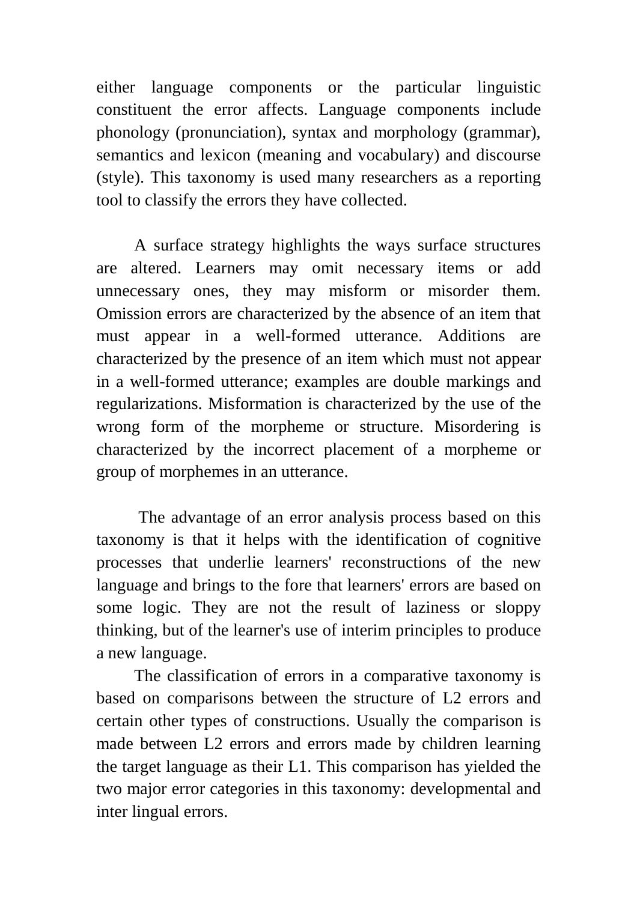either language components or the particular linguistic constituent the error affects. Language components include phonology (pronunciation), syntax and morphology (grammar), semantics and lexicon (meaning and vocabulary) and discourse (style). This taxonomy is used many researchers as a reporting tool to classify the errors they have collected.

A surface strategy highlights the ways surface structures are altered. Learners may omit necessary items or add unnecessary ones, they may misform or misorder them. Omission errors are characterized by the absence of an item that must appear in a well-formed utterance. Additions are characterized by the presence of an item which must not appear in a well-formed utterance; examples are double markings and regularizations. Misformation is characterized by the use of the wrong form of the morpheme or structure. Misordering is characterized by the incorrect placement of a morpheme or group of morphemes in an utterance.

The advantage of an error analysis process based on this taxonomy is that it helps with the identification of cognitive processes that underlie learners' reconstructions of the new language and brings to the fore that learners' errors are based on some logic. They are not the result of laziness or sloppy thinking, but of the learner's use of interim principles to produce a new language.

The classification of errors in a comparative taxonomy is based on comparisons between the structure of L2 errors and certain other types of constructions. Usually the comparison is made between L2 errors and errors made by children learning the target language as their L1. This comparison has yielded the two major error categories in this taxonomy: developmental and inter lingual errors.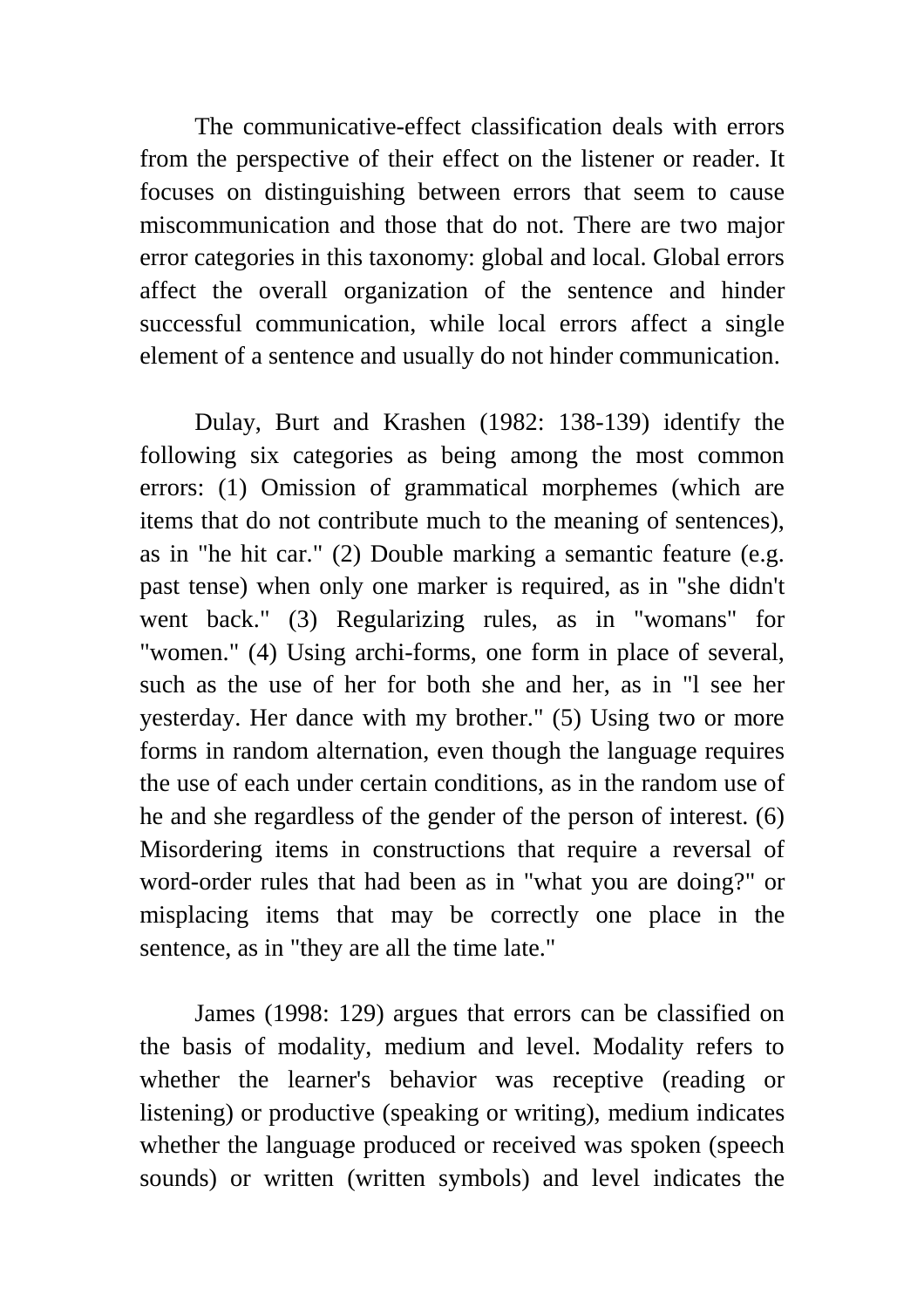The communicative-effect classification deals with errors from the perspective of their effect on the listener or reader. It focuses on distinguishing between errors that seem to cause miscommunication and those that do not. There are two major error categories in this taxonomy: global and local. Global errors affect the overall organization of the sentence and hinder successful communication, while local errors affect a single element of a sentence and usually do not hinder communication.

Dulay, Burt and Krashen (1982: 138-139) identify the following six categories as being among the most common errors: (1) Omission of grammatical morphemes (which are items that do not contribute much to the meaning of sentences), as in "he hit car." (2) Double marking a semantic feature (e.g. past tense) when only one marker is required, as in "she didn't went back." (3) Regularizing rules, as in "womans" for "women." (4) Using archi-forms, one form in place of several, such as the use of her for both she and her, as in "l see her yesterday. Her dance with my brother." (5) Using two or more forms in random alternation, even though the language requires the use of each under certain conditions, as in the random use of he and she regardless of the gender of the person of interest. (6) Misordering items in constructions that require a reversal of word-order rules that had been as in "what you are doing?" or misplacing items that may be correctly one place in the sentence, as in "they are all the time late."

James (1998: 129) argues that errors can be classified on the basis of modality, medium and level. Modality refers to whether the learner's behavior was receptive (reading or listening) or productive (speaking or writing), medium indicates whether the language produced or received was spoken (speech sounds) or written (written symbols) and level indicates the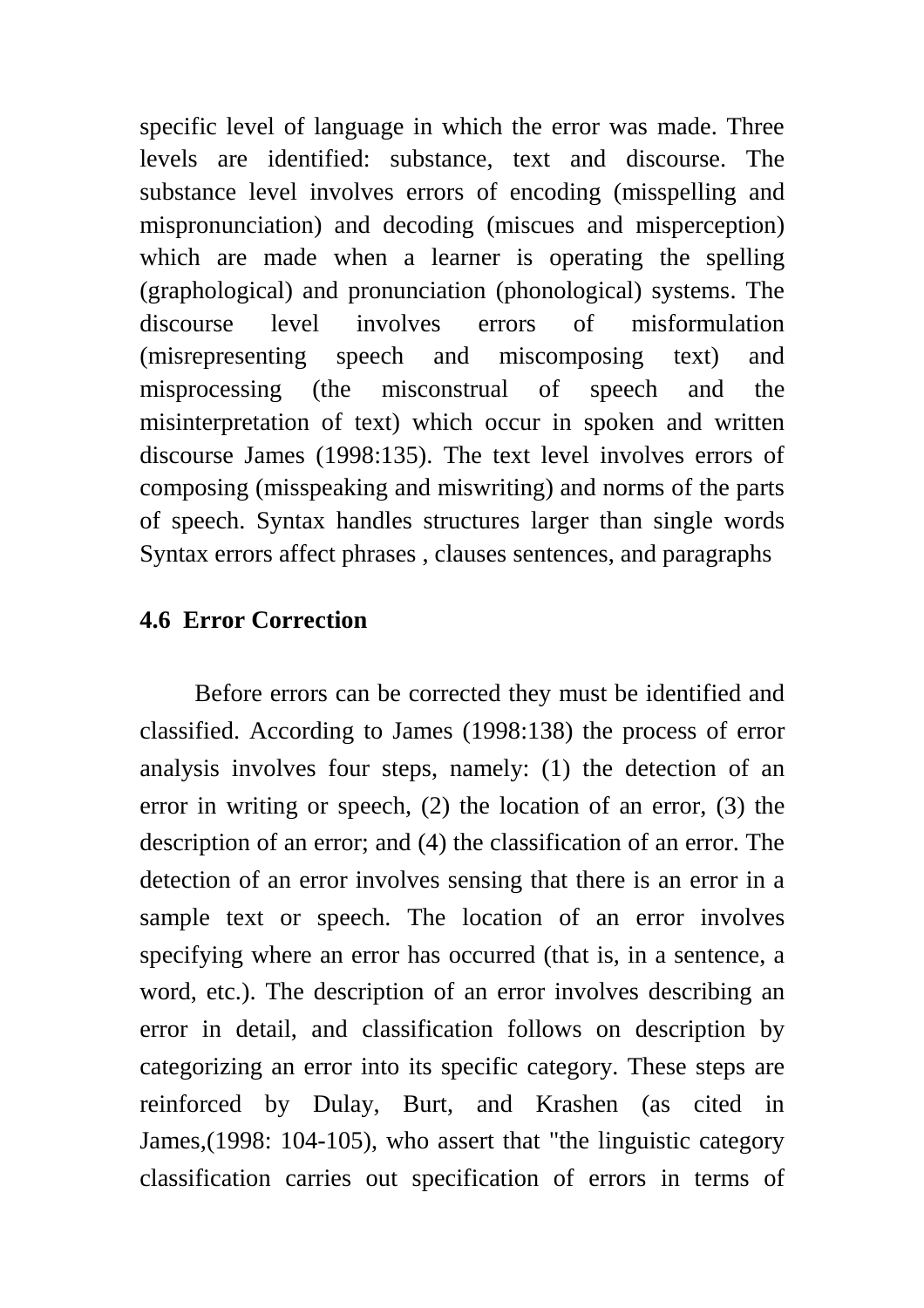specific level of language in which the error was made. Three levels are identified: substance, text and discourse. The substance level involves errors of encoding (misspelling and mispronunciation) and decoding (miscues and misperception) which are made when a learner is operating the spelling (graphological) and pronunciation (phonological) systems. The discourse level involves errors of misformulation (misrepresenting speech and miscomposing text) and misprocessing (the misconstrual of speech and the misinterpretation of text) which occur in spoken and written discourse James (1998:135). The text level involves errors of composing (misspeaking and miswriting) and norms of the parts of speech. Syntax handles structures larger than single words Syntax errors affect phrases , clauses sentences, and paragraphs

### 4.6 Error Correction

Before errors can be corrected they must be identified and classified. According to James (1998:138) the process of error analysis involves four steps, namely: (1) the detection of an error in writing or speech, (2) the location of an error, (3) the description of an error; and (4) the classification of an error. The detection of an error involves sensing that there is an error in a sample text or speech. The location of an error involves specifying where an error has occurred (that is, in a sentence, a word, etc.). The description of an error involves describing an error in detail, and classification follows on description by categorizing an error into its specific category. These steps are reinforced by Dulay, Burt, and Krashen (as cited in James,(1998: 104-105), who assert that "the linguistic category classification carries out specification of errors in terms of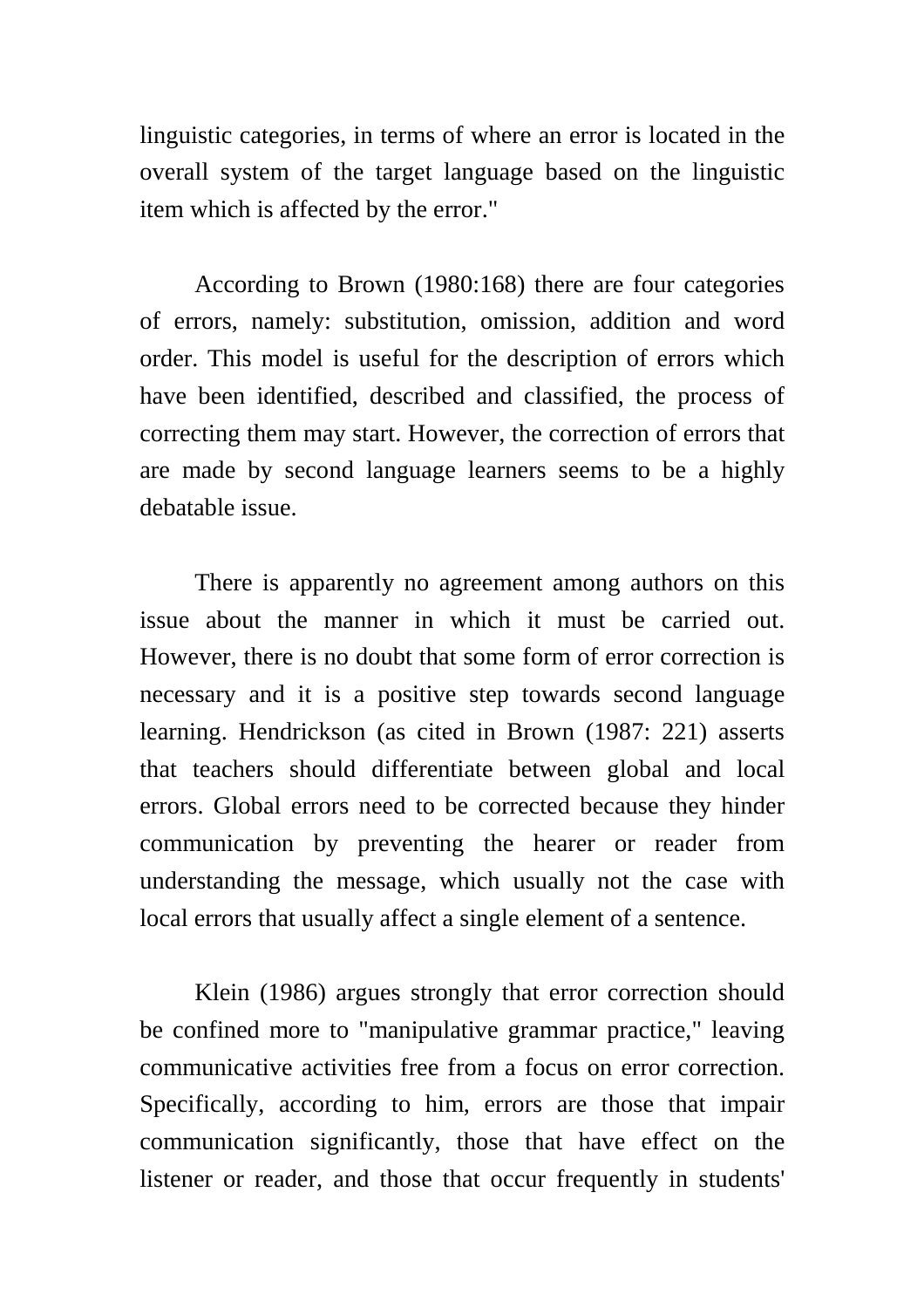linguistic categories, in terms of where an error is located in the overall system of the target language based on the linguistic item which is affected by the error."

According to Brown (1980:168) there are four categories of errors, namely: substitution, omission, addition and word order. This model is useful for the description of errors which have been identified, described and classified, the process of correcting them may start. However, the correction of errors that are made by second language learners seems to be a highly debatable issue.

There is apparently no agreement among authors on this issue about the manner in which it must be carried out. However, there is no doubt that some form of error correction is necessary and it is a positive step towards second language learning. Hendrickson (as cited in Brown (1987: 221) asserts that teachers should differentiate between global and local errors. Global errors need to be corrected because they hinder communication by preventing the hearer or reader from understanding the message, which usually not the case with local errors that usually affect a single element of a sentence.

Klein (1986) argues strongly that error correction should be confined more to "manipulative grammar practice," leaving communicative activities free from a focus on error correction. Specifically, according to him, errors are those that impair communication significantly, those that have effect on the listener or reader, and those that occur frequently in students'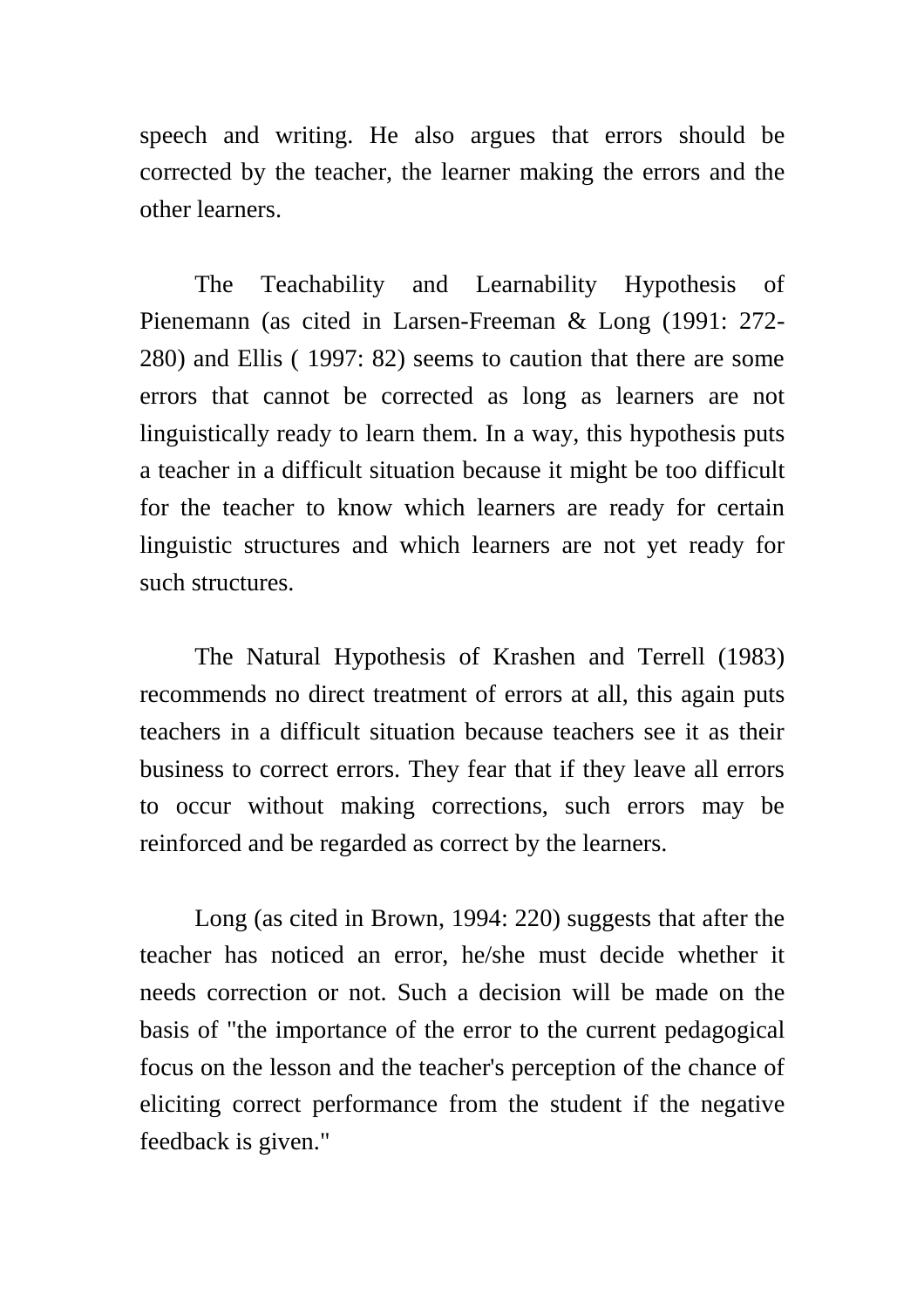speech and writing. He also argues that errors should be corrected by the teacher, the learner making the errors and the other learners.

The Teachability and Learnability Hypothesis of Pienemann (as cited in Larsen-Freeman & Long (1991: 272-280) and Ellis ( 1997: 82) seems to caution that there are some errors that cannot be corrected as long as learners are not linguistically ready to learn them. In a way, this hypothesis puts a teacher in a difficult situation because it might be too difficult for the teacher to know which learners are ready for certain linguistic structures and which learners are not yet ready for such structures.

The Natural Hypothesis of Krashen and Terrell (1983) recommends no direct treatment of errors at all, this again puts teachers in a difficult situation because teachers see it as their business to correct errors. They fear that if they leave all errors to occur without making corrections, such errors may be reinforced and be regarded as correct by the learners.

Long (as cited in Brown, 1994: 220) suggests that after the teacher has noticed an error, he/she must decide whether it needs correction or not. Such a decision will be made on the basis of "the importance of the error to the current pedagogical focus on the lesson and the teacher's perception of the chance of eliciting correct performance from the student if the negative feedback is given."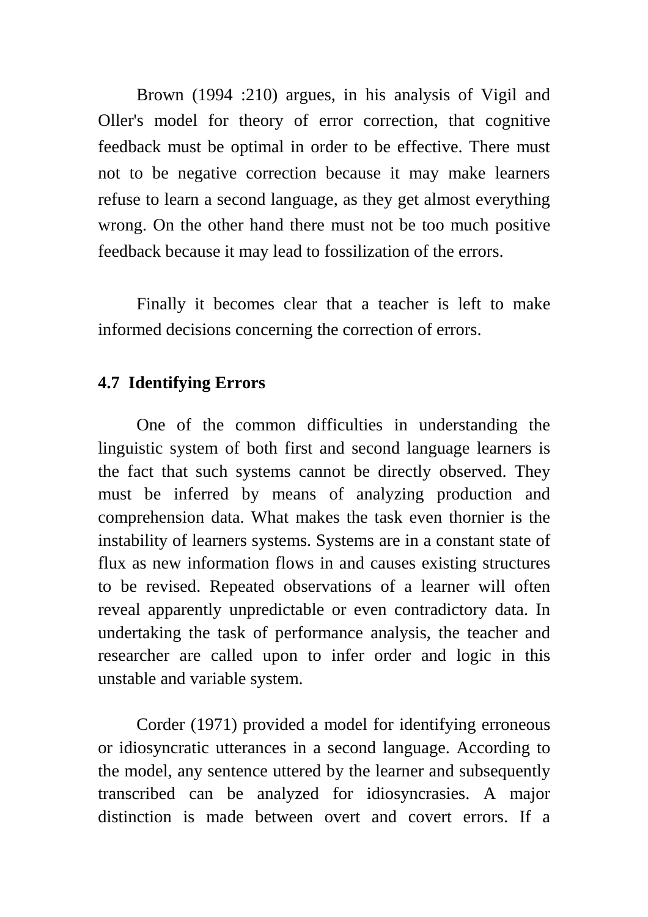Brown (1994 :210) argues, in his analysis of Vigil and Oller's model for theory of error correction, that cognitive feedback must be optimal in order to be effective. There must not to be negative correction because it may make learners refuse to learn a second language, as they get almost everything wrong. On the other hand there must not be too much positive feedback because it may lead to fossilization of the errors.

Finally it becomes clear that a teacher is left to make informed decisions concerning the correction of errors.

### 4.7 Identifying Errors

One of the common difficulties in understanding the linguistic system of both first and second language learners is the fact that such systems cannot be directly observed. They must be inferred by means of analyzing production and comprehension data. What makes the task even thornier is the instability of learners systems. Systems are in a constant state of flux as new information flows in and causes existing structures to be revised. Repeated observations of a learner will often reveal apparently unpredictable or even contradictory data. In undertaking the task of performance analysis, the teacher and researcher are called upon to infer order and logic in this unstable and variable system.

Corder (1971) provided a model for identifying erroneous or idiosyncratic utterances in a second language. According to the model, any sentence uttered by the learner and subsequently transcribed can be analyzed for idiosyncrasies. A major distinction is made between overt and covert errors. If a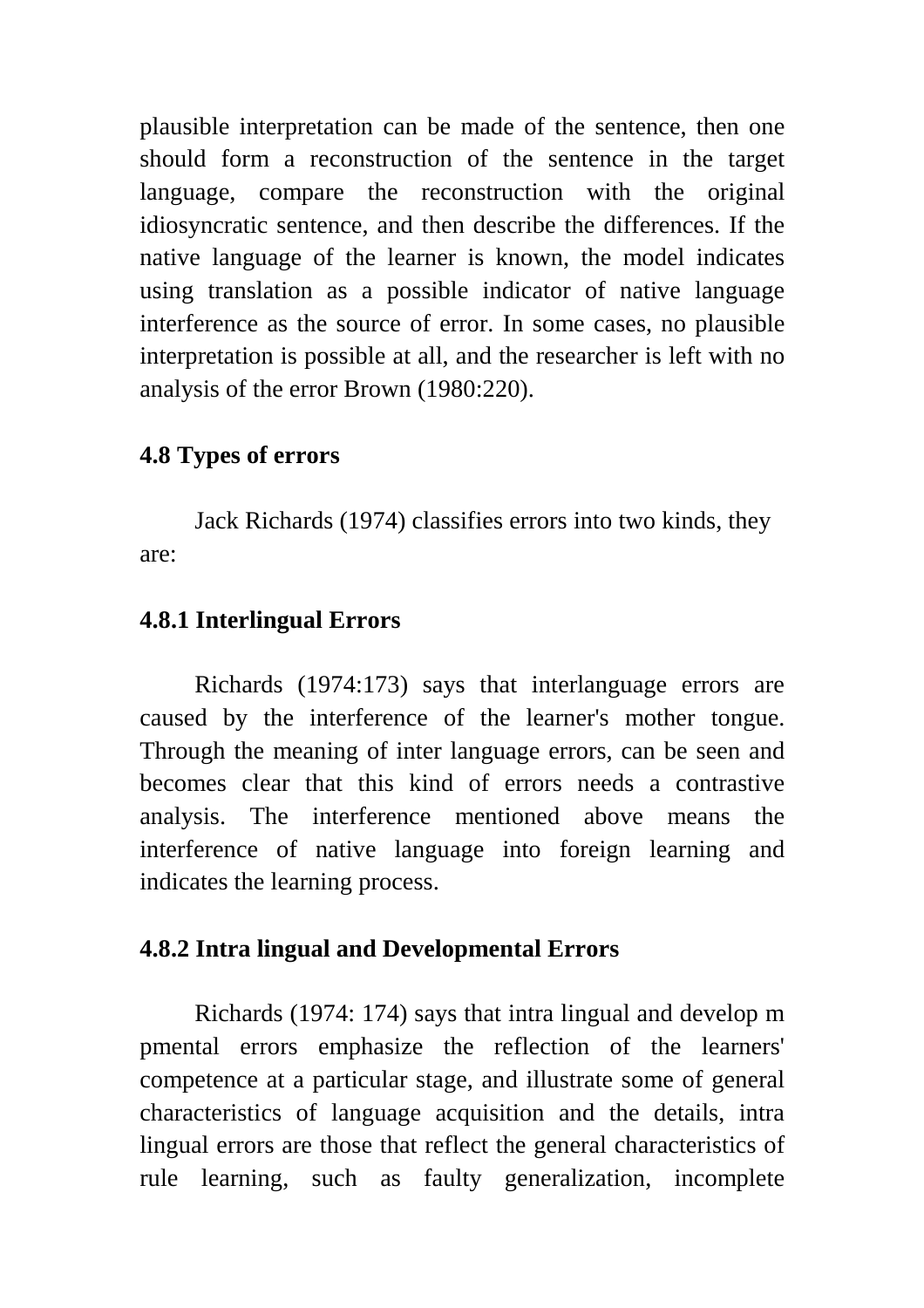plausible interpretation can be made of the sentence, then one should form a reconstruction of the sentence in the target language, compare the reconstruction with the original idiosyncratic sentence, and then describe the differences. If the native language of the learner is known, the model indicates using translation as a possible indicator of native language interference as the source of error. In some cases, no plausible interpretation is possible at all, and the researcher is left with no analysis of the error Brown (1980:220).

### 4.8 Types of errors

Jack Richards (1974) classifies errors into two kinds, they are:

#### 4.8.1 Interlingual Errors

Richards (1974:173) says that interlanguage errors are caused by the interference of the learner's mother tongue. Through the meaning of inter language errors, can be seen and becomes clear that this kind of errors needs a contrastive analysis. The interference mentioned above means the interference of native language into foreign learning and indicates the learning process.

#### 4.8.2 Intra lingual and Developmental Errors

Richards (1974: 174) says that intra lingual and develop m pmental errors emphasize the reflection of the learners' competence at a particular stage, and illustrate some of general characteristics of language acquisition and the details, intra lingual errors are those that reflect the general characteristics of rule learning, such as faulty generalization, incomplete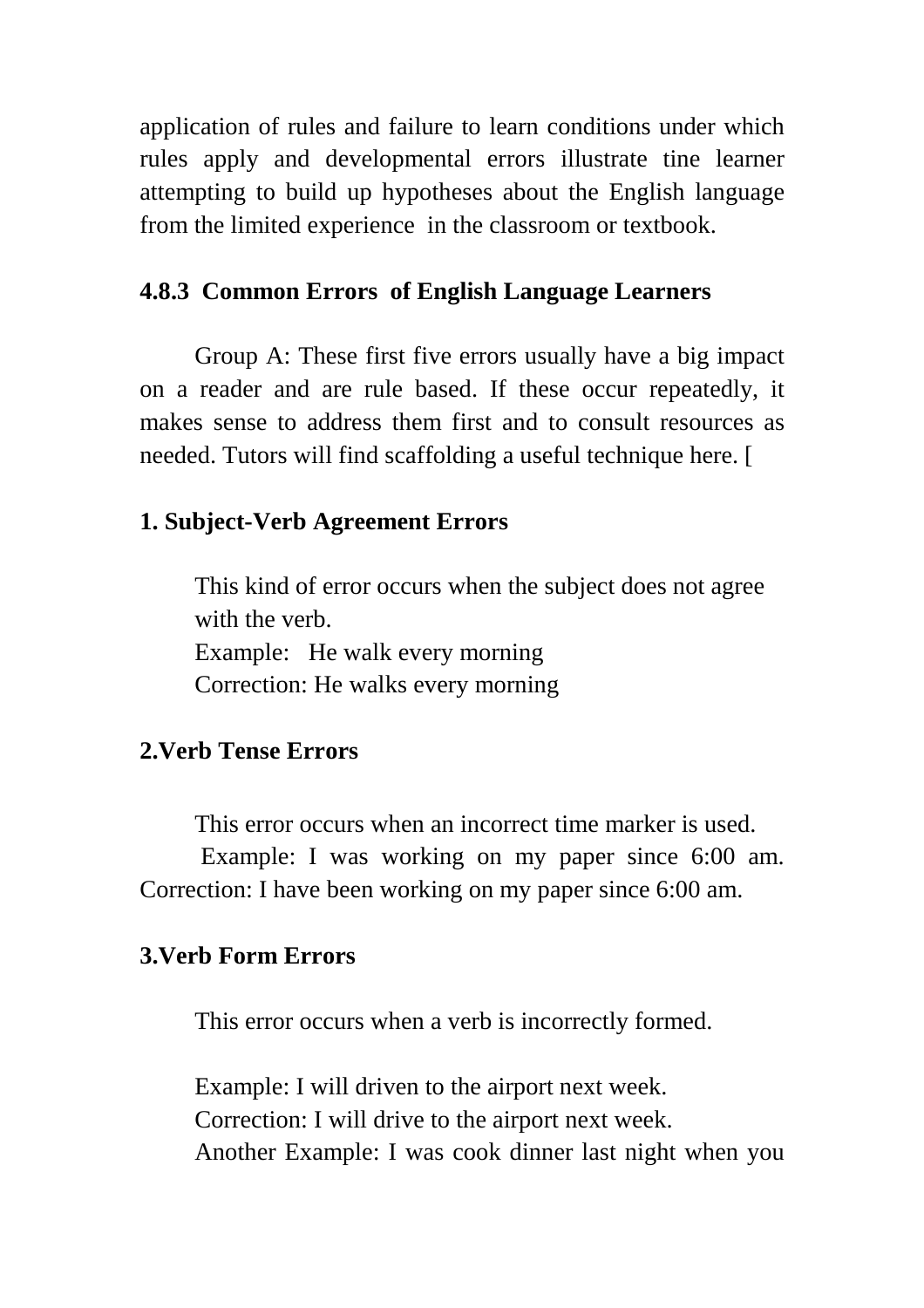application of rules and failure to learn conditions under which rules apply and developmental errors illustrate tine learner attempting to build up hypotheses about the English language from the limited experience in the classroom or textbook.

### 4.8.3 Common Errors of English Language Learners

Group A: These first five errors usually have a big impact on a reader and are rule based. If these occur repeatedly, it makes sense to address them first and to consult resources as needed. Tutors will find scaffolding a useful technique here. [

**1. Subject-Verb Agreement Errors**

This kind of error occurs when the subject does not agree with the verb.
Example: He walk every morning
Correction: He walks every morning

**2.Verb Tense Errors**

This error occurs when an incorrect time marker is used.
Example: I was working on my paper since 6:00 am. Correction: I have been working on my paper since 6:00 am.

**3.Verb Form Errors**

This error occurs when a verb is incorrectly formed.

Example: I will driven to the airport next week.
Correction: I will drive to the airport next week.
Another Example: I was cook dinner last night when you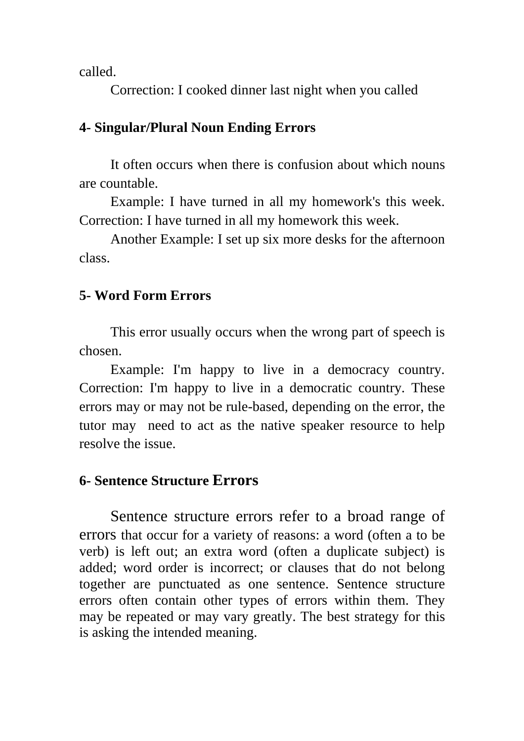called.

Correction: I cooked dinner last night when you called

**4- Singular/Plural Noun Ending Errors**

It often occurs when there is confusion about which nouns are countable.

Example: I have turned in all my homework's this week. Correction: I have turned in all my homework this week.

Another Example: I set up six more desks for the afternoon class.

**5- Word Form Errors**

This error usually occurs when the wrong part of speech is chosen.

Example: I'm happy to live in a democracy country. Correction: I'm happy to live in a democratic country. These errors may or may not be rule-based, depending on the error, the tutor may need to act as the native speaker resource to help resolve the issue.

**6- Sentence Structure Errors**

Sentence structure errors refer to a broad range of errors that occur for a variety of reasons: a word (often a to be verb) is left out; an extra word (often a duplicate subject) is added; word order is incorrect; or clauses that do not belong together are punctuated as one sentence. Sentence structure errors often contain other types of errors within them. They may be repeated or may vary greatly. The best strategy for this is asking the intended meaning.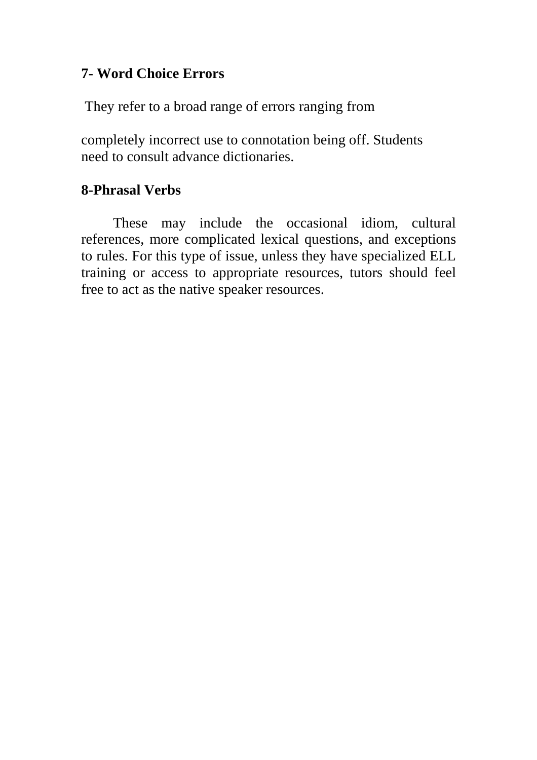**7- Word Choice Errors**

They refer to a broad range of errors ranging from

completely incorrect use to connotation being off. Students need to consult advance dictionaries.

**8-Phrasal Verbs**

These may include the occasional idiom, cultural references, more complicated lexical questions, and exceptions to rules. For this type of issue, unless they have specialized ELL training or access to appropriate resources, tutors should feel free to act as the native speaker resources.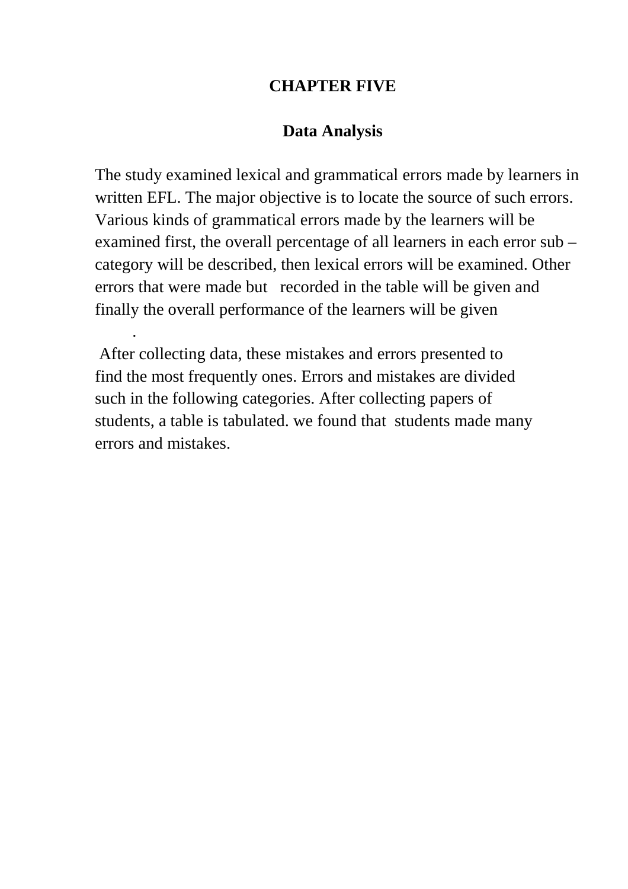# CHAPTER FIVE

## Data Analysis

The study examined lexical and grammatical errors made by learners in written EFL. The major objective is to locate the source of such errors. Various kinds of grammatical errors made by the learners will be examined first, the overall percentage of all learners in each error sub – category will be described, then lexical errors will be examined. Other errors that were made but recorded in the table will be given and finally the overall performance of the learners will be given

.

After collecting data, these mistakes and errors presented to find the most frequently ones. Errors and mistakes are divided such in the following categories. After collecting papers of students, a table is tabulated. we found that students made many errors and mistakes.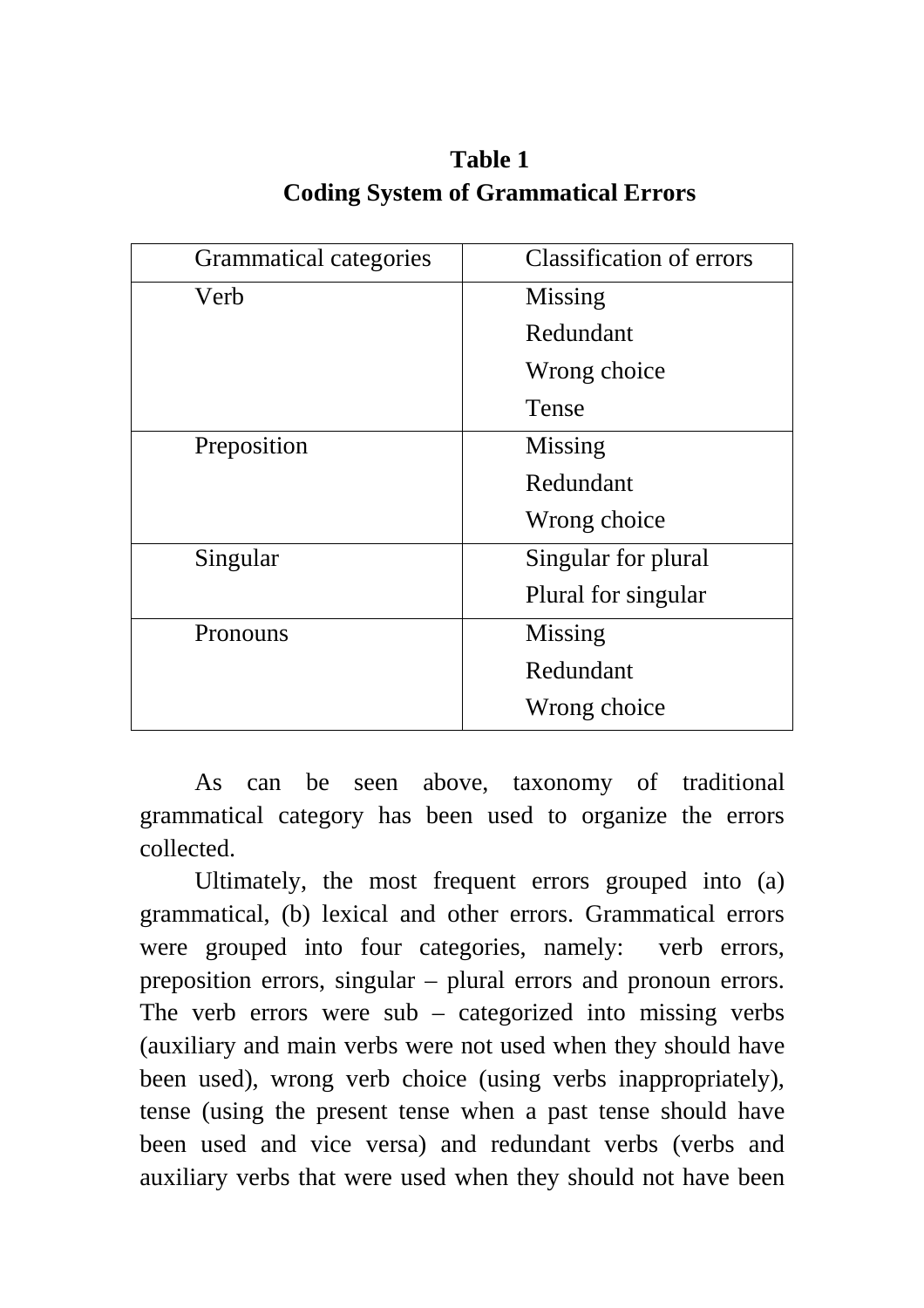**Table 1**
**Coding System of Grammatical Errors**

| Grammatical categories | Classification of errors |
|---|---|
| Verb | Missing<br>Redundant<br>Wrong choice<br>Tense |
| Preposition | Missing<br>Redundant<br>Wrong choice |
| Singular | Singular for plural<br>Plural for singular |
| Pronouns | Missing<br>Redundant<br>Wrong choice |

As can be seen above, taxonomy of traditional grammatical category has been used to organize the errors collected.

Ultimately, the most frequent errors grouped into (a) grammatical, (b) lexical and other errors. Grammatical errors were grouped into four categories, namely: verb errors, preposition errors, singular – plural errors and pronoun errors. The verb errors were sub – categorized into missing verbs (auxiliary and main verbs were not used when they should have been used), wrong verb choice (using verbs inappropriately), tense (using the present tense when a past tense should have been used and vice versa) and redundant verbs (verbs and auxiliary verbs that were used when they should not have been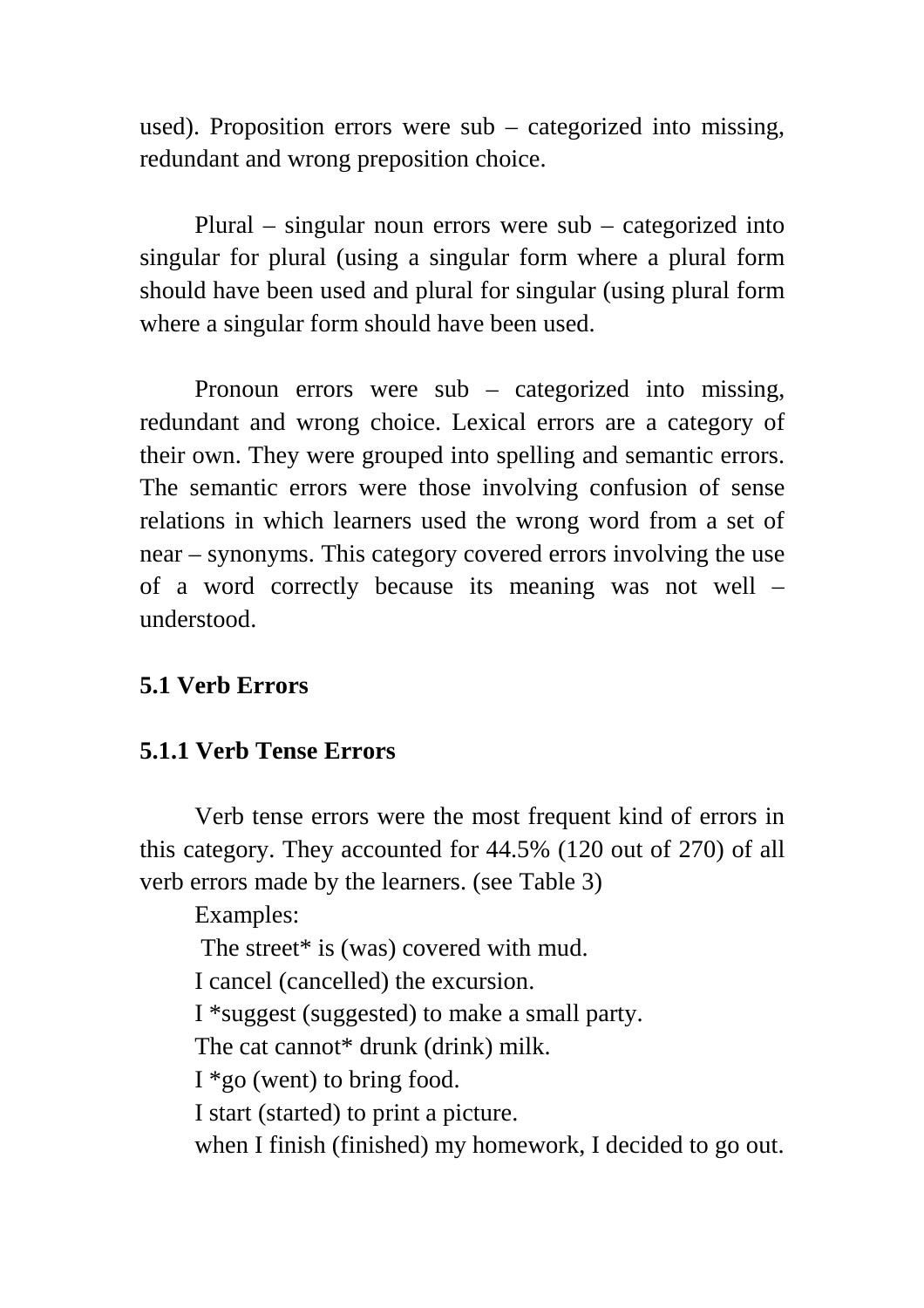used). Proposition errors were sub – categorized into missing, redundant and wrong preposition choice.

Plural – singular noun errors were sub – categorized into singular for plural (using a singular form where a plural form should have been used and plural for singular (using plural form where a singular form should have been used.

Pronoun errors were sub – categorized into missing, redundant and wrong choice. Lexical errors are a category of their own. They were grouped into spelling and semantic errors. The semantic errors were those involving confusion of sense relations in which learners used the wrong word from a set of near – synonyms. This category covered errors involving the use of a word correctly because its meaning was not well – understood.

### 5.1 Verb Errors

#### 5.1.1 Verb Tense Errors

Verb tense errors were the most frequent kind of errors in this category. They accounted for 44.5% (120 out of 270) of all verb errors made by the learners. (see Table 3)

Examples:

The street* is (was) covered with mud.

I cancel (cancelled) the excursion.

I *suggest (suggested) to make a small party.

The cat cannot* drunk (drink) milk.

I *go (went) to bring food.

I start (started) to print a picture.

when I finish (finished) my homework, I decided to go out.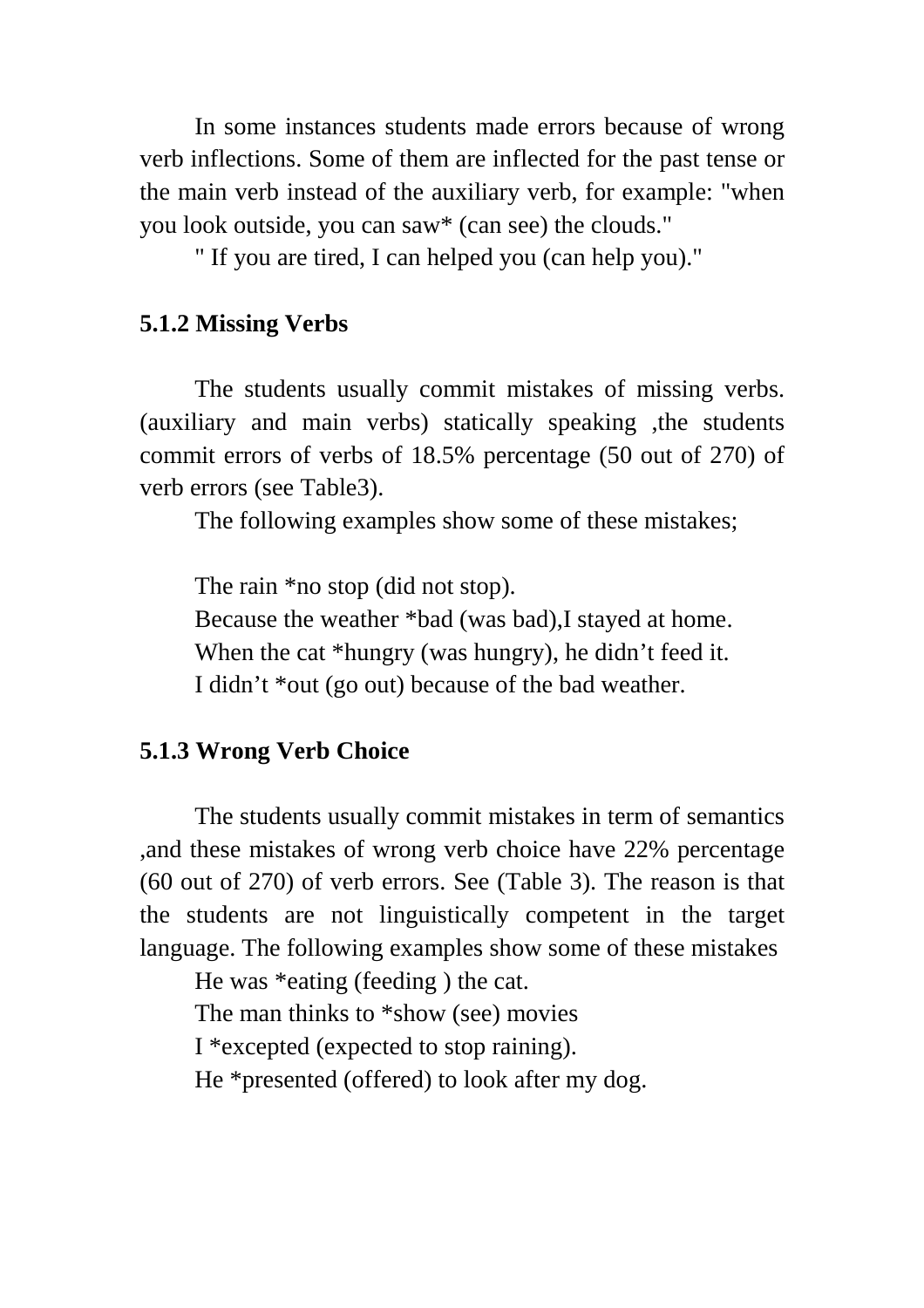In some instances students made errors because of wrong verb inflections. Some of them are inflected for the past tense or the main verb instead of the auxiliary verb, for example: "when you look outside, you can saw* (can see) the clouds."

" If you are tired, I can helped you (can help you)."

### 5.1.2 Missing Verbs

The students usually commit mistakes of missing verbs. (auxiliary and main verbs) statically speaking ,the students commit errors of verbs of 18.5% percentage (50 out of 270) of verb errors (see Table3).

The following examples show some of these mistakes;

The rain *no stop (did not stop).

Because the weather *bad (was bad),I stayed at home.

When the cat *hungry (was hungry), he didn't feed it.

I didn't *out (go out) because of the bad weather.

### 5.1.3 Wrong Verb Choice

The students usually commit mistakes in term of semantics ,and these mistakes of wrong verb choice have 22% percentage (60 out of 270) of verb errors. See (Table 3). The reason is that the students are not linguistically competent in the target language. The following examples show some of these mistakes

He was *eating (feeding ) the cat.

The man thinks to *show (see) movies

I *excepted (expected to stop raining).

He *presented (offered) to look after my dog.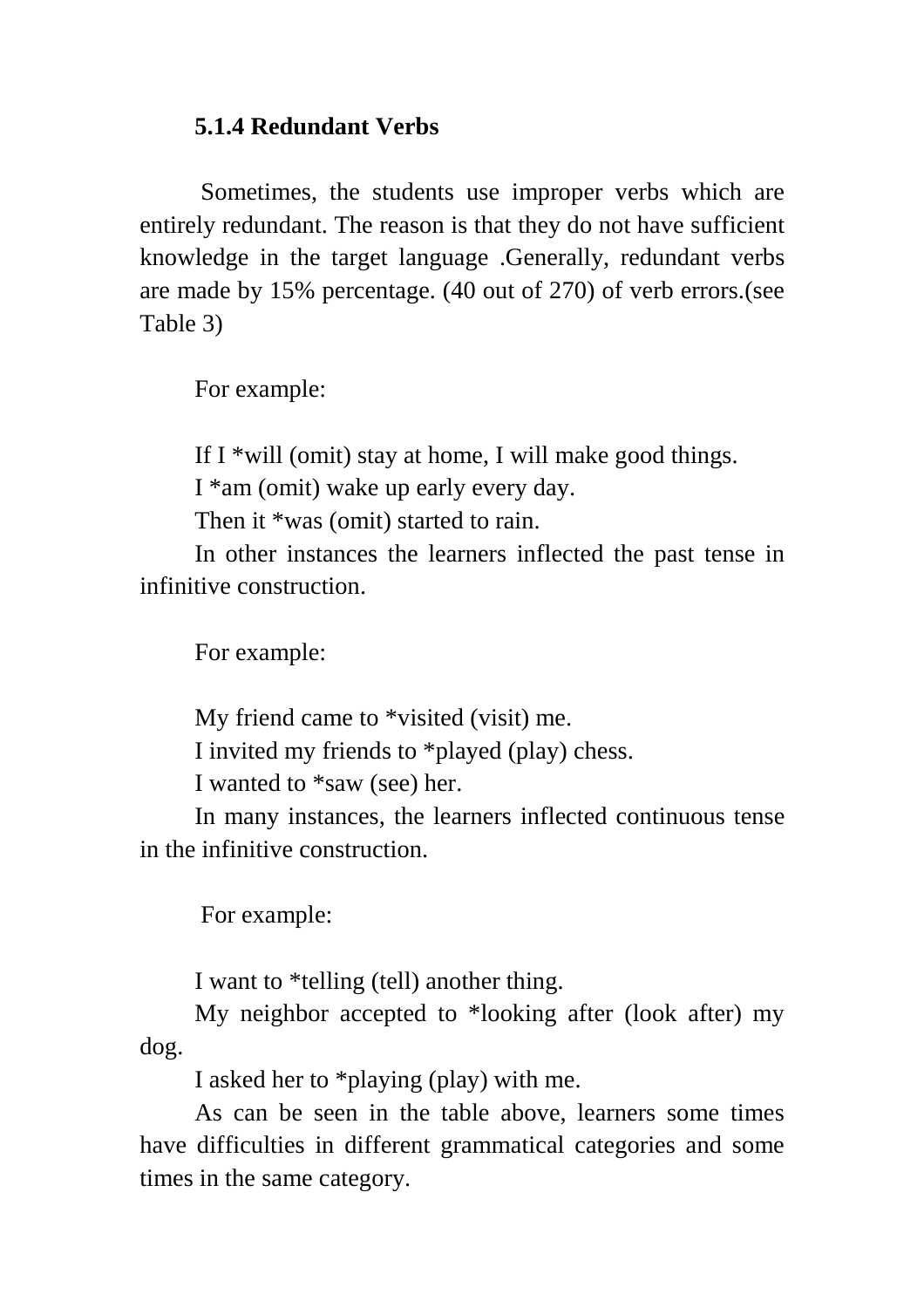### 5.1.4 Redundant Verbs

Sometimes, the students use improper verbs which are entirely redundant. The reason is that they do not have sufficient knowledge in the target language .Generally, redundant verbs are made by 15% percentage. (40 out of 270) of verb errors.(see Table 3)

For example:

If I *will (omit) stay at home, I will make good things.

I *am (omit) wake up early every day.

Then it *was (omit) started to rain.

In other instances the learners inflected the past tense in infinitive construction.

For example:

My friend came to *visited (visit) me.

I invited my friends to *played (play) chess.

I wanted to *saw (see) her.

In many instances, the learners inflected continuous tense in the infinitive construction.

For example:

I want to *telling (tell) another thing.

My neighbor accepted to *looking after (look after) my dog.

I asked her to *playing (play) with me.

As can be seen in the table above, learners some times have difficulties in different grammatical categories and some times in the same category.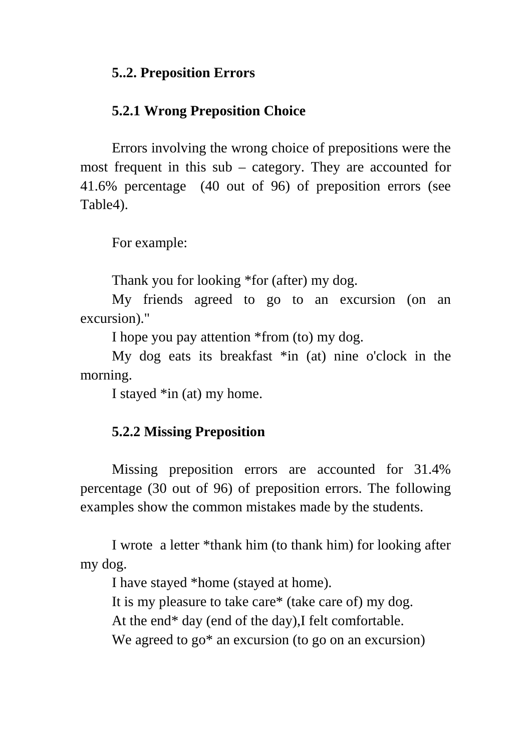## 5..2. Preposition Errors

### 5.2.1 Wrong Preposition Choice

Errors involving the wrong choice of prepositions were the most frequent in this sub – category. They are accounted for 41.6% percentage (40 out of 96) of preposition errors (see Table4).

For example:

Thank you for looking *for (after) my dog.

My friends agreed to go to an excursion (on an excursion)."

I hope you pay attention *from (to) my dog.

My dog eats its breakfast *in (at) nine o'clock in the morning.

I stayed *in (at) my home.

### 5.2.2 Missing Preposition

Missing preposition errors are accounted for 31.4% percentage (30 out of 96) of preposition errors. The following examples show the common mistakes made by the students.

I wrote a letter *thank him (to thank him) for looking after my dog.

I have stayed *home (stayed at home).

It is my pleasure to take care* (take care of) my dog.

At the end* day (end of the day),I felt comfortable.

We agreed to go* an excursion (to go on an excursion)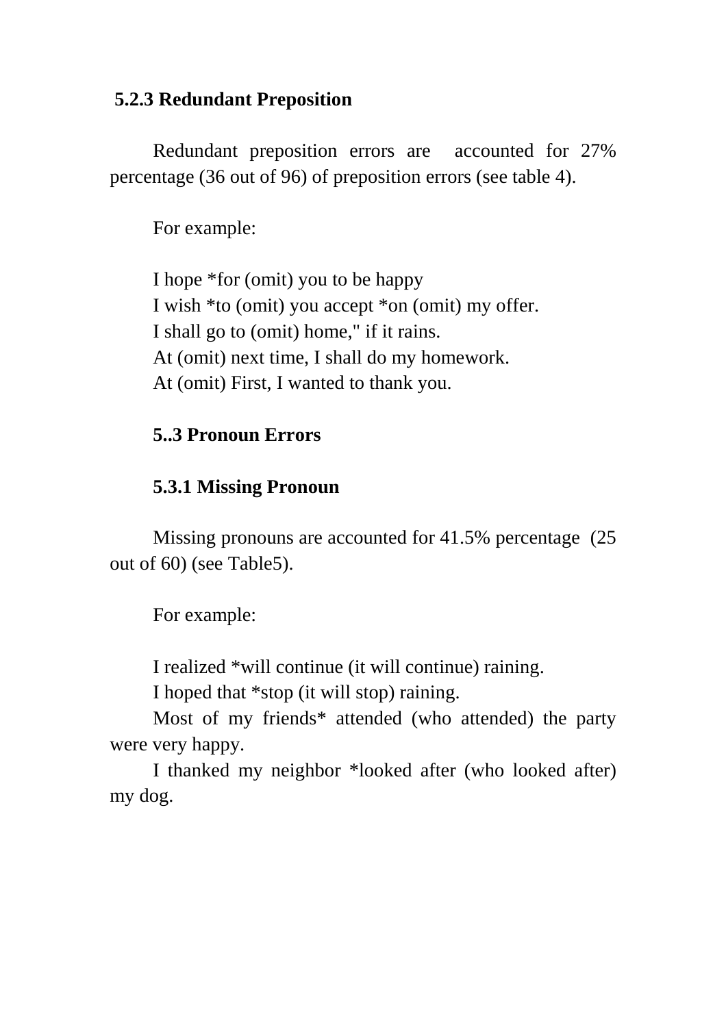### 5.2.3 Redundant Preposition

Redundant preposition errors are accounted for 27% percentage (36 out of 96) of preposition errors (see table 4).

For example:

I hope *for (omit) you to be happy
I wish *to (omit) you accept *on (omit) my offer.
I shall go to (omit) home," if it rains.
At (omit) next time, I shall do my homework.
At (omit) First, I wanted to thank you.

## 5..3 Pronoun Errors

### 5.3.1 Missing Pronoun

Missing pronouns are accounted for 41.5% percentage (25 out of 60) (see Table5).

For example:

I realized *will continue (it will continue) raining.
I hoped that *stop (it will stop) raining.
Most of my friends* attended (who attended) the party were very happy.
I thanked my neighbor *looked after (who looked after) my dog.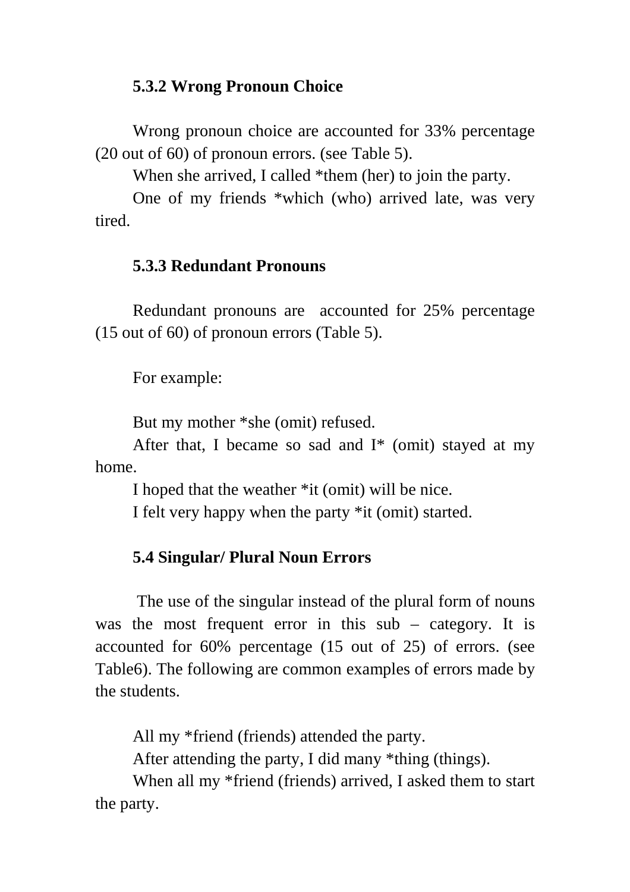### 5.3.2 Wrong Pronoun Choice

Wrong pronoun choice are accounted for 33% percentage (20 out of 60) of pronoun errors. (see Table 5).

When she arrived, I called *them (her) to join the party.

One of my friends *which (who) arrived late, was very tired.

### 5.3.3 Redundant Pronouns

Redundant pronouns are accounted for 25% percentage (15 out of 60) of pronoun errors (Table 5).

For example:

But my mother *she (omit) refused.

After that, I became so sad and I* (omit) stayed at my home.

I hoped that the weather *it (omit) will be nice.

I felt very happy when the party *it (omit) started.

### 5.4 Singular/ Plural Noun Errors

The use of the singular instead of the plural form of nouns was the most frequent error in this sub – category. It is accounted for 60% percentage (15 out of 25) of errors. (see Table6). The following are common examples of errors made by the students.

All my *friend (friends) attended the party.

After attending the party, I did many *thing (things).

When all my *friend (friends) arrived, I asked them to start the party.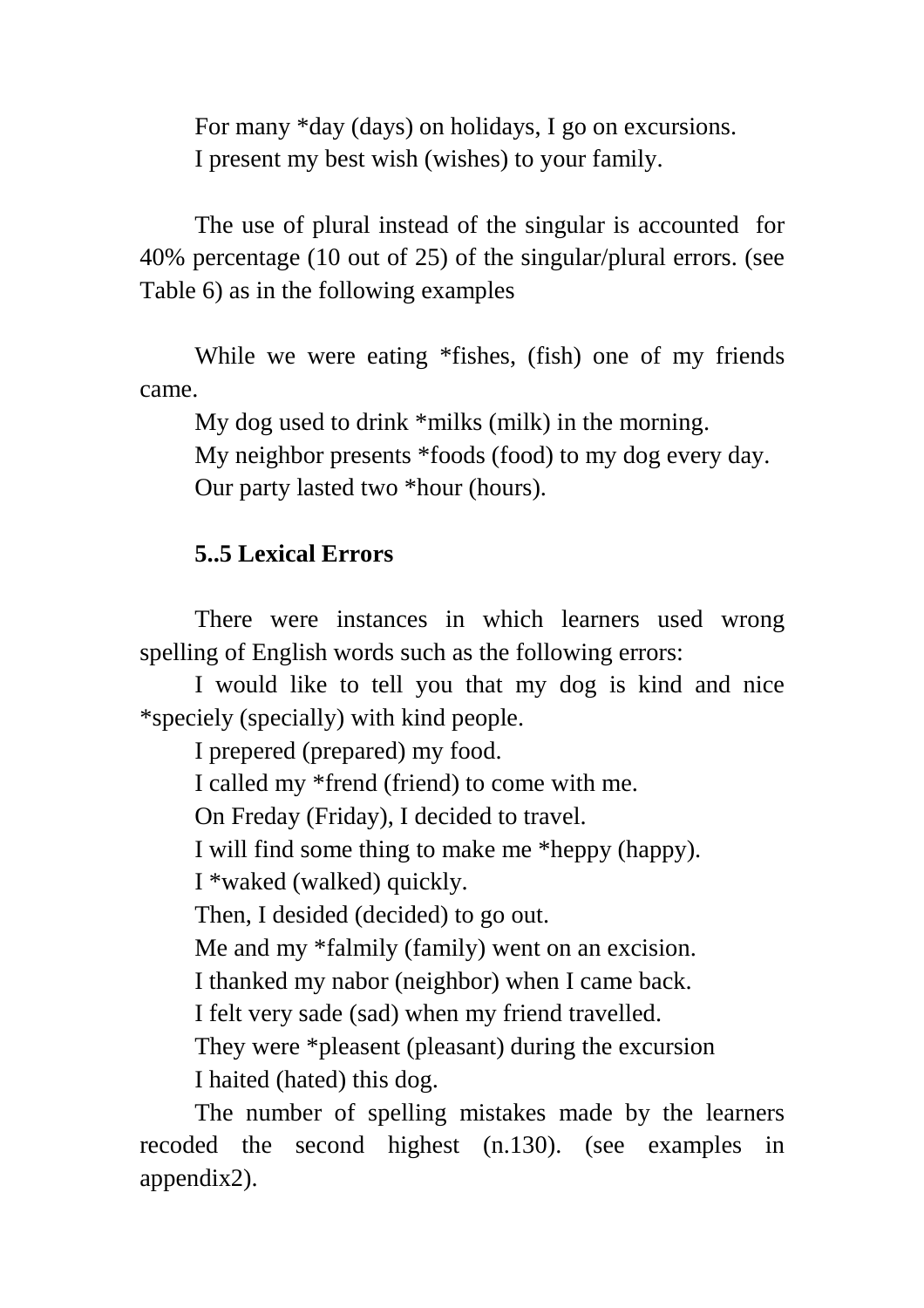For many *day (days) on holidays, I go on excursions.

I present my best wish (wishes) to your family.

The use of plural instead of the singular is accounted for 40% percentage (10 out of 25) of the singular/plural errors. (see Table 6) as in the following examples

While we were eating *fishes, (fish) one of my friends came.

My dog used to drink *milks (milk) in the morning.

My neighbor presents *foods (food) to my dog every day.

Our party lasted two *hour (hours).

**5..5 Lexical Errors**

There were instances in which learners used wrong spelling of English words such as the following errors:

I would like to tell you that my dog is kind and nice *speciely (specially) with kind people.

I prepered (prepared) my food.

I called my *frend (friend) to come with me.

On Freday (Friday), I decided to travel.

I will find some thing to make me *heppy (happy).

I *waked (walked) quickly.

Then, I desided (decided) to go out.

Me and my *falmily (family) went on an excision.

I thanked my nabor (neighbor) when I came back.

I felt very sade (sad) when my friend travelled.

They were *pleasent (pleasant) during the excursion

I haited (hated) this dog.

The number of spelling mistakes made by the learners recoded the second highest (n.130). (see examples in appendix2).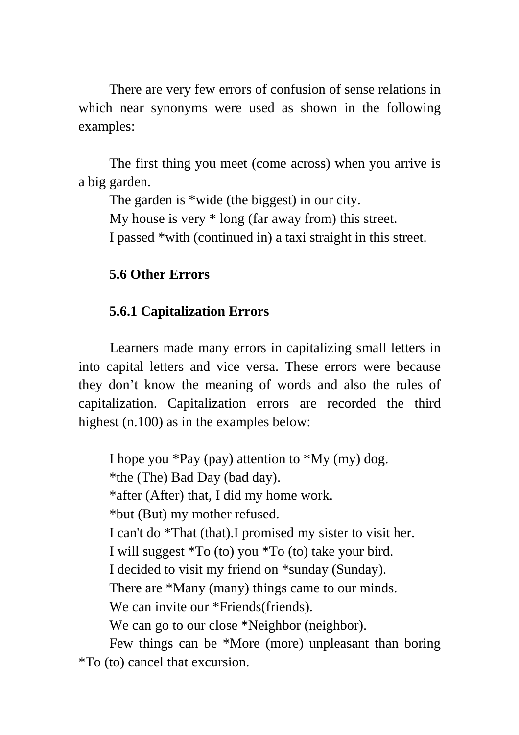There are very few errors of confusion of sense relations in which near synonyms were used as shown in the following examples:

The first thing you meet (come across) when you arrive is a big garden.

The garden is *wide (the biggest) in our city.

My house is very * long (far away from) this street.

I passed *with (continued in) a taxi straight in this street.

### 5.6 Other Errors

#### 5.6.1 Capitalization Errors

Learners made many errors in capitalizing small letters in into capital letters and vice versa. These errors were because they don't know the meaning of words and also the rules of capitalization. Capitalization errors are recorded the third highest (n.100) as in the examples below:

I hope you *Pay (pay) attention to *My (my) dog.

*the (The) Bad Day (bad day).

*after (After) that, I did my home work.

*but (But) my mother refused.

I can't do *That (that).I promised my sister to visit her.

I will suggest *To (to) you *To (to) take your bird.

I decided to visit my friend on *sunday (Sunday).

There are *Many (many) things came to our minds.

We can invite our *Friends(friends).

We can go to our close *Neighbor (neighbor).

Few things can be *More (more) unpleasant than boring *To (to) cancel that excursion.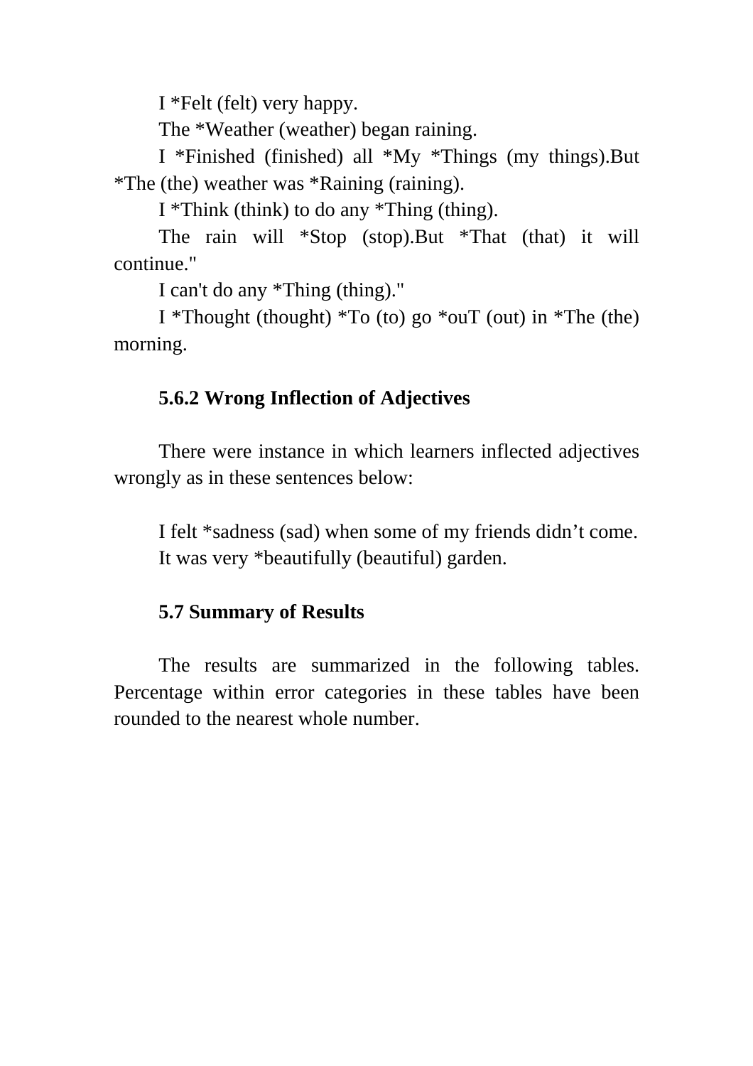I *Felt (felt) very happy.

The *Weather (weather) began raining.

I *Finished (finished) all *My *Things (my things).But *The (the) weather was *Raining (raining).

I *Think (think) to do any *Thing (thing).

The rain will *Stop (stop).But *That (that) it will continue."

I can't do any *Thing (thing)."

I *Thought (thought) *To (to) go *ouT (out) in *The (the) morning.

### 5.6.2 Wrong Inflection of Adjectives

There were instance in which learners inflected adjectives wrongly as in these sentences below:

I felt *sadness (sad) when some of my friends didn’t come.

It was very *beautifully (beautiful) garden.

## 5.7 Summary of Results

The results are summarized in the following tables. Percentage within error categories in these tables have been rounded to the nearest whole number.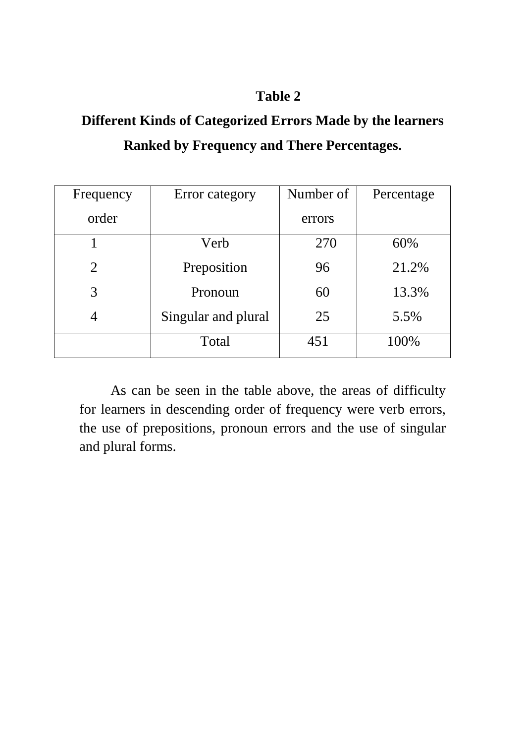**Table 2**

**Different Kinds of Categorized Errors Made by the learners Ranked by Frequency and There Percentages.**

| Frequency order | Error category | Number of errors | Percentage |
|---|---|---|---|
| 1 | Verb | 270 | 60% |
| 2 | Preposition | 96 | 21.2% |
| 3 | Pronoun | 60 | 13.3% |
| 4 | Singular and plural | 25 | 5.5% |
| | Total | 451 | 100% |

As can be seen in the table above, the areas of difficulty for learners in descending order of frequency were verb errors, the use of prepositions, pronoun errors and the use of singular and plural forms.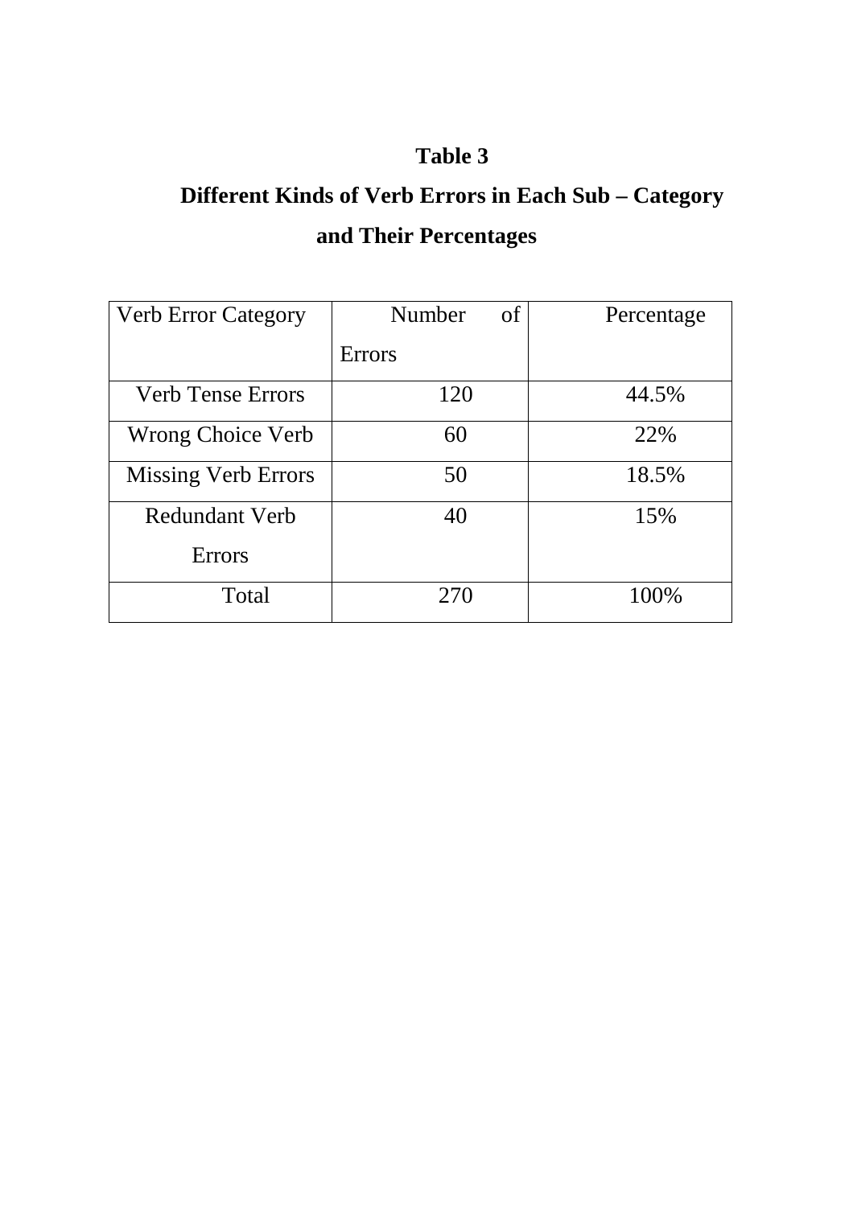**Table 3**

**Different Kinds of Verb Errors in Each Sub – Category and Their Percentages**

| Verb Error Category | Number of Errors | Percentage |
|---|---|---|
| Verb Tense Errors | 120 | 44.5% |
| Wrong Choice Verb | 60 | 22% |
| Missing Verb Errors | 50 | 18.5% |
| Redundant Verb Errors | 40 | 15% |
| Total | 270 | 100% |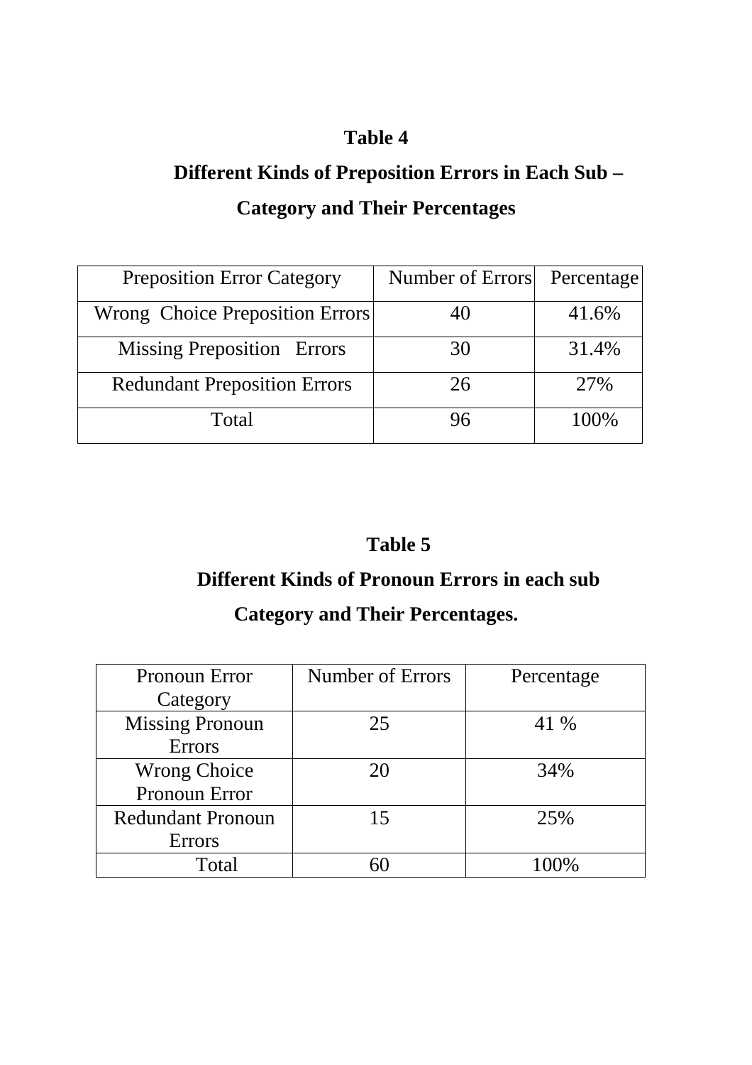**Table 4**

**Different Kinds of Preposition Errors in Each Sub – Category and Their Percentages**

| Preposition Error Category | Number of Errors | Percentage |
|---|---|---|
| Wrong Choice Preposition Errors | 40 | 41.6% |
| Missing Preposition Errors | 30 | 31.4% |
| Redundant Preposition Errors | 26 | 27% |
| Total | 96 | 100% |

**Table 5**

**Different Kinds of Pronoun Errors in each sub Category and Their Percentages.**

| Pronoun Error Category | Number of Errors | Percentage |
|---|---|---|
| Missing Pronoun Errors | 25 | 41 % |
| Wrong Choice Pronoun Error | 20 | 34% |
| Redundant Pronoun Errors | 15 | 25% |
| Total | 60 | 100% |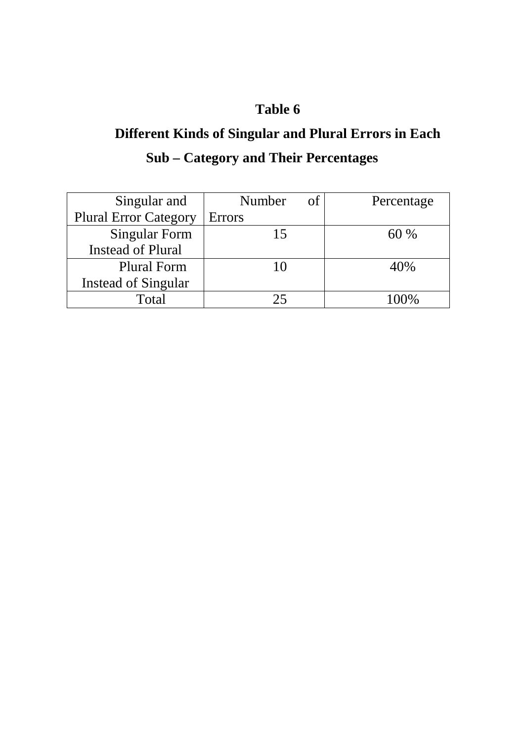**Table 6**

**Different Kinds of Singular and Plural Errors in Each Sub – Category and Their Percentages**

| Singular and Plural Error Category | Number of Errors | Percentage |
|---|---|---|
| Singular Form Instead of Plural | 15 | 60 % |
| Plural Form Instead of Singular | 10 | 40% |
| Total | 25 | 100% |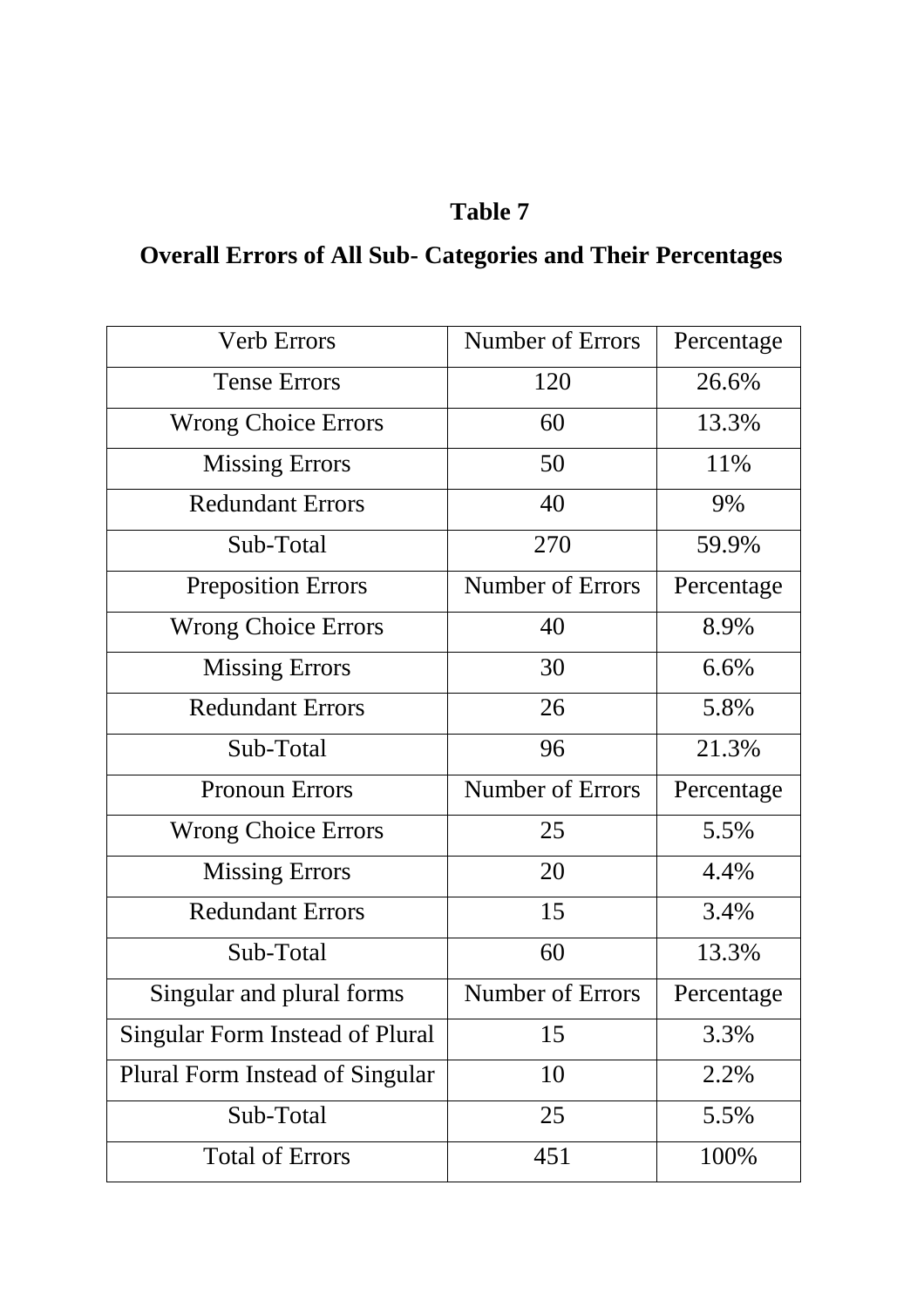**Table 7**

**Overall Errors of All Sub- Categories and Their Percentages**

| Verb Errors | Number of Errors | Percentage |
|---|---|---|
| Tense Errors | 120 | 26.6% |
| Wrong Choice Errors | 60 | 13.3% |
| Missing Errors | 50 | 11% |
| Redundant Errors | 40 | 9% |
| Sub-Total | 270 | 59.9% |
| Preposition Errors | Number of Errors | Percentage |
| Wrong Choice Errors | 40 | 8.9% |
| Missing Errors | 30 | 6.6% |
| Redundant Errors | 26 | 5.8% |
| Sub-Total | 96 | 21.3% |
| Pronoun Errors | Number of Errors | Percentage |
| Wrong Choice Errors | 25 | 5.5% |
| Missing Errors | 20 | 4.4% |
| Redundant Errors | 15 | 3.4% |
| Sub-Total | 60 | 13.3% |
| Singular and plural forms | Number of Errors | Percentage |
| Singular Form Instead of Plural | 15 | 3.3% |
| Plural Form Instead of Singular | 10 | 2.2% |
| Sub-Total | 25 | 5.5% |
| Total of Errors | 451 | 100% |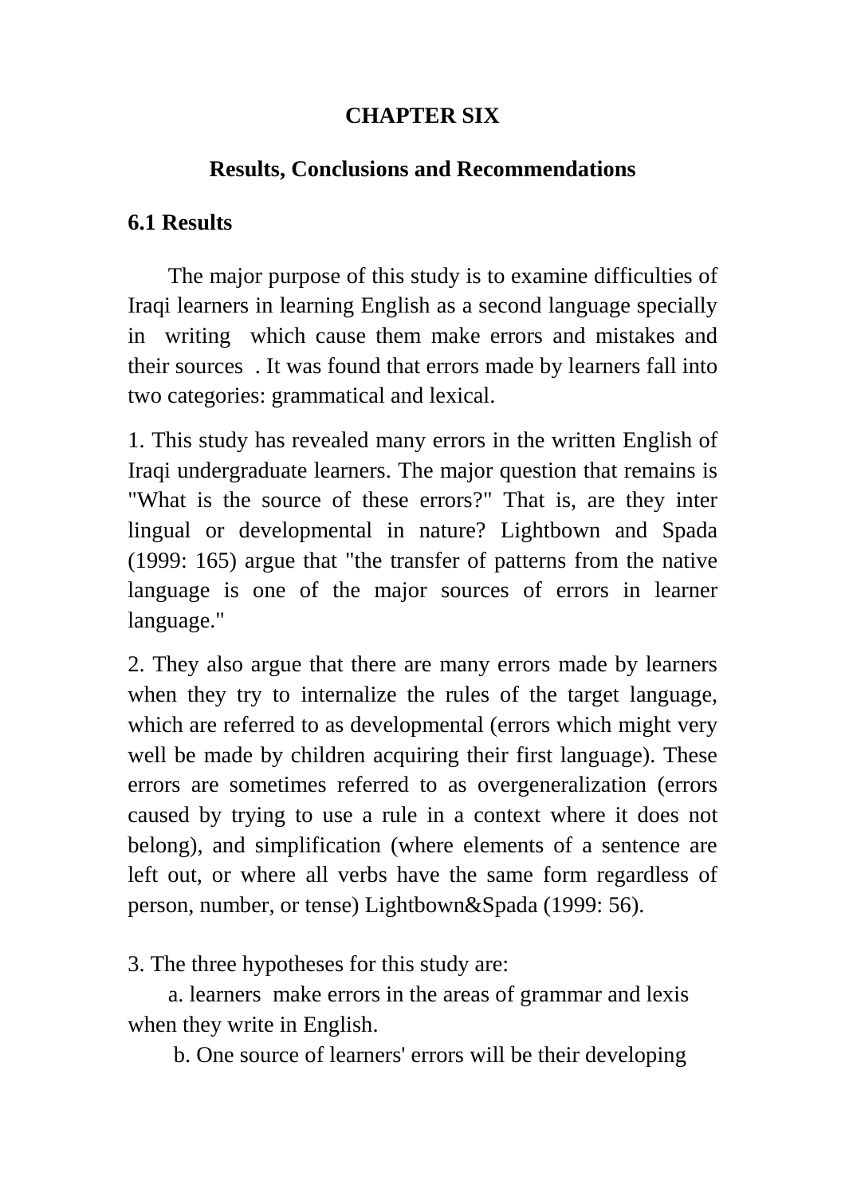# CHAPTER SIX

## Results, Conclusions and Recommendations

### 6.1 Results

The major purpose of this study is to examine difficulties of Iraqi learners in learning English as a second language specially in writing which cause them make errors and mistakes and their sources . It was found that errors made by learners fall into two categories: grammatical and lexical.

1. This study has revealed many errors in the written English of Iraqi undergraduate learners. The major question that remains is "What is the source of these errors?" That is, are they inter lingual or developmental in nature? Lightbown and Spada (1999: 165) argue that "the transfer of patterns from the native language is one of the major sources of errors in learner language."

2. They also argue that there are many errors made by learners when they try to internalize the rules of the target language, which are referred to as developmental (errors which might very well be made by children acquiring their first language). These errors are sometimes referred to as overgeneralization (errors caused by trying to use a rule in a context where it does not belong), and simplification (where elements of a sentence are left out, or where all verbs have the same form regardless of person, number, or tense) Lightbown&Spada (1999: 56).

3. The three hypotheses for this study are:

a. learners make errors in the areas of grammar and lexis when they write in English.

b. One source of learners' errors will be their developing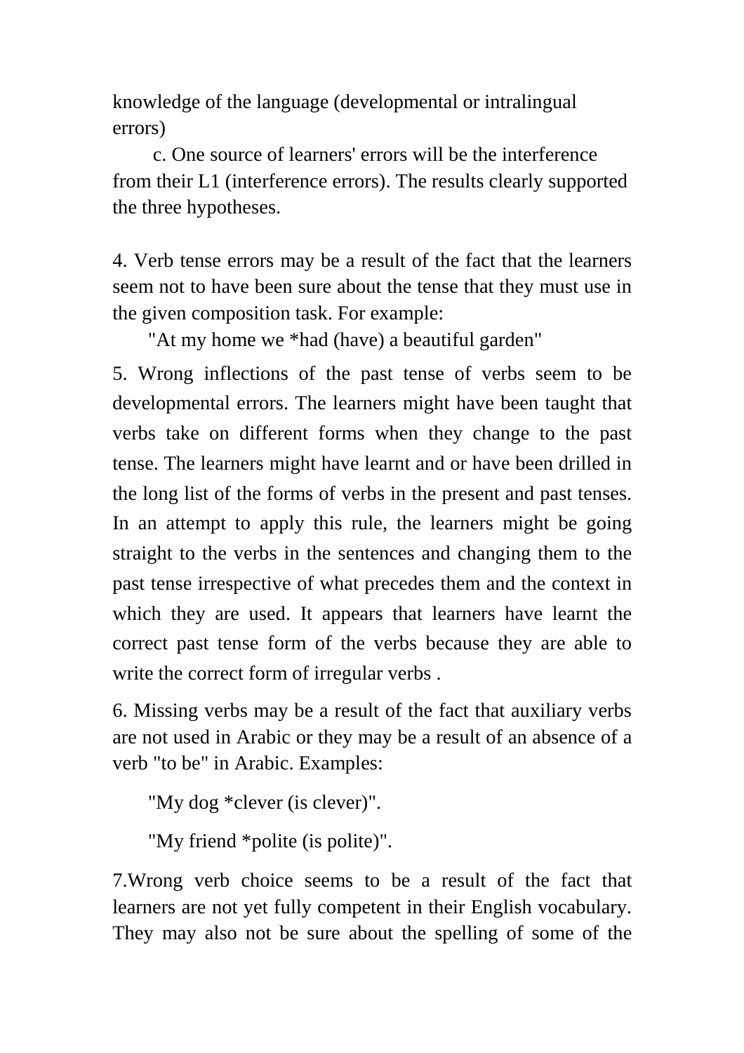knowledge of the language (developmental or intralingual errors)

c. One source of learners' errors will be the interference from their L1 (interference errors). The results clearly supported the three hypotheses.

4. Verb tense errors may be a result of the fact that the learners seem not to have been sure about the tense that they must use in the given composition task. For example:

"At my home we *had (have) a beautiful garden"

5. Wrong inflections of the past tense of verbs seem to be developmental errors. The learners might have been taught that verbs take on different forms when they change to the past tense. The learners might have learnt and or have been drilled in the long list of the forms of verbs in the present and past tenses. In an attempt to apply this rule, the learners might be going straight to the verbs in the sentences and changing them to the past tense irrespective of what precedes them and the context in which they are used. It appears that learners have learnt the correct past tense form of the verbs because they are able to write the correct form of irregular verbs .

6. Missing verbs may be a result of the fact that auxiliary verbs are not used in Arabic or they may be a result of an absence of a verb "to be" in Arabic. Examples:

"My dog *clever (is clever)".

"My friend *polite (is polite)".

7.Wrong verb choice seems to be a result of the fact that learners are not yet fully competent in their English vocabulary. They may also not be sure about the spelling of some of the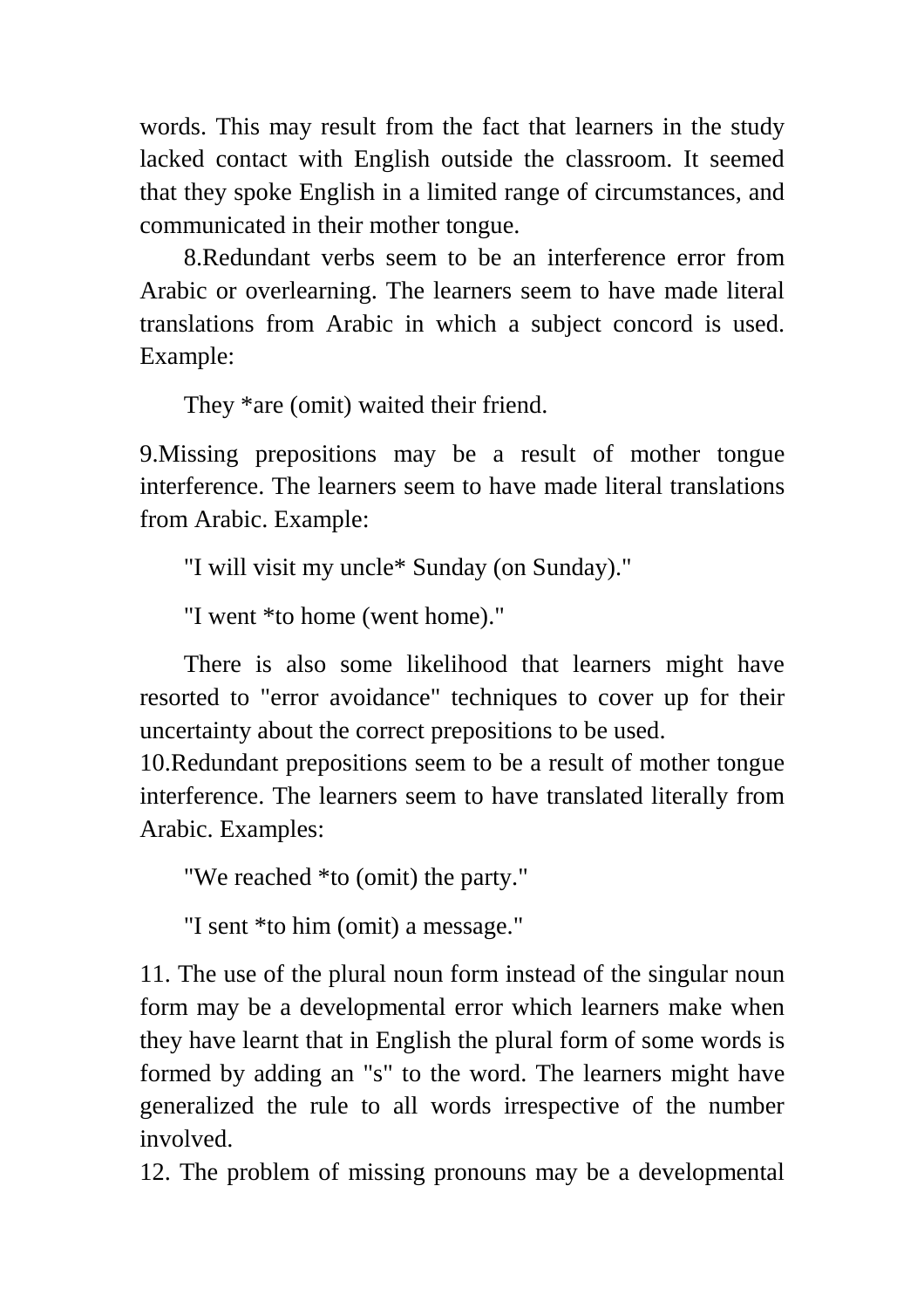words. This may result from the fact that learners in the study lacked contact with English outside the classroom. It seemed that they spoke English in a limited range of circumstances, and communicated in their mother tongue.

8.Redundant verbs seem to be an interference error from Arabic or overlearning. The learners seem to have made literal translations from Arabic in which a subject concord is used. Example:

They *are (omit) waited their friend.

9.Missing prepositions may be a result of mother tongue interference. The learners seem to have made literal translations from Arabic. Example:

"I will visit my uncle* Sunday (on Sunday)."

"I went *to home (went home)."

There is also some likelihood that learners might have resorted to "error avoidance" techniques to cover up for their uncertainty about the correct prepositions to be used.

10.Redundant prepositions seem to be a result of mother tongue interference. The learners seem to have translated literally from Arabic. Examples:

"We reached *to (omit) the party."

"I sent *to him (omit) a message."

11. The use of the plural noun form instead of the singular noun form may be a developmental error which learners make when they have learnt that in English the plural form of some words is formed by adding an "s" to the word. The learners might have generalized the rule to all words irrespective of the number involved.

12. The problem of missing pronouns may be a developmental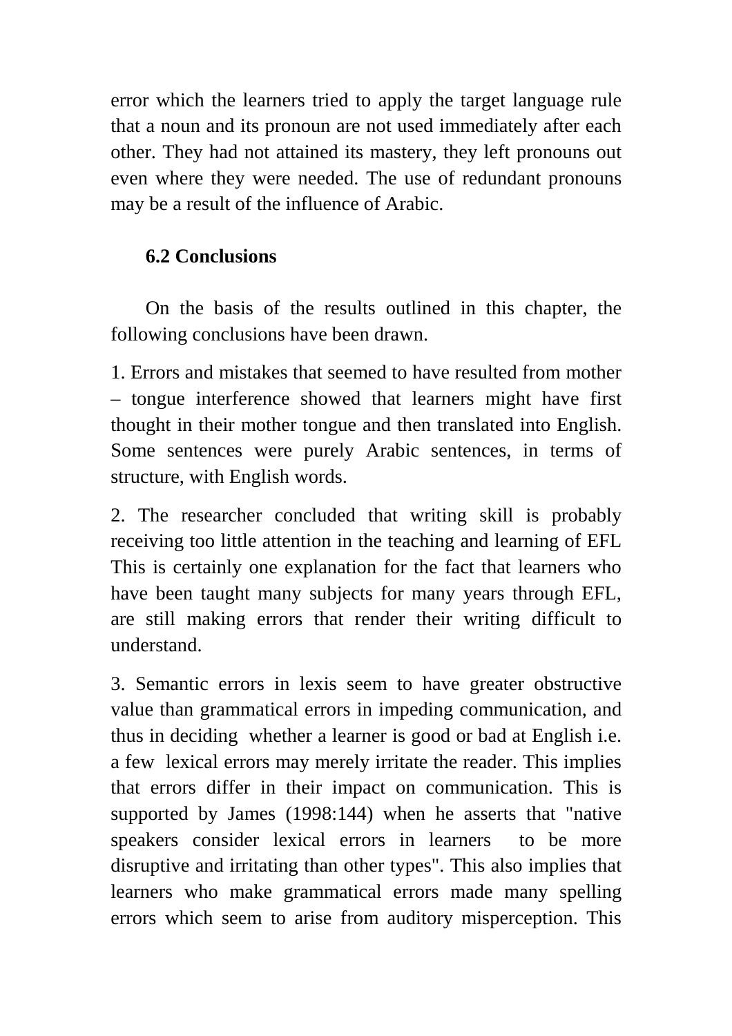error which the learners tried to apply the target language rule that a noun and its pronoun are not used immediately after each other. They had not attained its mastery, they left pronouns out even where they were needed. The use of redundant pronouns may be a result of the influence of Arabic.

## 6.2 Conclusions

On the basis of the results outlined in this chapter, the following conclusions have been drawn.

1. Errors and mistakes that seemed to have resulted from mother – tongue interference showed that learners might have first thought in their mother tongue and then translated into English. Some sentences were purely Arabic sentences, in terms of structure, with English words.

2. The researcher concluded that writing skill is probably receiving too little attention in the teaching and learning of EFL This is certainly one explanation for the fact that learners who have been taught many subjects for many years through EFL, are still making errors that render their writing difficult to understand.

3. Semantic errors in lexis seem to have greater obstructive value than grammatical errors in impeding communication, and thus in deciding whether a learner is good or bad at English i.e. a few lexical errors may merely irritate the reader. This implies that errors differ in their impact on communication. This is supported by James (1998:144) when he asserts that "native speakers consider lexical errors in learners to be more disruptive and irritating than other types". This also implies that learners who make grammatical errors made many spelling errors which seem to arise from auditory misperception. This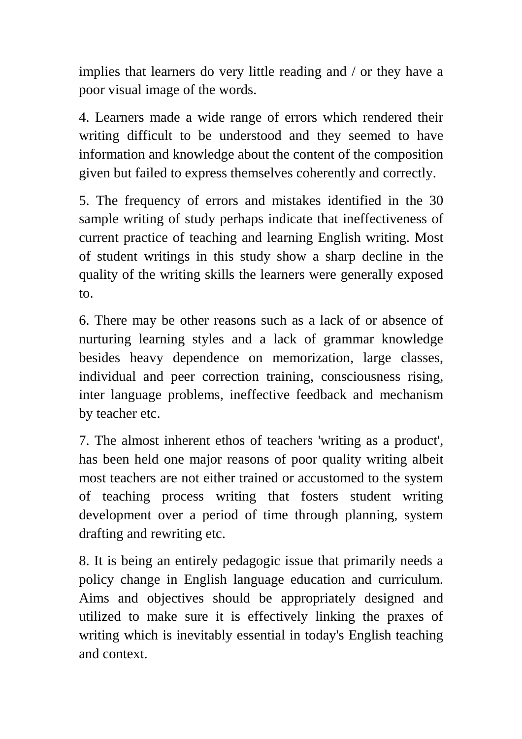implies that learners do very little reading and / or they have a poor visual image of the words.

4. Learners made a wide range of errors which rendered their writing difficult to be understood and they seemed to have information and knowledge about the content of the composition given but failed to express themselves coherently and correctly.

5. The frequency of errors and mistakes identified in the 30 sample writing of study perhaps indicate that ineffectiveness of current practice of teaching and learning English writing. Most of student writings in this study show a sharp decline in the quality of the writing skills the learners were generally exposed to.

6. There may be other reasons such as a lack of or absence of nurturing learning styles and a lack of grammar knowledge besides heavy dependence on memorization, large classes, individual and peer correction training, consciousness rising, inter language problems, ineffective feedback and mechanism by teacher etc.

7. The almost inherent ethos of teachers 'writing as a product', has been held one major reasons of poor quality writing albeit most teachers are not either trained or accustomed to the system of teaching process writing that fosters student writing development over a period of time through planning, system drafting and rewriting etc.

8. It is being an entirely pedagogic issue that primarily needs a policy change in English language education and curriculum. Aims and objectives should be appropriately designed and utilized to make sure it is effectively linking the praxes of writing which is inevitably essential in today's English teaching and context.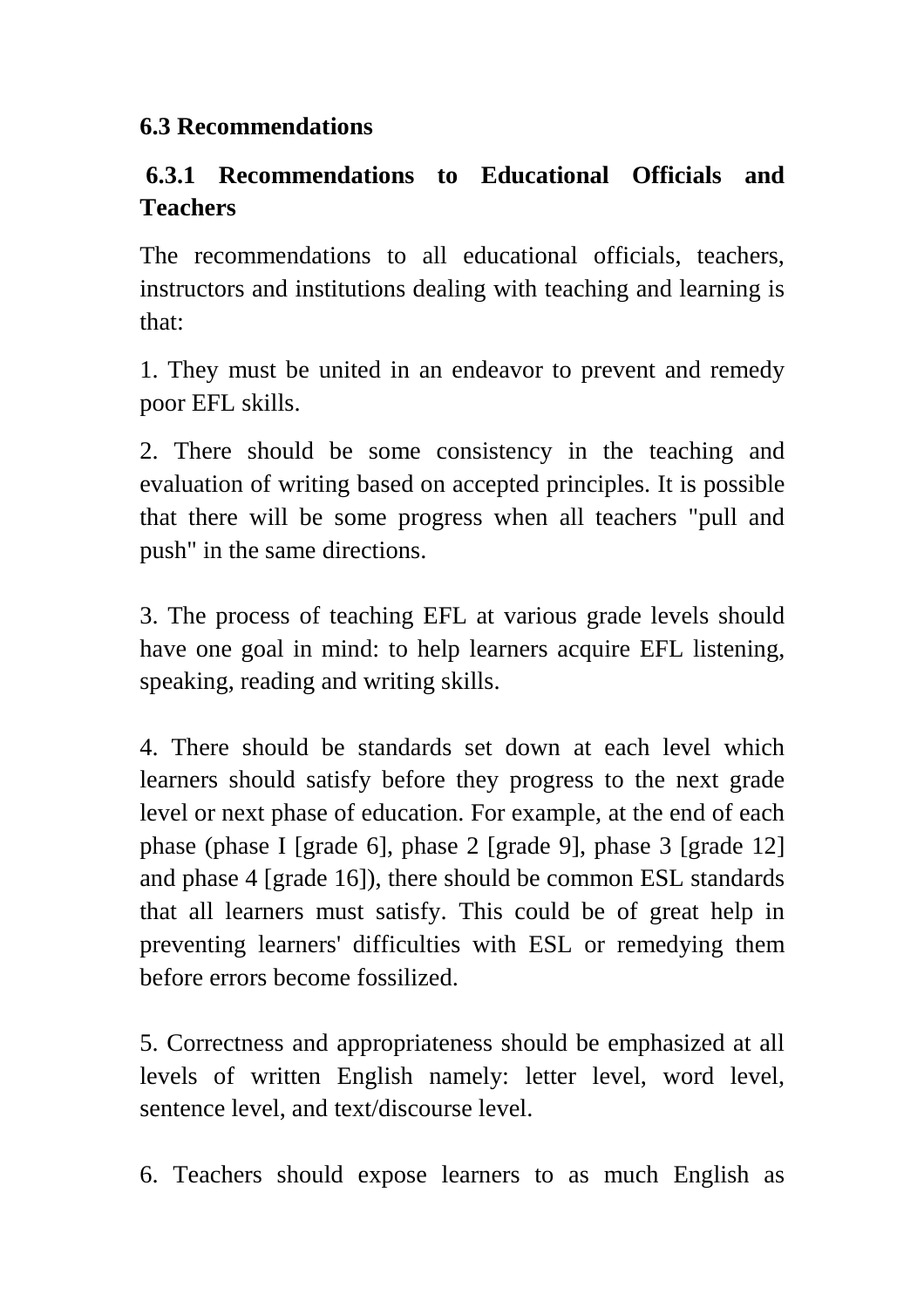### 6.3 Recommendations

#### 6.3.1 Recommendations to Educational Officials and Teachers

The recommendations to all educational officials, teachers, instructors and institutions dealing with teaching and learning is that:

1. They must be united in an endeavor to prevent and remedy poor EFL skills.

2. There should be some consistency in the teaching and evaluation of writing based on accepted principles. It is possible that there will be some progress when all teachers "pull and push" in the same directions.

3. The process of teaching EFL at various grade levels should have one goal in mind: to help learners acquire EFL listening, speaking, reading and writing skills.

4. There should be standards set down at each level which learners should satisfy before they progress to the next grade level or next phase of education. For example, at the end of each phase (phase I [grade 6], phase 2 [grade 9], phase 3 [grade 12] and phase 4 [grade 16]), there should be common ESL standards that all learners must satisfy. This could be of great help in preventing learners' difficulties with ESL or remedying them before errors become fossilized.

5. Correctness and appropriateness should be emphasized at all levels of written English namely: letter level, word level, sentence level, and text/discourse level.

6. Teachers should expose learners to as much English as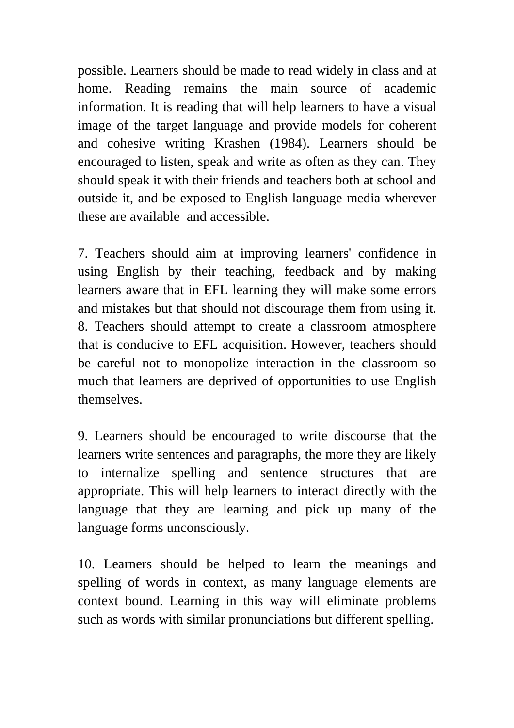possible. Learners should be made to read widely in class and at home. Reading remains the main source of academic information. It is reading that will help learners to have a visual image of the target language and provide models for coherent and cohesive writing Krashen (1984). Learners should be encouraged to listen, speak and write as often as they can. They should speak it with their friends and teachers both at school and outside it, and be exposed to English language media wherever these are available and accessible.

7. Teachers should aim at improving learners' confidence in using English by their teaching, feedback and by making learners aware that in EFL learning they will make some errors and mistakes but that should not discourage them from using it.

8. Teachers should attempt to create a classroom atmosphere that is conducive to EFL acquisition. However, teachers should be careful not to monopolize interaction in the classroom so much that learners are deprived of opportunities to use English themselves.

9. Learners should be encouraged to write discourse that the learners write sentences and paragraphs, the more they are likely to internalize spelling and sentence structures that are appropriate. This will help learners to interact directly with the language that they are learning and pick up many of the language forms unconsciously.

10. Learners should be helped to learn the meanings and spelling of words in context, as many language elements are context bound. Learning in this way will eliminate problems such as words with similar pronunciations but different spelling.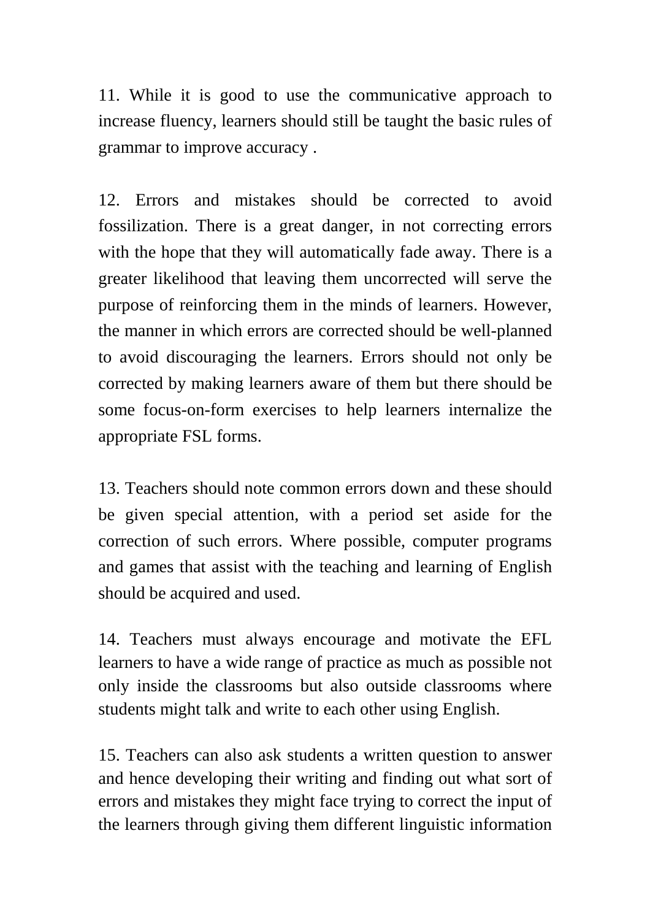11. While it is good to use the communicative approach to increase fluency, learners should still be taught the basic rules of grammar to improve accuracy .

12. Errors and mistakes should be corrected to avoid fossilization. There is a great danger, in not correcting errors with the hope that they will automatically fade away. There is a greater likelihood that leaving them uncorrected will serve the purpose of reinforcing them in the minds of learners. However, the manner in which errors are corrected should be well-planned to avoid discouraging the learners. Errors should not only be corrected by making learners aware of them but there should be some focus-on-form exercises to help learners internalize the appropriate FSL forms.

13. Teachers should note common errors down and these should be given special attention, with a period set aside for the correction of such errors. Where possible, computer programs and games that assist with the teaching and learning of English should be acquired and used.

14. Teachers must always encourage and motivate the EFL learners to have a wide range of practice as much as possible not only inside the classrooms but also outside classrooms where students might talk and write to each other using English.

15. Teachers can also ask students a written question to answer and hence developing their writing and finding out what sort of errors and mistakes they might face trying to correct the input of the learners through giving them different linguistic information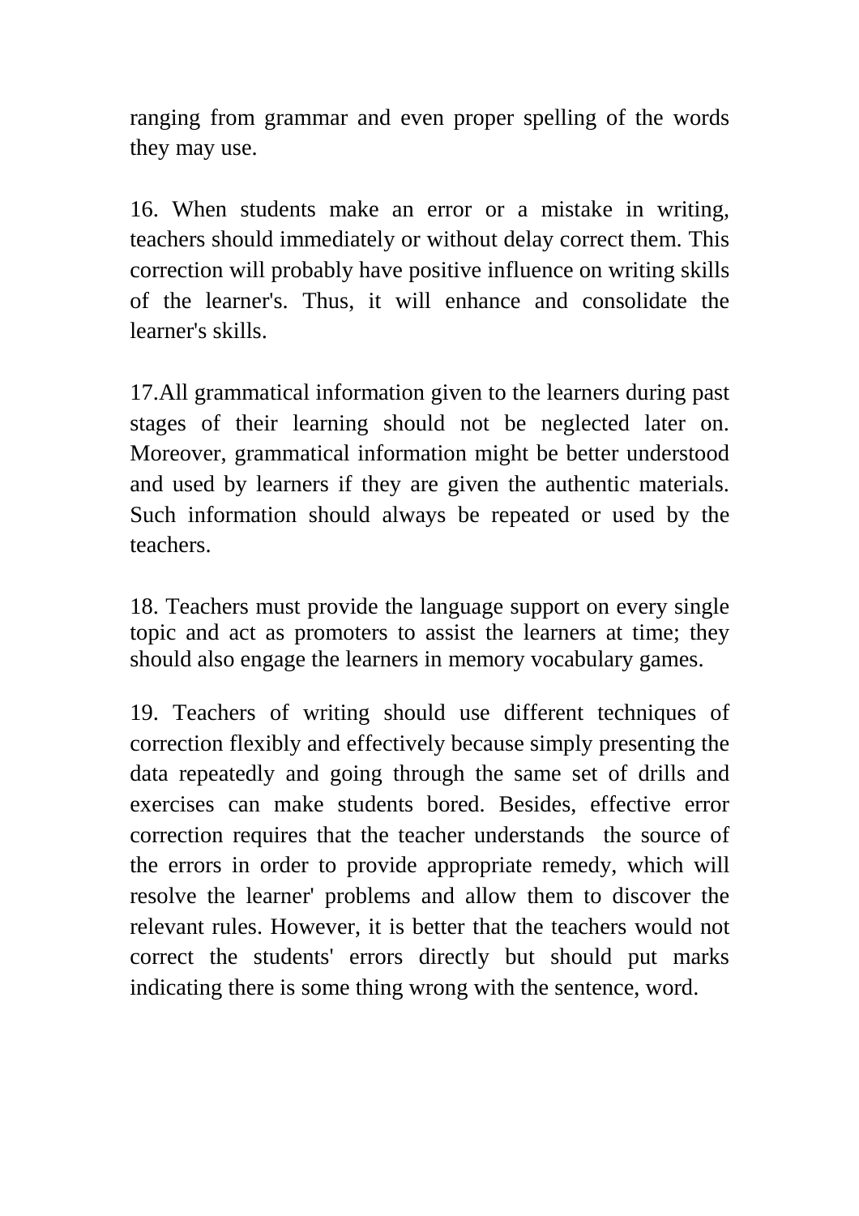ranging from grammar and even proper spelling of the words they may use.

16. When students make an error or a mistake in writing, teachers should immediately or without delay correct them. This correction will probably have positive influence on writing skills of the learner's. Thus, it will enhance and consolidate the learner's skills.

17.All grammatical information given to the learners during past stages of their learning should not be neglected later on. Moreover, grammatical information might be better understood and used by learners if they are given the authentic materials. Such information should always be repeated or used by the teachers.

18. Teachers must provide the language support on every single topic and act as promoters to assist the learners at time; they should also engage the learners in memory vocabulary games.

19. Teachers of writing should use different techniques of correction flexibly and effectively because simply presenting the data repeatedly and going through the same set of drills and exercises can make students bored. Besides, effective error correction requires that the teacher understands the source of the errors in order to provide appropriate remedy, which will resolve the learner' problems and allow them to discover the relevant rules. However, it is better that the teachers would not correct the students' errors directly but should put marks indicating there is some thing wrong with the sentence, word.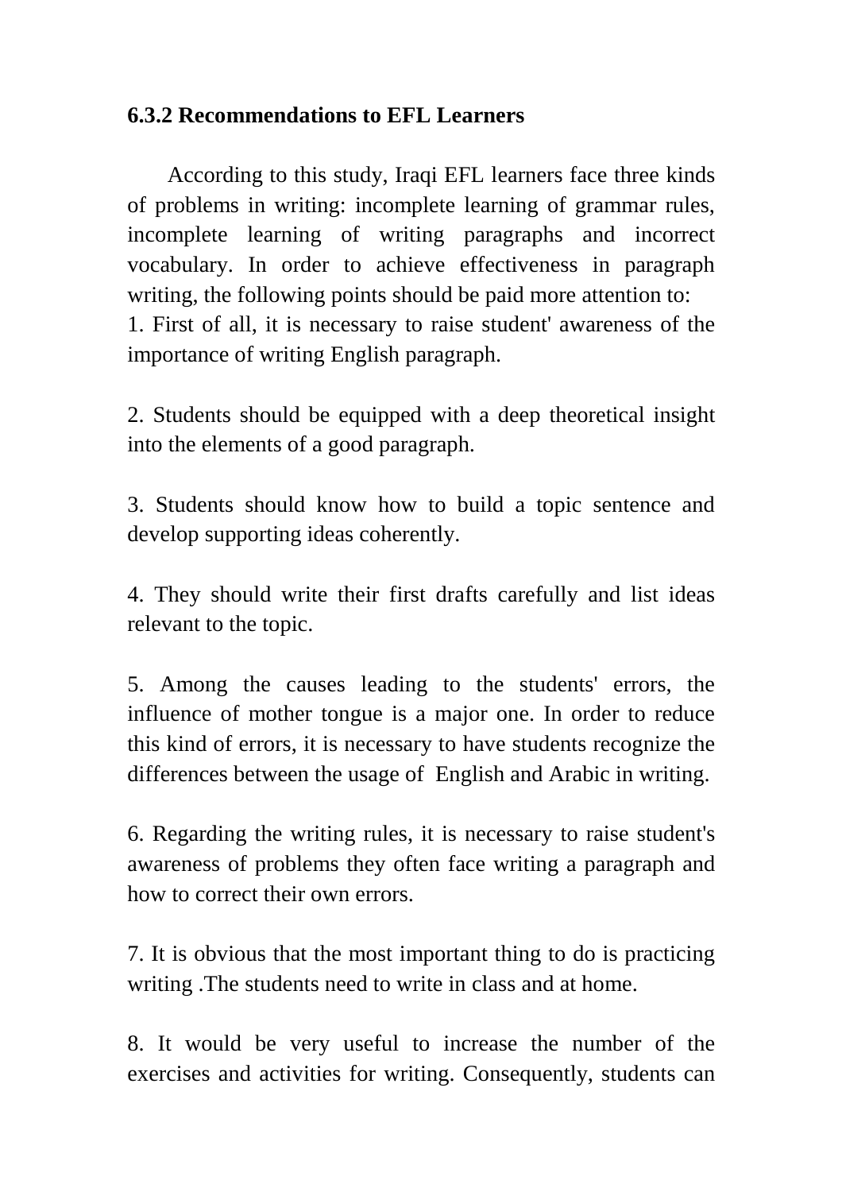### 6.3.2 Recommendations to EFL Learners

According to this study, Iraqi EFL learners face three kinds of problems in writing: incomplete learning of grammar rules, incomplete learning of writing paragraphs and incorrect vocabulary. In order to achieve effectiveness in paragraph writing, the following points should be paid more attention to:

1. First of all, it is necessary to raise student' awareness of the importance of writing English paragraph.

2. Students should be equipped with a deep theoretical insight into the elements of a good paragraph.

3. Students should know how to build a topic sentence and develop supporting ideas coherently.

4. They should write their first drafts carefully and list ideas relevant to the topic.

5. Among the causes leading to the students' errors, the influence of mother tongue is a major one. In order to reduce this kind of errors, it is necessary to have students recognize the differences between the usage of English and Arabic in writing.

6. Regarding the writing rules, it is necessary to raise student's awareness of problems they often face writing a paragraph and how to correct their own errors.

7. It is obvious that the most important thing to do is practicing writing .The students need to write in class and at home.

8. It would be very useful to increase the number of the exercises and activities for writing. Consequently, students can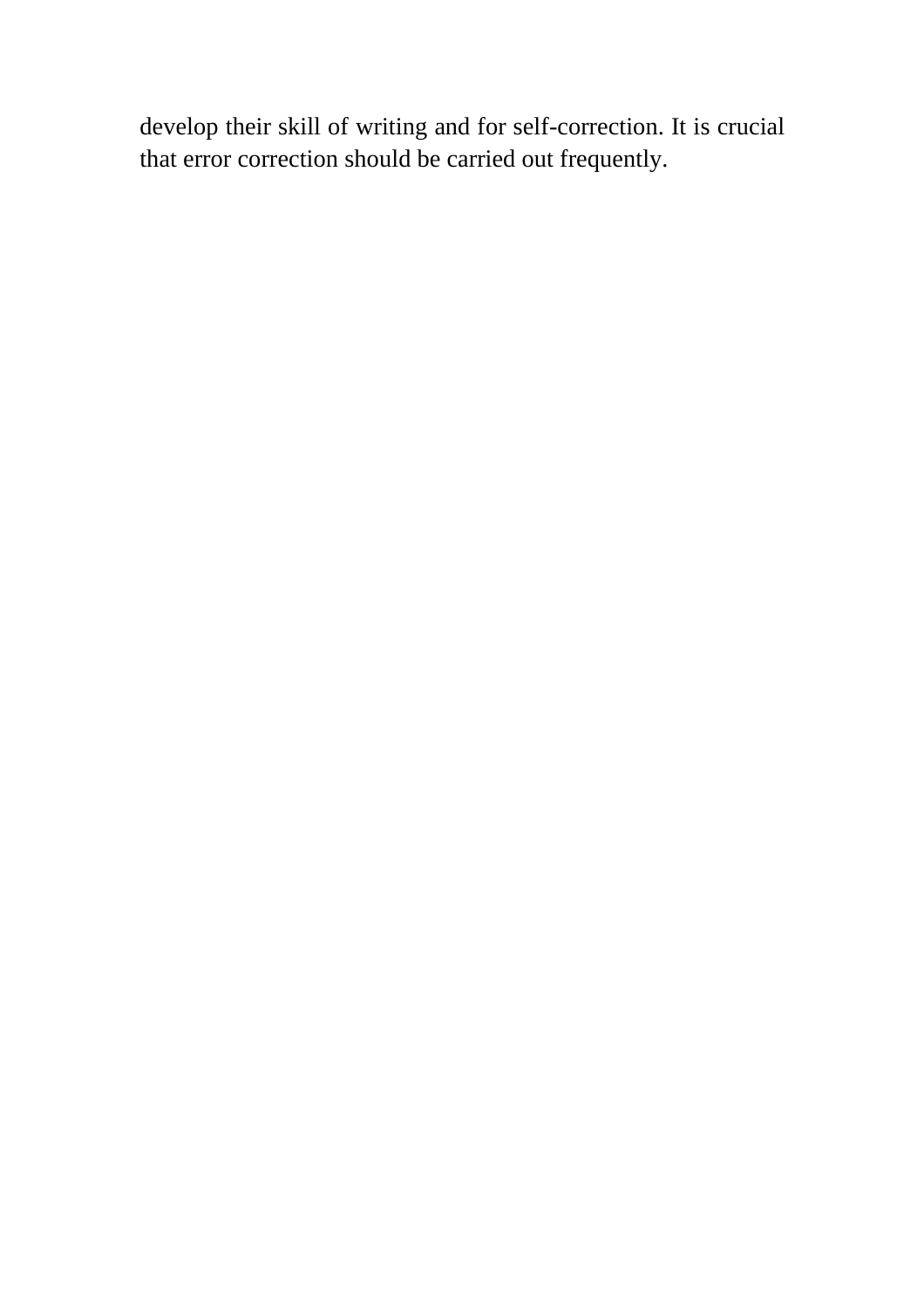develop their skill of writing and for self-correction. It is crucial that error correction should be carried out frequently.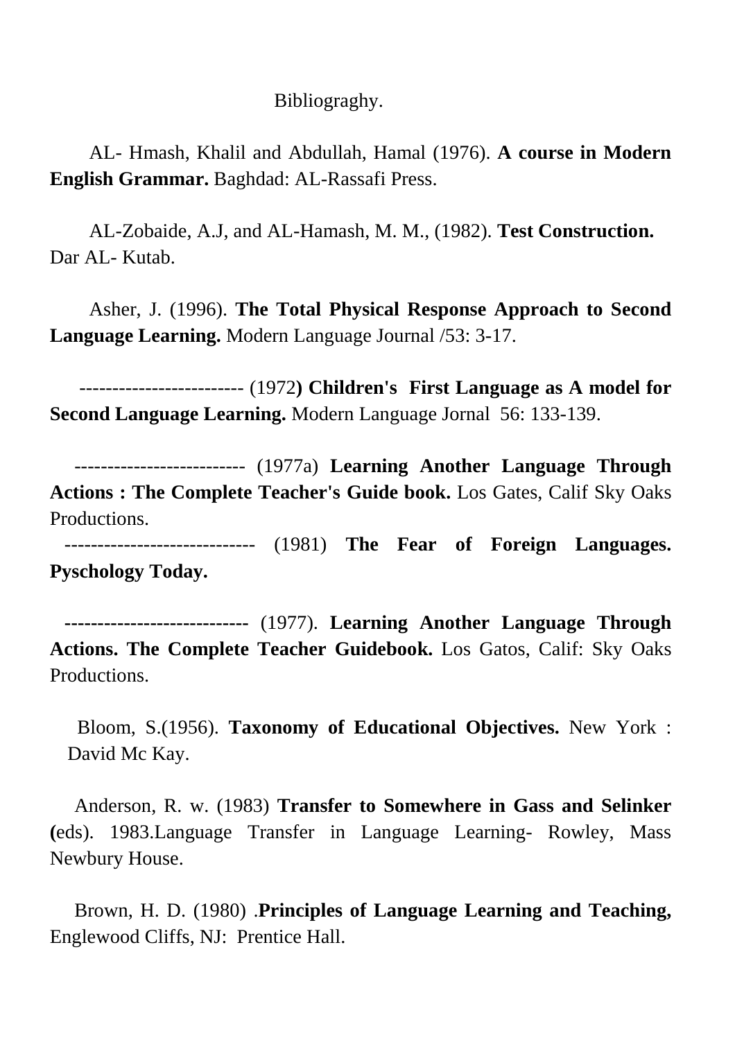# Bibliograghy.

AL- Hmash, Khalil and Abdullah, Hamal (1976). **A course in Modern English Grammar.** Baghdad: AL-Rassafi Press.

AL-Zobaide, A.J, and AL-Hamash, M. M., (1982). **Test Construction.** Dar AL- Kutab.

Asher, J. (1996). **The Total Physical Response Approach to Second Language Learning.** Modern Language Journal /53: 3-17.

------------------------ (1972**) Children's First Language as A model for Second Language Learning.** Modern Language Jornal 56: 133-139.

------------------------- (1977a) **Learning Another Language Through Actions : The Complete Teacher's Guide book.** Los Gates, Calif Sky Oaks Productions.

---------------------------- (1981) **The Fear of Foreign Languages. Pyschology Today.**

**---------------------------** (1977). **Learning Another Language Through Actions. The Complete Teacher Guidebook.** Los Gatos, Calif: Sky Oaks Productions.

Bloom, S.(1956). **Taxonomy of Educational Objectives.** New York : David Mc Kay.

Anderson, R. w. (1983) **Transfer to Somewhere in Gass and Selinker (**eds). 1983.Language Transfer in Language Learning- Rowley, Mass Newbury House.

Brown, H. D. (1980) .**Principles of Language Learning and Teaching,** Englewood Cliffs, NJ: Prentice Hall.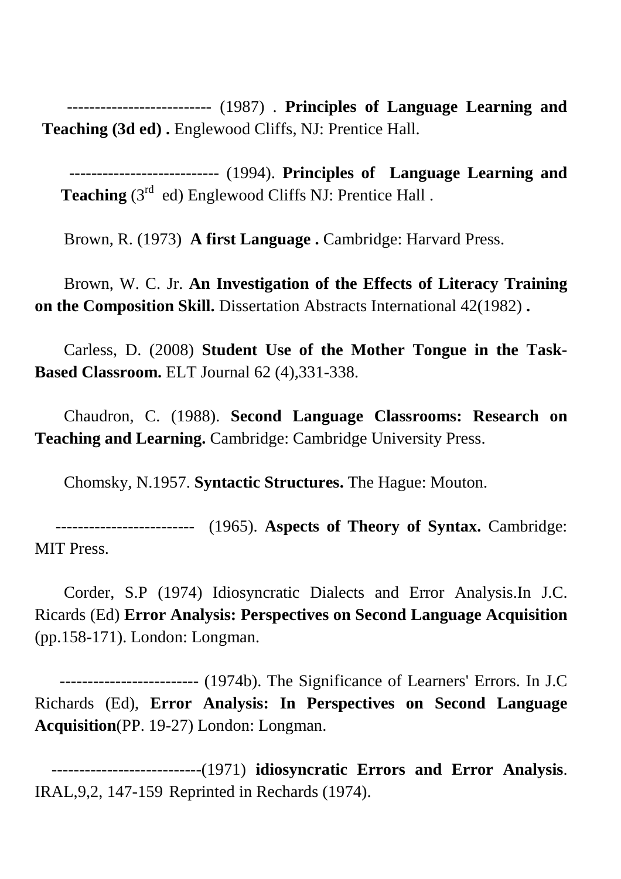------------------------- (1987) . **Principles of Language Learning and Teaching (3d ed) .** Englewood Cliffs, NJ: Prentice Hall.

-------------------------- (1994). **Principles of Language Learning and Teaching** (3rd ed) Englewood Cliffs NJ: Prentice Hall .

Brown, R. (1973) **A first Language .** Cambridge: Harvard Press.

Brown, W. C. Jr. **An Investigation of the Effects of Literacy Training on the Composition Skill.** Dissertation Abstracts International 42(1982) **.**

Carless, D. (2008) **Student Use of the Mother Tongue in the Task-Based Classroom.** ELT Journal 62 (4),331-338.

Chaudron, C. (1988). **Second Language Classrooms: Research on Teaching and Learning.** Cambridge: Cambridge University Press.

Chomsky, N.1957. **Syntactic Structures.** The Hague: Mouton.

------------------------- (1965). **Aspects of Theory of Syntax.** Cambridge: MIT Press.

Corder, S.P (1974) Idiosyncratic Dialects and Error Analysis.In J.C. Ricards (Ed) **Error Analysis: Perspectives on Second Language Acquisition** (pp.158-171). London: Longman.

------------------------- (1974b). The Significance of Learners' Errors. In J.C Richards (Ed), **Error Analysis: In Perspectives on Second Language Acquisition**(PP. 19-27) London: Longman.

---------------------------(1971) **idiosyncratic Errors and Error Analysis**. IRAL,9,2, 147-159 Reprinted in Rechards (1974).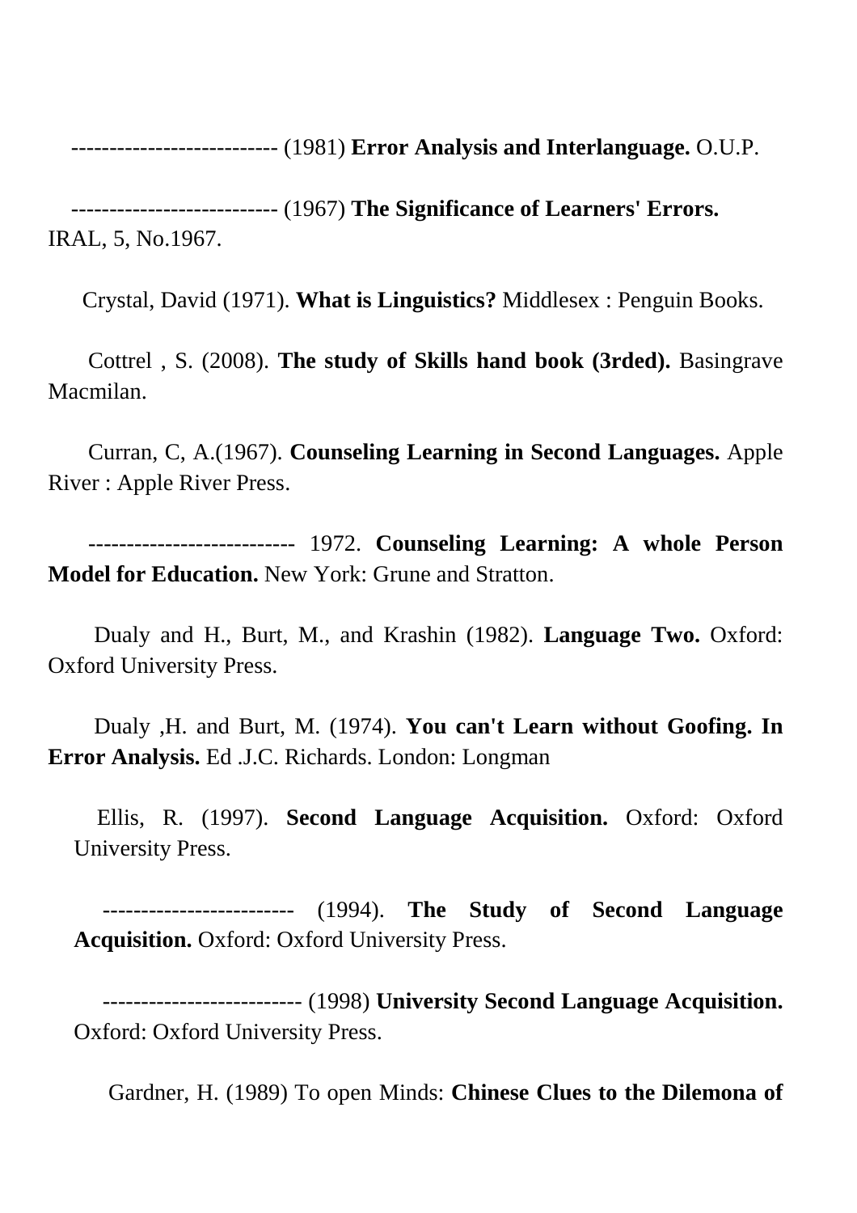--------------------------- (1981) **Error Analysis and Interlanguage.** O.U.P.

--------------------------- (1967) **The Significance of Learners' Errors.** IRAL, 5, No.1967.

Crystal, David (1971). **What is Linguistics?** Middlesex : Penguin Books.

Cottrel , S. (2008). **The study of Skills hand book (3rded).** Basingrave Macmilan.

Curran, C, A.(1967). **Counseling Learning in Second Languages.** Apple River : Apple River Press.

--------------------------- 1972. **Counseling Learning: A whole Person Model for Education.** New York: Grune and Stratton.

Dualy and H., Burt, M., and Krashin (1982). **Language Two.** Oxford: Oxford University Press.

Dualy ,H. and Burt, M. (1974). **You can't Learn without Goofing. In Error Analysis.** Ed .J.C. Richards. London: Longman

Ellis, R. (1997). **Second Language Acquisition.** Oxford: Oxford University Press.

------------------------- (1994). **The Study of Second Language Acquisition.** Oxford: Oxford University Press.

-------------------------- (1998) **University Second Language Acquisition.** Oxford: Oxford University Press.

Gardner, H. (1989) To open Minds: **Chinese Clues to the Dilemona of**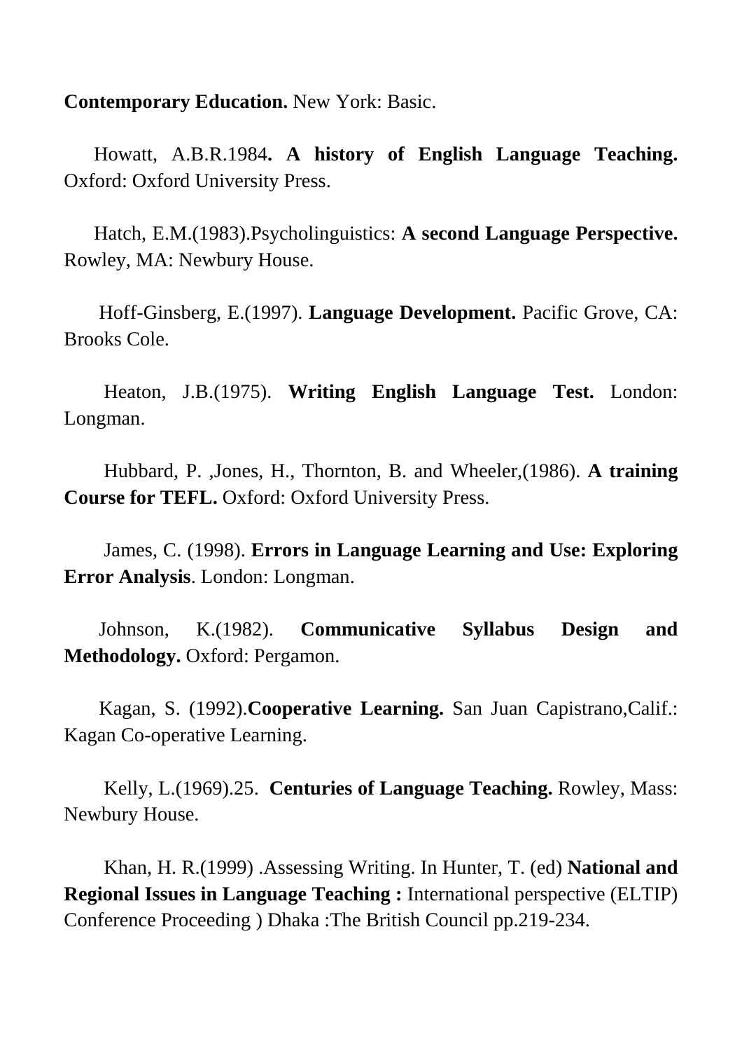**Contemporary Education.** New York: Basic.

Howatt, A.B.R.1984**. A history of English Language Teaching.** Oxford: Oxford University Press.

Hatch, E.M.(1983).Psycholinguistics: **A second Language Perspective.** Rowley, MA: Newbury House.

Hoff-Ginsberg, E.(1997). **Language Development.** Pacific Grove, CA: Brooks Cole.

Heaton, J.B.(1975). **Writing English Language Test.** London: Longman.

Hubbard, P. ,Jones, H., Thornton, B. and Wheeler,(1986). **A training Course for TEFL.** Oxford: Oxford University Press.

James, C. (1998). **Errors in Language Learning and Use: Exploring Error Analysis**. London: Longman.

Johnson, K.(1982). **Communicative Syllabus Design and Methodology.** Oxford: Pergamon.

Kagan, S. (1992).**Cooperative Learning.** San Juan Capistrano,Calif.: Kagan Co-operative Learning.

Kelly, L.(1969).25. **Centuries of Language Teaching.** Rowley, Mass: Newbury House.

Khan, H. R.(1999) .Assessing Writing. In Hunter, T. (ed) **National and Regional Issues in Language Teaching :** International perspective (ELTIP) Conference Proceeding ) Dhaka :The British Council pp.219-234.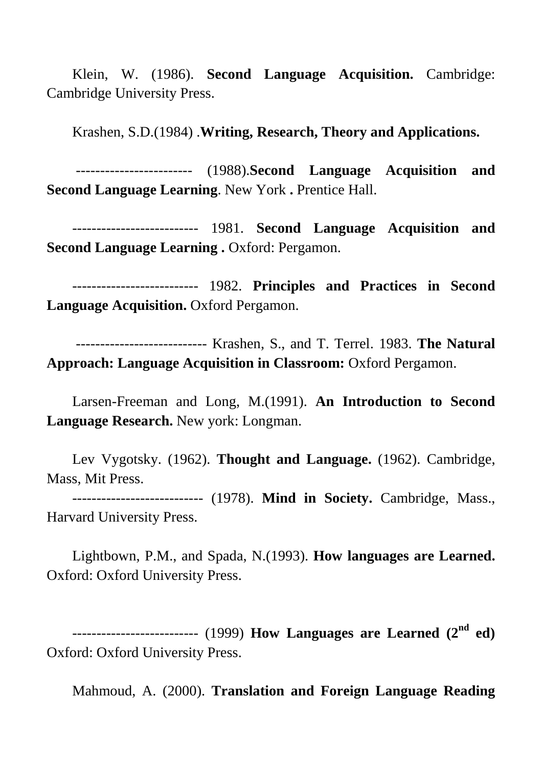Klein, W. (1986). **Second Language Acquisition.** Cambridge: Cambridge University Press.

Krashen, S.D.(1984) .**Writing, Research, Theory and Applications.**

------------------------ (1988).**Second Language Acquisition and Second Language Learning**. New York **.** Prentice Hall.

------------------------- 1981. **Second Language Acquisition and Second Language Learning .** Oxford: Pergamon.

------------------------- 1982. **Principles and Practices in Second Language Acquisition.** Oxford Pergamon.

-------------------------- Krashen, S., and T. Terrel. 1983. **The Natural Approach: Language Acquisition in Classroom:** Oxford Pergamon.

Larsen-Freeman and Long, M.(1991). **An Introduction to Second Language Research.** New york: Longman.

Lev Vygotsky. (1962). **Thought and Language.** (1962). Cambridge, Mass, Mit Press.

-------------------------- (1978). **Mind in Society.** Cambridge, Mass., Harvard University Press.

Lightbown, P.M., and Spada, N.(1993). **How languages are Learned.** Oxford: Oxford University Press.

------------------------- (1999) **How Languages are Learned (2nd ed)** Oxford: Oxford University Press.

Mahmoud, A. (2000). **Translation and Foreign Language Reading**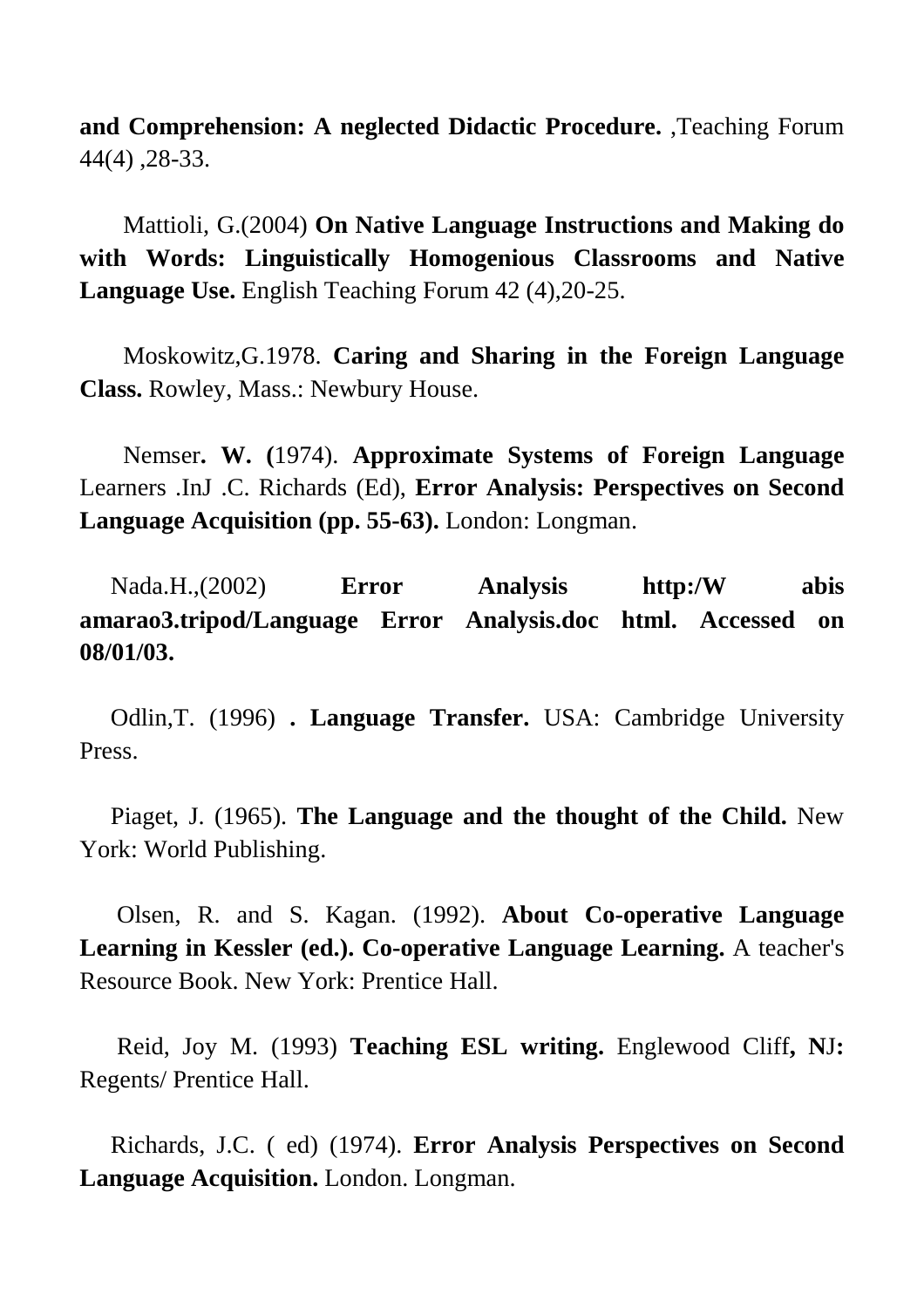**and Comprehension: A neglected Didactic Procedure.** ,Teaching Forum 44(4) ,28-33.

Mattioli, G.(2004) **On Native Language Instructions and Making do with Words: Linguistically Homogenious Classrooms and Native Language Use.** English Teaching Forum 42 (4),20-25.

Moskowitz,G.1978. **Caring and Sharing in the Foreign Language Class.** Rowley, Mass.: Newbury House.

Nemser**. W. (**1974). **Approximate Systems of Foreign Language** Learners .InJ .C. Richards (Ed), **Error Analysis: Perspectives on Second Language Acquisition (pp. 55-63).** London: Longman.

Nada.H.,(2002) **Error Analysis http:/W abis amarao3.tripod/Language Error Analysis.doc html. Accessed on 08/01/03.**

Odlin,T. (1996) **. Language Transfer.** USA: Cambridge University Press.

Piaget, J. (1965). **The Language and the thought of the Child.** New York: World Publishing.

Olsen, R. and S. Kagan. (1992). **About Co-operative Language Learning in Kessler (ed.). Co-operative Language Learning.** A teacher's Resource Book. New York: Prentice Hall.

Reid, Joy M. (1993) **Teaching ESL writing.** Englewood Cliff**, NJ:** Regents/ Prentice Hall.

Richards, J.C. ( ed) (1974). **Error Analysis Perspectives on Second Language Acquisition.** London. Longman.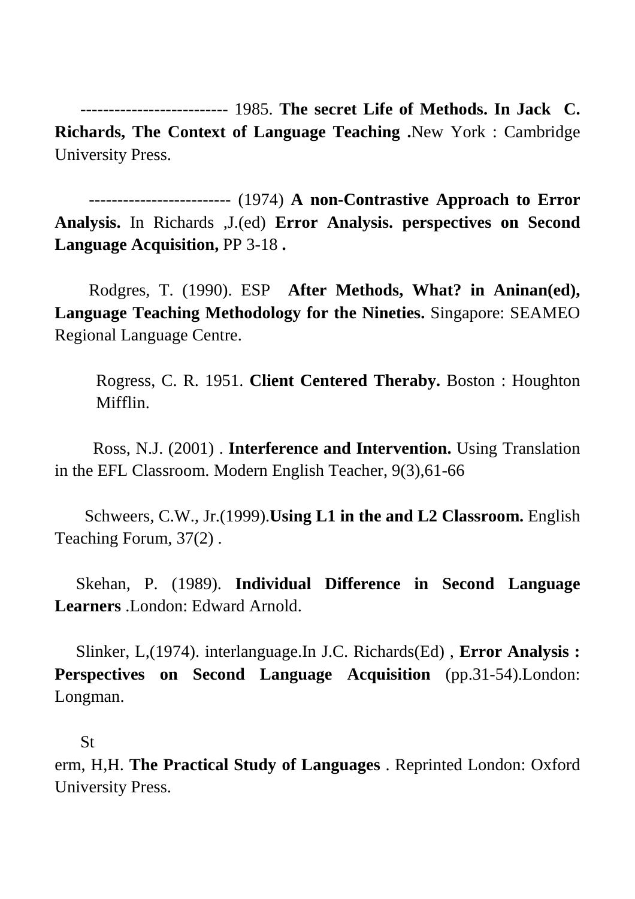-------------------------- 1985. **The secret Life of Methods. In Jack C. Richards, The Context of Language Teaching .**New York : Cambridge University Press.

------------------------- (1974) **A non-Contrastive Approach to Error Analysis.** In Richards ,J.(ed) **Error Analysis. perspectives on Second Language Acquisition,** PP 3-18 **.**

Rodgres, T. (1990). ESP **After Methods, What? in Aninan(ed), Language Teaching Methodology for the Nineties.** Singapore: SEAMEO Regional Language Centre.

Rogress, C. R. 1951. **Client Centered Theraby.** Boston : Houghton Mifflin.

Ross, N.J. (2001) . **Interference and Intervention.** Using Translation in the EFL Classroom. Modern English Teacher, 9(3),61-66

Schweers, C.W., Jr.(1999).**Using L1 in the and L2 Classroom.** English Teaching Forum, 37(2) .

Skehan, P. (1989). **Individual Difference in Second Language Learners** .London: Edward Arnold.

Slinker, L,(1974). interlanguage.In J.C. Richards(Ed) , **Error Analysis : Perspectives on Second Language Acquisition** (pp.31-54).London: Longman.

St
erm, H,H. **The Practical Study of Languages** . Reprinted London: Oxford University Press.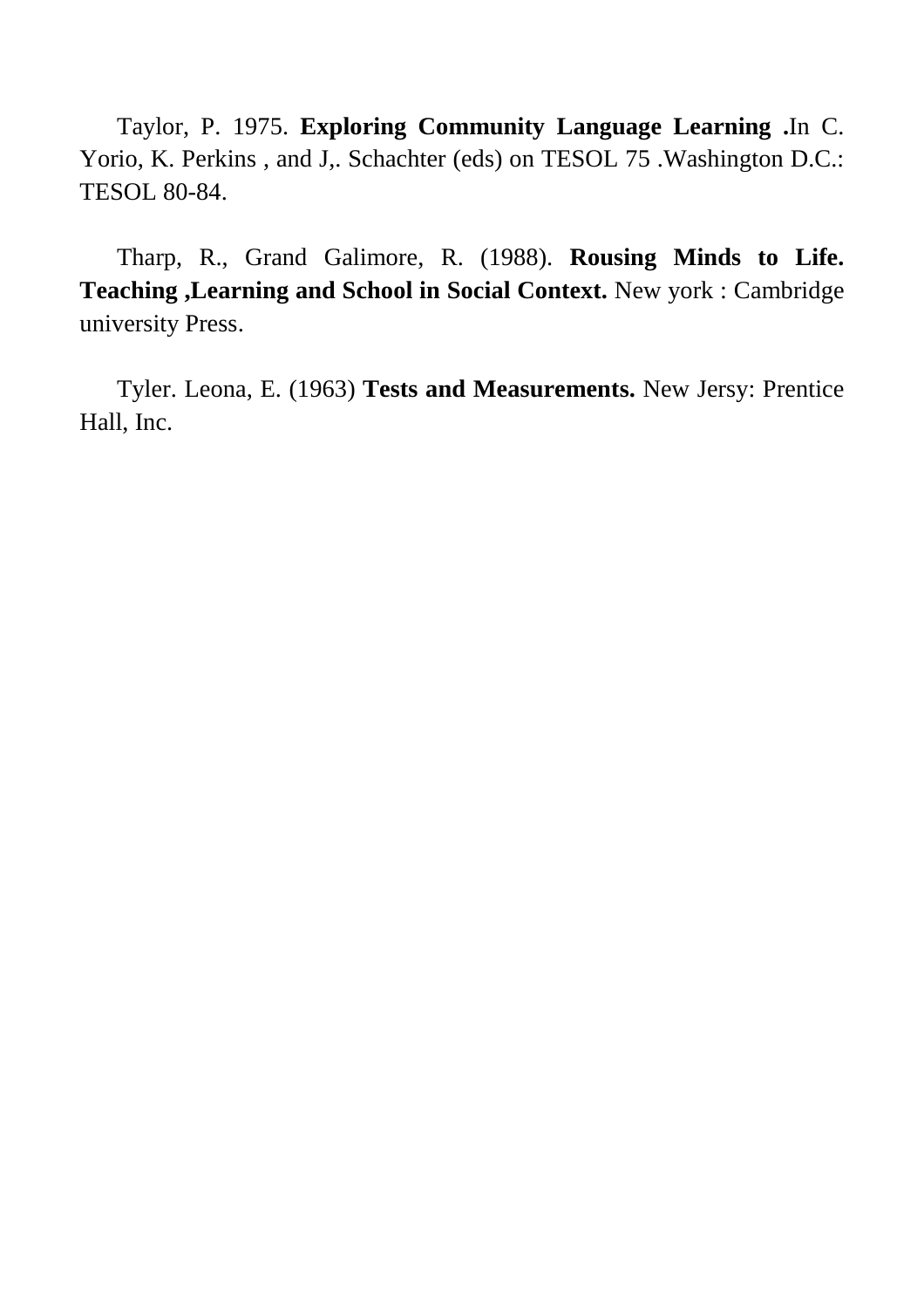Taylor, P. 1975. **Exploring Community Language Learning .**In C. Yorio, K. Perkins , and J,. Schachter (eds) on TESOL 75 .Washington D.C.: TESOL 80-84.

Tharp, R., Grand Galimore, R. (1988). **Rousing Minds to Life. Teaching ,Learning and School in Social Context.** New york : Cambridge university Press.

Tyler. Leona, E. (1963) **Tests and Measurements.** New Jersy: Prentice Hall, Inc.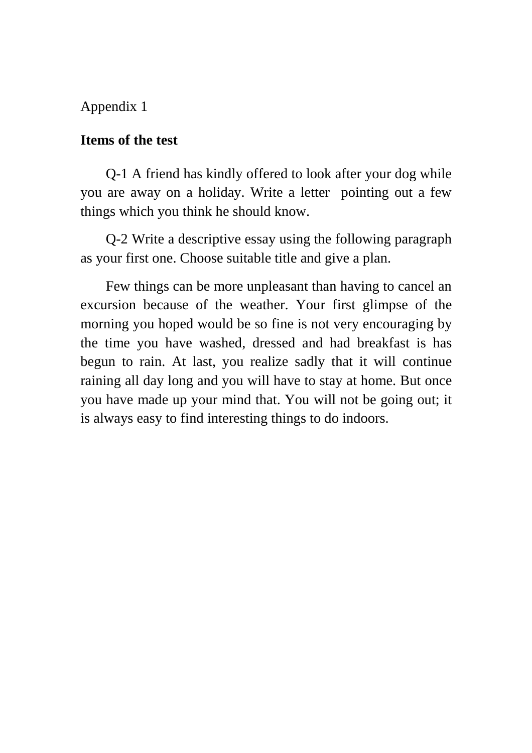Appendix 1

**Items of the test**

Q-1 A friend has kindly offered to look after your dog while you are away on a holiday. Write a letter pointing out a few things which you think he should know.

Q-2 Write a descriptive essay using the following paragraph as your first one. Choose suitable title and give a plan.

Few things can be more unpleasant than having to cancel an excursion because of the weather. Your first glimpse of the morning you hoped would be so fine is not very encouraging by the time you have washed, dressed and had breakfast is has begun to rain. At last, you realize sadly that it will continue raining all day long and you will have to stay at home. But once you have made up your mind that. You will not be going out; it is always easy to find interesting things to do indoors.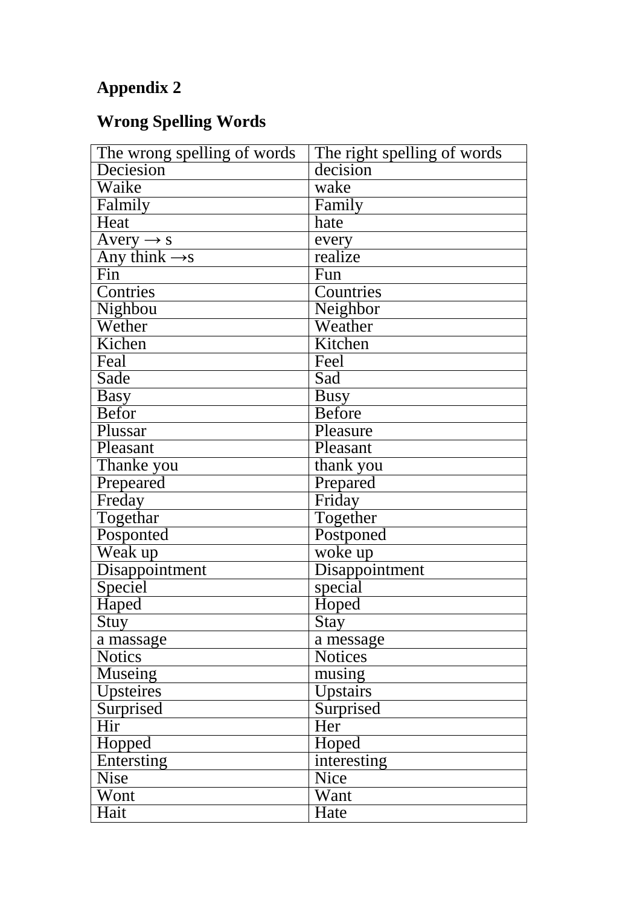**Appendix 2**

**Wrong Spelling Words**

| The wrong spelling of words | The right spelling of words |
|---|---|
| Deciesion | decision |
| Waike | wake |
| Falmily | Family |
| Heat | hate |
| Avery → s | every |
| Any think →s | realize |
| Fin | Fun |
| Contries | Countries |
| Nighbou | Neighbor |
| Wether | Weather |
| Kichen | Kitchen |
| Feal | Feel |
| Sade | Sad |
| Basy | Busy |
| Befor | Before |
| Plussar | Pleasure |
| Pleasant | Pleasant |
| Thanke you | thank you |
| Prepeared | Prepared |
| Freday | Friday |
| Togethar | Together |
| Posponted | Postponed |
| Weak up | woke up |
| Disappointment | Disappointment |
| Speciel | special |
| Haped | Hoped |
| Stuy | Stay |
| a massage | a message |
| Notics | Notices |
| Museing | musing |
| Upsteires | Upstairs |
| Surprised | Surprised |
| Hir | Her |
| Hopped | Hoped |
| Entersting | interesting |
| Nise | Nice |
| Wont | Want |
| Hait | Hate |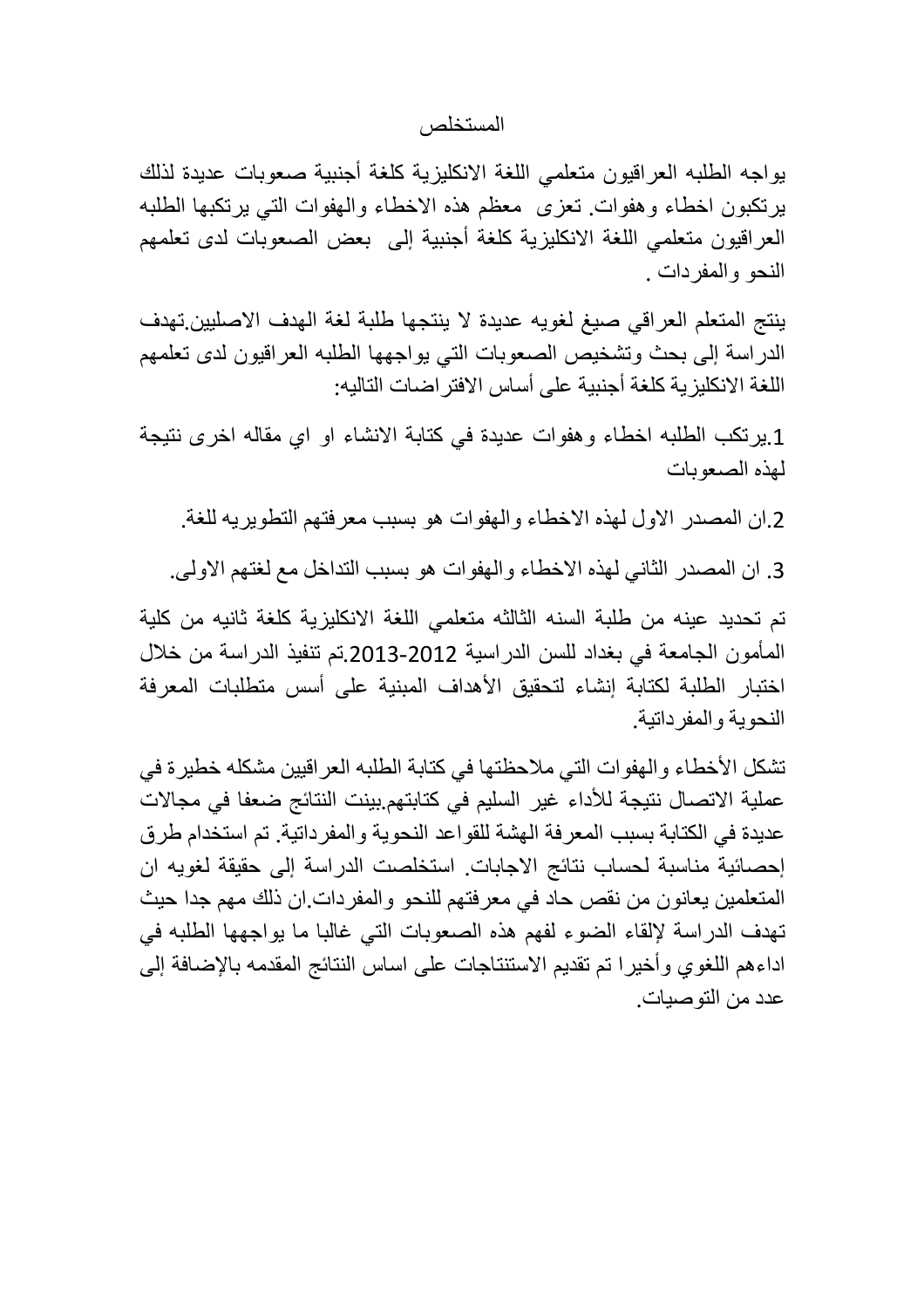# المستخلص

يواجه الطلبه العراقيون متعلمي اللغة الانكليزية كلغة أجنبية صعوبات عديدة لذلك يرتكبون اخطاء وهفوات. تعزى معظم هذه الاخطاء والهفوات التي يرتكبها الطلبه العراقيون متعلمي اللغة الانكليزية كلغة أجنبية إلى بعض الصعوبات لدى تعلمهم النحو والمفردات .

ينتج المتعلم العراقي صيغ لغويه عديدة لا ينتجها طلبة لغة الهدف الاصليين.تهدف الدراسة إلى بحث وتشخيص الصعوبات التي يواجهها الطلبه العراقيون لدى تعلمهم اللغة الانكليزية كلغة أجنبية على أساس الافتراضات التاليه:

1.يرتكب الطلبه اخطاء وهفوات عديدة في كتابة الانشاء او اي مقاله اخرى نتيجة لهذه الصعوبات

2.ان المصدر الاول لهذه الاخطاء والهفوات هو بسبب معرفتهم التطويريه للغة.

3. ان المصدر الثاني لهذه الاخطاء والهفوات هو بسبب التداخل مع لغتهم الاولى.

تم تحديد عينه من طلبة السنه الثالثه متعلمي اللغة الانكليزية كلغة ثانيه من كلية المأمون الجامعة في بغداد للسن الدراسية 2012-2013.تم تنفيذ الدراسة من خلال اختبار الطلبة لكتابة إنشاء لتحقيق الأهداف المبنية على أسس متطلبات المعرفة النحوية والمفرداتية.

تشكل الأخطاء والهفوات التي ملاحظتها في كتابة الطلبه العراقيين مشكله خطيرة في عملية الاتصال نتيجة للأداء غير السليم في كتابتهم.بينت النتائج ضعفا في مجالات عديدة في الكتابة بسبب المعرفة الهشة للقواعد النحوية والمفرداتية. تم استخدام طرق إحصائية مناسبة لحساب نتائج الاجابات. استخلصت الدراسة إلى حقيقة لغويه ان المتعلمين يعانون من نقص حاد في معرفتهم للنحو والمفردات.ان ذلك مهم جدا حيث تهدف الدراسة لإلقاء الضوء لفهم هذه الصعوبات التي غالبا ما يواجهها الطلبه في اداءهم اللغوي وأخيرا تم تقديم الاستنتاجات على اساس النتائج المقدمه بالإضافة إلى عدد من التوصيات.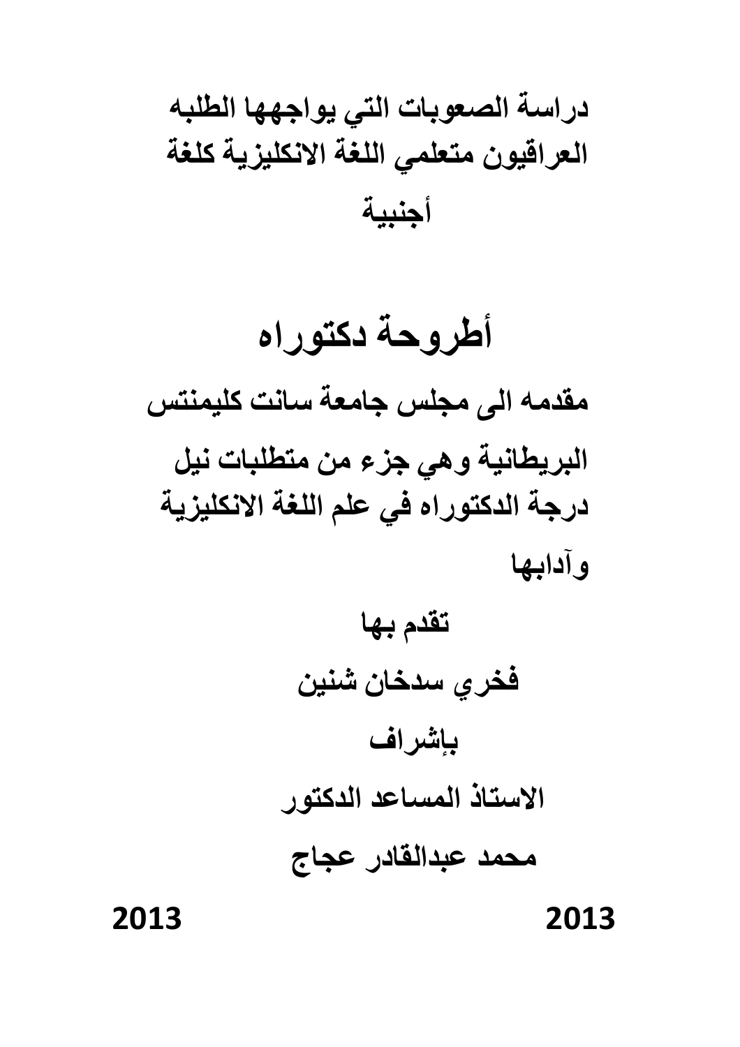# دراسة الصعوبات التي يواجهها الطلبه العراقيون متعلمي اللغة الانكليزية كلغة أجنبية

# أطروحة دكتوراه

**مقدمه الى مجلس جامعة سانت كليمنتس البريطانية وهي جزء من متطلبات نيل درجة الدكتوراه في علم اللغة الانكليزية وآدابها**

**تقدم بها**

**فخري سدخان شنين**

**بإشراف**

**الاستاذ المساعد الدكتور**

**محمد عبدالقادر عجاج**

**2013** **2013**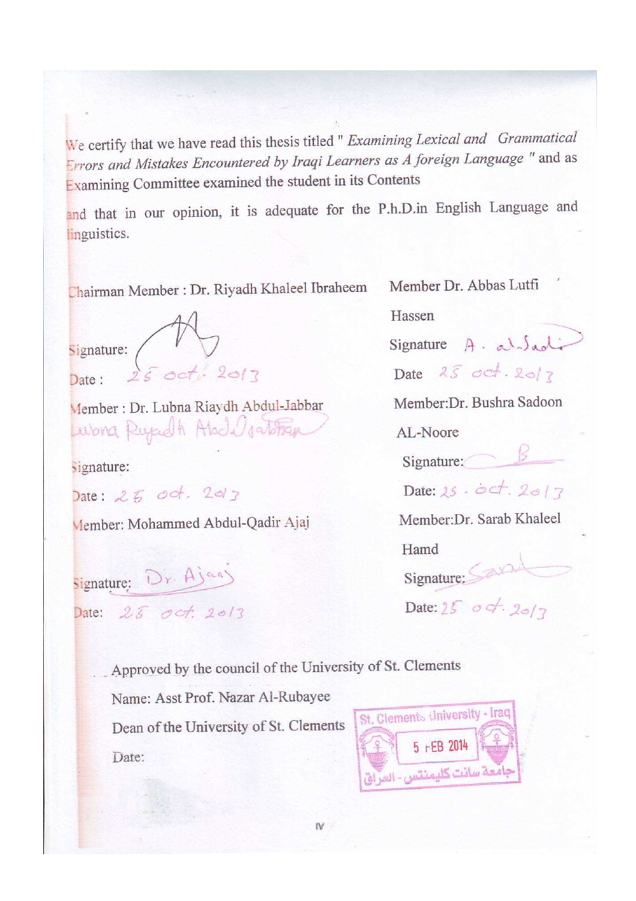We certify that we have read this thesis titled " *Examining Lexical and Grammatical Errors and Mistakes Encountered by Iraqi Learners as A foreign Language* " and as Examining Committee examined the student in its Contents and that in our opinion, it is adequate for the P.h.D.in English Language and linguistics.

Chairman Member : Dr. Riyadh Khaleel Ibraheem

Signature:

Date : 25 oct. 2013

Member : Dr. Lubna Riaydh Abdul-Jabbar

Lubna Riyadh Abdul-Jabbar

Signature:

Date : 25 oct. 2013

Member: Mohammed Abdul-Qadir Ajaj

Signature: Dr. Ajaj

Date: 25 oct. 2013

Member Dr. Abbas Lutfi Hassen

Signature A. al-Sadi

Date 25 oct. 2013

Member:Dr. Bushra Sadoon AL-Noore

Signature: B

Date: 25. oct. 2013

Member:Dr. Sarab Khaleel Hamd

Signature: Sarab

Date: 25 oct. 2013

Approved by the council of the University of St. Clements

Name: Asst Prof. Nazar Al-Rubayee

Dean of the University of St. Clements

Date:

St. Clements University - Iraq
5 FEB 2014
جامعة سانت كليمنتس - العراق